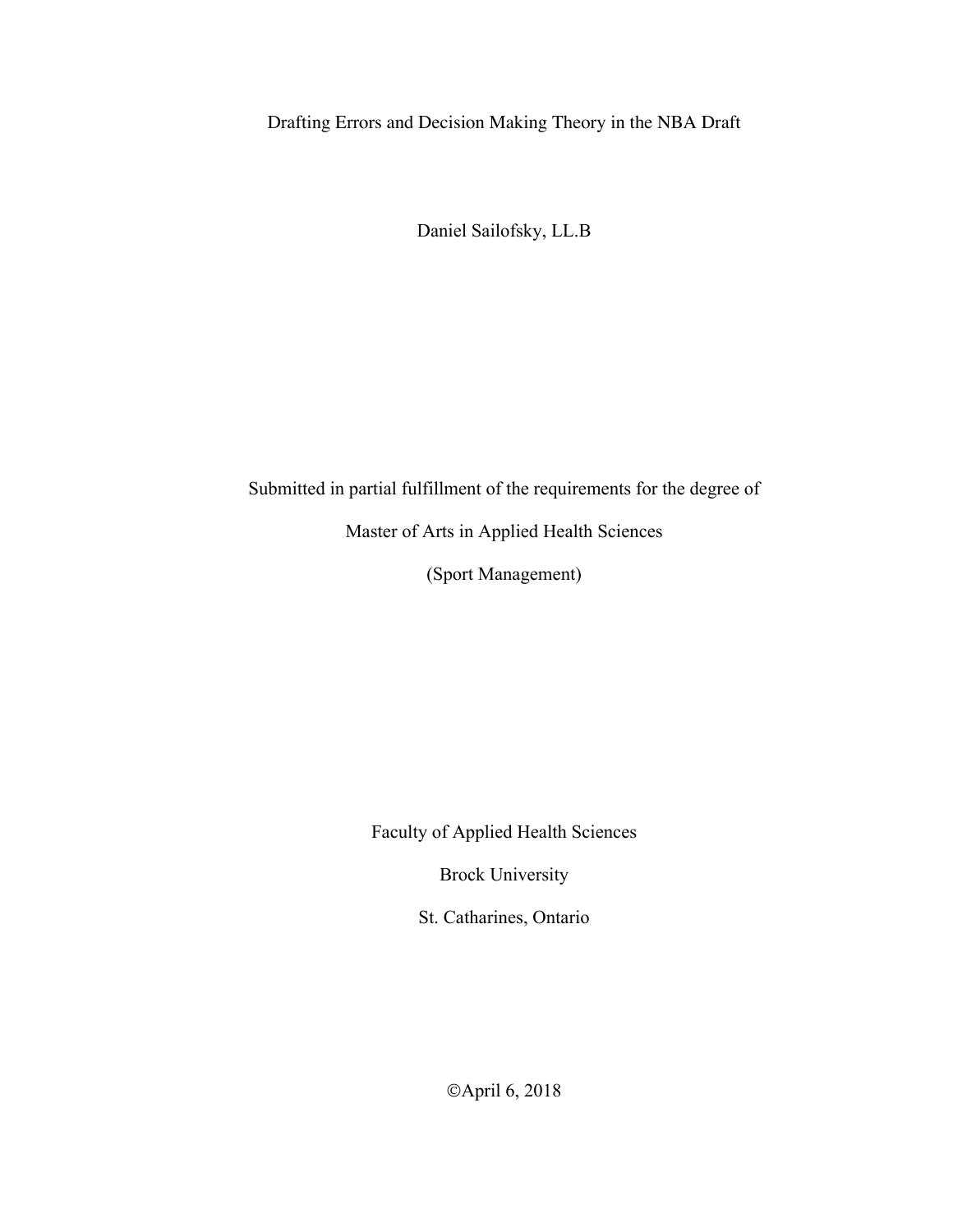# Drafting Errors and Decision Making Theory in the NBA Draft

Daniel Sailofsky, LL.B

Submitted in partial fulfillment of the requirements for the degree of

Master of Arts in Applied Health Sciences

(Sport Management)

Faculty of Applied Health Sciences

Brock University

St. Catharines, Ontario

©April 6, 2018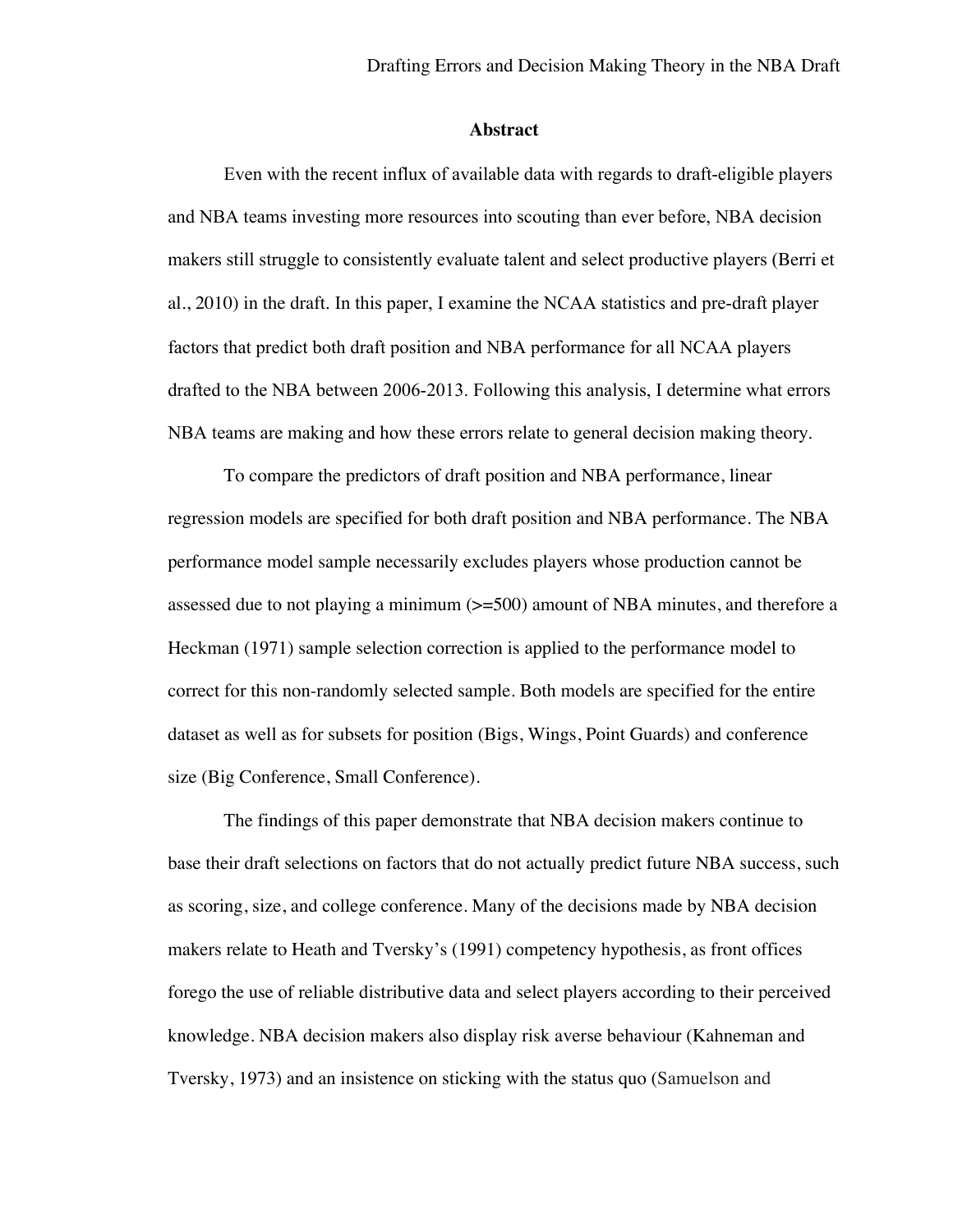## Abstract

Even with the recent influx of available data with regards to draft-eligible players and NBA teams investing more resources into scouting than ever before, NBA decision makers still struggle to consistently evaluate talent and select productive players (Berri et al., 2010) in the draft. In this paper, I examine the NCAA statistics and pre-draft player factors that predict both draft position and NBA performance for all NCAA players drafted to the NBA between 2006-2013. Following this analysis, I determine what errors NBA teams are making and how these errors relate to general decision making theory.

To compare the predictors of draft position and NBA performance, linear regression models are specified for both draft position and NBA performance. The NBA performance model sample necessarily excludes players whose production cannot be assessed due to not playing a minimum (>=500) amount of NBA minutes, and therefore a Heckman (1971) sample selection correction is applied to the performance model to correct for this non-randomly selected sample. Both models are specified for the entire dataset as well as for subsets for position (Bigs, Wings, Point Guards) and conference size (Big Conference, Small Conference).

The findings of this paper demonstrate that NBA decision makers continue to base their draft selections on factors that do not actually predict future NBA success, such as scoring, size, and college conference. Many of the decisions made by NBA decision makers relate to Heath and Tversky's (1991) competency hypothesis, as front offices forego the use of reliable distributive data and select players according to their perceived knowledge. NBA decision makers also display risk averse behaviour (Kahneman and Tversky, 1973) and an insistence on sticking with the status quo (Samuelson and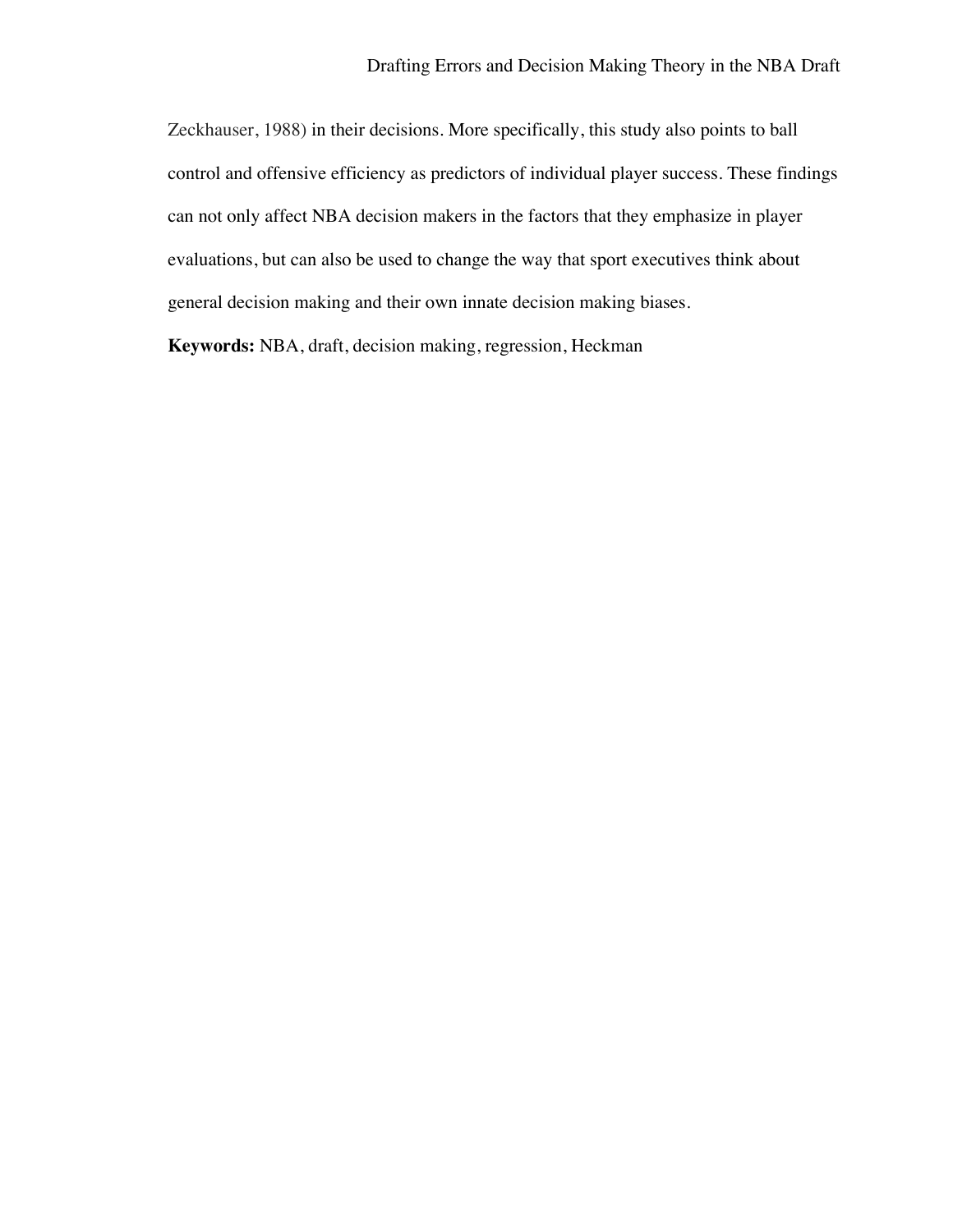Zeckhauser, 1988) in their decisions. More specifically, this study also points to ball control and offensive efficiency as predictors of individual player success. These findings can not only affect NBA decision makers in the factors that they emphasize in player evaluations, but can also be used to change the way that sport executives think about general decision making and their own innate decision making biases.

**Keywords:** NBA, draft, decision making, regression, Heckman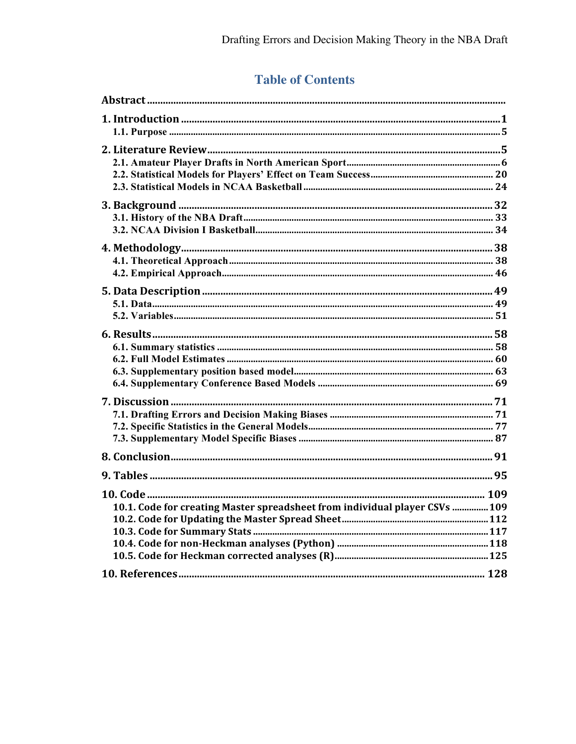# Table of Contents

**Abstract**

**1. Introduction** ......... 1
- **1.1. Purpose** ......... 5

**2. Literature Review** ......... 5
- **2.1. Amateur Player Drafts in North American Sport** ......... 6
- **2.2. Statistical Models for Players' Effect on Team Success** ......... 20
- **2.3. Statistical Models in NCAA Basketball** ......... 24

**3. Background** ......... 32
- **3.1. History of the NBA Draft** ......... 33
- **3.2. NCAA Division I Basketball** ......... 34

**4. Methodology** ......... 38
- **4.1. Theoretical Approach** ......... 38
- **4.2. Empirical Approach** ......... 46

**5. Data Description** ......... 49
- **5.1. Data** ......... 49
- **5.2. Variables** ......... 51

**6. Results** ......... 58
- **6.1. Summary statistics** ......... 58
- **6.2. Full Model Estimates** ......... 60
- **6.3. Supplementary position based model** ......... 63
- **6.4. Supplementary Conference Based Models** ......... 69

**7. Discussion** ......... 71
- **7.1. Drafting Errors and Decision Making Biases** ......... 71
- **7.2. Specific Statistics in the General Models** ......... 77
- **7.3. Supplementary Model Specific Biases** ......... 87

**8. Conclusion** ......... 91

**9. Tables** ......... 95

**10. Code** ......... 109
- **10.1. Code for creating Master spreadsheet from individual player CSVs** ......... 109
- **10.2. Code for Updating the Master Spread Sheet** ......... 112
- **10.3. Code for Summary Stats** ......... 117
- **10.4. Code for non-Heckman analyses (Python)** ......... 118
- **10.5. Code for Heckman corrected analyses (R)** ......... 125

**10. References** ......... 128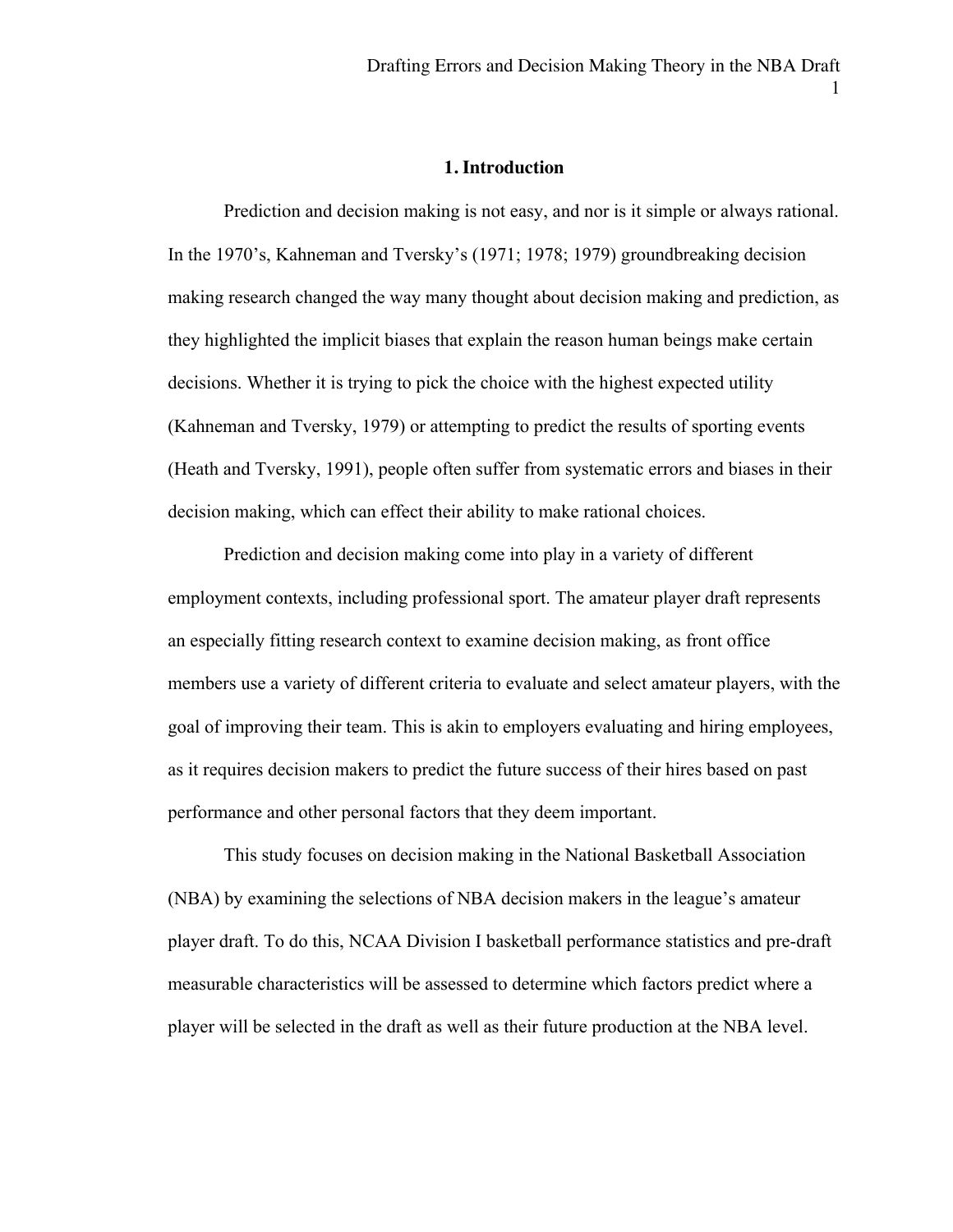## 1. Introduction

Prediction and decision making is not easy, and nor is it simple or always rational. In the 1970's, Kahneman and Tversky's (1971; 1978; 1979) groundbreaking decision making research changed the way many thought about decision making and prediction, as they highlighted the implicit biases that explain the reason human beings make certain decisions. Whether it is trying to pick the choice with the highest expected utility (Kahneman and Tversky, 1979) or attempting to predict the results of sporting events (Heath and Tversky, 1991), people often suffer from systematic errors and biases in their decision making, which can effect their ability to make rational choices.

Prediction and decision making come into play in a variety of different employment contexts, including professional sport. The amateur player draft represents an especially fitting research context to examine decision making, as front office members use a variety of different criteria to evaluate and select amateur players, with the goal of improving their team. This is akin to employers evaluating and hiring employees, as it requires decision makers to predict the future success of their hires based on past performance and other personal factors that they deem important.

This study focuses on decision making in the National Basketball Association (NBA) by examining the selections of NBA decision makers in the league's amateur player draft. To do this, NCAA Division I basketball performance statistics and pre-draft measurable characteristics will be assessed to determine which factors predict where a player will be selected in the draft as well as their future production at the NBA level.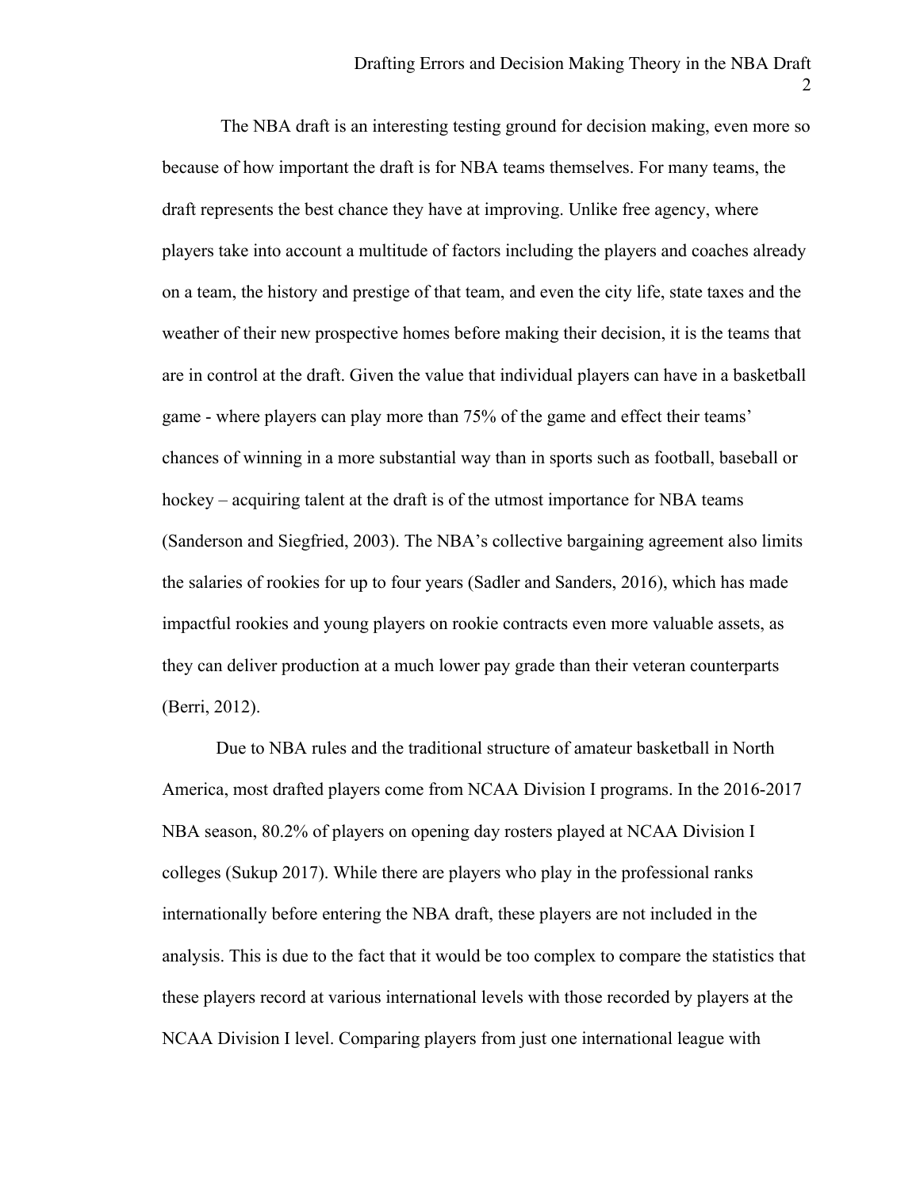The NBA draft is an interesting testing ground for decision making, even more so because of how important the draft is for NBA teams themselves. For many teams, the draft represents the best chance they have at improving. Unlike free agency, where players take into account a multitude of factors including the players and coaches already on a team, the history and prestige of that team, and even the city life, state taxes and the weather of their new prospective homes before making their decision, it is the teams that are in control at the draft. Given the value that individual players can have in a basketball game - where players can play more than 75% of the game and effect their teams' chances of winning in a more substantial way than in sports such as football, baseball or hockey – acquiring talent at the draft is of the utmost importance for NBA teams (Sanderson and Siegfried, 2003). The NBA's collective bargaining agreement also limits the salaries of rookies for up to four years (Sadler and Sanders, 2016), which has made impactful rookies and young players on rookie contracts even more valuable assets, as they can deliver production at a much lower pay grade than their veteran counterparts (Berri, 2012).

Due to NBA rules and the traditional structure of amateur basketball in North America, most drafted players come from NCAA Division I programs. In the 2016-2017 NBA season, 80.2% of players on opening day rosters played at NCAA Division I colleges (Sukup 2017). While there are players who play in the professional ranks internationally before entering the NBA draft, these players are not included in the analysis. This is due to the fact that it would be too complex to compare the statistics that these players record at various international levels with those recorded by players at the NCAA Division I level. Comparing players from just one international league with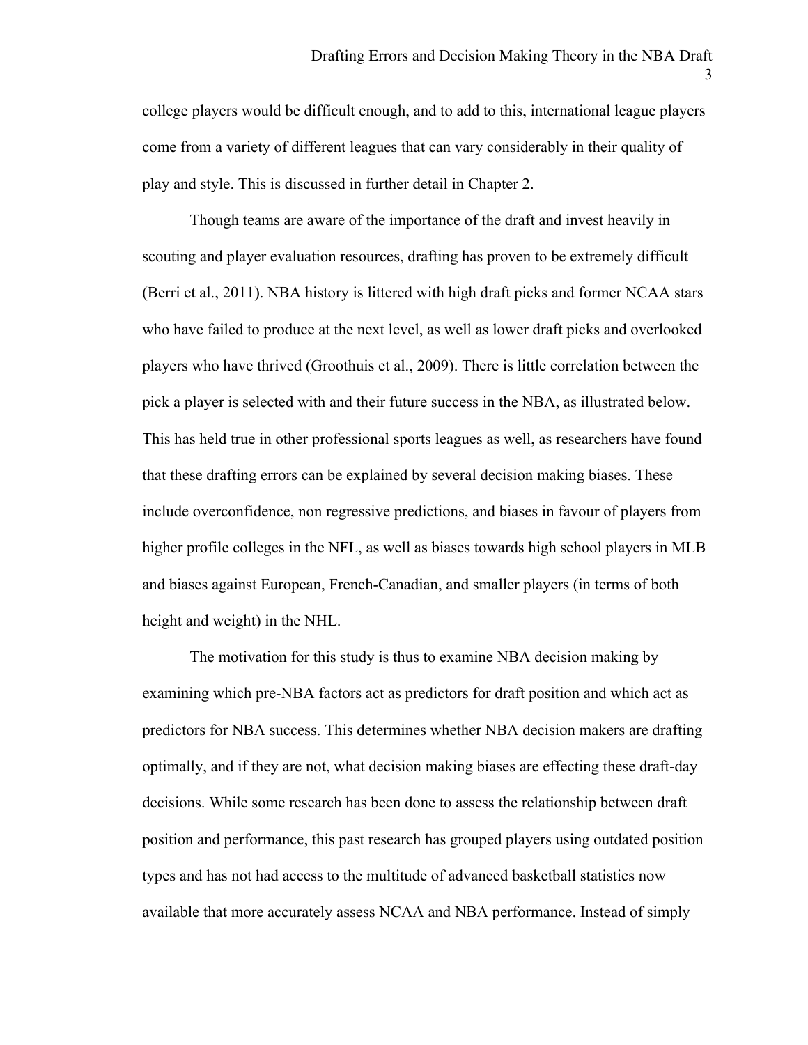college players would be difficult enough, and to add to this, international league players come from a variety of different leagues that can vary considerably in their quality of play and style. This is discussed in further detail in Chapter 2.

Though teams are aware of the importance of the draft and invest heavily in scouting and player evaluation resources, drafting has proven to be extremely difficult (Berri et al., 2011). NBA history is littered with high draft picks and former NCAA stars who have failed to produce at the next level, as well as lower draft picks and overlooked players who have thrived (Groothuis et al., 2009). There is little correlation between the pick a player is selected with and their future success in the NBA, as illustrated below. This has held true in other professional sports leagues as well, as researchers have found that these drafting errors can be explained by several decision making biases. These include overconfidence, non regressive predictions, and biases in favour of players from higher profile colleges in the NFL, as well as biases towards high school players in MLB and biases against European, French-Canadian, and smaller players (in terms of both height and weight) in the NHL.

The motivation for this study is thus to examine NBA decision making by examining which pre-NBA factors act as predictors for draft position and which act as predictors for NBA success. This determines whether NBA decision makers are drafting optimally, and if they are not, what decision making biases are effecting these draft-day decisions. While some research has been done to assess the relationship between draft position and performance, this past research has grouped players using outdated position types and has not had access to the multitude of advanced basketball statistics now available that more accurately assess NCAA and NBA performance. Instead of simply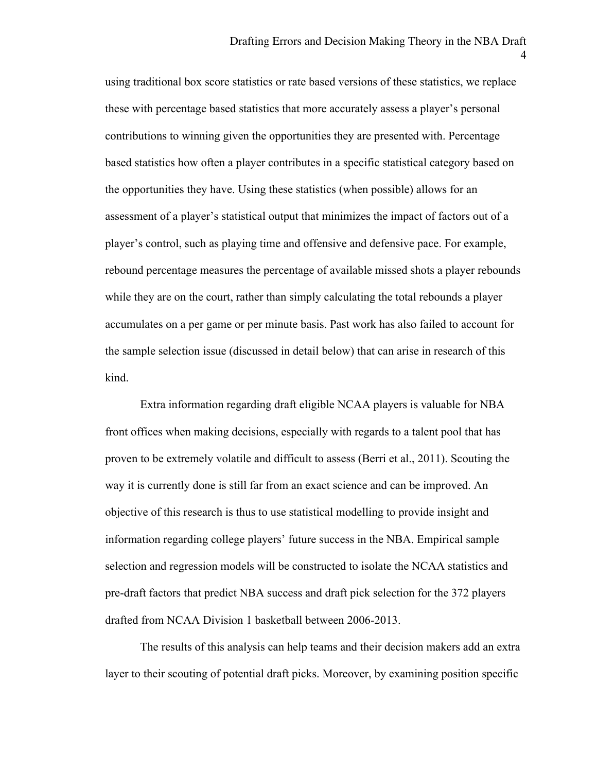using traditional box score statistics or rate based versions of these statistics, we replace these with percentage based statistics that more accurately assess a player's personal contributions to winning given the opportunities they are presented with. Percentage based statistics how often a player contributes in a specific statistical category based on the opportunities they have. Using these statistics (when possible) allows for an assessment of a player's statistical output that minimizes the impact of factors out of a player's control, such as playing time and offensive and defensive pace. For example, rebound percentage measures the percentage of available missed shots a player rebounds while they are on the court, rather than simply calculating the total rebounds a player accumulates on a per game or per minute basis. Past work has also failed to account for the sample selection issue (discussed in detail below) that can arise in research of this kind.

Extra information regarding draft eligible NCAA players is valuable for NBA front offices when making decisions, especially with regards to a talent pool that has proven to be extremely volatile and difficult to assess (Berri et al., 2011). Scouting the way it is currently done is still far from an exact science and can be improved. An objective of this research is thus to use statistical modelling to provide insight and information regarding college players' future success in the NBA. Empirical sample selection and regression models will be constructed to isolate the NCAA statistics and pre-draft factors that predict NBA success and draft pick selection for the 372 players drafted from NCAA Division 1 basketball between 2006-2013.

The results of this analysis can help teams and their decision makers add an extra layer to their scouting of potential draft picks. Moreover, by examining position specific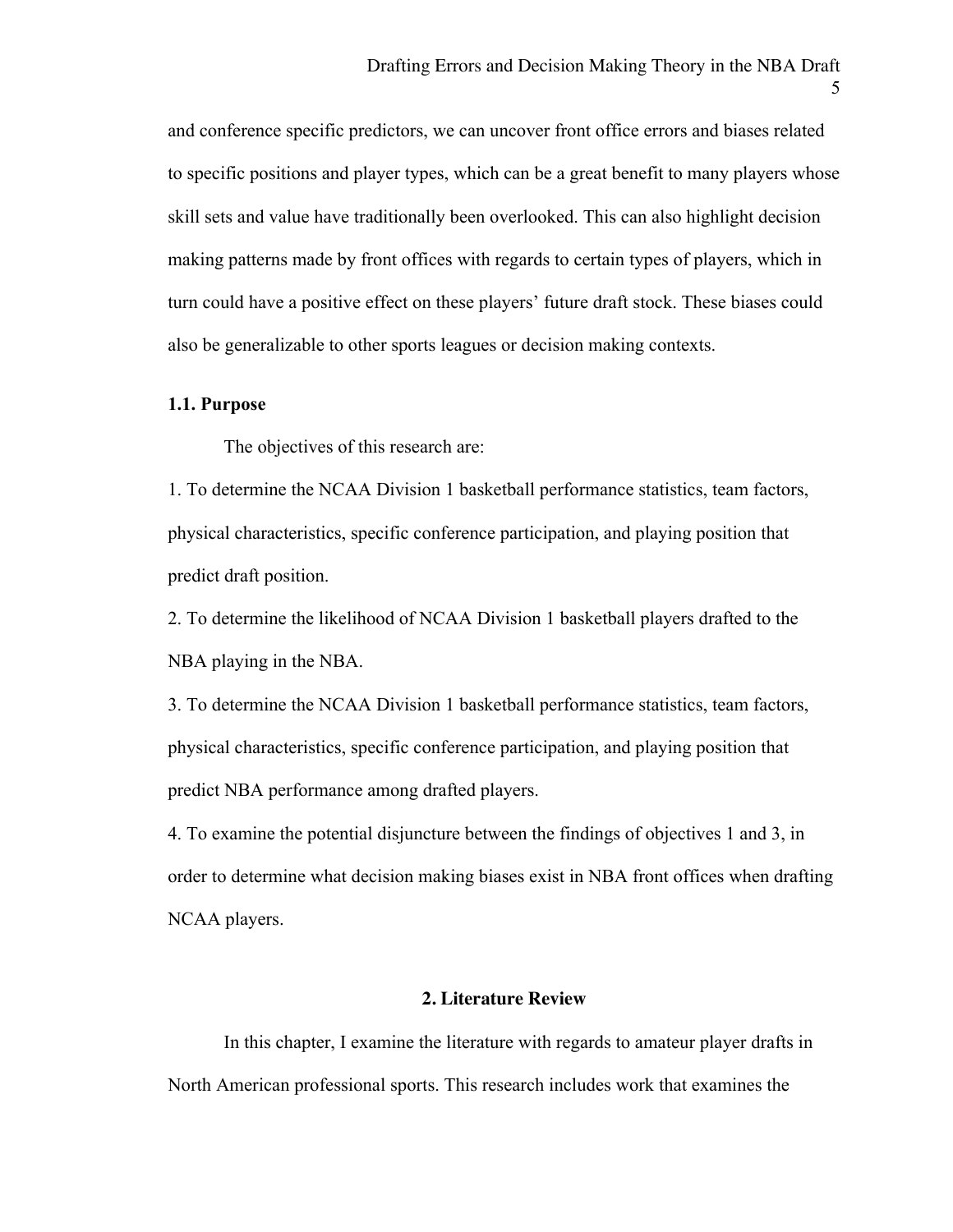and conference specific predictors, we can uncover front office errors and biases related to specific positions and player types, which can be a great benefit to many players whose skill sets and value have traditionally been overlooked. This can also highlight decision making patterns made by front offices with regards to certain types of players, which in turn could have a positive effect on these players' future draft stock. These biases could also be generalizable to other sports leagues or decision making contexts.

### 1.1. Purpose

The objectives of this research are:

1. To determine the NCAA Division 1 basketball performance statistics, team factors, physical characteristics, specific conference participation, and playing position that predict draft position.
2. To determine the likelihood of NCAA Division 1 basketball players drafted to the NBA playing in the NBA.
3. To determine the NCAA Division 1 basketball performance statistics, team factors, physical characteristics, specific conference participation, and playing position that predict NBA performance among drafted players.
4. To examine the potential disjuncture between the findings of objectives 1 and 3, in order to determine what decision making biases exist in NBA front offices when drafting NCAA players.

## 2. Literature Review

In this chapter, I examine the literature with regards to amateur player drafts in North American professional sports. This research includes work that examines the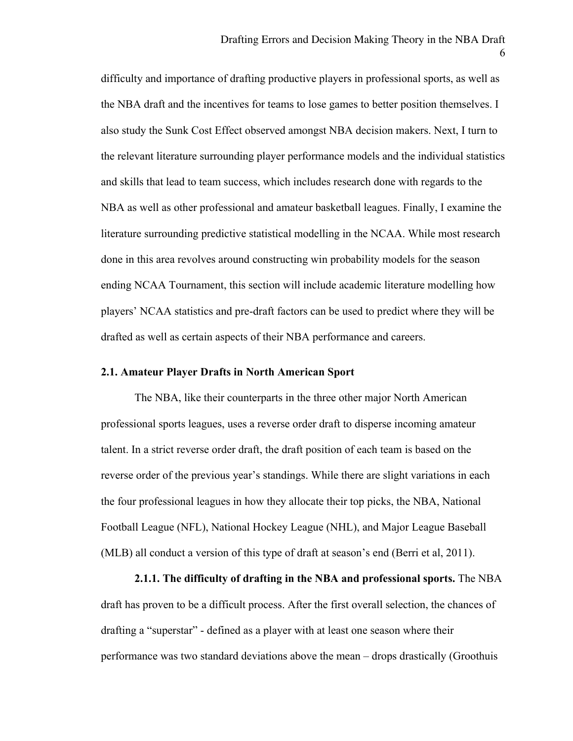difficulty and importance of drafting productive players in professional sports, as well as the NBA draft and the incentives for teams to lose games to better position themselves. I also study the Sunk Cost Effect observed amongst NBA decision makers. Next, I turn to the relevant literature surrounding player performance models and the individual statistics and skills that lead to team success, which includes research done with regards to the NBA as well as other professional and amateur basketball leagues. Finally, I examine the literature surrounding predictive statistical modelling in the NCAA. While most research done in this area revolves around constructing win probability models for the season ending NCAA Tournament, this section will include academic literature modelling how players' NCAA statistics and pre-draft factors can be used to predict where they will be drafted as well as certain aspects of their NBA performance and careers.

### 2.1. Amateur Player Drafts in North American Sport

The NBA, like their counterparts in the three other major North American professional sports leagues, uses a reverse order draft to disperse incoming amateur talent. In a strict reverse order draft, the draft position of each team is based on the reverse order of the previous year's standings. While there are slight variations in each the four professional leagues in how they allocate their top picks, the NBA, National Football League (NFL), National Hockey League (NHL), and Major League Baseball (MLB) all conduct a version of this type of draft at season's end (Berri et al, 2011).

**2.1.1. The difficulty of drafting in the NBA and professional sports.** The NBA draft has proven to be a difficult process. After the first overall selection, the chances of drafting a "superstar" - defined as a player with at least one season where their performance was two standard deviations above the mean – drops drastically (Groothuis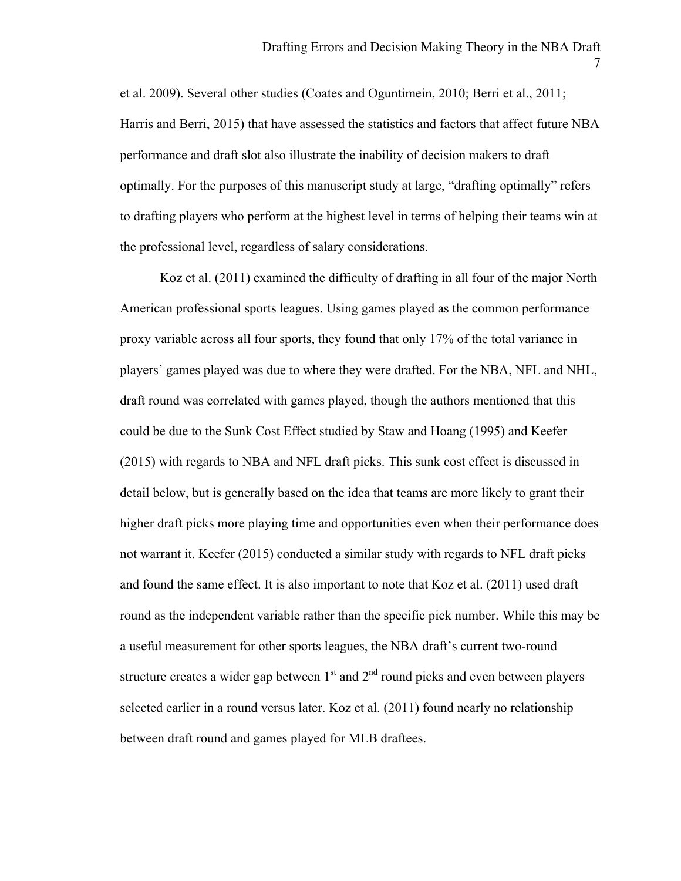et al. 2009). Several other studies (Coates and Oguntimein, 2010; Berri et al., 2011; Harris and Berri, 2015) that have assessed the statistics and factors that affect future NBA performance and draft slot also illustrate the inability of decision makers to draft optimally. For the purposes of this manuscript study at large, "drafting optimally" refers to drafting players who perform at the highest level in terms of helping their teams win at the professional level, regardless of salary considerations.

Koz et al. (2011) examined the difficulty of drafting in all four of the major North American professional sports leagues. Using games played as the common performance proxy variable across all four sports, they found that only 17% of the total variance in players' games played was due to where they were drafted. For the NBA, NFL and NHL, draft round was correlated with games played, though the authors mentioned that this could be due to the Sunk Cost Effect studied by Staw and Hoang (1995) and Keefer (2015) with regards to NBA and NFL draft picks. This sunk cost effect is discussed in detail below, but is generally based on the idea that teams are more likely to grant their higher draft picks more playing time and opportunities even when their performance does not warrant it. Keefer (2015) conducted a similar study with regards to NFL draft picks and found the same effect. It is also important to note that Koz et al. (2011) used draft round as the independent variable rather than the specific pick number. While this may be a useful measurement for other sports leagues, the NBA draft's current two-round structure creates a wider gap between 1st and 2nd round picks and even between players selected earlier in a round versus later. Koz et al. (2011) found nearly no relationship between draft round and games played for MLB draftees.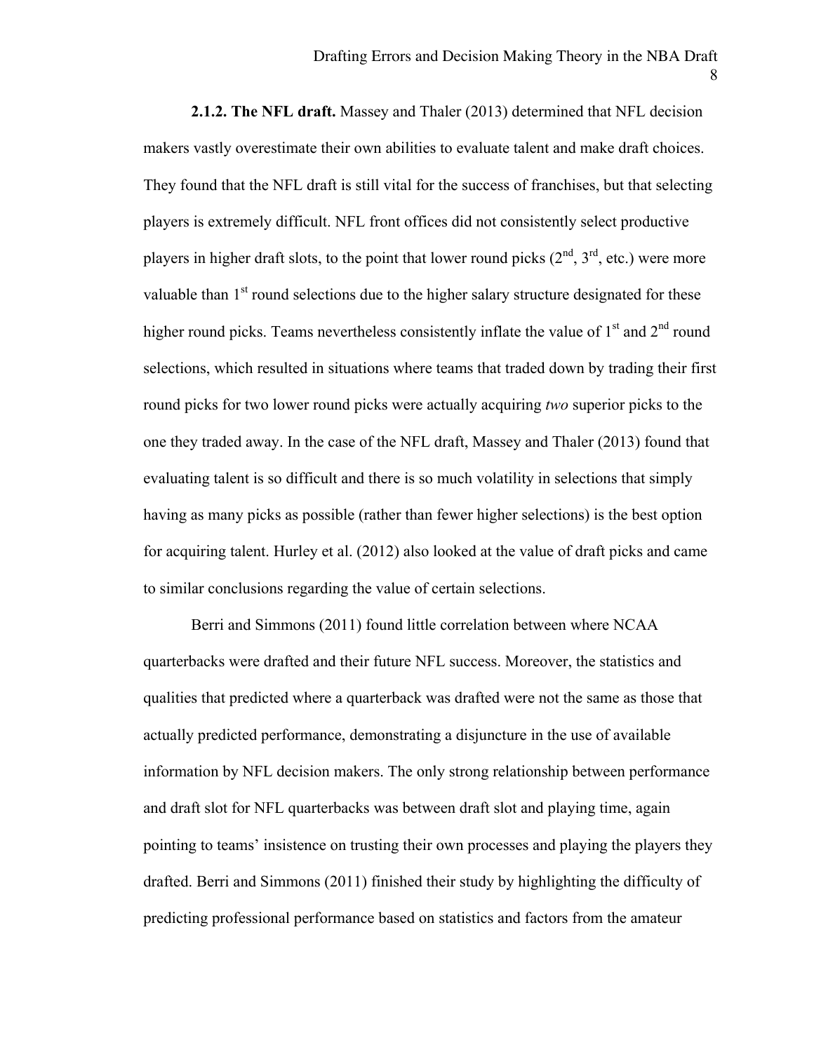**2.1.2. The NFL draft.** Massey and Thaler (2013) determined that NFL decision makers vastly overestimate their own abilities to evaluate talent and make draft choices. They found that the NFL draft is still vital for the success of franchises, but that selecting players is extremely difficult. NFL front offices did not consistently select productive players in higher draft slots, to the point that lower round picks (2nd, 3rd, etc.) were more valuable than 1st round selections due to the higher salary structure designated for these higher round picks. Teams nevertheless consistently inflate the value of 1st and 2nd round selections, which resulted in situations where teams that traded down by trading their first round picks for two lower round picks were actually acquiring *two* superior picks to the one they traded away. In the case of the NFL draft, Massey and Thaler (2013) found that evaluating talent is so difficult and there is so much volatility in selections that simply having as many picks as possible (rather than fewer higher selections) is the best option for acquiring talent. Hurley et al. (2012) also looked at the value of draft picks and came to similar conclusions regarding the value of certain selections.

Berri and Simmons (2011) found little correlation between where NCAA quarterbacks were drafted and their future NFL success. Moreover, the statistics and qualities that predicted where a quarterback was drafted were not the same as those that actually predicted performance, demonstrating a disjuncture in the use of available information by NFL decision makers. The only strong relationship between performance and draft slot for NFL quarterbacks was between draft slot and playing time, again pointing to teams' insistence on trusting their own processes and playing the players they drafted. Berri and Simmons (2011) finished their study by highlighting the difficulty of predicting professional performance based on statistics and factors from the amateur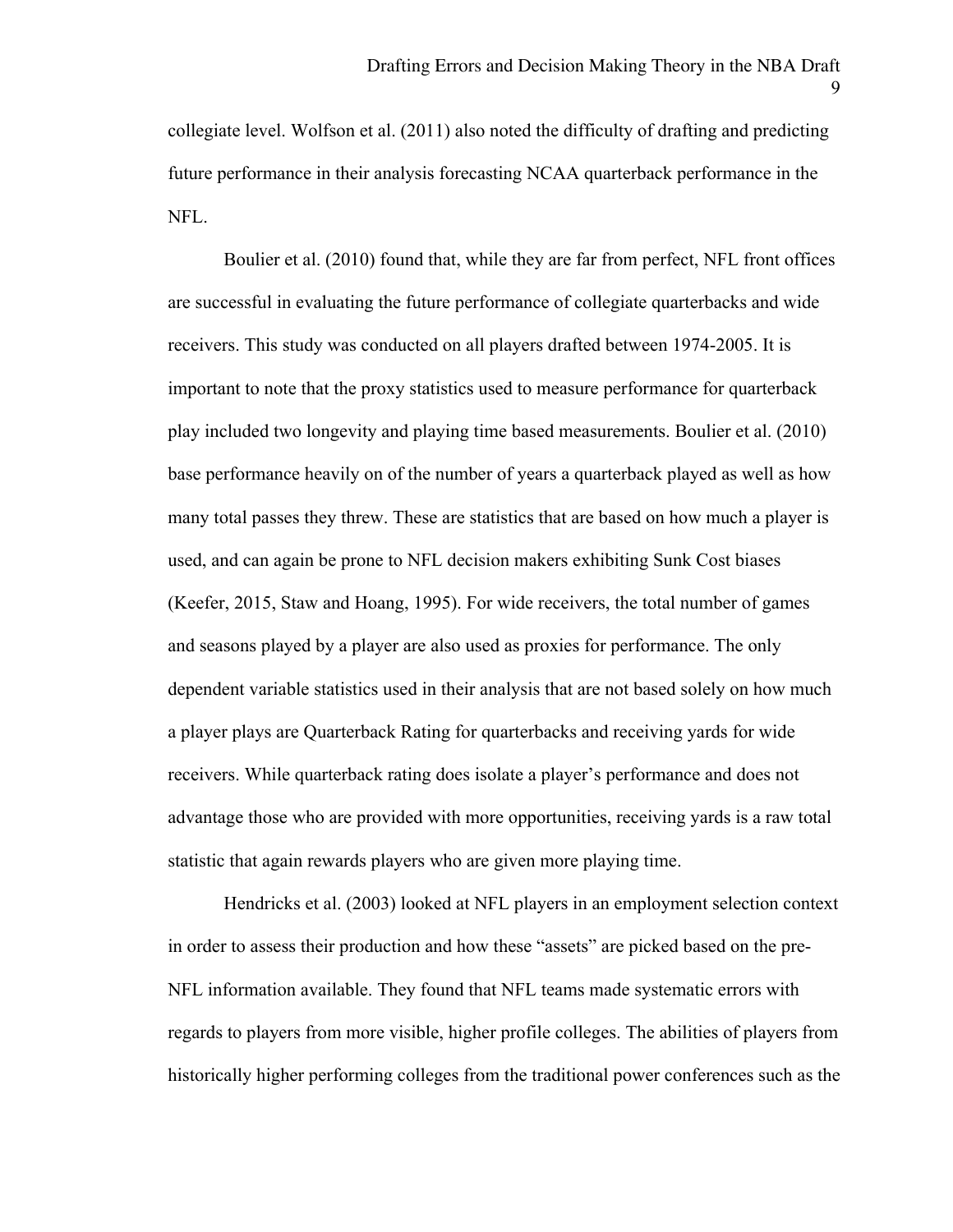collegiate level. Wolfson et al. (2011) also noted the difficulty of drafting and predicting future performance in their analysis forecasting NCAA quarterback performance in the NFL.

Boulier et al. (2010) found that, while they are far from perfect, NFL front offices are successful in evaluating the future performance of collegiate quarterbacks and wide receivers. This study was conducted on all players drafted between 1974-2005. It is important to note that the proxy statistics used to measure performance for quarterback play included two longevity and playing time based measurements. Boulier et al. (2010) base performance heavily on of the number of years a quarterback played as well as how many total passes they threw. These are statistics that are based on how much a player is used, and can again be prone to NFL decision makers exhibiting Sunk Cost biases (Keefer, 2015, Staw and Hoang, 1995). For wide receivers, the total number of games and seasons played by a player are also used as proxies for performance. The only dependent variable statistics used in their analysis that are not based solely on how much a player plays are Quarterback Rating for quarterbacks and receiving yards for wide receivers. While quarterback rating does isolate a player's performance and does not advantage those who are provided with more opportunities, receiving yards is a raw total statistic that again rewards players who are given more playing time.

Hendricks et al. (2003) looked at NFL players in an employment selection context in order to assess their production and how these "assets" are picked based on the pre-NFL information available. They found that NFL teams made systematic errors with regards to players from more visible, higher profile colleges. The abilities of players from historically higher performing colleges from the traditional power conferences such as the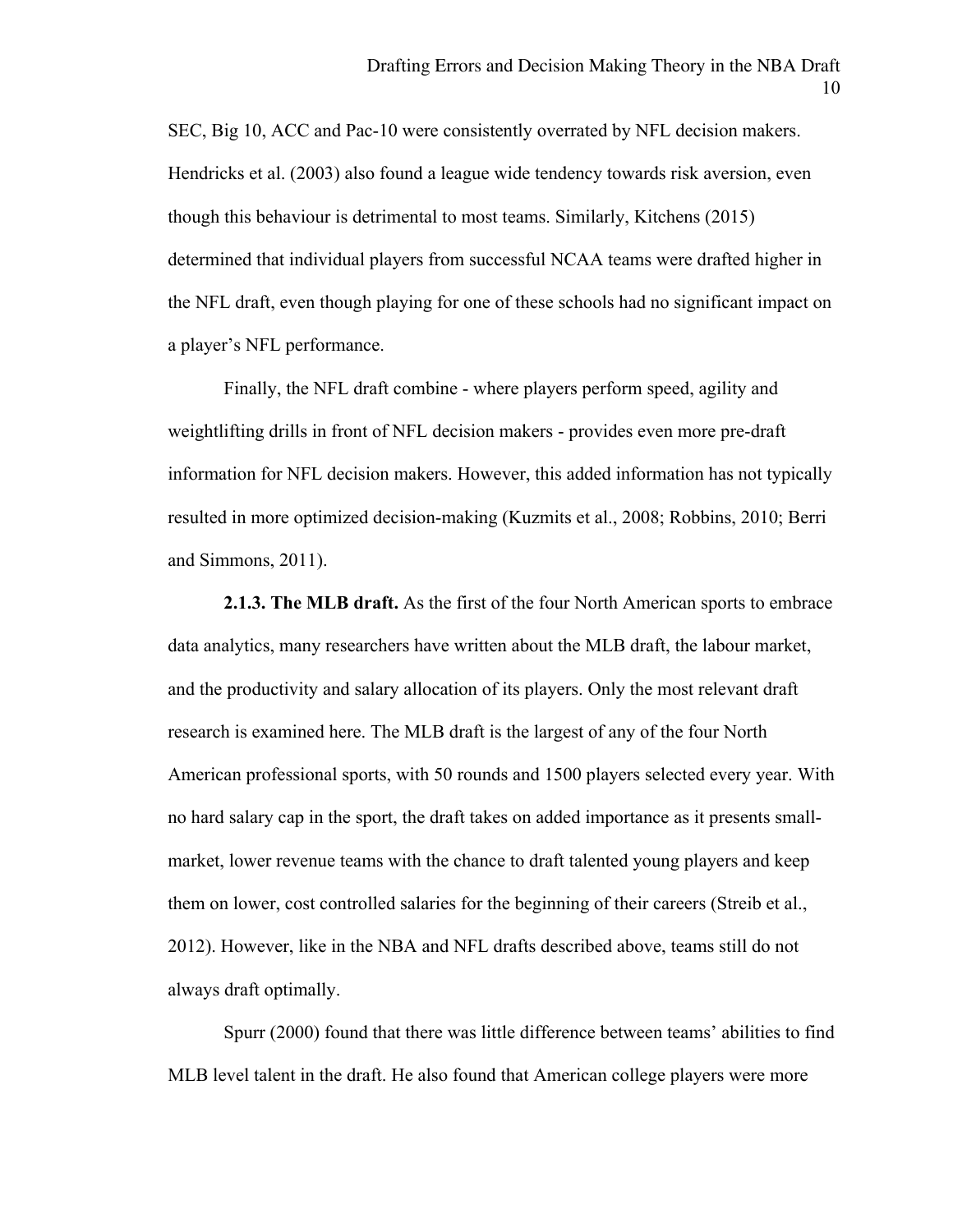SEC, Big 10, ACC and Pac-10 were consistently overrated by NFL decision makers. Hendricks et al. (2003) also found a league wide tendency towards risk aversion, even though this behaviour is detrimental to most teams. Similarly, Kitchens (2015) determined that individual players from successful NCAA teams were drafted higher in the NFL draft, even though playing for one of these schools had no significant impact on a player's NFL performance.

Finally, the NFL draft combine - where players perform speed, agility and weightlifting drills in front of NFL decision makers - provides even more pre-draft information for NFL decision makers. However, this added information has not typically resulted in more optimized decision-making (Kuzmits et al., 2008; Robbins, 2010; Berri and Simmons, 2011).

**2.1.3. The MLB draft.** As the first of the four North American sports to embrace data analytics, many researchers have written about the MLB draft, the labour market, and the productivity and salary allocation of its players. Only the most relevant draft research is examined here. The MLB draft is the largest of any of the four North American professional sports, with 50 rounds and 1500 players selected every year. With no hard salary cap in the sport, the draft takes on added importance as it presents small-market, lower revenue teams with the chance to draft talented young players and keep them on lower, cost controlled salaries for the beginning of their careers (Streib et al., 2012). However, like in the NBA and NFL drafts described above, teams still do not always draft optimally.

Spurr (2000) found that there was little difference between teams' abilities to find MLB level talent in the draft. He also found that American college players were more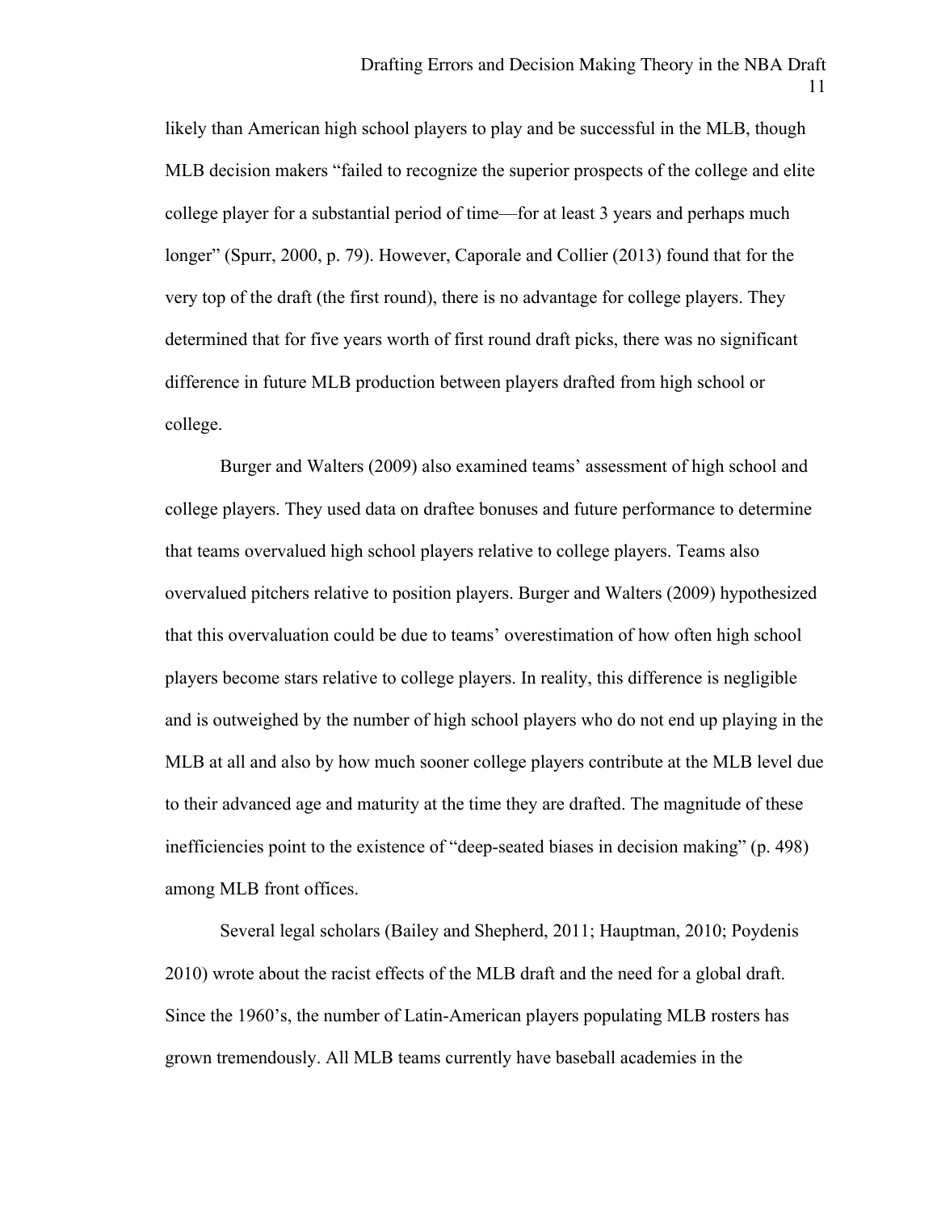likely than American high school players to play and be successful in the MLB, though MLB decision makers "failed to recognize the superior prospects of the college and elite college player for a substantial period of time—for at least 3 years and perhaps much longer" (Spurr, 2000, p. 79). However, Caporale and Collier (2013) found that for the very top of the draft (the first round), there is no advantage for college players. They determined that for five years worth of first round draft picks, there was no significant difference in future MLB production between players drafted from high school or college.

Burger and Walters (2009) also examined teams' assessment of high school and college players. They used data on draftee bonuses and future performance to determine that teams overvalued high school players relative to college players. Teams also overvalued pitchers relative to position players. Burger and Walters (2009) hypothesized that this overvaluation could be due to teams' overestimation of how often high school players become stars relative to college players. In reality, this difference is negligible and is outweighed by the number of high school players who do not end up playing in the MLB at all and also by how much sooner college players contribute at the MLB level due to their advanced age and maturity at the time they are drafted. The magnitude of these inefficiencies point to the existence of "deep-seated biases in decision making" (p. 498) among MLB front offices.

Several legal scholars (Bailey and Shepherd, 2011; Hauptman, 2010; Poydenis 2010) wrote about the racist effects of the MLB draft and the need for a global draft. Since the 1960's, the number of Latin-American players populating MLB rosters has grown tremendously. All MLB teams currently have baseball academies in the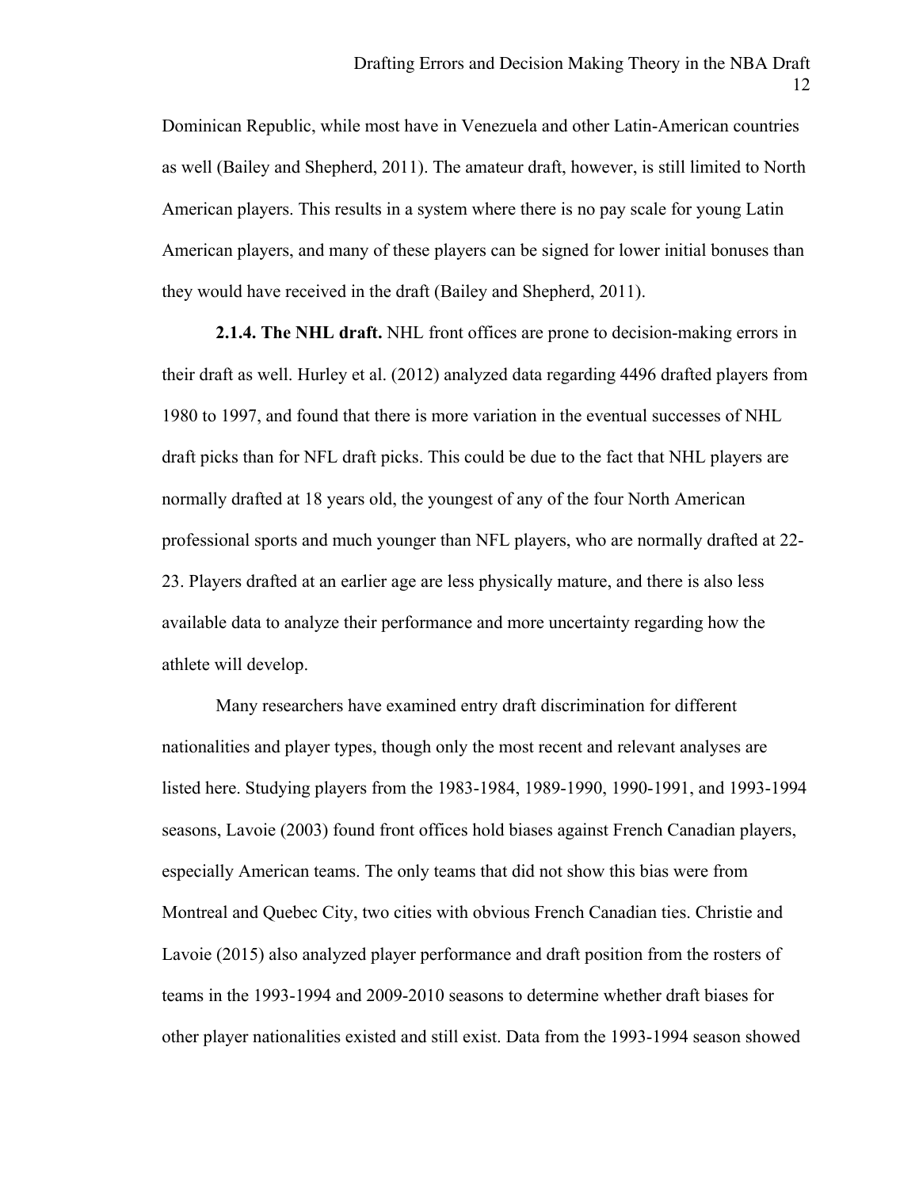Dominican Republic, while most have in Venezuela and other Latin-American countries as well (Bailey and Shepherd, 2011). The amateur draft, however, is still limited to North American players. This results in a system where there is no pay scale for young Latin American players, and many of these players can be signed for lower initial bonuses than they would have received in the draft (Bailey and Shepherd, 2011).

**2.1.4. The NHL draft.** NHL front offices are prone to decision-making errors in their draft as well. Hurley et al. (2012) analyzed data regarding 4496 drafted players from 1980 to 1997, and found that there is more variation in the eventual successes of NHL draft picks than for NFL draft picks. This could be due to the fact that NHL players are normally drafted at 18 years old, the youngest of any of the four North American professional sports and much younger than NFL players, who are normally drafted at 22-23. Players drafted at an earlier age are less physically mature, and there is also less available data to analyze their performance and more uncertainty regarding how the athlete will develop.

Many researchers have examined entry draft discrimination for different nationalities and player types, though only the most recent and relevant analyses are listed here. Studying players from the 1983-1984, 1989-1990, 1990-1991, and 1993-1994 seasons, Lavoie (2003) found front offices hold biases against French Canadian players, especially American teams. The only teams that did not show this bias were from Montreal and Quebec City, two cities with obvious French Canadian ties. Christie and Lavoie (2015) also analyzed player performance and draft position from the rosters of teams in the 1993-1994 and 2009-2010 seasons to determine whether draft biases for other player nationalities existed and still exist. Data from the 1993-1994 season showed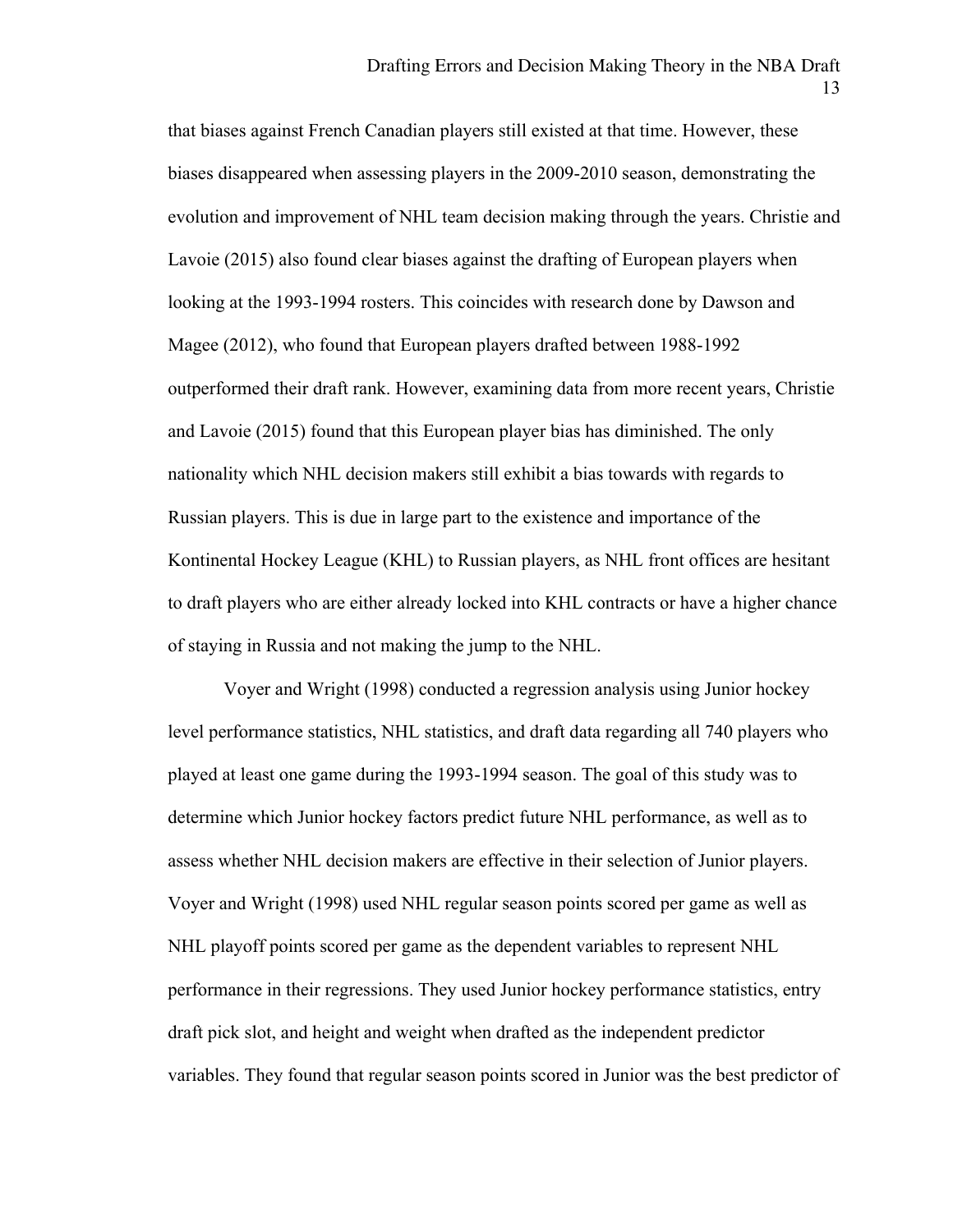that biases against French Canadian players still existed at that time. However, these biases disappeared when assessing players in the 2009-2010 season, demonstrating the evolution and improvement of NHL team decision making through the years. Christie and Lavoie (2015) also found clear biases against the drafting of European players when looking at the 1993-1994 rosters. This coincides with research done by Dawson and Magee (2012), who found that European players drafted between 1988-1992 outperformed their draft rank. However, examining data from more recent years, Christie and Lavoie (2015) found that this European player bias has diminished. The only nationality which NHL decision makers still exhibit a bias towards with regards to Russian players. This is due in large part to the existence and importance of the Kontinental Hockey League (KHL) to Russian players, as NHL front offices are hesitant to draft players who are either already locked into KHL contracts or have a higher chance of staying in Russia and not making the jump to the NHL.

Voyer and Wright (1998) conducted a regression analysis using Junior hockey level performance statistics, NHL statistics, and draft data regarding all 740 players who played at least one game during the 1993-1994 season. The goal of this study was to determine which Junior hockey factors predict future NHL performance, as well as to assess whether NHL decision makers are effective in their selection of Junior players. Voyer and Wright (1998) used NHL regular season points scored per game as well as NHL playoff points scored per game as the dependent variables to represent NHL performance in their regressions. They used Junior hockey performance statistics, entry draft pick slot, and height and weight when drafted as the independent predictor variables. They found that regular season points scored in Junior was the best predictor of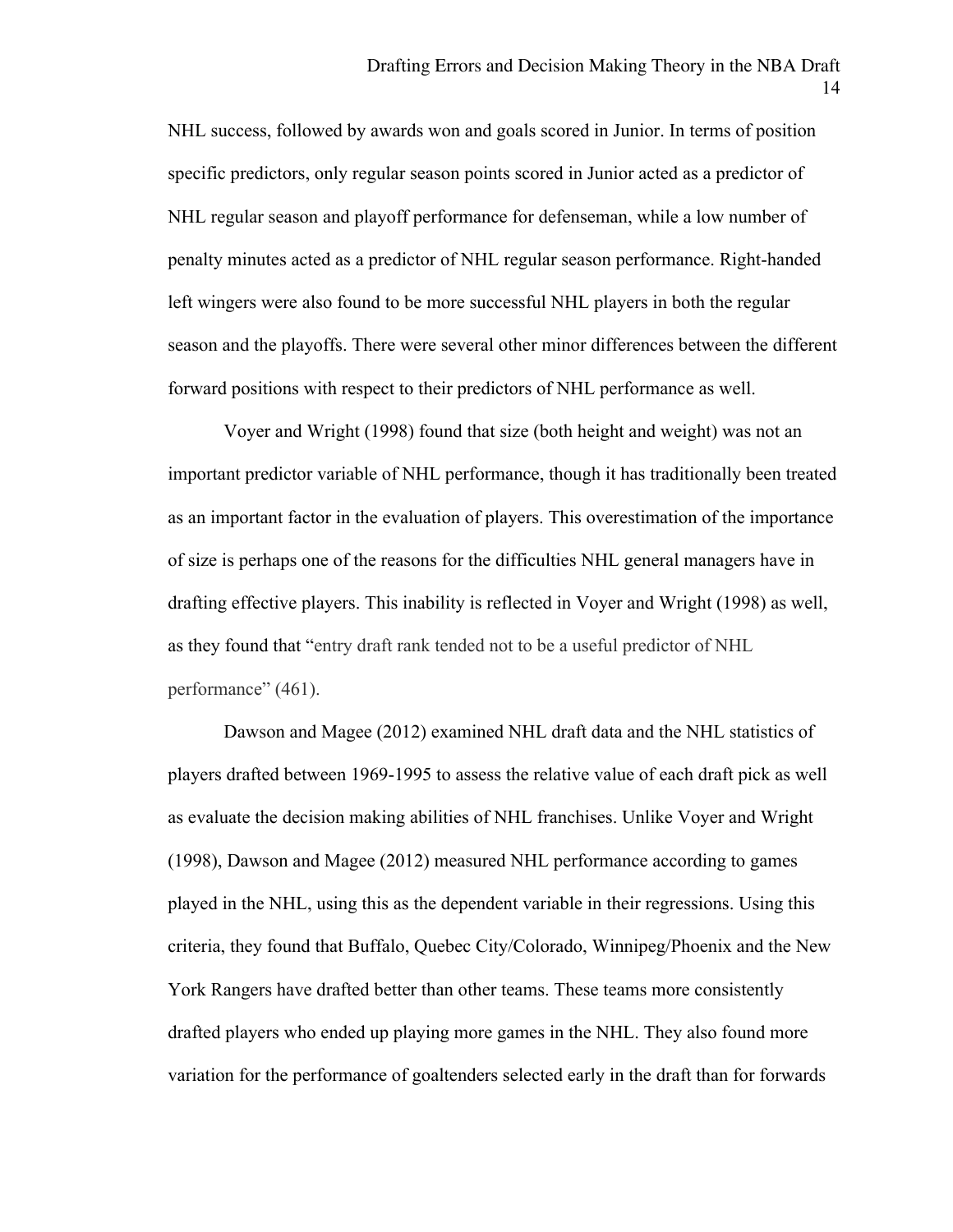NHL success, followed by awards won and goals scored in Junior. In terms of position specific predictors, only regular season points scored in Junior acted as a predictor of NHL regular season and playoff performance for defenseman, while a low number of penalty minutes acted as a predictor of NHL regular season performance. Right-handed left wingers were also found to be more successful NHL players in both the regular season and the playoffs. There were several other minor differences between the different forward positions with respect to their predictors of NHL performance as well.

Voyer and Wright (1998) found that size (both height and weight) was not an important predictor variable of NHL performance, though it has traditionally been treated as an important factor in the evaluation of players. This overestimation of the importance of size is perhaps one of the reasons for the difficulties NHL general managers have in drafting effective players. This inability is reflected in Voyer and Wright (1998) as well, as they found that "entry draft rank tended not to be a useful predictor of NHL performance" (461).

Dawson and Magee (2012) examined NHL draft data and the NHL statistics of players drafted between 1969-1995 to assess the relative value of each draft pick as well as evaluate the decision making abilities of NHL franchises. Unlike Voyer and Wright (1998), Dawson and Magee (2012) measured NHL performance according to games played in the NHL, using this as the dependent variable in their regressions. Using this criteria, they found that Buffalo, Quebec City/Colorado, Winnipeg/Phoenix and the New York Rangers have drafted better than other teams. These teams more consistently drafted players who ended up playing more games in the NHL. They also found more variation for the performance of goaltenders selected early in the draft than for forwards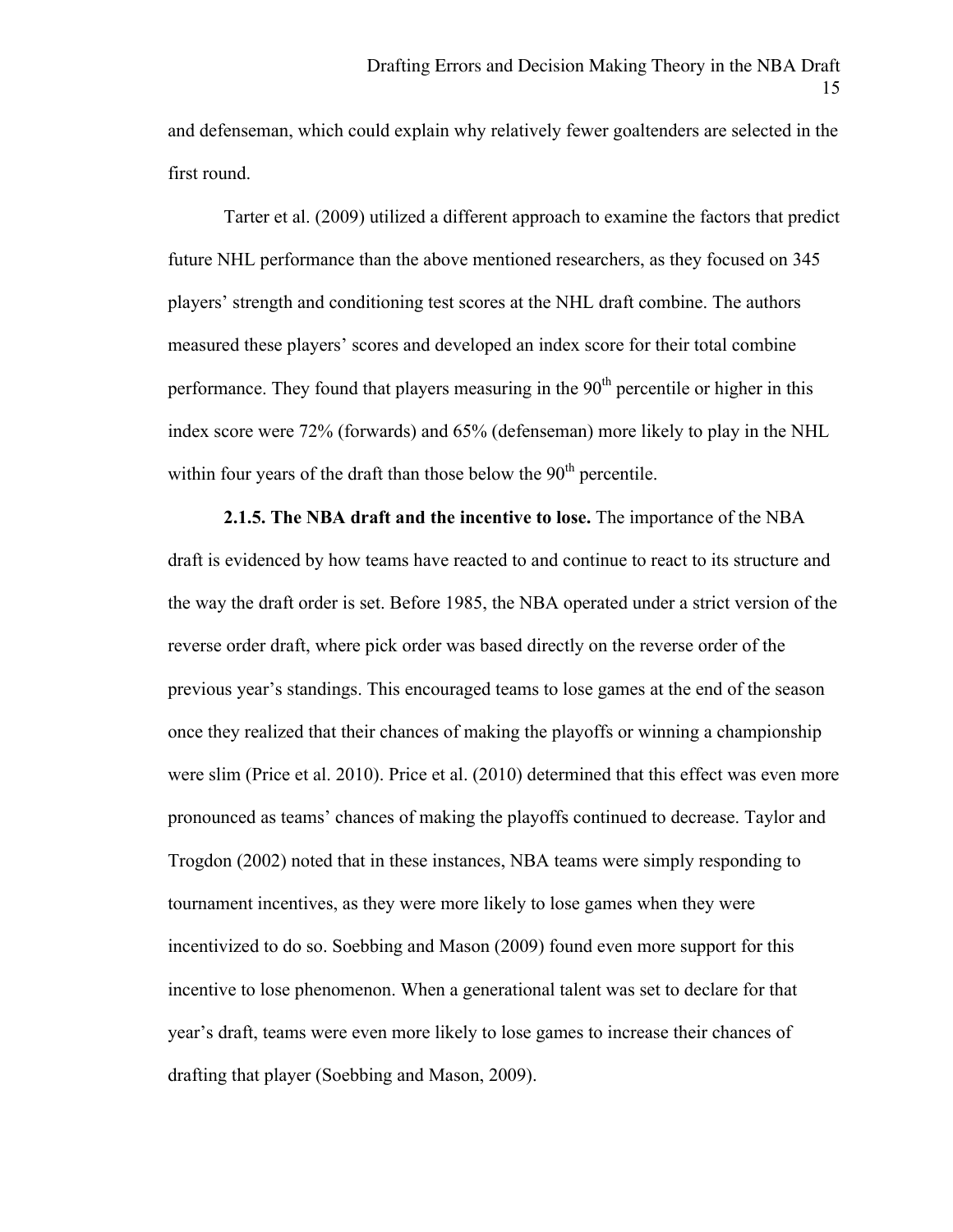and defenseman, which could explain why relatively fewer goaltenders are selected in the first round.

Tarter et al. (2009) utilized a different approach to examine the factors that predict future NHL performance than the above mentioned researchers, as they focused on 345 players' strength and conditioning test scores at the NHL draft combine. The authors measured these players' scores and developed an index score for their total combine performance. They found that players measuring in the 90$^{th}$ percentile or higher in this index score were 72% (forwards) and 65% (defenseman) more likely to play in the NHL within four years of the draft than those below the 90$^{th}$ percentile.

**2.1.5. The NBA draft and the incentive to lose.** The importance of the NBA draft is evidenced by how teams have reacted to and continue to react to its structure and the way the draft order is set. Before 1985, the NBA operated under a strict version of the reverse order draft, where pick order was based directly on the reverse order of the previous year's standings. This encouraged teams to lose games at the end of the season once they realized that their chances of making the playoffs or winning a championship were slim (Price et al. 2010). Price et al. (2010) determined that this effect was even more pronounced as teams' chances of making the playoffs continued to decrease. Taylor and Trogdon (2002) noted that in these instances, NBA teams were simply responding to tournament incentives, as they were more likely to lose games when they were incentivized to do so. Soebbing and Mason (2009) found even more support for this incentive to lose phenomenon. When a generational talent was set to declare for that year's draft, teams were even more likely to lose games to increase their chances of drafting that player (Soebbing and Mason, 2009).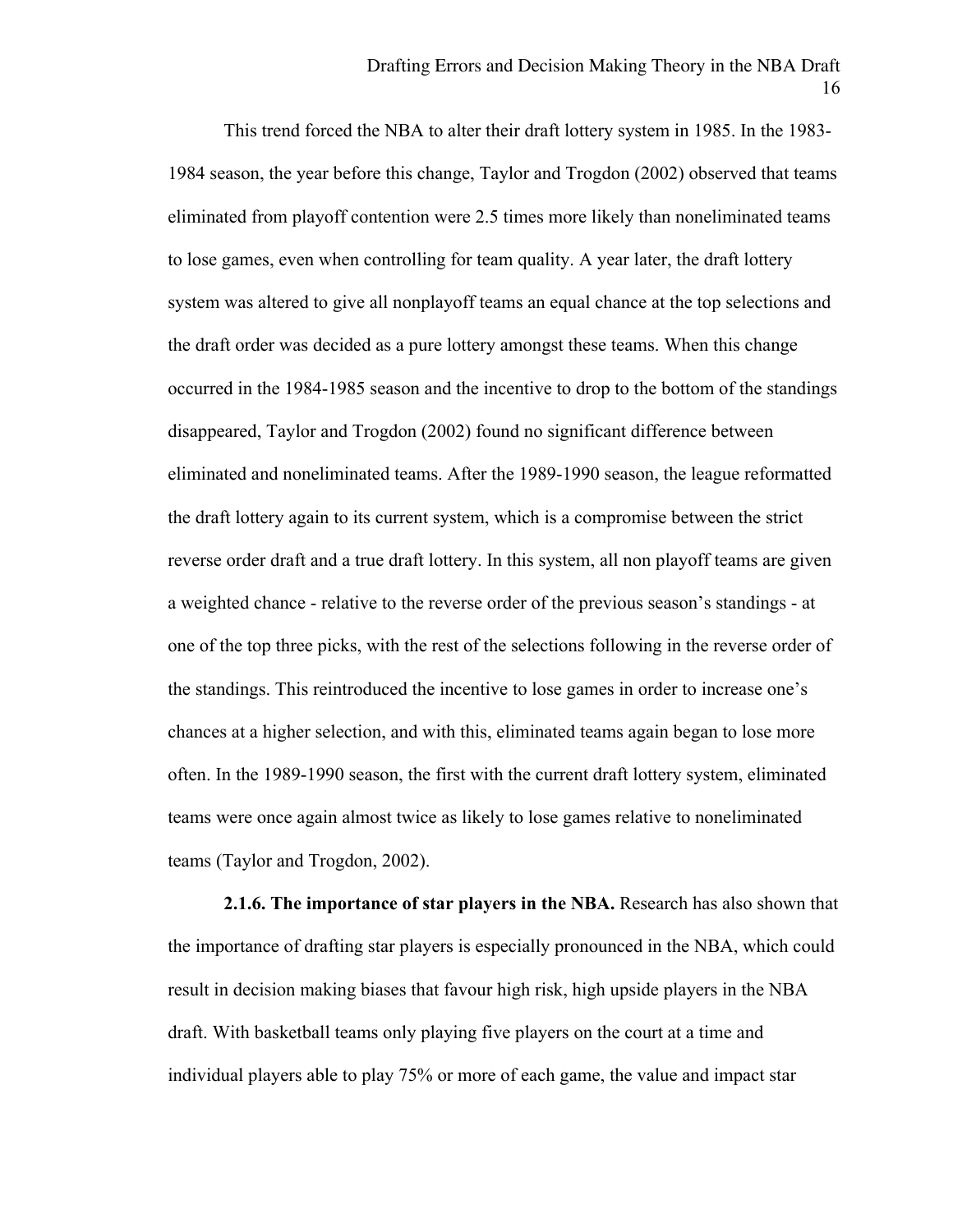This trend forced the NBA to alter their draft lottery system in 1985. In the 1983-1984 season, the year before this change, Taylor and Trogdon (2002) observed that teams eliminated from playoff contention were 2.5 times more likely than noneliminated teams to lose games, even when controlling for team quality. A year later, the draft lottery system was altered to give all nonplayoff teams an equal chance at the top selections and the draft order was decided as a pure lottery amongst these teams. When this change occurred in the 1984-1985 season and the incentive to drop to the bottom of the standings disappeared, Taylor and Trogdon (2002) found no significant difference between eliminated and noneliminated teams. After the 1989-1990 season, the league reformatted the draft lottery again to its current system, which is a compromise between the strict reverse order draft and a true draft lottery. In this system, all non playoff teams are given a weighted chance - relative to the reverse order of the previous season's standings - at one of the top three picks, with the rest of the selections following in the reverse order of the standings. This reintroduced the incentive to lose games in order to increase one's chances at a higher selection, and with this, eliminated teams again began to lose more often. In the 1989-1990 season, the first with the current draft lottery system, eliminated teams were once again almost twice as likely to lose games relative to noneliminated teams (Taylor and Trogdon, 2002).

**2.1.6. The importance of star players in the NBA.** Research has also shown that the importance of drafting star players is especially pronounced in the NBA, which could result in decision making biases that favour high risk, high upside players in the NBA draft. With basketball teams only playing five players on the court at a time and individual players able to play 75% or more of each game, the value and impact star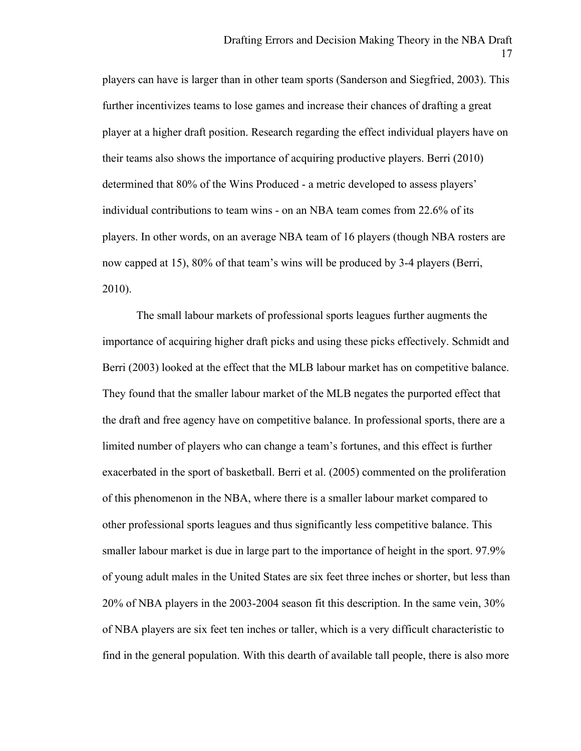players can have is larger than in other team sports (Sanderson and Siegfried, 2003). This further incentivizes teams to lose games and increase their chances of drafting a great player at a higher draft position. Research regarding the effect individual players have on their teams also shows the importance of acquiring productive players. Berri (2010) determined that 80% of the Wins Produced - a metric developed to assess players' individual contributions to team wins - on an NBA team comes from 22.6% of its players. In other words, on an average NBA team of 16 players (though NBA rosters are now capped at 15), 80% of that team's wins will be produced by 3-4 players (Berri, 2010).

The small labour markets of professional sports leagues further augments the importance of acquiring higher draft picks and using these picks effectively. Schmidt and Berri (2003) looked at the effect that the MLB labour market has on competitive balance. They found that the smaller labour market of the MLB negates the purported effect that the draft and free agency have on competitive balance. In professional sports, there are a limited number of players who can change a team's fortunes, and this effect is further exacerbated in the sport of basketball. Berri et al. (2005) commented on the proliferation of this phenomenon in the NBA, where there is a smaller labour market compared to other professional sports leagues and thus significantly less competitive balance. This smaller labour market is due in large part to the importance of height in the sport. 97.9% of young adult males in the United States are six feet three inches or shorter, but less than 20% of NBA players in the 2003-2004 season fit this description. In the same vein, 30% of NBA players are six feet ten inches or taller, which is a very difficult characteristic to find in the general population. With this dearth of available tall people, there is also more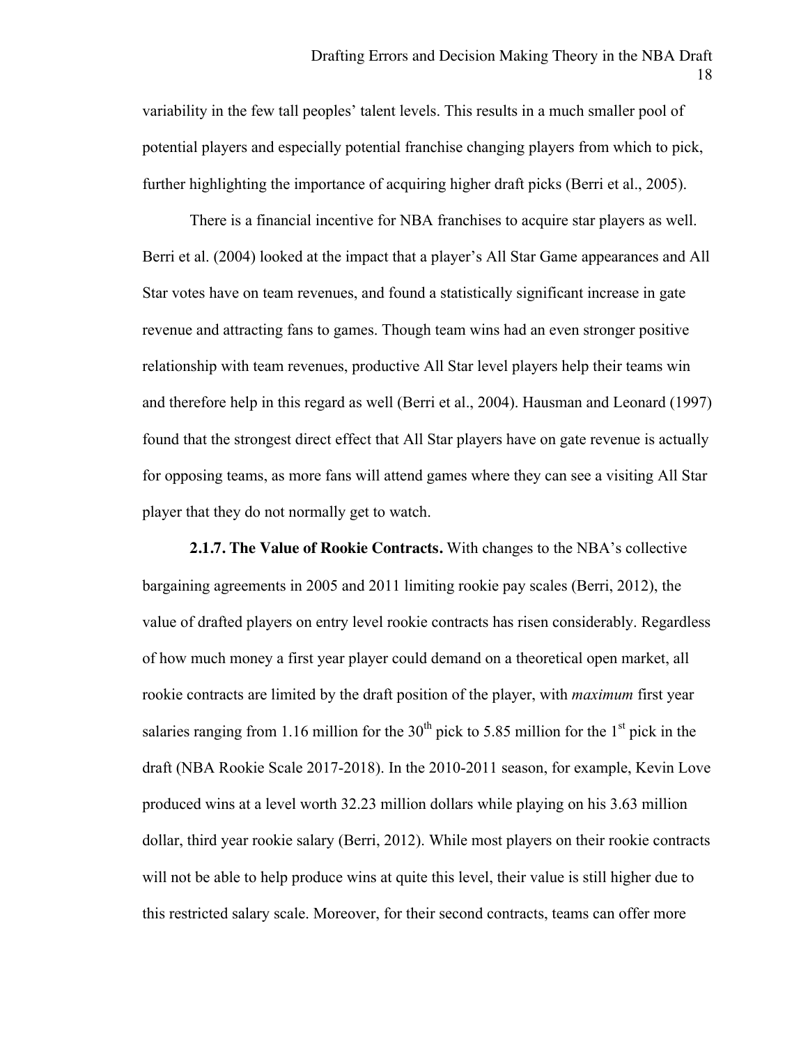variability in the few tall peoples' talent levels. This results in a much smaller pool of potential players and especially potential franchise changing players from which to pick, further highlighting the importance of acquiring higher draft picks (Berri et al., 2005).

There is a financial incentive for NBA franchises to acquire star players as well. Berri et al. (2004) looked at the impact that a player's All Star Game appearances and All Star votes have on team revenues, and found a statistically significant increase in gate revenue and attracting fans to games. Though team wins had an even stronger positive relationship with team revenues, productive All Star level players help their teams win and therefore help in this regard as well (Berri et al., 2004). Hausman and Leonard (1997) found that the strongest direct effect that All Star players have on gate revenue is actually for opposing teams, as more fans will attend games where they can see a visiting All Star player that they do not normally get to watch.

**2.1.7. The Value of Rookie Contracts.** With changes to the NBA's collective bargaining agreements in 2005 and 2011 limiting rookie pay scales (Berri, 2012), the value of drafted players on entry level rookie contracts has risen considerably. Regardless of how much money a first year player could demand on a theoretical open market, all rookie contracts are limited by the draft position of the player, with *maximum* first year salaries ranging from 1.16 million for the 30th pick to 5.85 million for the 1st pick in the draft (NBA Rookie Scale 2017-2018). In the 2010-2011 season, for example, Kevin Love produced wins at a level worth 32.23 million dollars while playing on his 3.63 million dollar, third year rookie salary (Berri, 2012). While most players on their rookie contracts will not be able to help produce wins at quite this level, their value is still higher due to this restricted salary scale. Moreover, for their second contracts, teams can offer more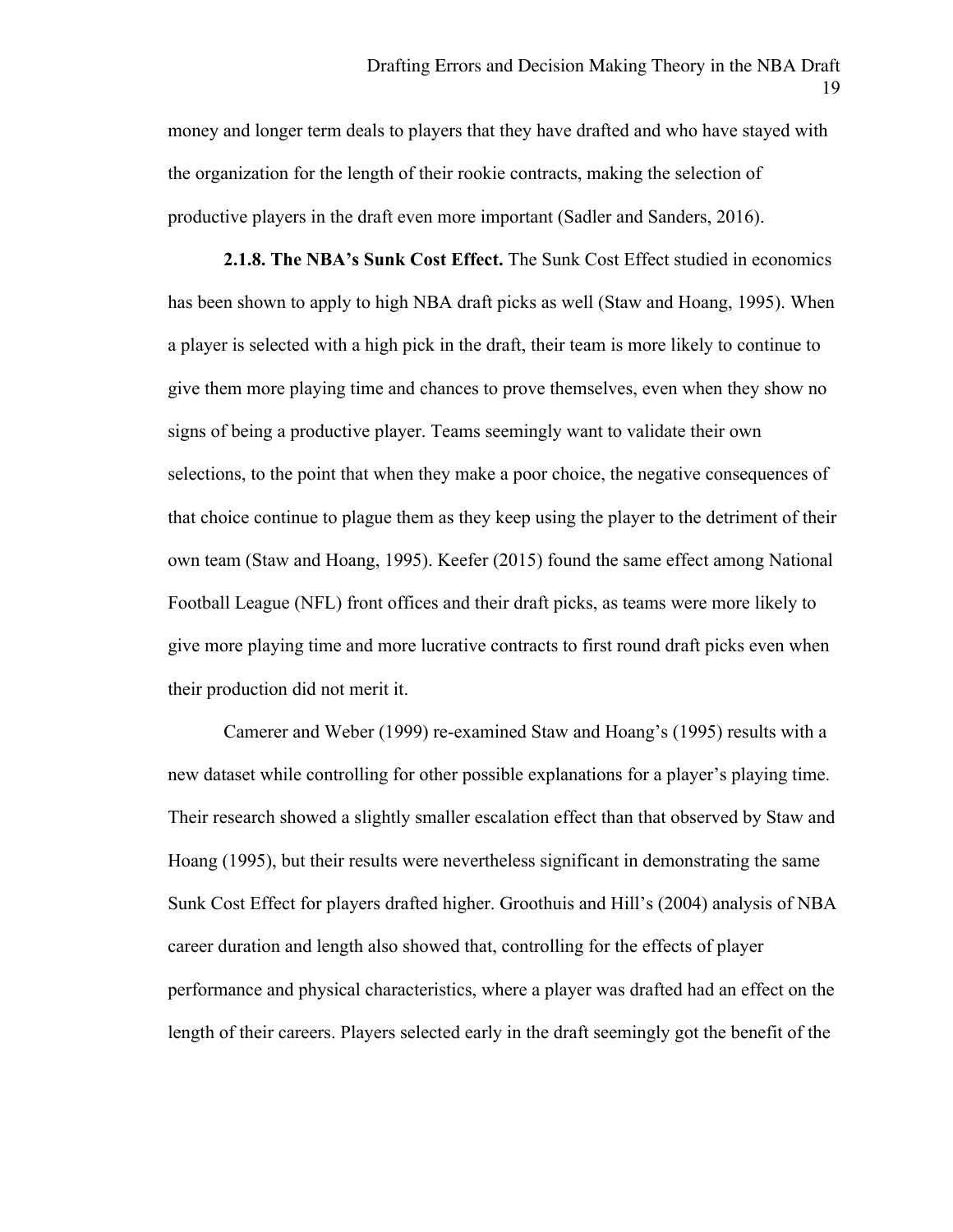money and longer term deals to players that they have drafted and who have stayed with the organization for the length of their rookie contracts, making the selection of productive players in the draft even more important (Sadler and Sanders, 2016).

**2.1.8. The NBA's Sunk Cost Effect.** The Sunk Cost Effect studied in economics has been shown to apply to high NBA draft picks as well (Staw and Hoang, 1995). When a player is selected with a high pick in the draft, their team is more likely to continue to give them more playing time and chances to prove themselves, even when they show no signs of being a productive player. Teams seemingly want to validate their own selections, to the point that when they make a poor choice, the negative consequences of that choice continue to plague them as they keep using the player to the detriment of their own team (Staw and Hoang, 1995). Keefer (2015) found the same effect among National Football League (NFL) front offices and their draft picks, as teams were more likely to give more playing time and more lucrative contracts to first round draft picks even when their production did not merit it.

Camerer and Weber (1999) re-examined Staw and Hoang's (1995) results with a new dataset while controlling for other possible explanations for a player's playing time. Their research showed a slightly smaller escalation effect than that observed by Staw and Hoang (1995), but their results were nevertheless significant in demonstrating the same Sunk Cost Effect for players drafted higher. Groothuis and Hill's (2004) analysis of NBA career duration and length also showed that, controlling for the effects of player performance and physical characteristics, where a player was drafted had an effect on the length of their careers. Players selected early in the draft seemingly got the benefit of the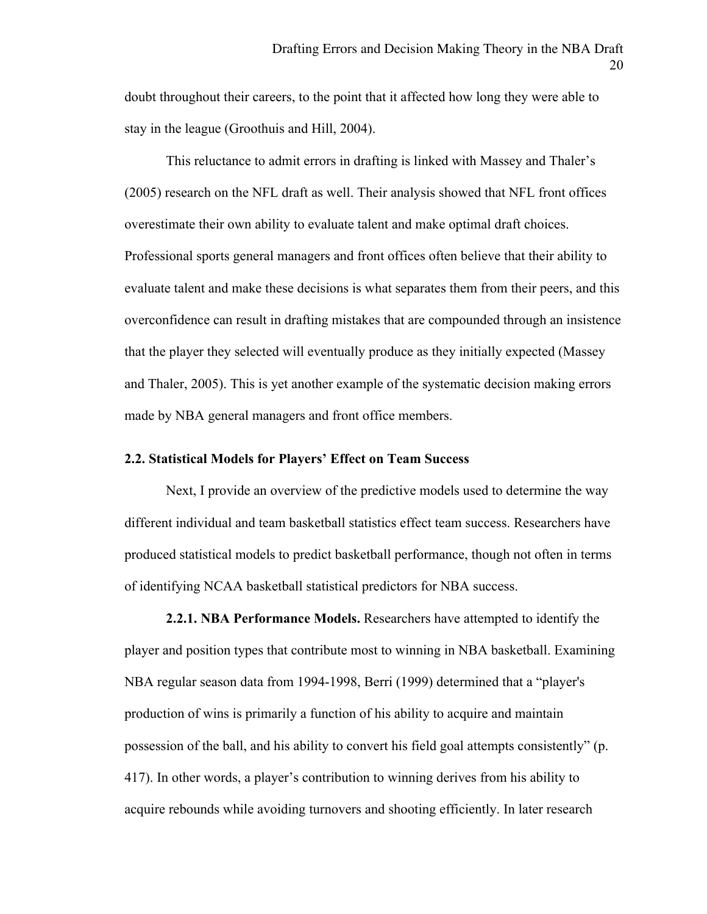doubt throughout their careers, to the point that it affected how long they were able to stay in the league (Groothuis and Hill, 2004).

This reluctance to admit errors in drafting is linked with Massey and Thaler's (2005) research on the NFL draft as well. Their analysis showed that NFL front offices overestimate their own ability to evaluate talent and make optimal draft choices. Professional sports general managers and front offices often believe that their ability to evaluate talent and make these decisions is what separates them from their peers, and this overconfidence can result in drafting mistakes that are compounded through an insistence that the player they selected will eventually produce as they initially expected (Massey and Thaler, 2005). This is yet another example of the systematic decision making errors made by NBA general managers and front office members.

### 2.2. Statistical Models for Players' Effect on Team Success

Next, I provide an overview of the predictive models used to determine the way different individual and team basketball statistics effect team success. Researchers have produced statistical models to predict basketball performance, though not often in terms of identifying NCAA basketball statistical predictors for NBA success.

**2.2.1. NBA Performance Models.** Researchers have attempted to identify the player and position types that contribute most to winning in NBA basketball. Examining NBA regular season data from 1994-1998, Berri (1999) determined that a "player's production of wins is primarily a function of his ability to acquire and maintain possession of the ball, and his ability to convert his field goal attempts consistently" (p. 417). In other words, a player's contribution to winning derives from his ability to acquire rebounds while avoiding turnovers and shooting efficiently. In later research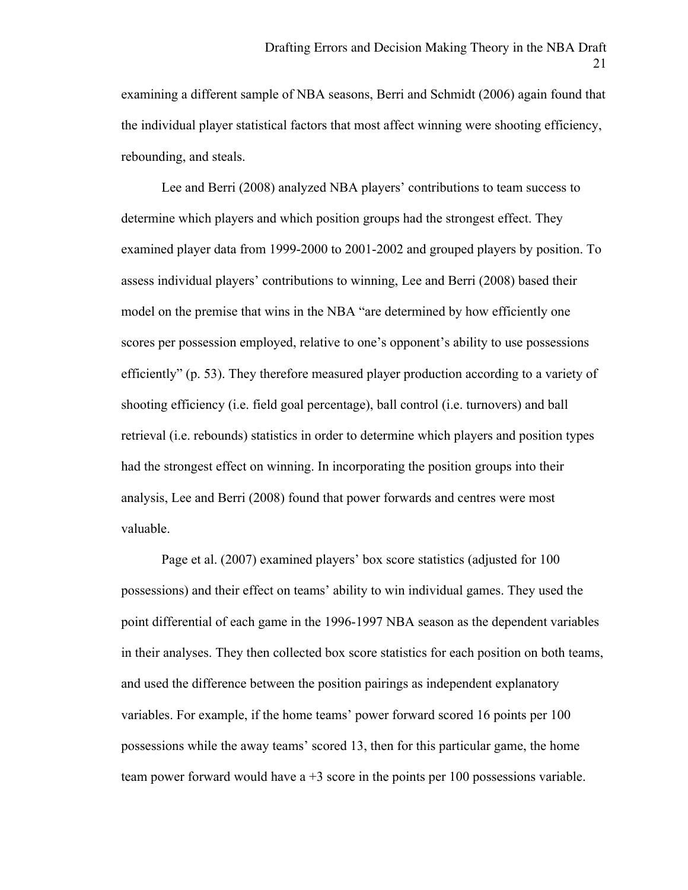examining a different sample of NBA seasons, Berri and Schmidt (2006) again found that the individual player statistical factors that most affect winning were shooting efficiency, rebounding, and steals.

Lee and Berri (2008) analyzed NBA players' contributions to team success to determine which players and which position groups had the strongest effect. They examined player data from 1999-2000 to 2001-2002 and grouped players by position. To assess individual players' contributions to winning, Lee and Berri (2008) based their model on the premise that wins in the NBA "are determined by how efficiently one scores per possession employed, relative to one's opponent's ability to use possessions efficiently" (p. 53). They therefore measured player production according to a variety of shooting efficiency (i.e. field goal percentage), ball control (i.e. turnovers) and ball retrieval (i.e. rebounds) statistics in order to determine which players and position types had the strongest effect on winning. In incorporating the position groups into their analysis, Lee and Berri (2008) found that power forwards and centres were most valuable.

Page et al. (2007) examined players' box score statistics (adjusted for 100 possessions) and their effect on teams' ability to win individual games. They used the point differential of each game in the 1996-1997 NBA season as the dependent variables in their analyses. They then collected box score statistics for each position on both teams, and used the difference between the position pairings as independent explanatory variables. For example, if the home teams' power forward scored 16 points per 100 possessions while the away teams' scored 13, then for this particular game, the home team power forward would have a +3 score in the points per 100 possessions variable.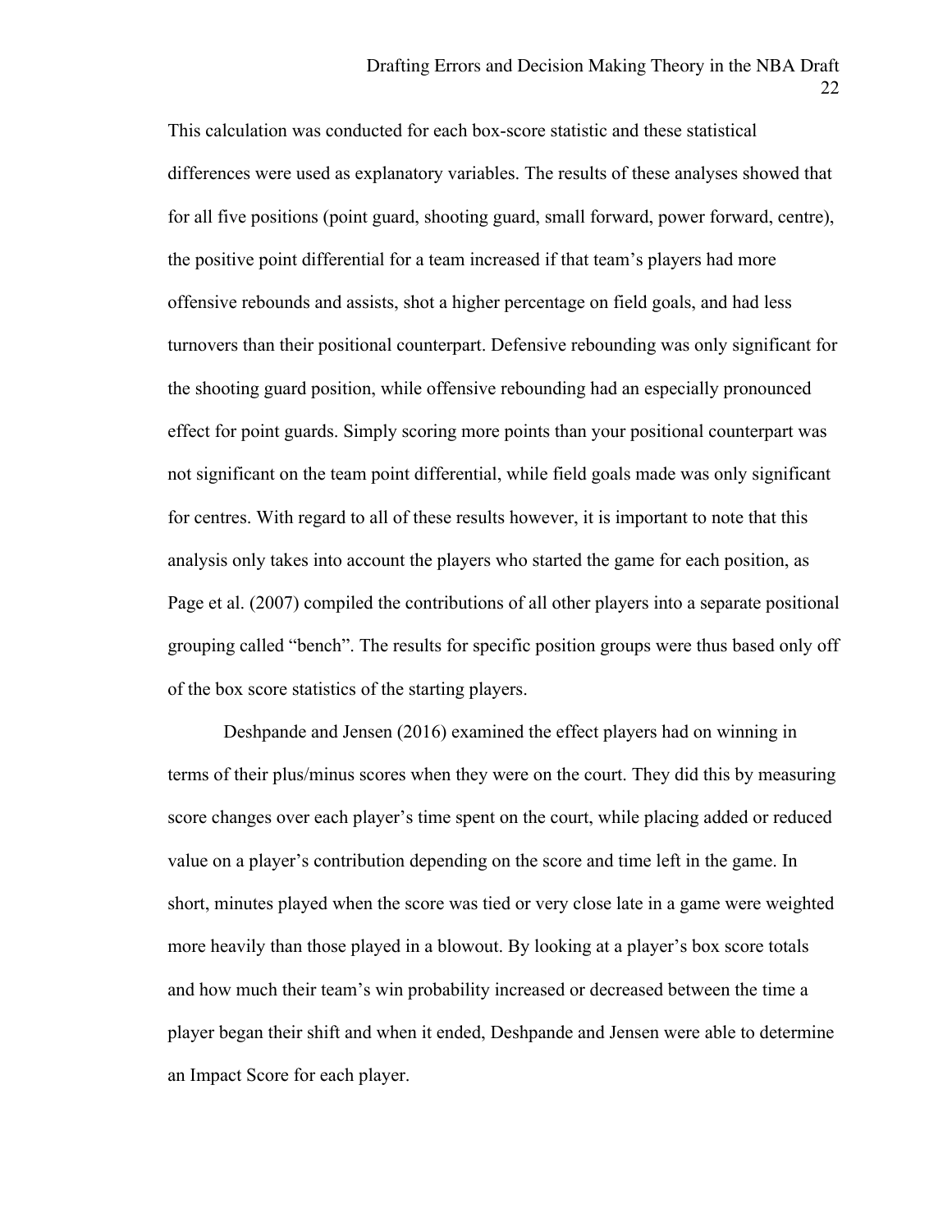This calculation was conducted for each box-score statistic and these statistical differences were used as explanatory variables. The results of these analyses showed that for all five positions (point guard, shooting guard, small forward, power forward, centre), the positive point differential for a team increased if that team's players had more offensive rebounds and assists, shot a higher percentage on field goals, and had less turnovers than their positional counterpart. Defensive rebounding was only significant for the shooting guard position, while offensive rebounding had an especially pronounced effect for point guards. Simply scoring more points than your positional counterpart was not significant on the team point differential, while field goals made was only significant for centres. With regard to all of these results however, it is important to note that this analysis only takes into account the players who started the game for each position, as Page et al. (2007) compiled the contributions of all other players into a separate positional grouping called "bench". The results for specific position groups were thus based only off of the box score statistics of the starting players.

Deshpande and Jensen (2016) examined the effect players had on winning in terms of their plus/minus scores when they were on the court. They did this by measuring score changes over each player's time spent on the court, while placing added or reduced value on a player's contribution depending on the score and time left in the game. In short, minutes played when the score was tied or very close late in a game were weighted more heavily than those played in a blowout. By looking at a player's box score totals and how much their team's win probability increased or decreased between the time a player began their shift and when it ended, Deshpande and Jensen were able to determine an Impact Score for each player.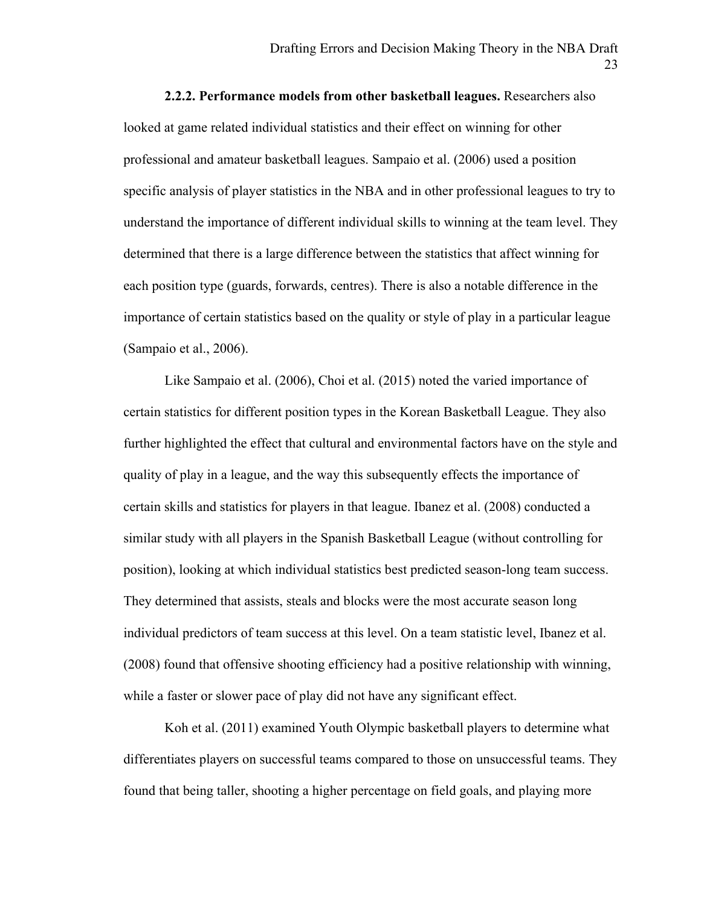**2.2.2. Performance models from other basketball leagues.** Researchers also looked at game related individual statistics and their effect on winning for other professional and amateur basketball leagues. Sampaio et al. (2006) used a position specific analysis of player statistics in the NBA and in other professional leagues to try to understand the importance of different individual skills to winning at the team level. They determined that there is a large difference between the statistics that affect winning for each position type (guards, forwards, centres). There is also a notable difference in the importance of certain statistics based on the quality or style of play in a particular league (Sampaio et al., 2006).

Like Sampaio et al. (2006), Choi et al. (2015) noted the varied importance of certain statistics for different position types in the Korean Basketball League. They also further highlighted the effect that cultural and environmental factors have on the style and quality of play in a league, and the way this subsequently effects the importance of certain skills and statistics for players in that league. Ibanez et al. (2008) conducted a similar study with all players in the Spanish Basketball League (without controlling for position), looking at which individual statistics best predicted season-long team success. They determined that assists, steals and blocks were the most accurate season long individual predictors of team success at this level. On a team statistic level, Ibanez et al. (2008) found that offensive shooting efficiency had a positive relationship with winning, while a faster or slower pace of play did not have any significant effect.

Koh et al. (2011) examined Youth Olympic basketball players to determine what differentiates players on successful teams compared to those on unsuccessful teams. They found that being taller, shooting a higher percentage on field goals, and playing more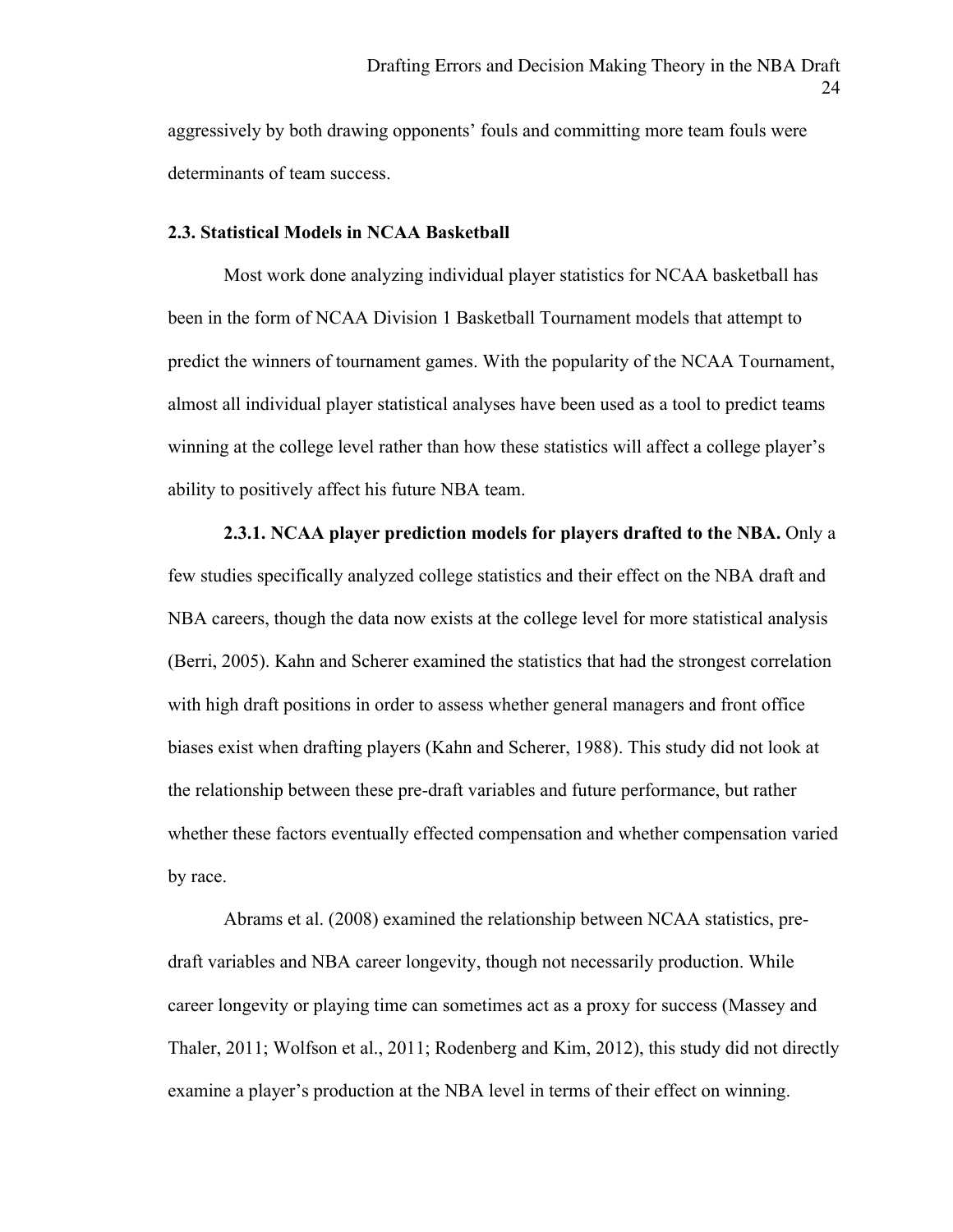aggressively by both drawing opponents' fouls and committing more team fouls were determinants of team success.

### 2.3. Statistical Models in NCAA Basketball

Most work done analyzing individual player statistics for NCAA basketball has been in the form of NCAA Division 1 Basketball Tournament models that attempt to predict the winners of tournament games. With the popularity of the NCAA Tournament, almost all individual player statistical analyses have been used as a tool to predict teams winning at the college level rather than how these statistics will affect a college player's ability to positively affect his future NBA team.

**2.3.1. NCAA player prediction models for players drafted to the NBA.** Only a few studies specifically analyzed college statistics and their effect on the NBA draft and NBA careers, though the data now exists at the college level for more statistical analysis (Berri, 2005). Kahn and Scherer examined the statistics that had the strongest correlation with high draft positions in order to assess whether general managers and front office biases exist when drafting players (Kahn and Scherer, 1988). This study did not look at the relationship between these pre-draft variables and future performance, but rather whether these factors eventually effected compensation and whether compensation varied by race.

Abrams et al. (2008) examined the relationship between NCAA statistics, pre-draft variables and NBA career longevity, though not necessarily production. While career longevity or playing time can sometimes act as a proxy for success (Massey and Thaler, 2011; Wolfson et al., 2011; Rodenberg and Kim, 2012), this study did not directly examine a player's production at the NBA level in terms of their effect on winning.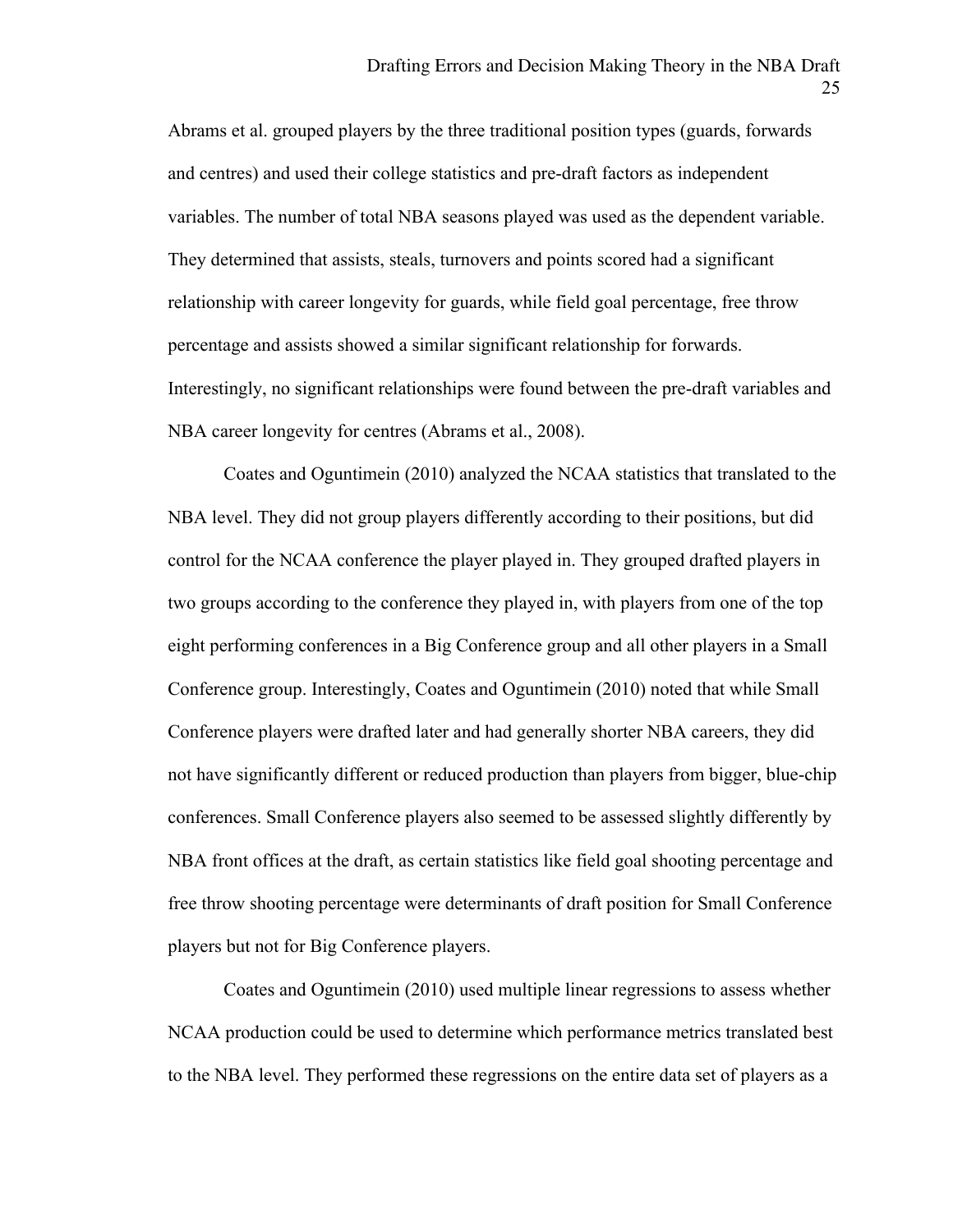Abrams et al. grouped players by the three traditional position types (guards, forwards and centres) and used their college statistics and pre-draft factors as independent variables. The number of total NBA seasons played was used as the dependent variable. They determined that assists, steals, turnovers and points scored had a significant relationship with career longevity for guards, while field goal percentage, free throw percentage and assists showed a similar significant relationship for forwards. Interestingly, no significant relationships were found between the pre-draft variables and NBA career longevity for centres (Abrams et al., 2008).

Coates and Oguntimein (2010) analyzed the NCAA statistics that translated to the NBA level. They did not group players differently according to their positions, but did control for the NCAA conference the player played in. They grouped drafted players in two groups according to the conference they played in, with players from one of the top eight performing conferences in a Big Conference group and all other players in a Small Conference group. Interestingly, Coates and Oguntimein (2010) noted that while Small Conference players were drafted later and had generally shorter NBA careers, they did not have significantly different or reduced production than players from bigger, blue-chip conferences. Small Conference players also seemed to be assessed slightly differently by NBA front offices at the draft, as certain statistics like field goal shooting percentage and free throw shooting percentage were determinants of draft position for Small Conference players but not for Big Conference players.

Coates and Oguntimein (2010) used multiple linear regressions to assess whether NCAA production could be used to determine which performance metrics translated best to the NBA level. They performed these regressions on the entire data set of players as a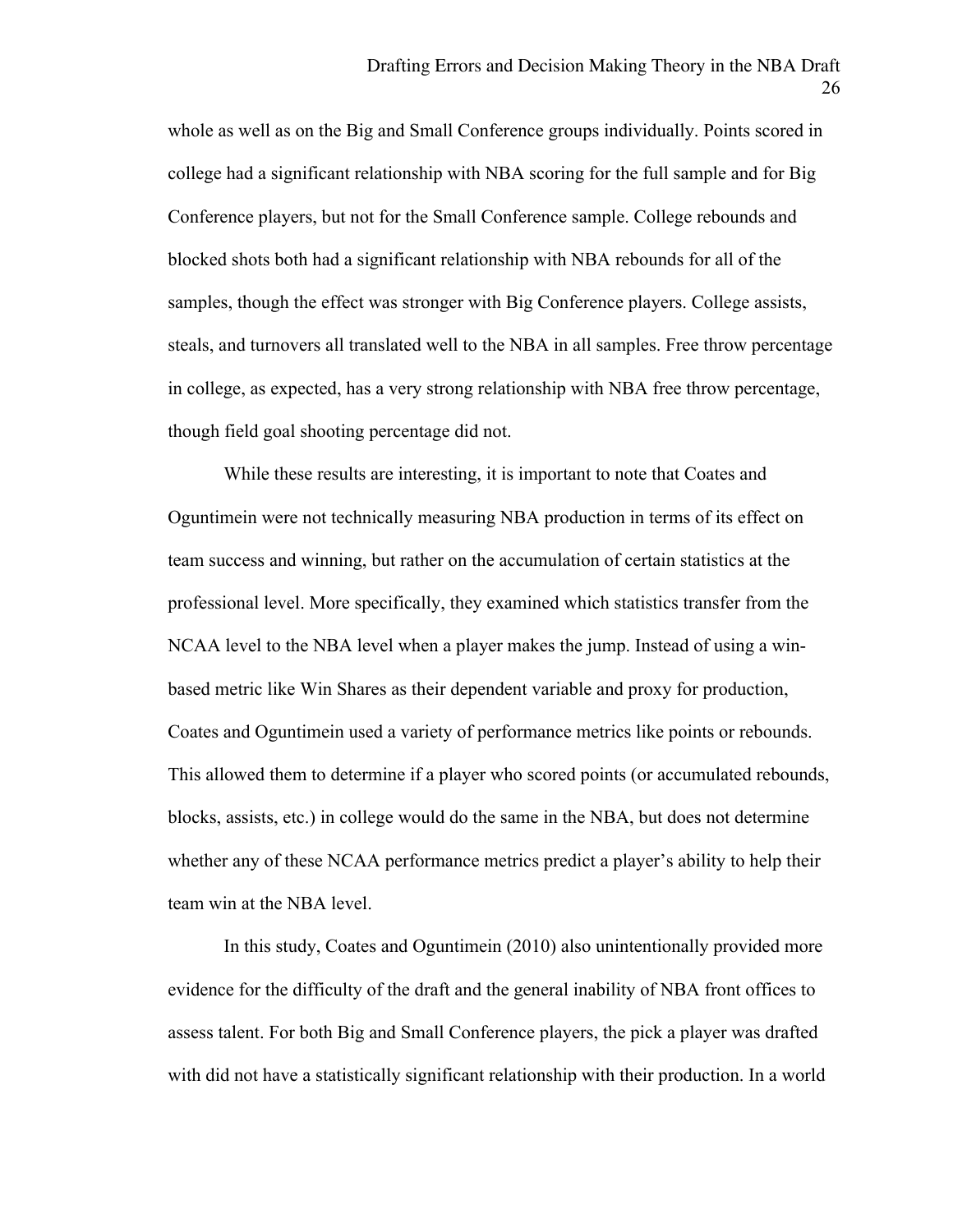whole as well as on the Big and Small Conference groups individually. Points scored in college had a significant relationship with NBA scoring for the full sample and for Big Conference players, but not for the Small Conference sample. College rebounds and blocked shots both had a significant relationship with NBA rebounds for all of the samples, though the effect was stronger with Big Conference players. College assists, steals, and turnovers all translated well to the NBA in all samples. Free throw percentage in college, as expected, has a very strong relationship with NBA free throw percentage, though field goal shooting percentage did not.

While these results are interesting, it is important to note that Coates and Oguntimein were not technically measuring NBA production in terms of its effect on team success and winning, but rather on the accumulation of certain statistics at the professional level. More specifically, they examined which statistics transfer from the NCAA level to the NBA level when a player makes the jump. Instead of using a win-based metric like Win Shares as their dependent variable and proxy for production, Coates and Oguntimein used a variety of performance metrics like points or rebounds. This allowed them to determine if a player who scored points (or accumulated rebounds, blocks, assists, etc.) in college would do the same in the NBA, but does not determine whether any of these NCAA performance metrics predict a player's ability to help their team win at the NBA level.

In this study, Coates and Oguntimein (2010) also unintentionally provided more evidence for the difficulty of the draft and the general inability of NBA front offices to assess talent. For both Big and Small Conference players, the pick a player was drafted with did not have a statistically significant relationship with their production. In a world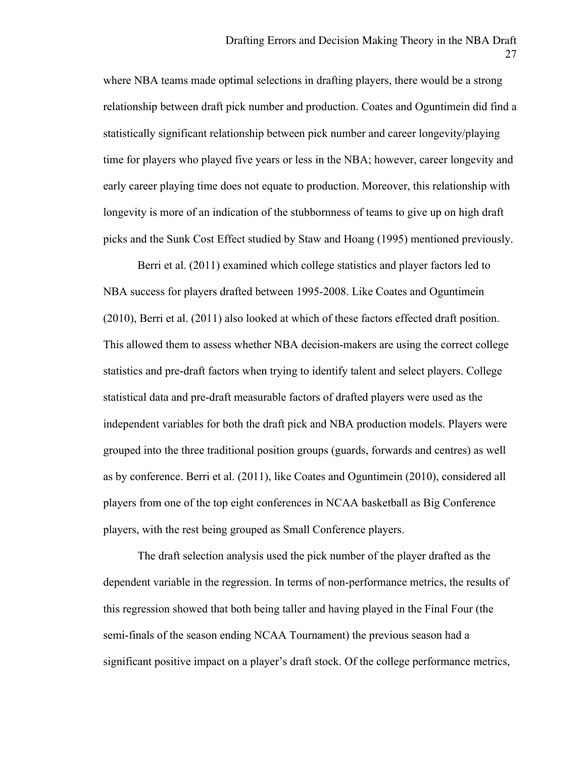where NBA teams made optimal selections in drafting players, there would be a strong relationship between draft pick number and production. Coates and Oguntimein did find a statistically significant relationship between pick number and career longevity/playing time for players who played five years or less in the NBA; however, career longevity and early career playing time does not equate to production. Moreover, this relationship with longevity is more of an indication of the stubbornness of teams to give up on high draft picks and the Sunk Cost Effect studied by Staw and Hoang (1995) mentioned previously.

Berri et al. (2011) examined which college statistics and player factors led to NBA success for players drafted between 1995-2008. Like Coates and Oguntimein (2010), Berri et al. (2011) also looked at which of these factors effected draft position. This allowed them to assess whether NBA decision-makers are using the correct college statistics and pre-draft factors when trying to identify talent and select players. College statistical data and pre-draft measurable factors of drafted players were used as the independent variables for both the draft pick and NBA production models. Players were grouped into the three traditional position groups (guards, forwards and centres) as well as by conference. Berri et al. (2011), like Coates and Oguntimein (2010), considered all players from one of the top eight conferences in NCAA basketball as Big Conference players, with the rest being grouped as Small Conference players.

The draft selection analysis used the pick number of the player drafted as the dependent variable in the regression. In terms of non-performance metrics, the results of this regression showed that both being taller and having played in the Final Four (the semi-finals of the season ending NCAA Tournament) the previous season had a significant positive impact on a player's draft stock. Of the college performance metrics,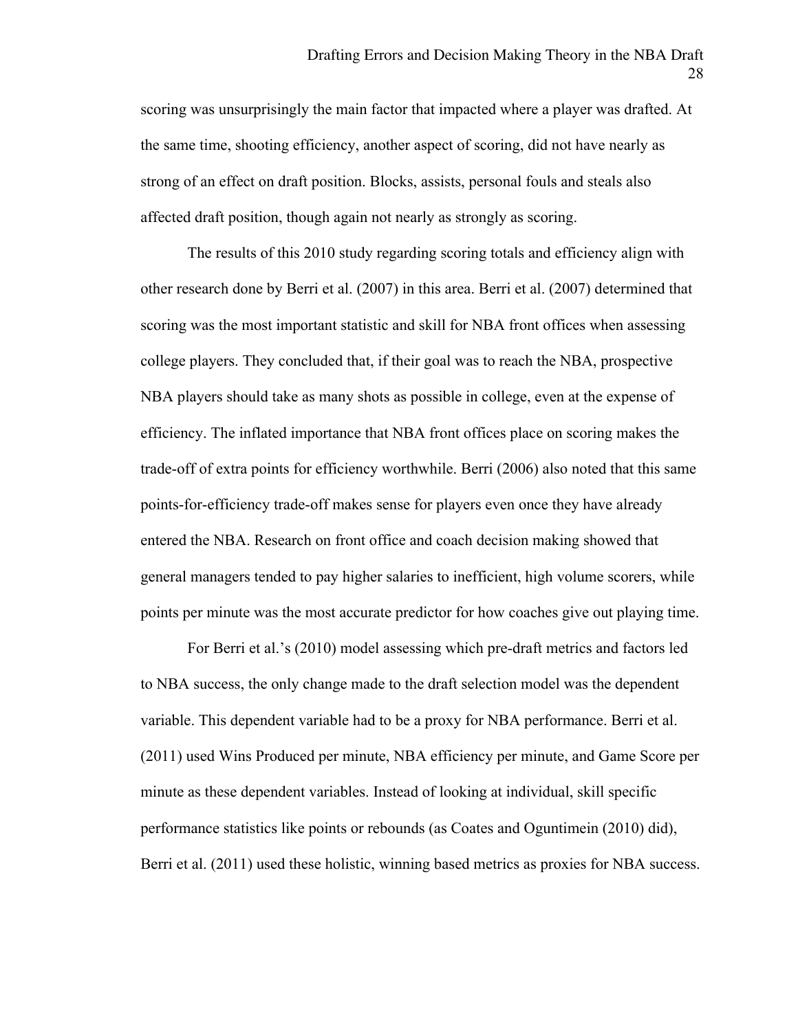scoring was unsurprisingly the main factor that impacted where a player was drafted. At the same time, shooting efficiency, another aspect of scoring, did not have nearly as strong of an effect on draft position. Blocks, assists, personal fouls and steals also affected draft position, though again not nearly as strongly as scoring.

The results of this 2010 study regarding scoring totals and efficiency align with other research done by Berri et al. (2007) in this area. Berri et al. (2007) determined that scoring was the most important statistic and skill for NBA front offices when assessing college players. They concluded that, if their goal was to reach the NBA, prospective NBA players should take as many shots as possible in college, even at the expense of efficiency. The inflated importance that NBA front offices place on scoring makes the trade-off of extra points for efficiency worthwhile. Berri (2006) also noted that this same points-for-efficiency trade-off makes sense for players even once they have already entered the NBA. Research on front office and coach decision making showed that general managers tended to pay higher salaries to inefficient, high volume scorers, while points per minute was the most accurate predictor for how coaches give out playing time.

For Berri et al.'s (2010) model assessing which pre-draft metrics and factors led to NBA success, the only change made to the draft selection model was the dependent variable. This dependent variable had to be a proxy for NBA performance. Berri et al. (2011) used Wins Produced per minute, NBA efficiency per minute, and Game Score per minute as these dependent variables. Instead of looking at individual, skill specific performance statistics like points or rebounds (as Coates and Oguntimein (2010) did), Berri et al. (2011) used these holistic, winning based metrics as proxies for NBA success.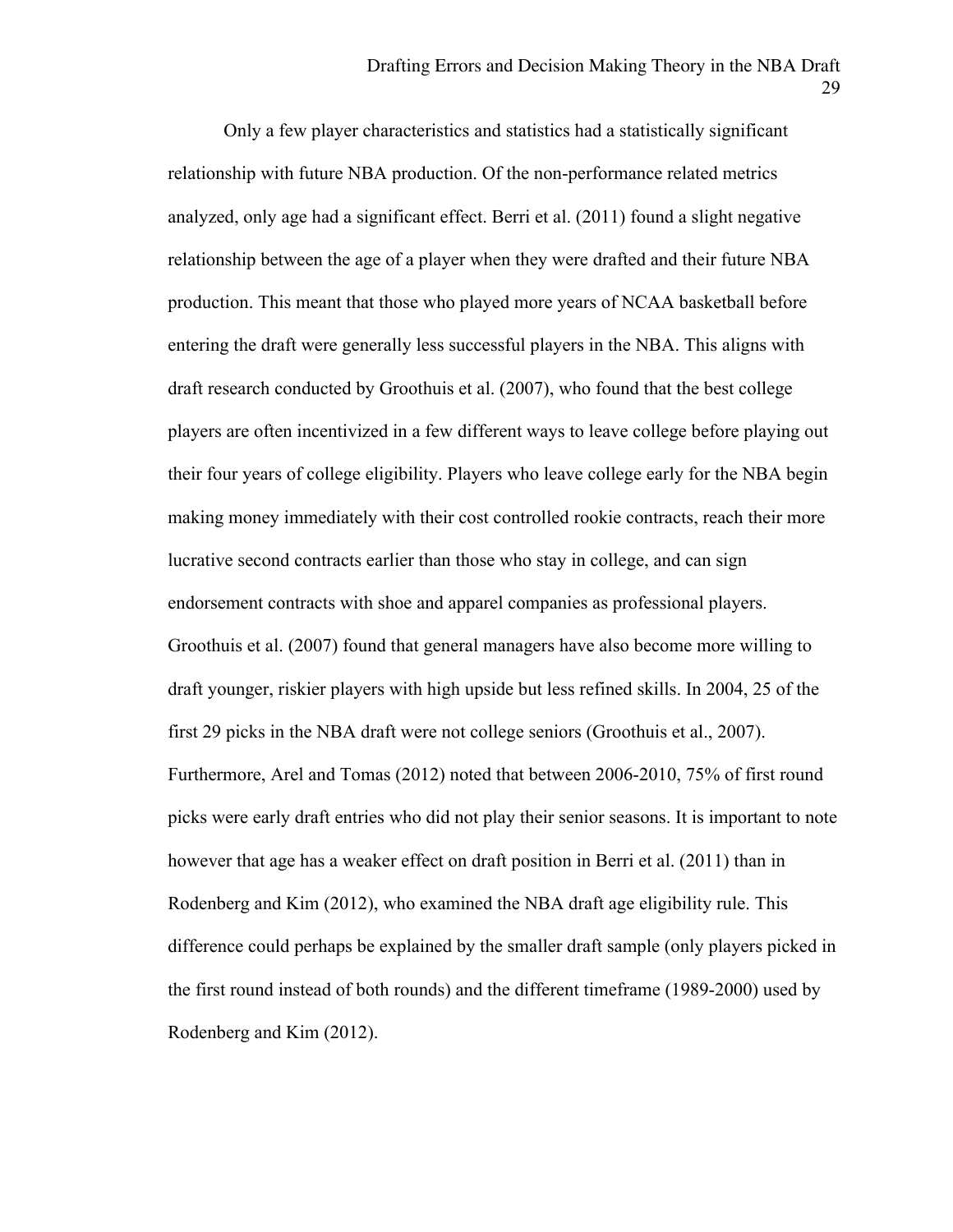Only a few player characteristics and statistics had a statistically significant relationship with future NBA production. Of the non-performance related metrics analyzed, only age had a significant effect. Berri et al. (2011) found a slight negative relationship between the age of a player when they were drafted and their future NBA production. This meant that those who played more years of NCAA basketball before entering the draft were generally less successful players in the NBA. This aligns with draft research conducted by Groothuis et al. (2007), who found that the best college players are often incentivized in a few different ways to leave college before playing out their four years of college eligibility. Players who leave college early for the NBA begin making money immediately with their cost controlled rookie contracts, reach their more lucrative second contracts earlier than those who stay in college, and can sign endorsement contracts with shoe and apparel companies as professional players. Groothuis et al. (2007) found that general managers have also become more willing to draft younger, riskier players with high upside but less refined skills. In 2004, 25 of the first 29 picks in the NBA draft were not college seniors (Groothuis et al., 2007). Furthermore, Arel and Tomas (2012) noted that between 2006-2010, 75% of first round picks were early draft entries who did not play their senior seasons. It is important to note however that age has a weaker effect on draft position in Berri et al. (2011) than in Rodenberg and Kim (2012), who examined the NBA draft age eligibility rule. This difference could perhaps be explained by the smaller draft sample (only players picked in the first round instead of both rounds) and the different timeframe (1989-2000) used by Rodenberg and Kim (2012).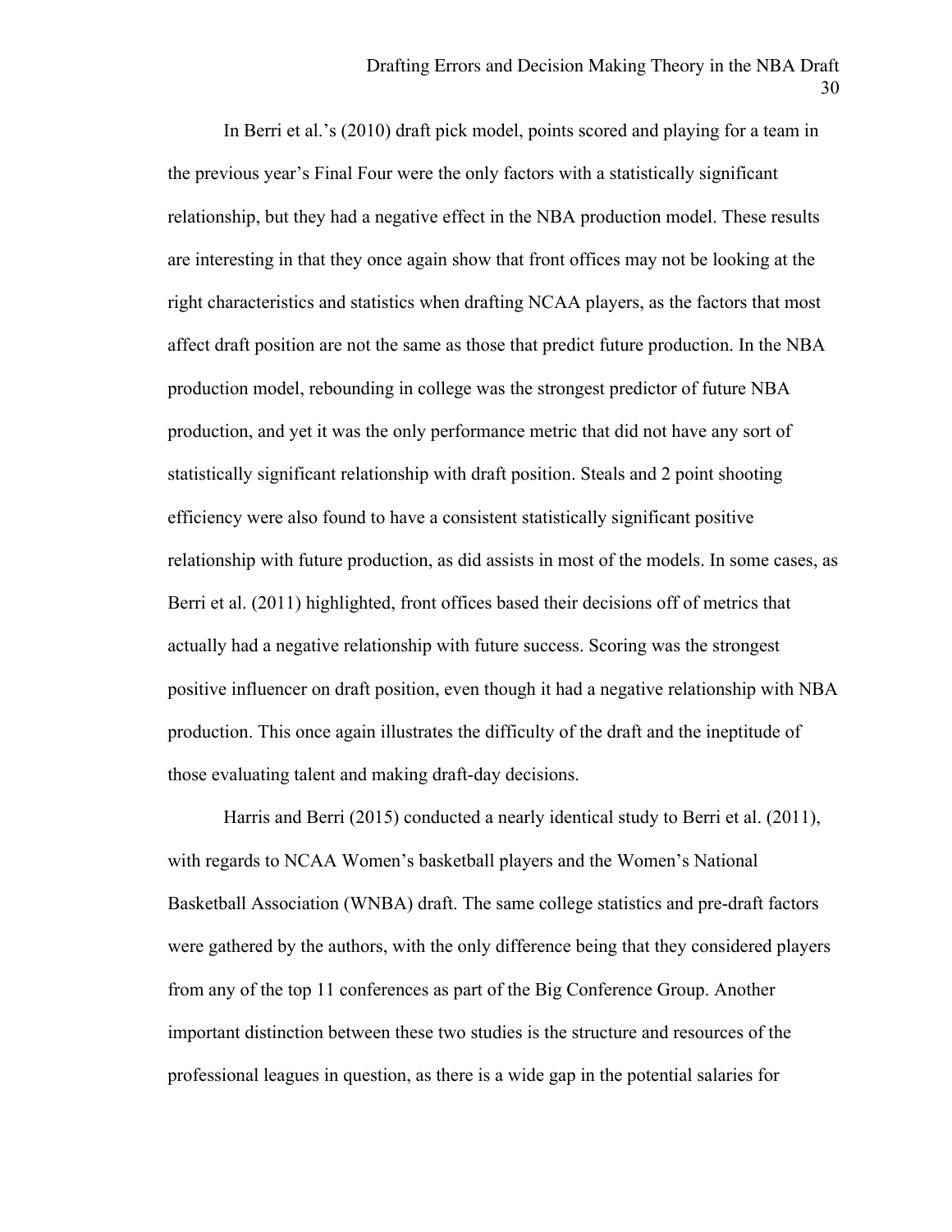In Berri et al.'s (2010) draft pick model, points scored and playing for a team in the previous year's Final Four were the only factors with a statistically significant relationship, but they had a negative effect in the NBA production model. These results are interesting in that they once again show that front offices may not be looking at the right characteristics and statistics when drafting NCAA players, as the factors that most affect draft position are not the same as those that predict future production. In the NBA production model, rebounding in college was the strongest predictor of future NBA production, and yet it was the only performance metric that did not have any sort of statistically significant relationship with draft position. Steals and 2 point shooting efficiency were also found to have a consistent statistically significant positive relationship with future production, as did assists in most of the models. In some cases, as Berri et al. (2011) highlighted, front offices based their decisions off of metrics that actually had a negative relationship with future success. Scoring was the strongest positive influencer on draft position, even though it had a negative relationship with NBA production. This once again illustrates the difficulty of the draft and the ineptitude of those evaluating talent and making draft-day decisions.

Harris and Berri (2015) conducted a nearly identical study to Berri et al. (2011), with regards to NCAA Women's basketball players and the Women's National Basketball Association (WNBA) draft. The same college statistics and pre-draft factors were gathered by the authors, with the only difference being that they considered players from any of the top 11 conferences as part of the Big Conference Group. Another important distinction between these two studies is the structure and resources of the professional leagues in question, as there is a wide gap in the potential salaries for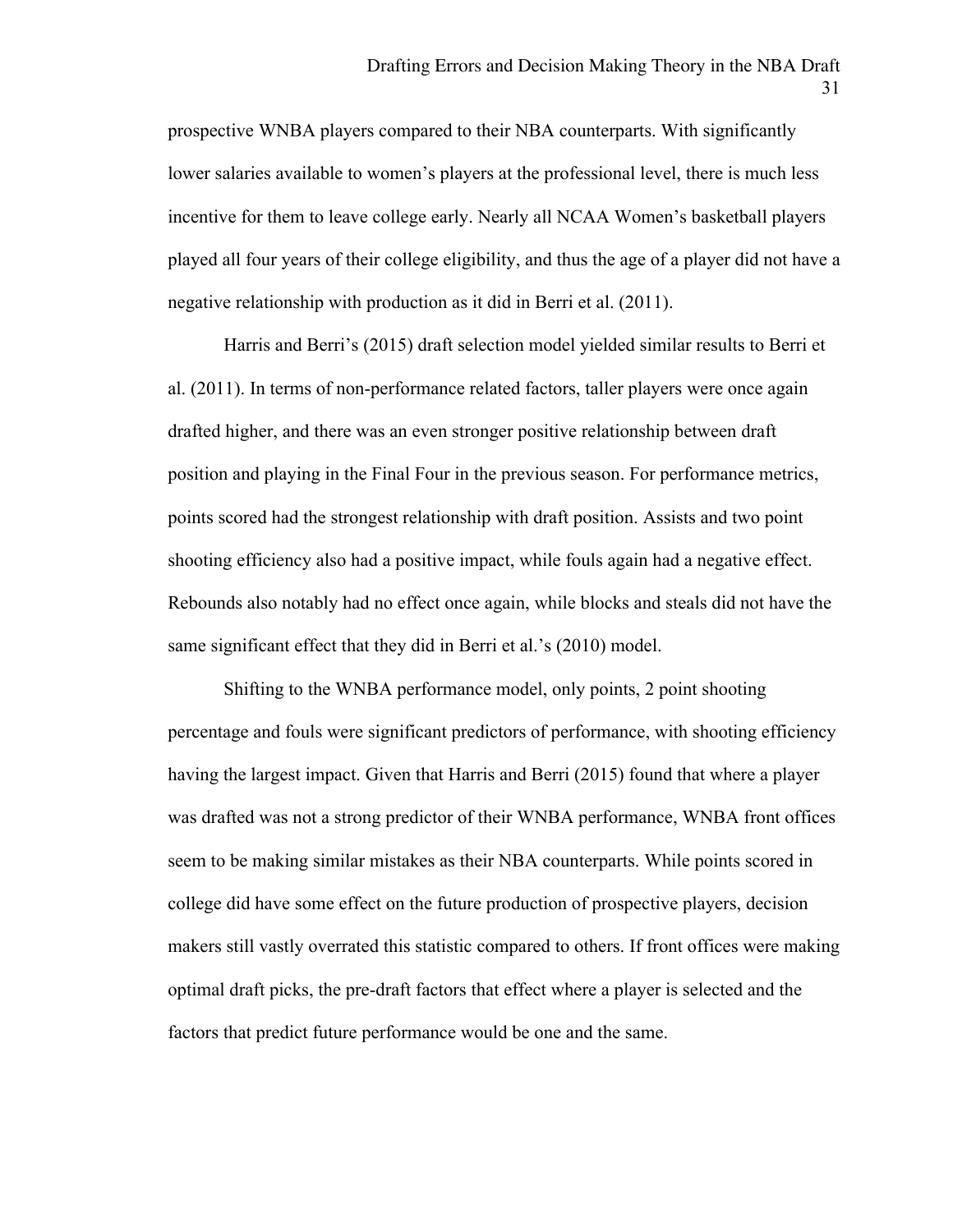prospective WNBA players compared to their NBA counterparts. With significantly lower salaries available to women's players at the professional level, there is much less incentive for them to leave college early. Nearly all NCAA Women's basketball players played all four years of their college eligibility, and thus the age of a player did not have a negative relationship with production as it did in Berri et al. (2011).

Harris and Berri's (2015) draft selection model yielded similar results to Berri et al. (2011). In terms of non-performance related factors, taller players were once again drafted higher, and there was an even stronger positive relationship between draft position and playing in the Final Four in the previous season. For performance metrics, points scored had the strongest relationship with draft position. Assists and two point shooting efficiency also had a positive impact, while fouls again had a negative effect. Rebounds also notably had no effect once again, while blocks and steals did not have the same significant effect that they did in Berri et al.'s (2010) model.

Shifting to the WNBA performance model, only points, 2 point shooting percentage and fouls were significant predictors of performance, with shooting efficiency having the largest impact. Given that Harris and Berri (2015) found that where a player was drafted was not a strong predictor of their WNBA performance, WNBA front offices seem to be making similar mistakes as their NBA counterparts. While points scored in college did have some effect on the future production of prospective players, decision makers still vastly overrated this statistic compared to others. If front offices were making optimal draft picks, the pre-draft factors that effect where a player is selected and the factors that predict future performance would be one and the same.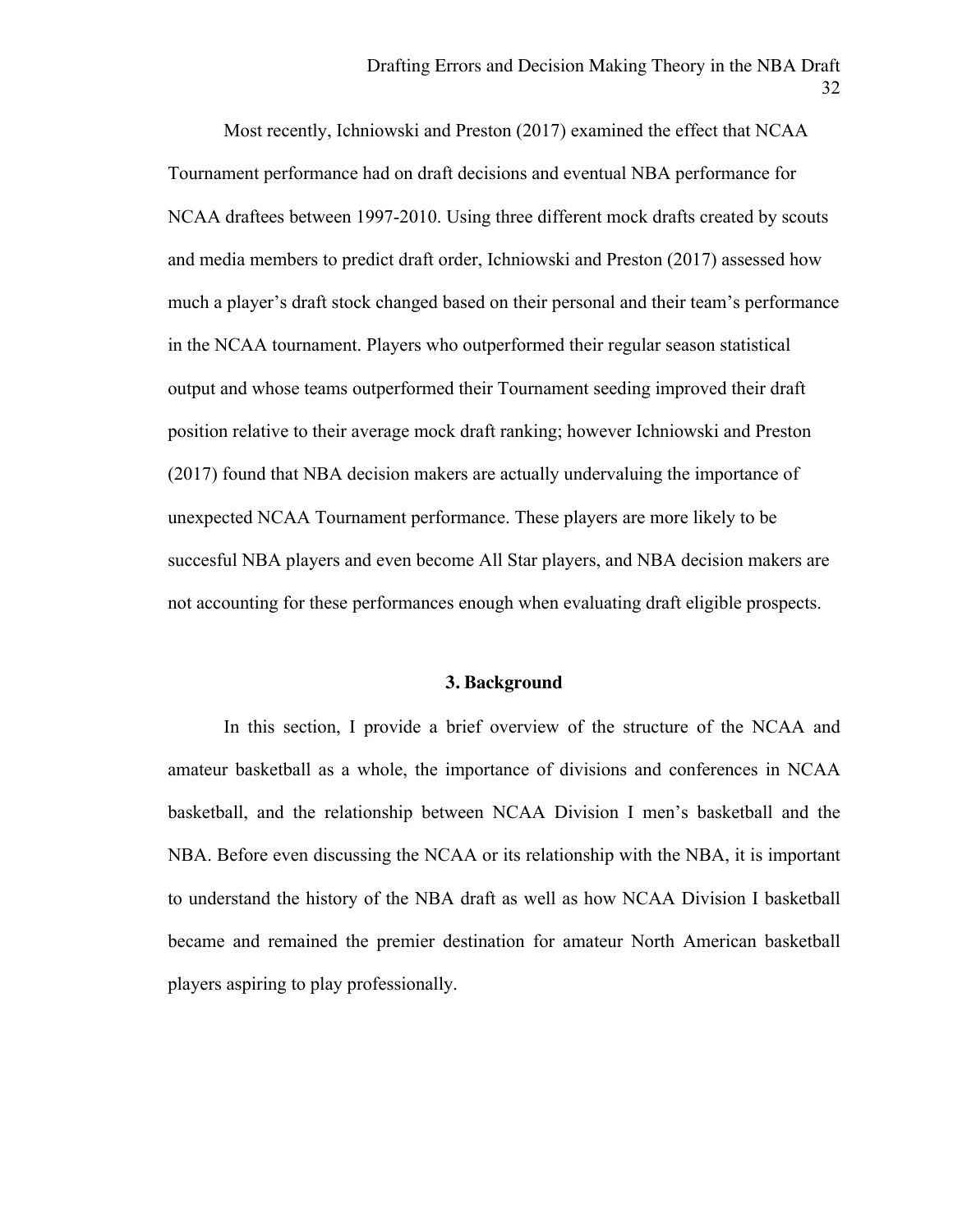Most recently, Ichniowski and Preston (2017) examined the effect that NCAA Tournament performance had on draft decisions and eventual NBA performance for NCAA draftees between 1997-2010. Using three different mock drafts created by scouts and media members to predict draft order, Ichniowski and Preston (2017) assessed how much a player's draft stock changed based on their personal and their team's performance in the NCAA tournament. Players who outperformed their regular season statistical output and whose teams outperformed their Tournament seeding improved their draft position relative to their average mock draft ranking; however Ichniowski and Preston (2017) found that NBA decision makers are actually undervaluing the importance of unexpected NCAA Tournament performance. These players are more likely to be succesful NBA players and even become All Star players, and NBA decision makers are not accounting for these performances enough when evaluating draft eligible prospects.

## 3. Background

In this section, I provide a brief overview of the structure of the NCAA and amateur basketball as a whole, the importance of divisions and conferences in NCAA basketball, and the relationship between NCAA Division I men's basketball and the NBA. Before even discussing the NCAA or its relationship with the NBA, it is important to understand the history of the NBA draft as well as how NCAA Division I basketball became and remained the premier destination for amateur North American basketball players aspiring to play professionally.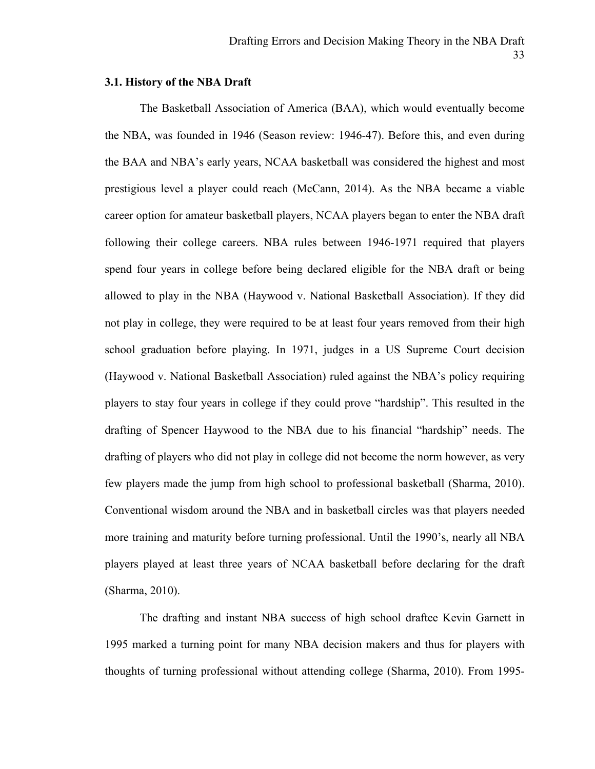### 3.1. History of the NBA Draft

The Basketball Association of America (BAA), which would eventually become the NBA, was founded in 1946 (Season review: 1946-47). Before this, and even during the BAA and NBA's early years, NCAA basketball was considered the highest and most prestigious level a player could reach (McCann, 2014). As the NBA became a viable career option for amateur basketball players, NCAA players began to enter the NBA draft following their college careers. NBA rules between 1946-1971 required that players spend four years in college before being declared eligible for the NBA draft or being allowed to play in the NBA (Haywood v. National Basketball Association). If they did not play in college, they were required to be at least four years removed from their high school graduation before playing. In 1971, judges in a US Supreme Court decision (Haywood v. National Basketball Association) ruled against the NBA's policy requiring players to stay four years in college if they could prove "hardship". This resulted in the drafting of Spencer Haywood to the NBA due to his financial "hardship" needs. The drafting of players who did not play in college did not become the norm however, as very few players made the jump from high school to professional basketball (Sharma, 2010). Conventional wisdom around the NBA and in basketball circles was that players needed more training and maturity before turning professional. Until the 1990's, nearly all NBA players played at least three years of NCAA basketball before declaring for the draft (Sharma, 2010).

The drafting and instant NBA success of high school draftee Kevin Garnett in 1995 marked a turning point for many NBA decision makers and thus for players with thoughts of turning professional without attending college (Sharma, 2010). From 1995-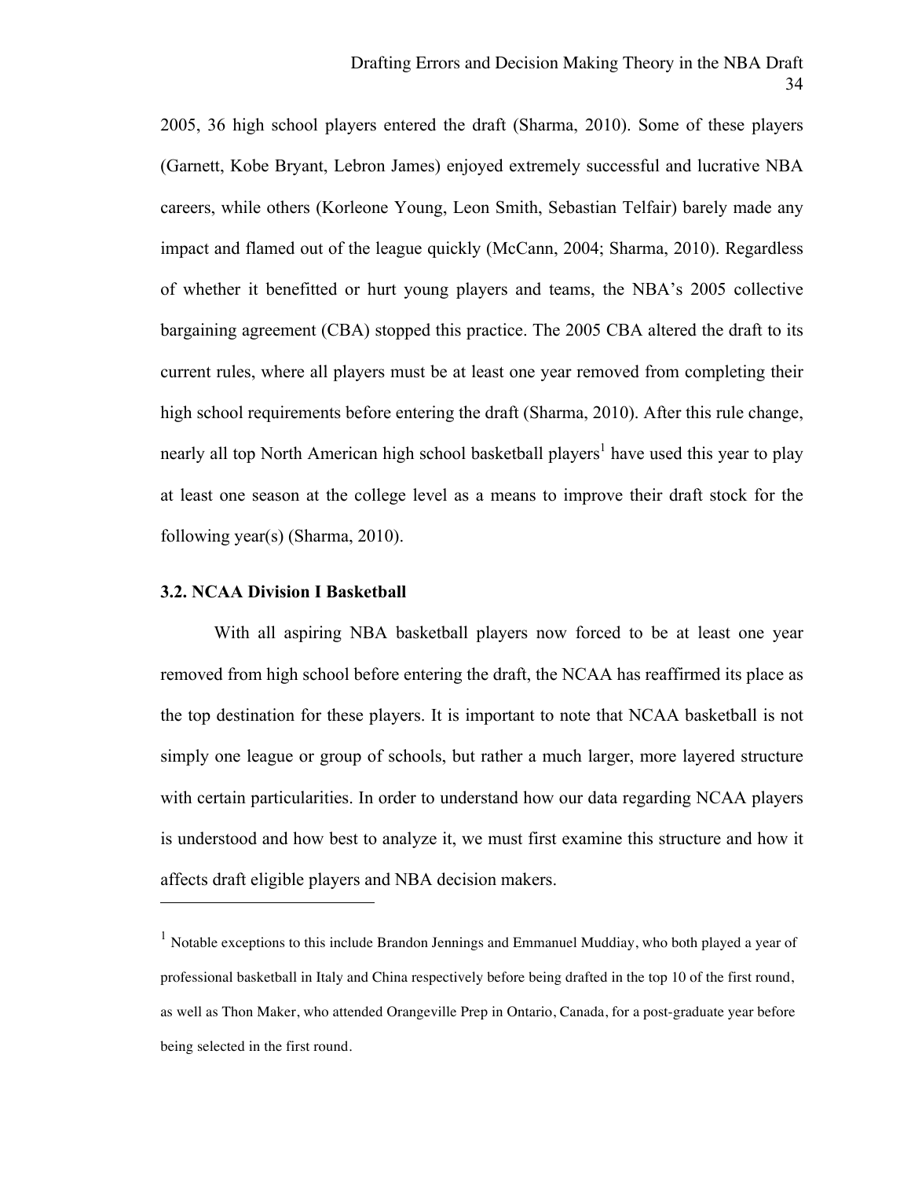2005, 36 high school players entered the draft (Sharma, 2010). Some of these players (Garnett, Kobe Bryant, Lebron James) enjoyed extremely successful and lucrative NBA careers, while others (Korleone Young, Leon Smith, Sebastian Telfair) barely made any impact and flamed out of the league quickly (McCann, 2004; Sharma, 2010). Regardless of whether it benefitted or hurt young players and teams, the NBA's 2005 collective bargaining agreement (CBA) stopped this practice. The 2005 CBA altered the draft to its current rules, where all players must be at least one year removed from completing their high school requirements before entering the draft (Sharma, 2010). After this rule change, nearly all top North American high school basketball players[1] have used this year to play at least one season at the college level as a means to improve their draft stock for the following year(s) (Sharma, 2010).

### 3.2. NCAA Division I Basketball

With all aspiring NBA basketball players now forced to be at least one year removed from high school before entering the draft, the NCAA has reaffirmed its place as the top destination for these players. It is important to note that NCAA basketball is not simply one league or group of schools, but rather a much larger, more layered structure with certain particularities. In order to understand how our data regarding NCAA players is understood and how best to analyze it, we must first examine this structure and how it affects draft eligible players and NBA decision makers.

---

[1] Notable exceptions to this include Brandon Jennings and Emmanuel Muddiay, who both played a year of professional basketball in Italy and China respectively before being drafted in the top 10 of the first round, as well as Thon Maker, who attended Orangeville Prep in Ontario, Canada, for a post-graduate year before being selected in the first round.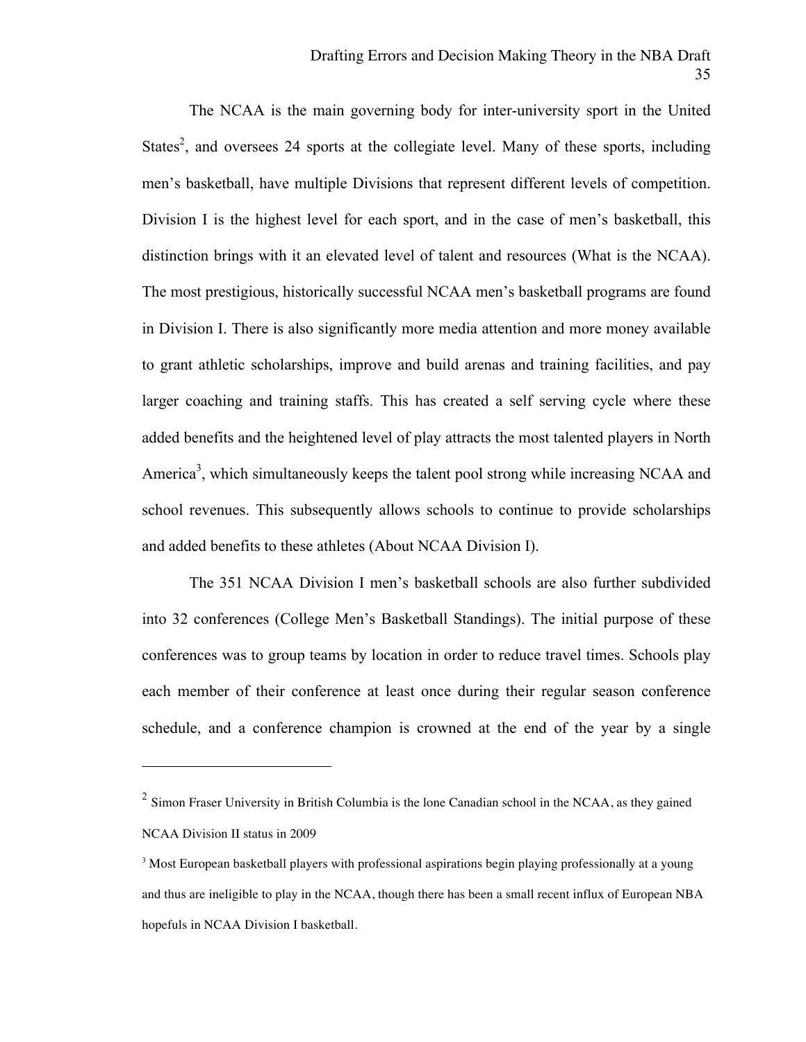The NCAA is the main governing body for inter-university sport in the United States[2], and oversees 24 sports at the collegiate level. Many of these sports, including men's basketball, have multiple Divisions that represent different levels of competition. Division I is the highest level for each sport, and in the case of men's basketball, this distinction brings with it an elevated level of talent and resources (What is the NCAA). The most prestigious, historically successful NCAA men's basketball programs are found in Division I. There is also significantly more media attention and more money available to grant athletic scholarships, improve and build arenas and training facilities, and pay larger coaching and training staffs. This has created a self serving cycle where these added benefits and the heightened level of play attracts the most talented players in North America[3], which simultaneously keeps the talent pool strong while increasing NCAA and school revenues. This subsequently allows schools to continue to provide scholarships and added benefits to these athletes (About NCAA Division I).

The 351 NCAA Division I men's basketball schools are also further subdivided into 32 conferences (College Men's Basketball Standings). The initial purpose of these conferences was to group teams by location in order to reduce travel times. Schools play each member of their conference at least once during their regular season conference schedule, and a conference champion is crowned at the end of the year by a single

---

[2] Simon Fraser University in British Columbia is the lone Canadian school in the NCAA, as they gained NCAA Division II status in 2009

[3] Most European basketball players with professional aspirations begin playing professionally at a young and thus are ineligible to play in the NCAA, though there has been a small recent influx of European NBA hopefuls in NCAA Division I basketball.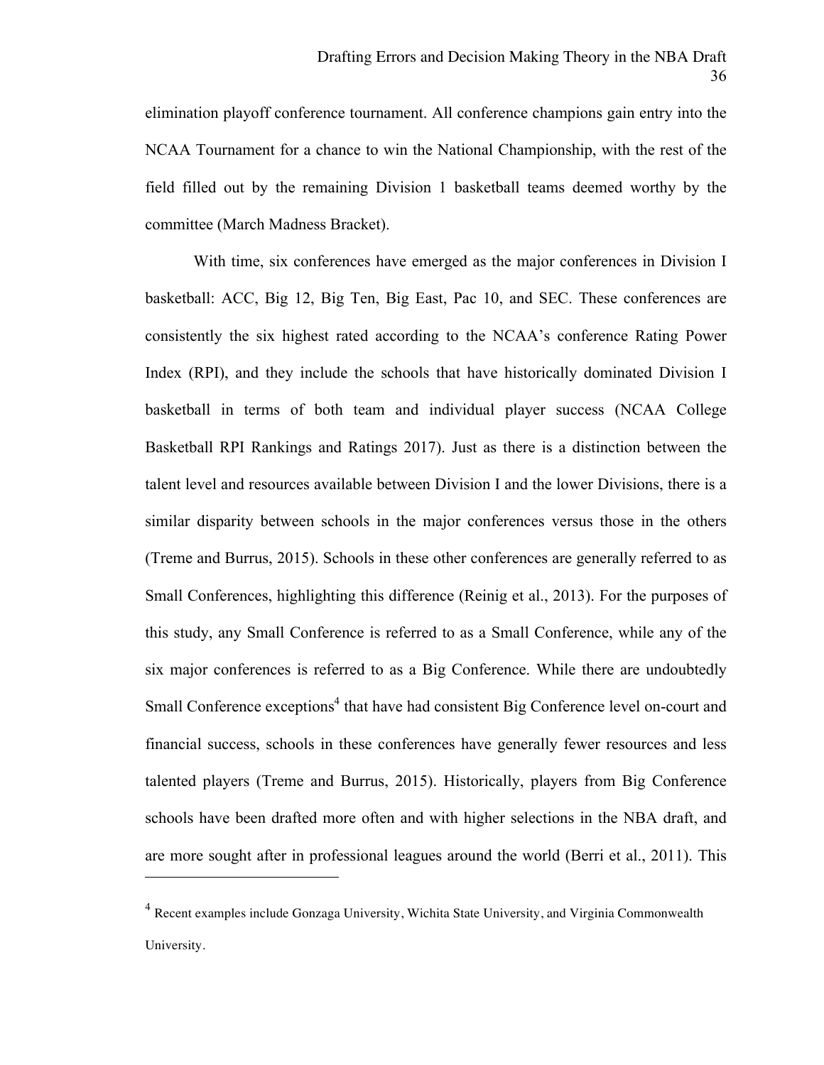elimination playoff conference tournament. All conference champions gain entry into the NCAA Tournament for a chance to win the National Championship, with the rest of the field filled out by the remaining Division 1 basketball teams deemed worthy by the committee (March Madness Bracket).

With time, six conferences have emerged as the major conferences in Division I basketball: ACC, Big 12, Big Ten, Big East, Pac 10, and SEC. These conferences are consistently the six highest rated according to the NCAA's conference Rating Power Index (RPI), and they include the schools that have historically dominated Division I basketball in terms of both team and individual player success (NCAA College Basketball RPI Rankings and Ratings 2017). Just as there is a distinction between the talent level and resources available between Division I and the lower Divisions, there is a similar disparity between schools in the major conferences versus those in the others (Treme and Burrus, 2015). Schools in these other conferences are generally referred to as Small Conferences, highlighting this difference (Reinig et al., 2013). For the purposes of this study, any Small Conference is referred to as a Small Conference, while any of the six major conferences is referred to as a Big Conference. While there are undoubtedly Small Conference exceptions[4] that have had consistent Big Conference level on-court and financial success, schools in these conferences have generally fewer resources and less talented players (Treme and Burrus, 2015). Historically, players from Big Conference schools have been drafted more often and with higher selections in the NBA draft, and are more sought after in professional leagues around the world (Berri et al., 2011). This

---

[4] Recent examples include Gonzaga University, Wichita State University, and Virginia Commonwealth University.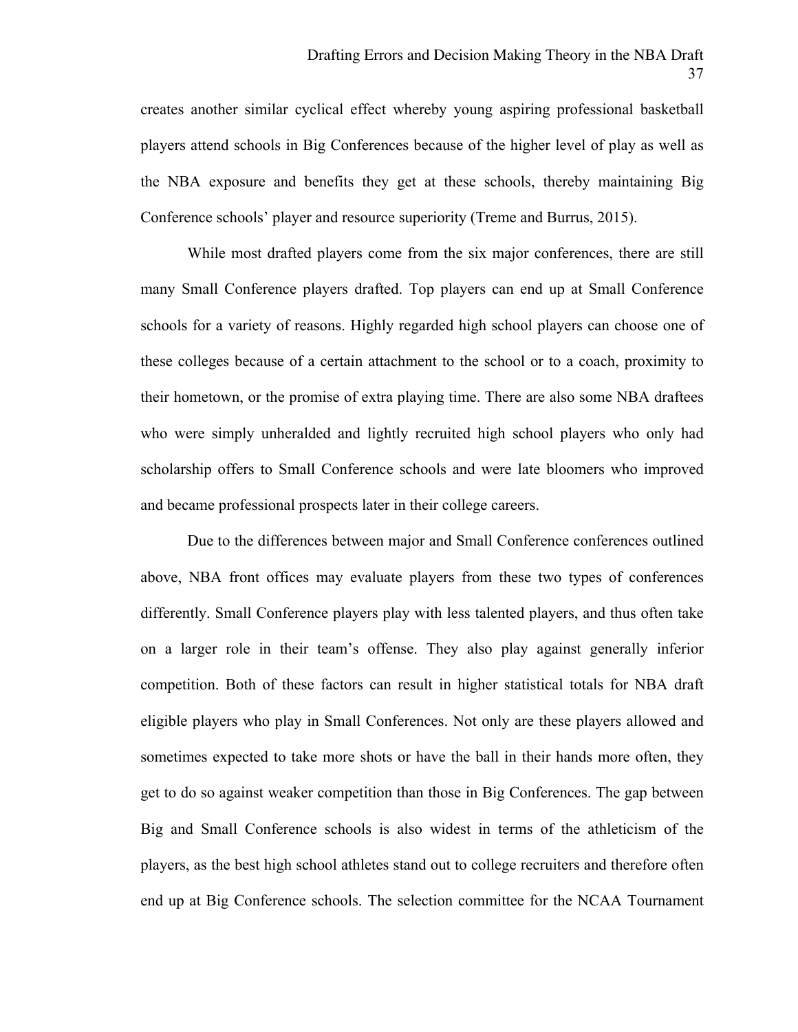creates another similar cyclical effect whereby young aspiring professional basketball players attend schools in Big Conferences because of the higher level of play as well as the NBA exposure and benefits they get at these schools, thereby maintaining Big Conference schools' player and resource superiority (Treme and Burrus, 2015).

While most drafted players come from the six major conferences, there are still many Small Conference players drafted. Top players can end up at Small Conference schools for a variety of reasons. Highly regarded high school players can choose one of these colleges because of a certain attachment to the school or to a coach, proximity to their hometown, or the promise of extra playing time. There are also some NBA draftees who were simply unheralded and lightly recruited high school players who only had scholarship offers to Small Conference schools and were late bloomers who improved and became professional prospects later in their college careers.

Due to the differences between major and Small Conference conferences outlined above, NBA front offices may evaluate players from these two types of conferences differently. Small Conference players play with less talented players, and thus often take on a larger role in their team's offense. They also play against generally inferior competition. Both of these factors can result in higher statistical totals for NBA draft eligible players who play in Small Conferences. Not only are these players allowed and sometimes expected to take more shots or have the ball in their hands more often, they get to do so against weaker competition than those in Big Conferences. The gap between Big and Small Conference schools is also widest in terms of the athleticism of the players, as the best high school athletes stand out to college recruiters and therefore often end up at Big Conference schools. The selection committee for the NCAA Tournament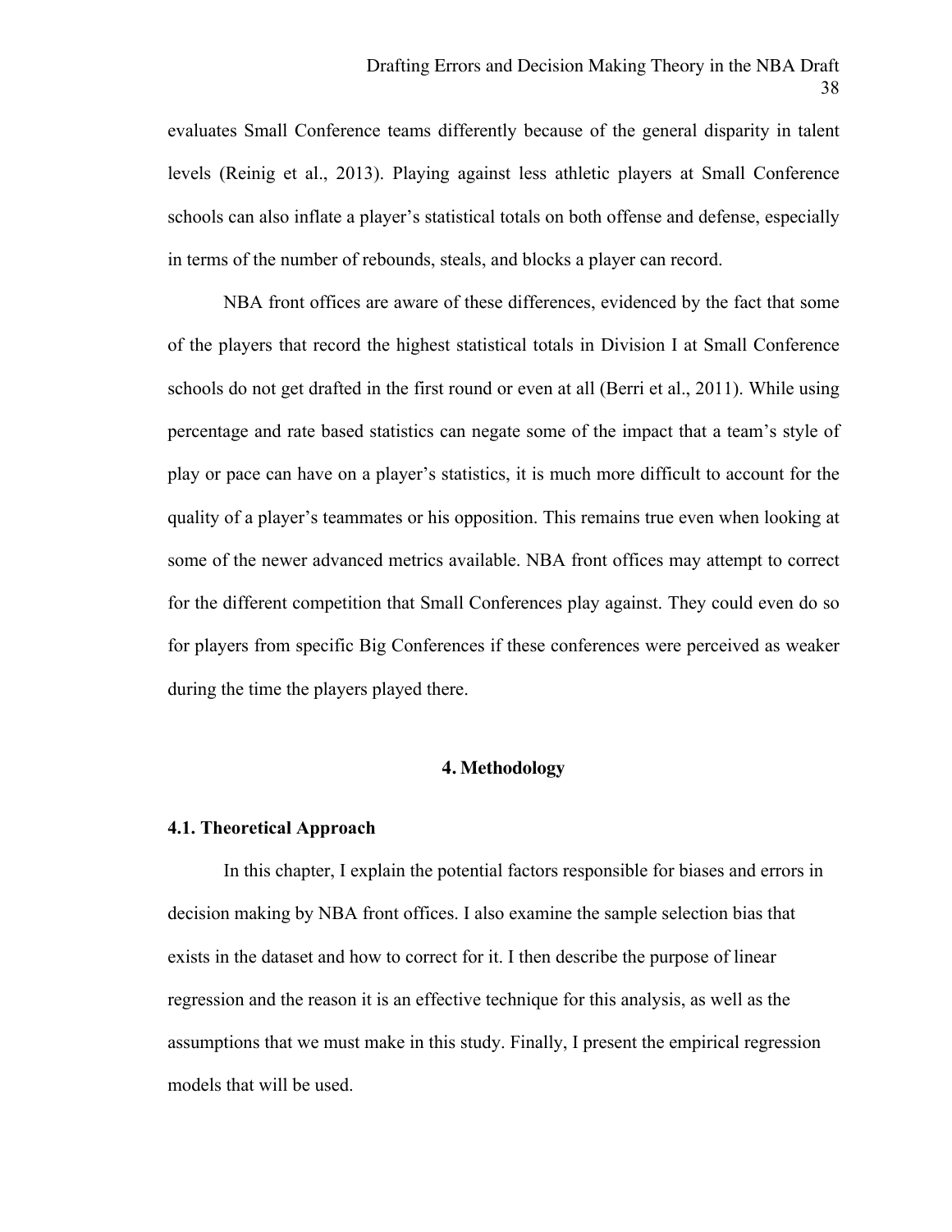evaluates Small Conference teams differently because of the general disparity in talent levels (Reinig et al., 2013). Playing against less athletic players at Small Conference schools can also inflate a player's statistical totals on both offense and defense, especially in terms of the number of rebounds, steals, and blocks a player can record.

NBA front offices are aware of these differences, evidenced by the fact that some of the players that record the highest statistical totals in Division I at Small Conference schools do not get drafted in the first round or even at all (Berri et al., 2011). While using percentage and rate based statistics can negate some of the impact that a team's style of play or pace can have on a player's statistics, it is much more difficult to account for the quality of a player's teammates or his opposition. This remains true even when looking at some of the newer advanced metrics available. NBA front offices may attempt to correct for the different competition that Small Conferences play against. They could even do so for players from specific Big Conferences if these conferences were perceived as weaker during the time the players played there.

# 4. Methodology

## 4.1. Theoretical Approach

In this chapter, I explain the potential factors responsible for biases and errors in decision making by NBA front offices. I also examine the sample selection bias that exists in the dataset and how to correct for it. I then describe the purpose of linear regression and the reason it is an effective technique for this analysis, as well as the assumptions that we must make in this study. Finally, I present the empirical regression models that will be used.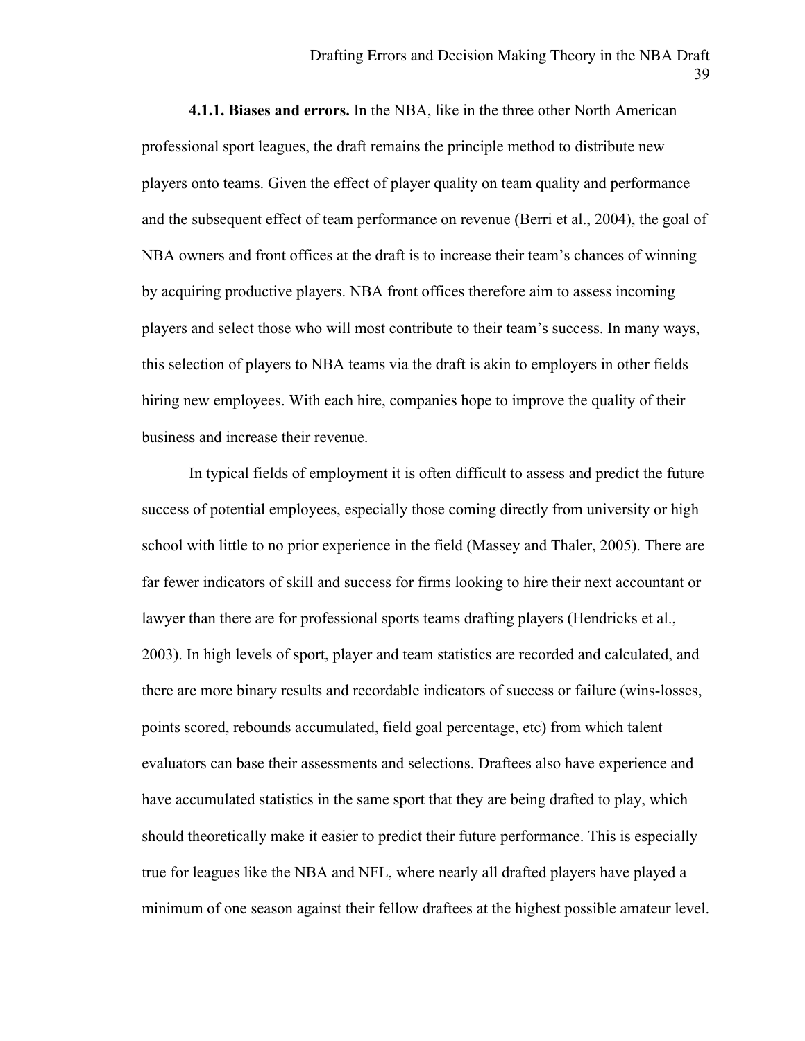**4.1.1. Biases and errors.** In the NBA, like in the three other North American professional sport leagues, the draft remains the principle method to distribute new players onto teams. Given the effect of player quality on team quality and performance and the subsequent effect of team performance on revenue (Berri et al., 2004), the goal of NBA owners and front offices at the draft is to increase their team's chances of winning by acquiring productive players. NBA front offices therefore aim to assess incoming players and select those who will most contribute to their team's success. In many ways, this selection of players to NBA teams via the draft is akin to employers in other fields hiring new employees. With each hire, companies hope to improve the quality of their business and increase their revenue.

In typical fields of employment it is often difficult to assess and predict the future success of potential employees, especially those coming directly from university or high school with little to no prior experience in the field (Massey and Thaler, 2005). There are far fewer indicators of skill and success for firms looking to hire their next accountant or lawyer than there are for professional sports teams drafting players (Hendricks et al., 2003). In high levels of sport, player and team statistics are recorded and calculated, and there are more binary results and recordable indicators of success or failure (wins-losses, points scored, rebounds accumulated, field goal percentage, etc) from which talent evaluators can base their assessments and selections. Draftees also have experience and have accumulated statistics in the same sport that they are being drafted to play, which should theoretically make it easier to predict their future performance. This is especially true for leagues like the NBA and NFL, where nearly all drafted players have played a minimum of one season against their fellow draftees at the highest possible amateur level.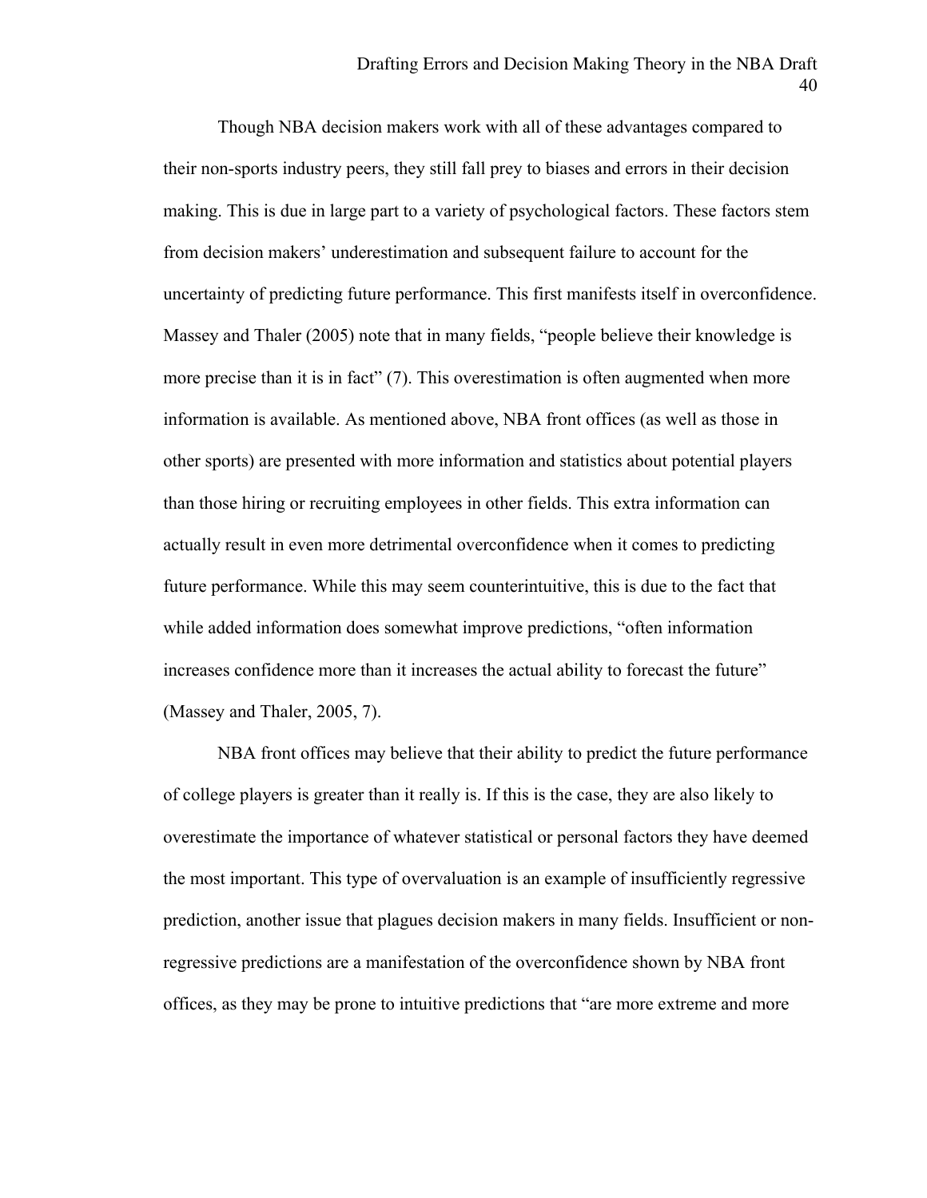Though NBA decision makers work with all of these advantages compared to their non-sports industry peers, they still fall prey to biases and errors in their decision making. This is due in large part to a variety of psychological factors. These factors stem from decision makers' underestimation and subsequent failure to account for the uncertainty of predicting future performance. This first manifests itself in overconfidence. Massey and Thaler (2005) note that in many fields, "people believe their knowledge is more precise than it is in fact" (7). This overestimation is often augmented when more information is available. As mentioned above, NBA front offices (as well as those in other sports) are presented with more information and statistics about potential players than those hiring or recruiting employees in other fields. This extra information can actually result in even more detrimental overconfidence when it comes to predicting future performance. While this may seem counterintuitive, this is due to the fact that while added information does somewhat improve predictions, "often information increases confidence more than it increases the actual ability to forecast the future" (Massey and Thaler, 2005, 7).

NBA front offices may believe that their ability to predict the future performance of college players is greater than it really is. If this is the case, they are also likely to overestimate the importance of whatever statistical or personal factors they have deemed the most important. This type of overvaluation is an example of insufficiently regressive prediction, another issue that plagues decision makers in many fields. Insufficient or non-regressive predictions are a manifestation of the overconfidence shown by NBA front offices, as they may be prone to intuitive predictions that "are more extreme and more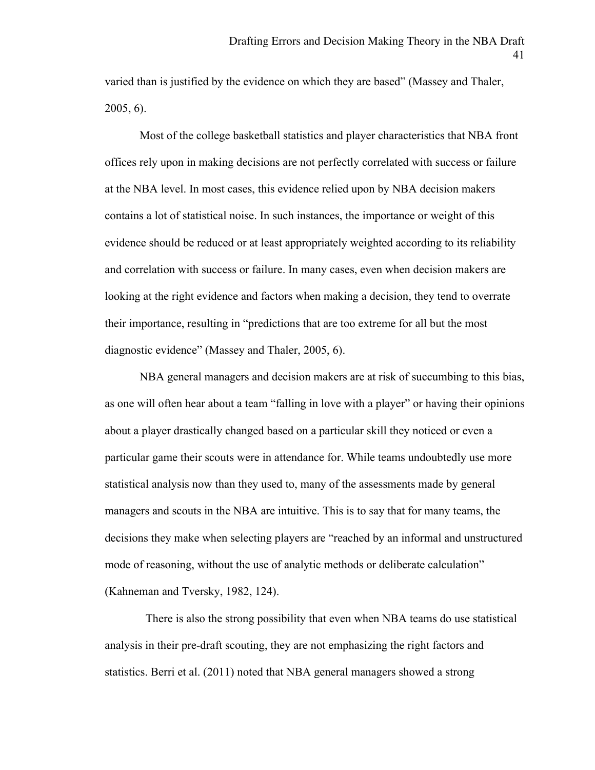varied than is justified by the evidence on which they are based" (Massey and Thaler, 2005, 6).

Most of the college basketball statistics and player characteristics that NBA front offices rely upon in making decisions are not perfectly correlated with success or failure at the NBA level. In most cases, this evidence relied upon by NBA decision makers contains a lot of statistical noise. In such instances, the importance or weight of this evidence should be reduced or at least appropriately weighted according to its reliability and correlation with success or failure. In many cases, even when decision makers are looking at the right evidence and factors when making a decision, they tend to overrate their importance, resulting in "predictions that are too extreme for all but the most diagnostic evidence" (Massey and Thaler, 2005, 6).

NBA general managers and decision makers are at risk of succumbing to this bias, as one will often hear about a team "falling in love with a player" or having their opinions about a player drastically changed based on a particular skill they noticed or even a particular game their scouts were in attendance for. While teams undoubtedly use more statistical analysis now than they used to, many of the assessments made by general managers and scouts in the NBA are intuitive. This is to say that for many teams, the decisions they make when selecting players are "reached by an informal and unstructured mode of reasoning, without the use of analytic methods or deliberate calculation" (Kahneman and Tversky, 1982, 124).

There is also the strong possibility that even when NBA teams do use statistical analysis in their pre-draft scouting, they are not emphasizing the right factors and statistics. Berri et al. (2011) noted that NBA general managers showed a strong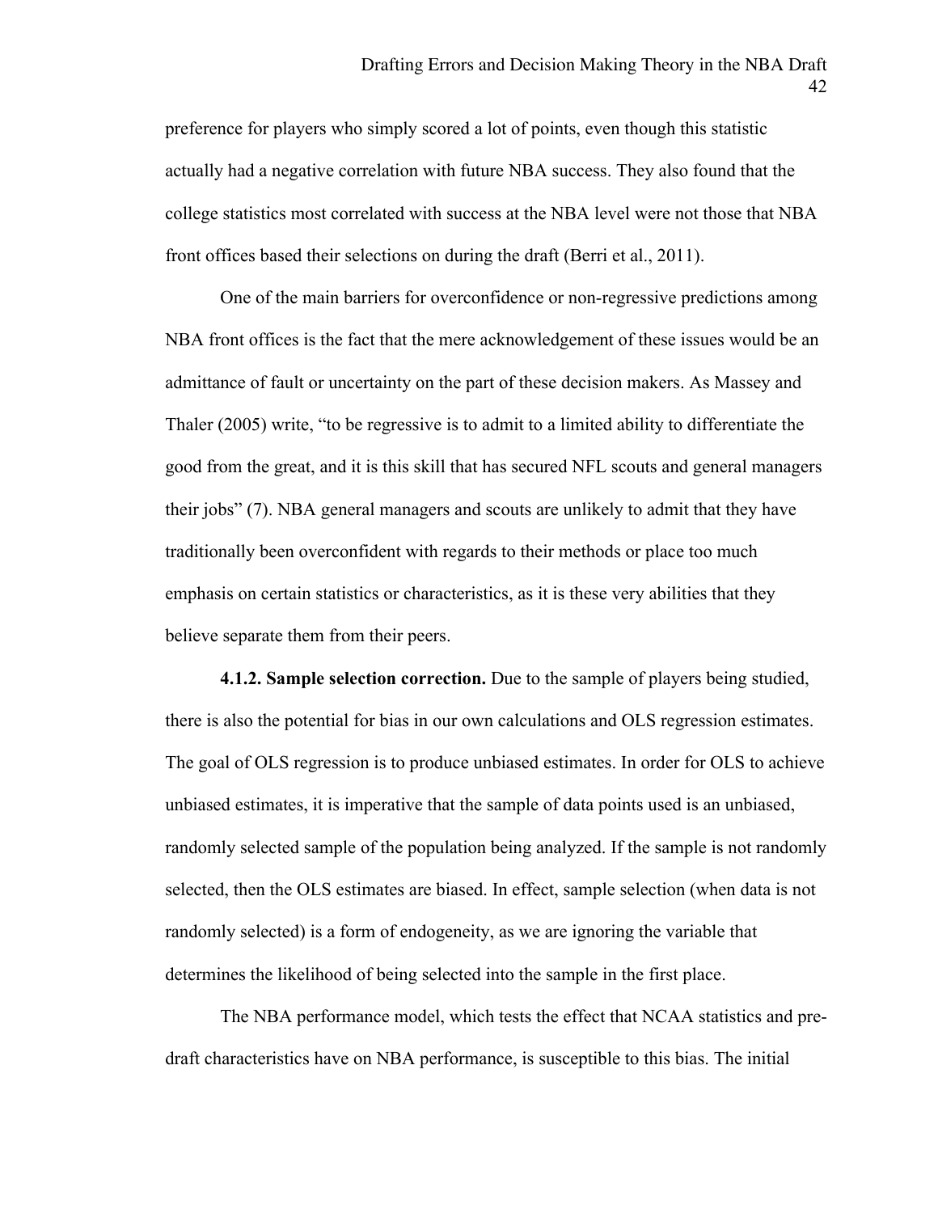preference for players who simply scored a lot of points, even though this statistic actually had a negative correlation with future NBA success. They also found that the college statistics most correlated with success at the NBA level were not those that NBA front offices based their selections on during the draft (Berri et al., 2011).

One of the main barriers for overconfidence or non-regressive predictions among NBA front offices is the fact that the mere acknowledgement of these issues would be an admittance of fault or uncertainty on the part of these decision makers. As Massey and Thaler (2005) write, "to be regressive is to admit to a limited ability to differentiate the good from the great, and it is this skill that has secured NFL scouts and general managers their jobs" (7). NBA general managers and scouts are unlikely to admit that they have traditionally been overconfident with regards to their methods or place too much emphasis on certain statistics or characteristics, as it is these very abilities that they believe separate them from their peers.

**4.1.2. Sample selection correction.** Due to the sample of players being studied, there is also the potential for bias in our own calculations and OLS regression estimates. The goal of OLS regression is to produce unbiased estimates. In order for OLS to achieve unbiased estimates, it is imperative that the sample of data points used is an unbiased, randomly selected sample of the population being analyzed. If the sample is not randomly selected, then the OLS estimates are biased. In effect, sample selection (when data is not randomly selected) is a form of endogeneity, as we are ignoring the variable that determines the likelihood of being selected into the sample in the first place.

The NBA performance model, which tests the effect that NCAA statistics and pre-draft characteristics have on NBA performance, is susceptible to this bias. The initial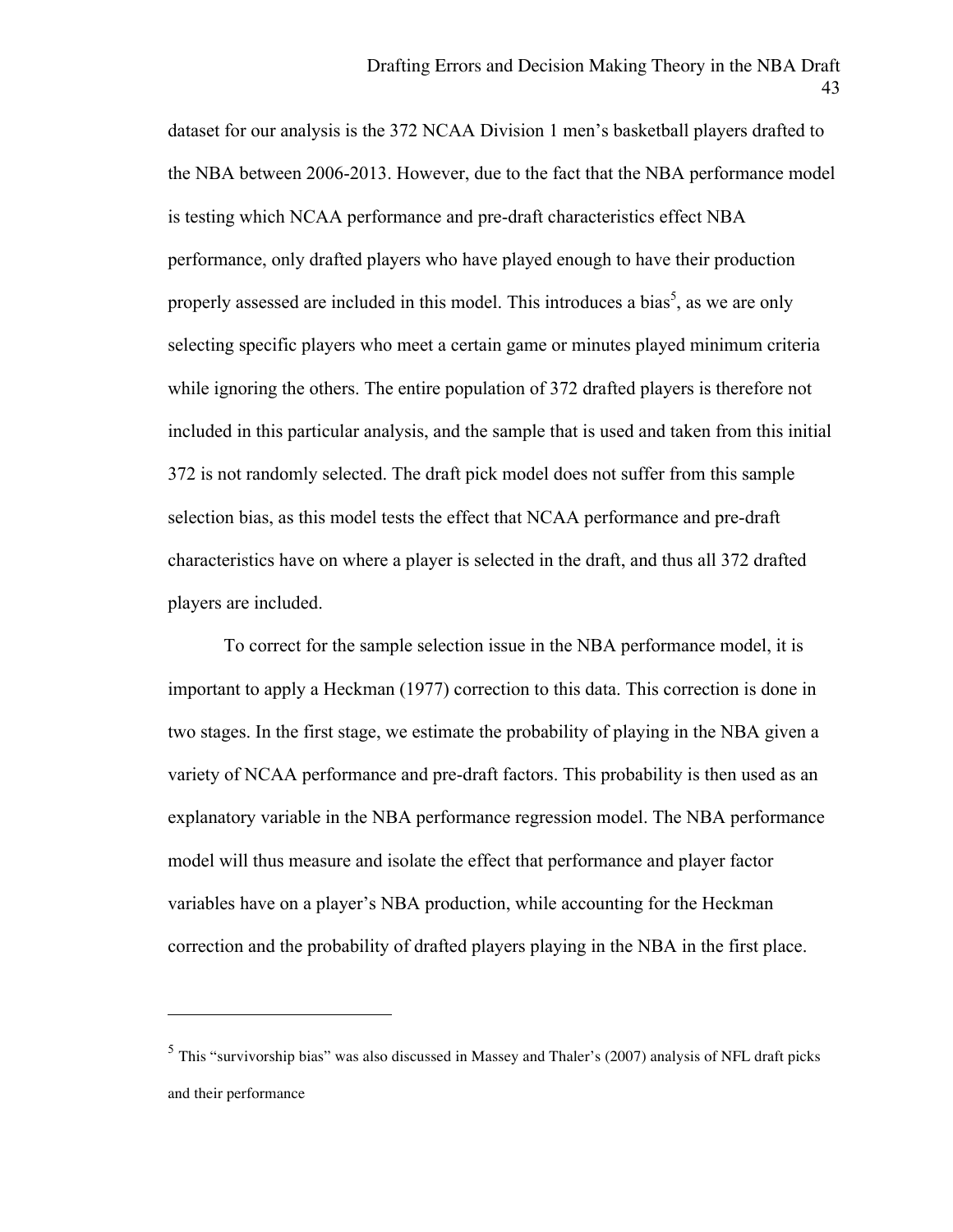dataset for our analysis is the 372 NCAA Division 1 men's basketball players drafted to the NBA between 2006-2013. However, due to the fact that the NBA performance model is testing which NCAA performance and pre-draft characteristics effect NBA performance, only drafted players who have played enough to have their production properly assessed are included in this model. This introduces a bias[5], as we are only selecting specific players who meet a certain game or minutes played minimum criteria while ignoring the others. The entire population of 372 drafted players is therefore not included in this particular analysis, and the sample that is used and taken from this initial 372 is not randomly selected. The draft pick model does not suffer from this sample selection bias, as this model tests the effect that NCAA performance and pre-draft characteristics have on where a player is selected in the draft, and thus all 372 drafted players are included.

To correct for the sample selection issue in the NBA performance model, it is important to apply a Heckman (1977) correction to this data. This correction is done in two stages. In the first stage, we estimate the probability of playing in the NBA given a variety of NCAA performance and pre-draft factors. This probability is then used as an explanatory variable in the NBA performance regression model. The NBA performance model will thus measure and isolate the effect that performance and player factor variables have on a player's NBA production, while accounting for the Heckman correction and the probability of drafted players playing in the NBA in the first place.

---

[5] This "survivorship bias" was also discussed in Massey and Thaler's (2007) analysis of NFL draft picks and their performance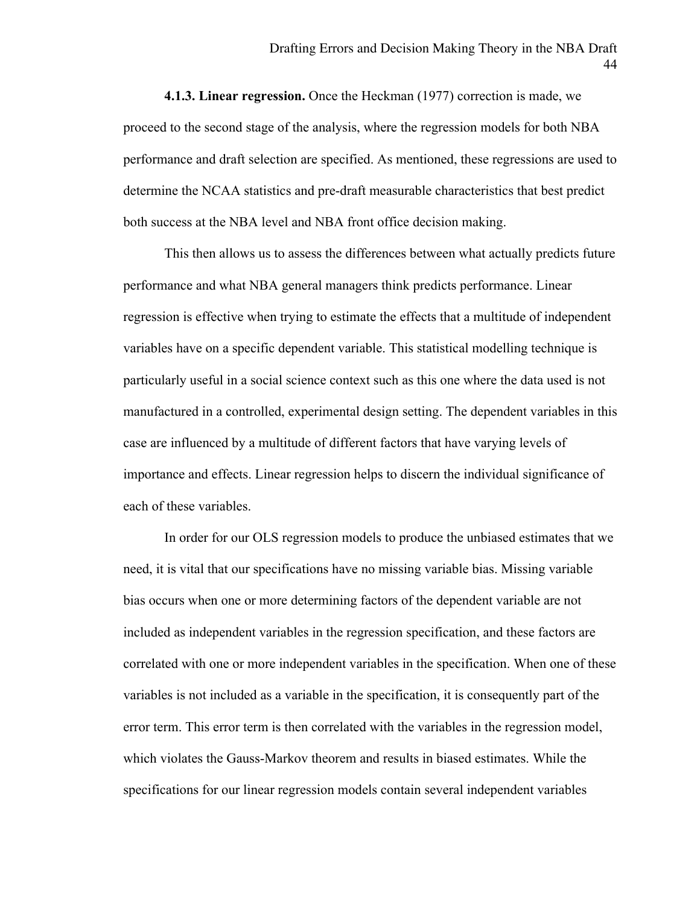**4.1.3. Linear regression.** Once the Heckman (1977) correction is made, we proceed to the second stage of the analysis, where the regression models for both NBA performance and draft selection are specified. As mentioned, these regressions are used to determine the NCAA statistics and pre-draft measurable characteristics that best predict both success at the NBA level and NBA front office decision making.

This then allows us to assess the differences between what actually predicts future performance and what NBA general managers think predicts performance. Linear regression is effective when trying to estimate the effects that a multitude of independent variables have on a specific dependent variable. This statistical modelling technique is particularly useful in a social science context such as this one where the data used is not manufactured in a controlled, experimental design setting. The dependent variables in this case are influenced by a multitude of different factors that have varying levels of importance and effects. Linear regression helps to discern the individual significance of each of these variables.

In order for our OLS regression models to produce the unbiased estimates that we need, it is vital that our specifications have no missing variable bias. Missing variable bias occurs when one or more determining factors of the dependent variable are not included as independent variables in the regression specification, and these factors are correlated with one or more independent variables in the specification. When one of these variables is not included as a variable in the specification, it is consequently part of the error term. This error term is then correlated with the variables in the regression model, which violates the Gauss-Markov theorem and results in biased estimates. While the specifications for our linear regression models contain several independent variables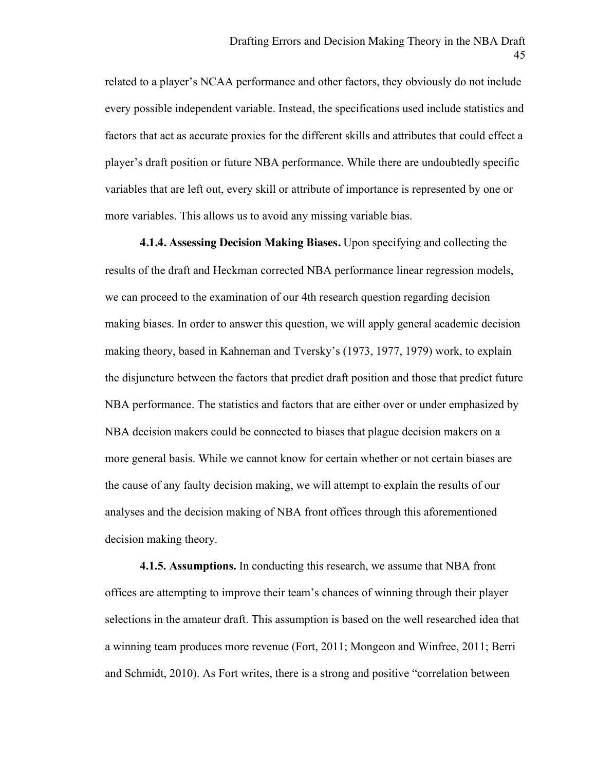related to a player's NCAA performance and other factors, they obviously do not include every possible independent variable. Instead, the specifications used include statistics and factors that act as accurate proxies for the different skills and attributes that could effect a player's draft position or future NBA performance. While there are undoubtedly specific variables that are left out, every skill or attribute of importance is represented by one or more variables. This allows us to avoid any missing variable bias.

**4.1.4. Assessing Decision Making Biases.** Upon specifying and collecting the results of the draft and Heckman corrected NBA performance linear regression models, we can proceed to the examination of our 4th research question regarding decision making biases. In order to answer this question, we will apply general academic decision making theory, based in Kahneman and Tversky's (1973, 1977, 1979) work, to explain the disjuncture between the factors that predict draft position and those that predict future NBA performance. The statistics and factors that are either over or under emphasized by NBA decision makers could be connected to biases that plague decision makers on a more general basis. While we cannot know for certain whether or not certain biases are the cause of any faulty decision making, we will attempt to explain the results of our analyses and the decision making of NBA front offices through this aforementioned decision making theory.

**4.1.5. Assumptions.** In conducting this research, we assume that NBA front offices are attempting to improve their team's chances of winning through their player selections in the amateur draft. This assumption is based on the well researched idea that a winning team produces more revenue (Fort, 2011; Mongeon and Winfree, 2011; Berri and Schmidt, 2010). As Fort writes, there is a strong and positive "correlation between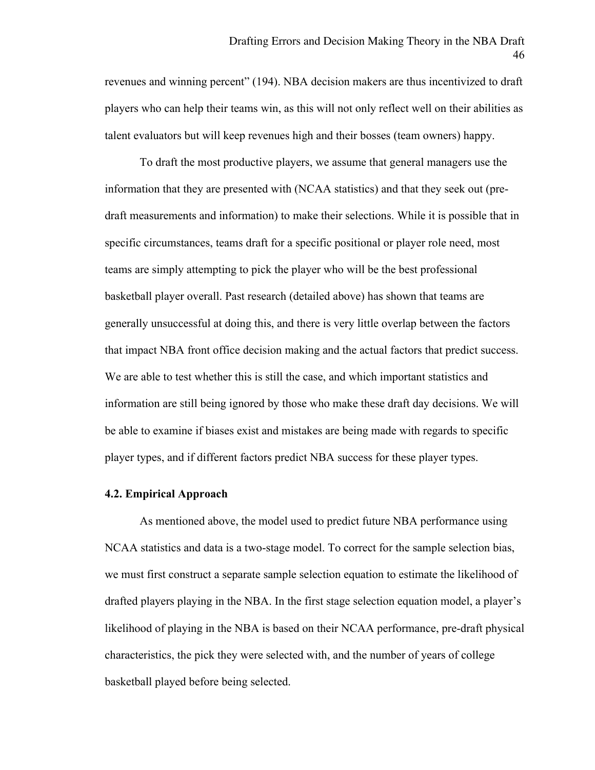revenues and winning percent" (194). NBA decision makers are thus incentivized to draft players who can help their teams win, as this will not only reflect well on their abilities as talent evaluators but will keep revenues high and their bosses (team owners) happy.

To draft the most productive players, we assume that general managers use the information that they are presented with (NCAA statistics) and that they seek out (pre-draft measurements and information) to make their selections. While it is possible that in specific circumstances, teams draft for a specific positional or player role need, most teams are simply attempting to pick the player who will be the best professional basketball player overall. Past research (detailed above) has shown that teams are generally unsuccessful at doing this, and there is very little overlap between the factors that impact NBA front office decision making and the actual factors that predict success. We are able to test whether this is still the case, and which important statistics and information are still being ignored by those who make these draft day decisions. We will be able to examine if biases exist and mistakes are being made with regards to specific player types, and if different factors predict NBA success for these player types.

### 4.2. Empirical Approach

As mentioned above, the model used to predict future NBA performance using NCAA statistics and data is a two-stage model. To correct for the sample selection bias, we must first construct a separate sample selection equation to estimate the likelihood of drafted players playing in the NBA. In the first stage selection equation model, a player's likelihood of playing in the NBA is based on their NCAA performance, pre-draft physical characteristics, the pick they were selected with, and the number of years of college basketball played before being selected.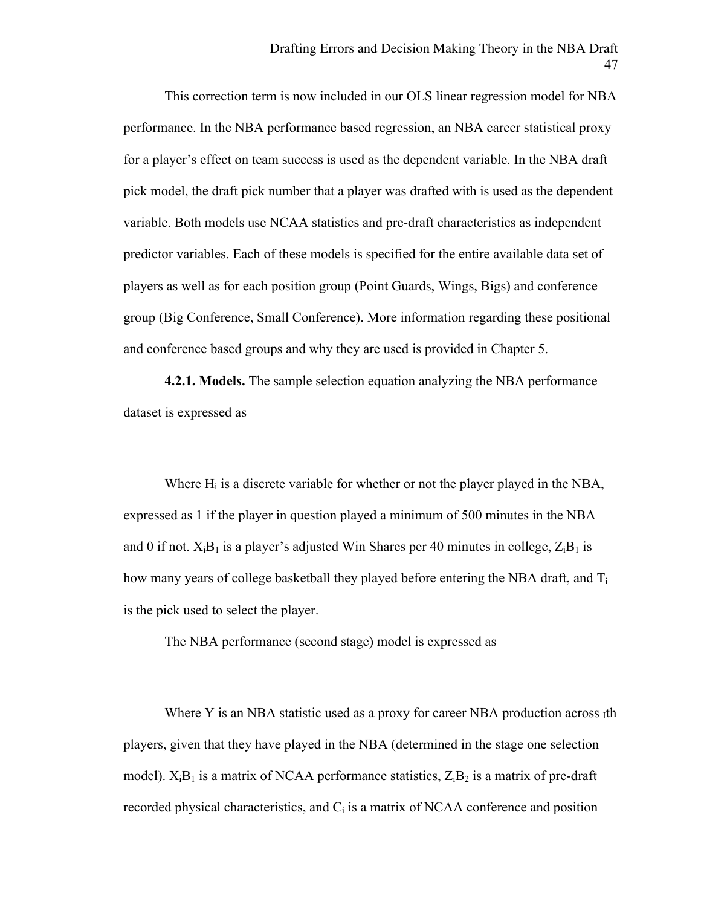This correction term is now included in our OLS linear regression model for NBA performance. In the NBA performance based regression, an NBA career statistical proxy for a player's effect on team success is used as the dependent variable. In the NBA draft pick model, the draft pick number that a player was drafted with is used as the dependent variable. Both models use NCAA statistics and pre-draft characteristics as independent predictor variables. Each of these models is specified for the entire available data set of players as well as for each position group (Point Guards, Wings, Bigs) and conference group (Big Conference, Small Conference). More information regarding these positional and conference based groups and why they are used is provided in Chapter 5.

**4.2.1. Models.** The sample selection equation analyzing the NBA performance dataset is expressed as

Where $H_i$ is a discrete variable for whether or not the player played in the NBA, expressed as 1 if the player in question played a minimum of 500 minutes in the NBA and 0 if not. $X_iB_1$ is a player's adjusted Win Shares per 40 minutes in college, $Z_iB_1$ is how many years of college basketball they played before entering the NBA draft, and $T_i$ is the pick used to select the player.

The NBA performance (second stage) model is expressed as

Where Y is an NBA statistic used as a proxy for career NBA production across $_I$th players, given that they have played in the NBA (determined in the stage one selection model). $X_iB_1$ is a matrix of NCAA performance statistics, $Z_iB_2$ is a matrix of pre-draft recorded physical characteristics, and $C_i$ is a matrix of NCAA conference and position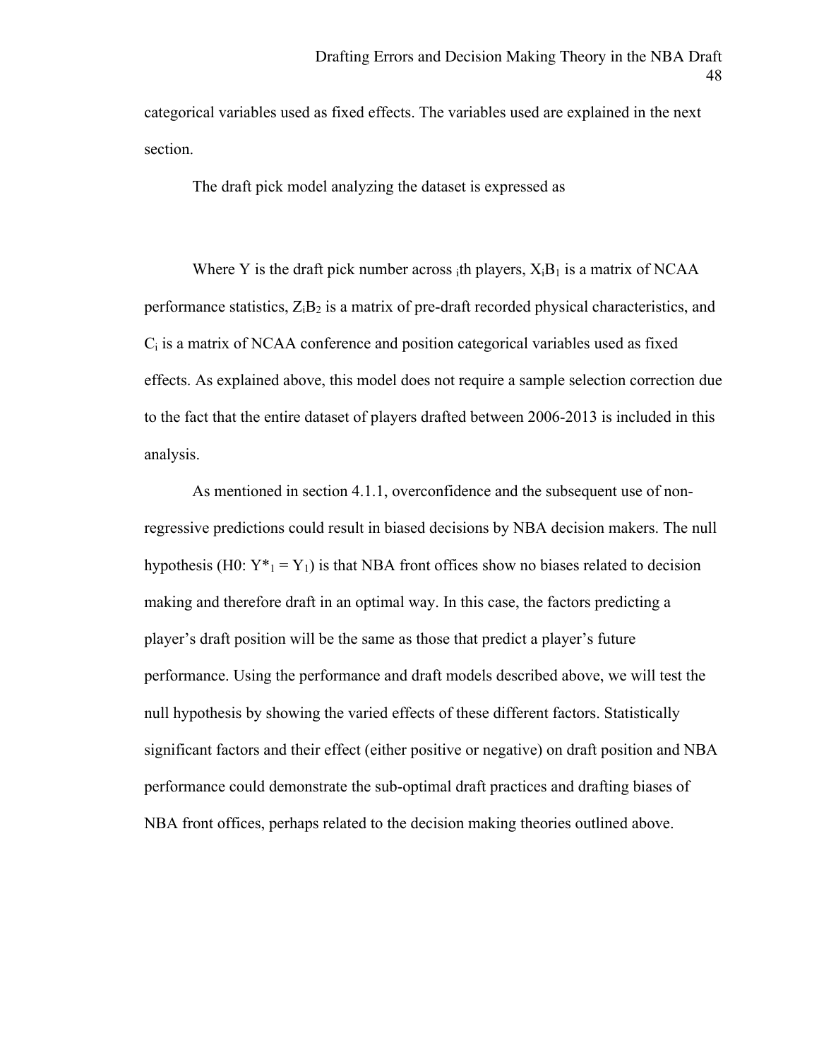categorical variables used as fixed effects. The variables used are explained in the next section.

The draft pick model analyzing the dataset is expressed as

Where Y is the draft pick number across $_i$th players, $X_iB_1$ is a matrix of NCAA performance statistics, $Z_iB_2$ is a matrix of pre-draft recorded physical characteristics, and $C_i$ is a matrix of NCAA conference and position categorical variables used as fixed effects. As explained above, this model does not require a sample selection correction due to the fact that the entire dataset of players drafted between 2006-2013 is included in this analysis.

As mentioned in section 4.1.1, overconfidence and the subsequent use of non-regressive predictions could result in biased decisions by NBA decision makers. The null hypothesis (H0: $Y^*_1 = Y_1$) is that NBA front offices show no biases related to decision making and therefore draft in an optimal way. In this case, the factors predicting a player's draft position will be the same as those that predict a player's future performance. Using the performance and draft models described above, we will test the null hypothesis by showing the varied effects of these different factors. Statistically significant factors and their effect (either positive or negative) on draft position and NBA performance could demonstrate the sub-optimal draft practices and drafting biases of NBA front offices, perhaps related to the decision making theories outlined above.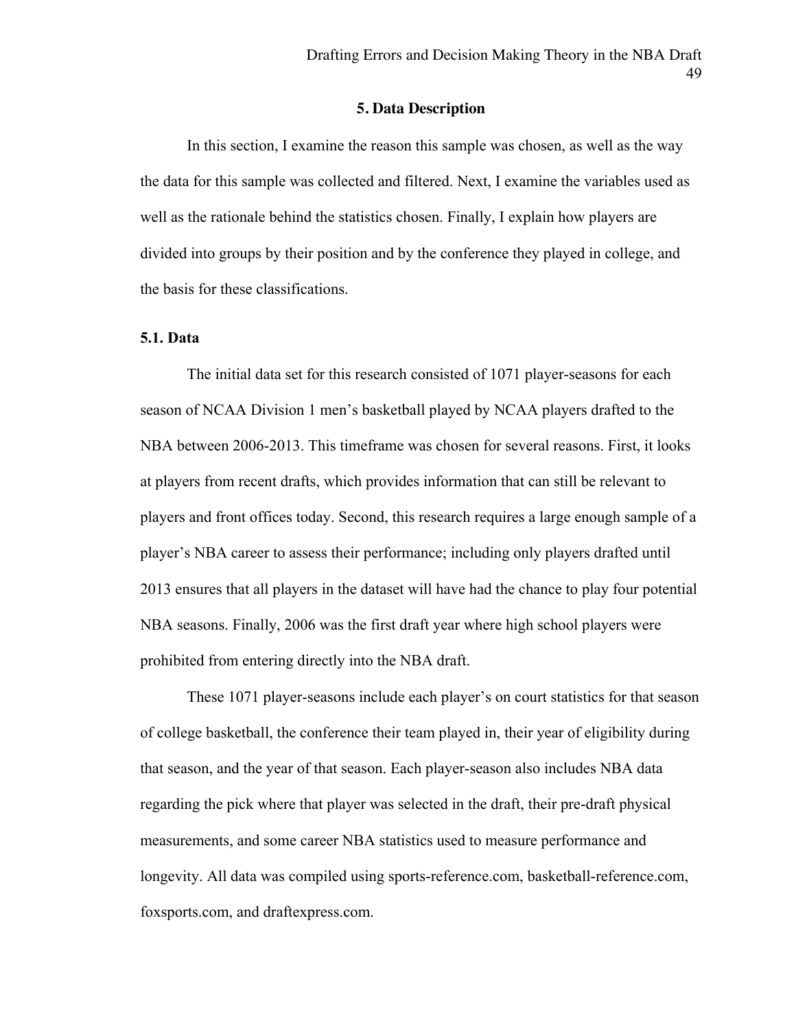## 5. Data Description

In this section, I examine the reason this sample was chosen, as well as the way the data for this sample was collected and filtered. Next, I examine the variables used as well as the rationale behind the statistics chosen. Finally, I explain how players are divided into groups by their position and by the conference they played in college, and the basis for these classifications.

### 5.1. Data

The initial data set for this research consisted of 1071 player-seasons for each season of NCAA Division 1 men's basketball played by NCAA players drafted to the NBA between 2006-2013. This timeframe was chosen for several reasons. First, it looks at players from recent drafts, which provides information that can still be relevant to players and front offices today. Second, this research requires a large enough sample of a player's NBA career to assess their performance; including only players drafted until 2013 ensures that all players in the dataset will have had the chance to play four potential NBA seasons. Finally, 2006 was the first draft year where high school players were prohibited from entering directly into the NBA draft.

These 1071 player-seasons include each player's on court statistics for that season of college basketball, the conference their team played in, their year of eligibility during that season, and the year of that season. Each player-season also includes NBA data regarding the pick where that player was selected in the draft, their pre-draft physical measurements, and some career NBA statistics used to measure performance and longevity. All data was compiled using sports-reference.com, basketball-reference.com, foxsports.com, and draftexpress.com.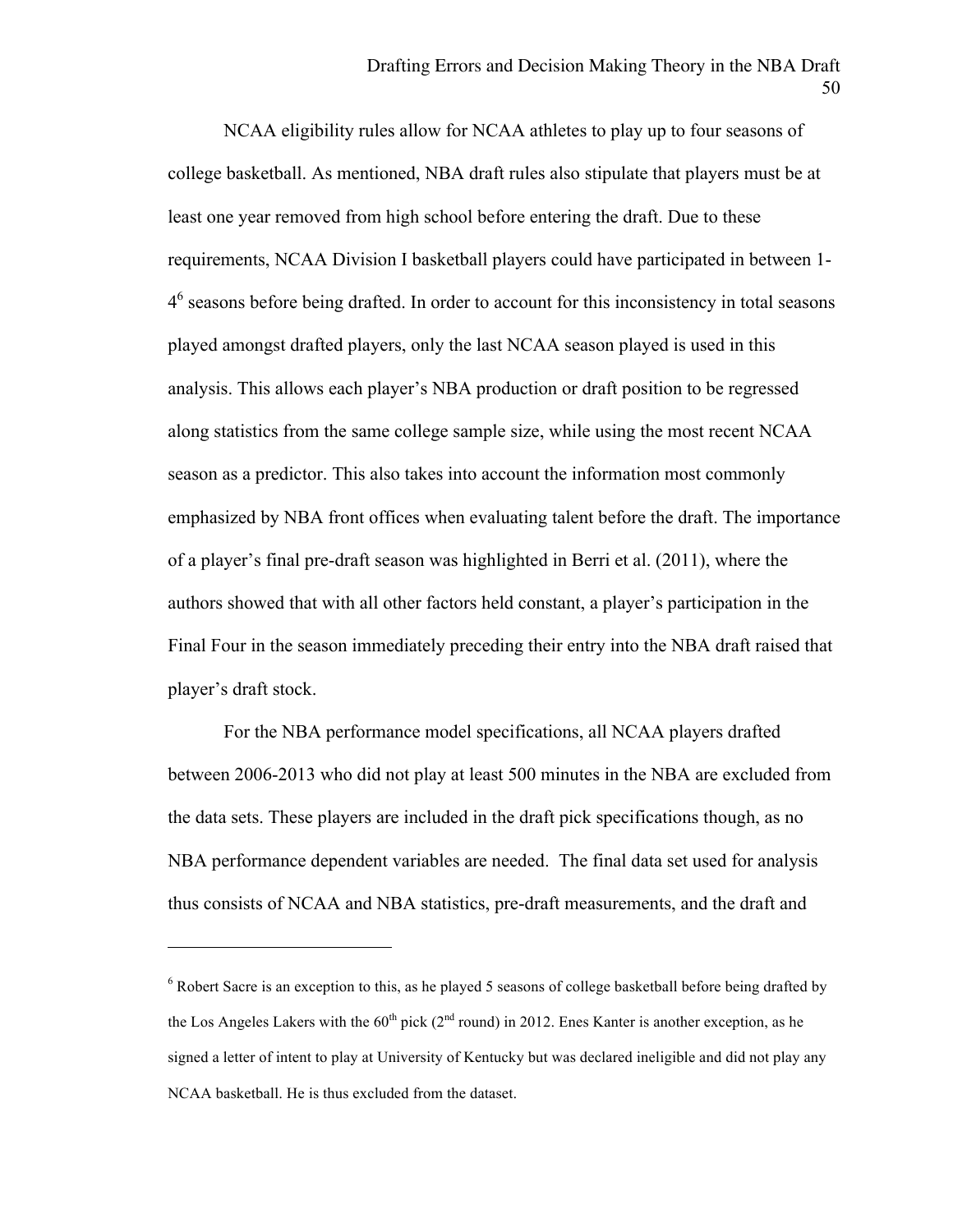NCAA eligibility rules allow for NCAA athletes to play up to four seasons of college basketball. As mentioned, NBA draft rules also stipulate that players must be at least one year removed from high school before entering the draft. Due to these requirements, NCAA Division I basketball players could have participated in between 1-4[6] seasons before being drafted. In order to account for this inconsistency in total seasons played amongst drafted players, only the last NCAA season played is used in this analysis. This allows each player's NBA production or draft position to be regressed along statistics from the same college sample size, while using the most recent NCAA season as a predictor. This also takes into account the information most commonly emphasized by NBA front offices when evaluating talent before the draft. The importance of a player's final pre-draft season was highlighted in Berri et al. (2011), where the authors showed that with all other factors held constant, a player's participation in the Final Four in the season immediately preceding their entry into the NBA draft raised that player's draft stock.

For the NBA performance model specifications, all NCAA players drafted between 2006-2013 who did not play at least 500 minutes in the NBA are excluded from the data sets. These players are included in the draft pick specifications though, as no NBA performance dependent variables are needed. The final data set used for analysis thus consists of NCAA and NBA statistics, pre-draft measurements, and the draft and

---

[6] Robert Sacre is an exception to this, as he played 5 seasons of college basketball before being drafted by the Los Angeles Lakers with the 60th pick (2nd round) in 2012. Enes Kanter is another exception, as he signed a letter of intent to play at University of Kentucky but was declared ineligible and did not play any NCAA basketball. He is thus excluded from the dataset.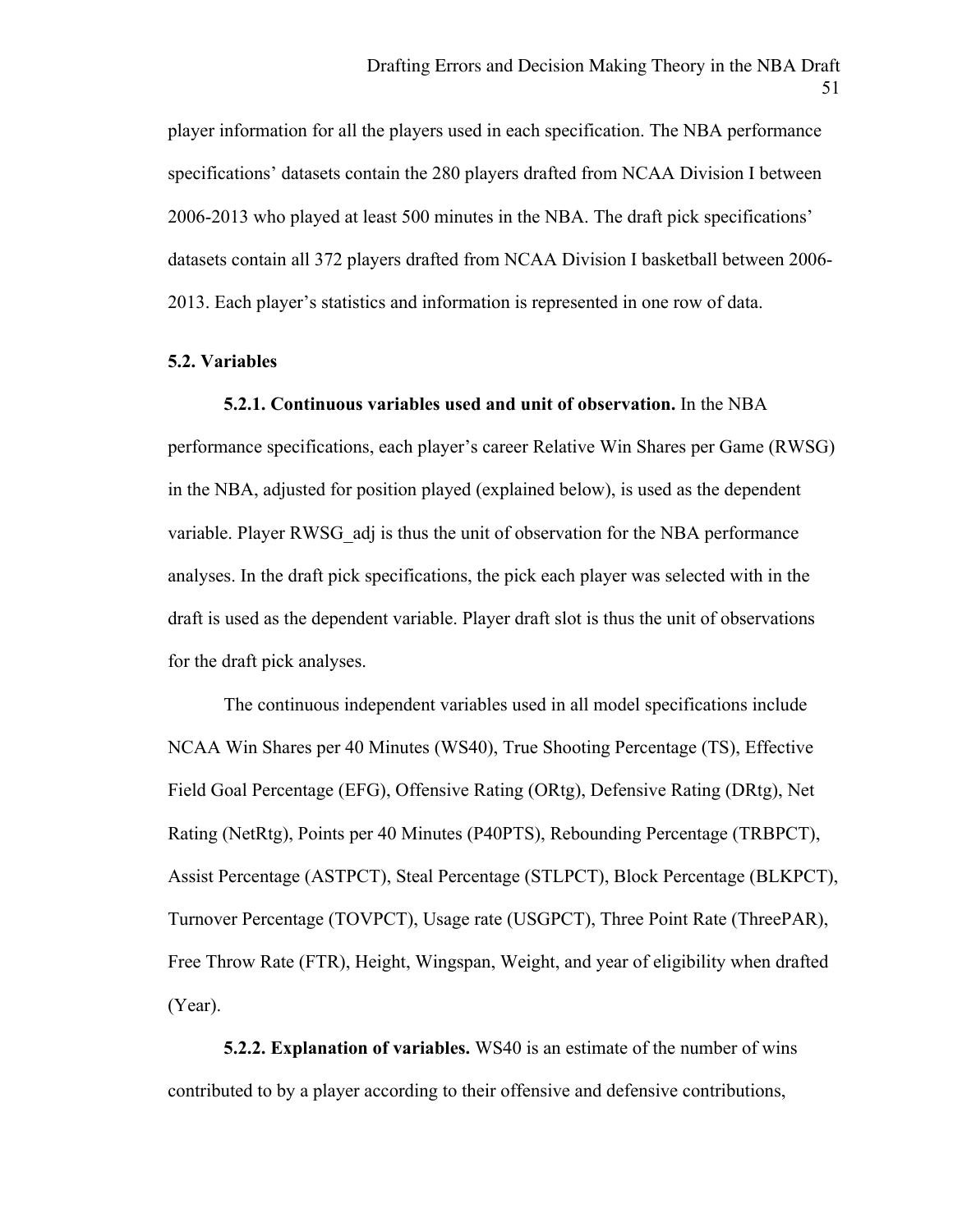player information for all the players used in each specification. The NBA performance specifications' datasets contain the 280 players drafted from NCAA Division I between 2006-2013 who played at least 500 minutes in the NBA. The draft pick specifications' datasets contain all 372 players drafted from NCAA Division I basketball between 2006-2013. Each player's statistics and information is represented in one row of data.

## 5.2. Variables

**5.2.1. Continuous variables used and unit of observation.** In the NBA performance specifications, each player's career Relative Win Shares per Game (RWSG) in the NBA, adjusted for position played (explained below), is used as the dependent variable. Player RWSG_adj is thus the unit of observation for the NBA performance analyses. In the draft pick specifications, the pick each player was selected with in the draft is used as the dependent variable. Player draft slot is thus the unit of observations for the draft pick analyses.

The continuous independent variables used in all model specifications include NCAA Win Shares per 40 Minutes (WS40), True Shooting Percentage (TS), Effective Field Goal Percentage (EFG), Offensive Rating (ORtg), Defensive Rating (DRtg), Net Rating (NetRtg), Points per 40 Minutes (P40PTS), Rebounding Percentage (TRBPCT), Assist Percentage (ASTPCT), Steal Percentage (STLPCT), Block Percentage (BLKPCT), Turnover Percentage (TOVPCT), Usage rate (USGPCT), Three Point Rate (ThreePAR), Free Throw Rate (FTR), Height, Wingspan, Weight, and year of eligibility when drafted (Year).

**5.2.2. Explanation of variables.** WS40 is an estimate of the number of wins contributed to by a player according to their offensive and defensive contributions,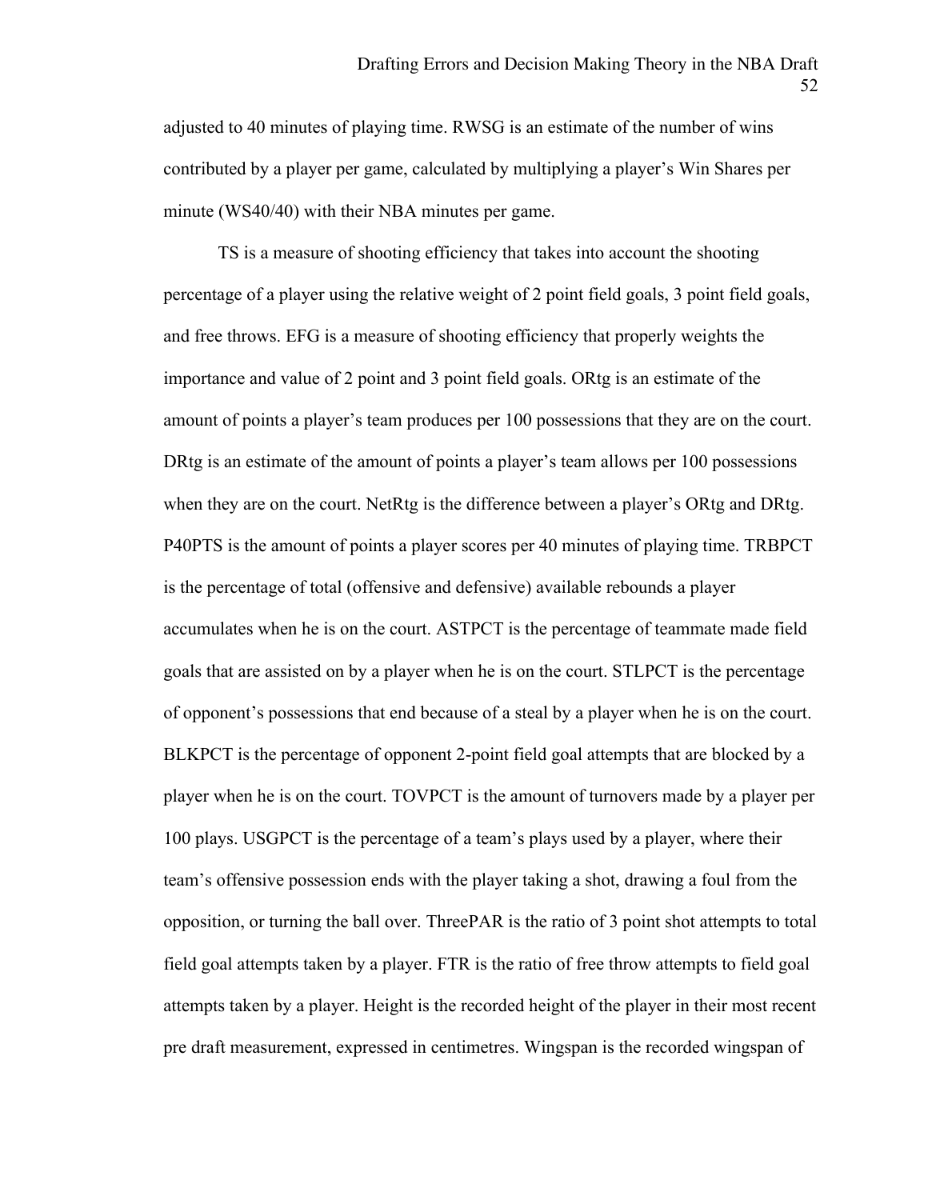adjusted to 40 minutes of playing time. RWSG is an estimate of the number of wins contributed by a player per game, calculated by multiplying a player's Win Shares per minute (WS40/40) with their NBA minutes per game.

TS is a measure of shooting efficiency that takes into account the shooting percentage of a player using the relative weight of 2 point field goals, 3 point field goals, and free throws. EFG is a measure of shooting efficiency that properly weights the importance and value of 2 point and 3 point field goals. ORtg is an estimate of the amount of points a player's team produces per 100 possessions that they are on the court. DRtg is an estimate of the amount of points a player's team allows per 100 possessions when they are on the court. NetRtg is the difference between a player's ORtg and DRtg. P40PTS is the amount of points a player scores per 40 minutes of playing time. TRBPCT is the percentage of total (offensive and defensive) available rebounds a player accumulates when he is on the court. ASTPCT is the percentage of teammate made field goals that are assisted on by a player when he is on the court. STLPCT is the percentage of opponent's possessions that end because of a steal by a player when he is on the court. BLKPCT is the percentage of opponent 2-point field goal attempts that are blocked by a player when he is on the court. TOVPCT is the amount of turnovers made by a player per 100 plays. USGPCT is the percentage of a team's plays used by a player, where their team's offensive possession ends with the player taking a shot, drawing a foul from the opposition, or turning the ball over. ThreePAR is the ratio of 3 point shot attempts to total field goal attempts taken by a player. FTR is the ratio of free throw attempts to field goal attempts taken by a player. Height is the recorded height of the player in their most recent pre draft measurement, expressed in centimetres. Wingspan is the recorded wingspan of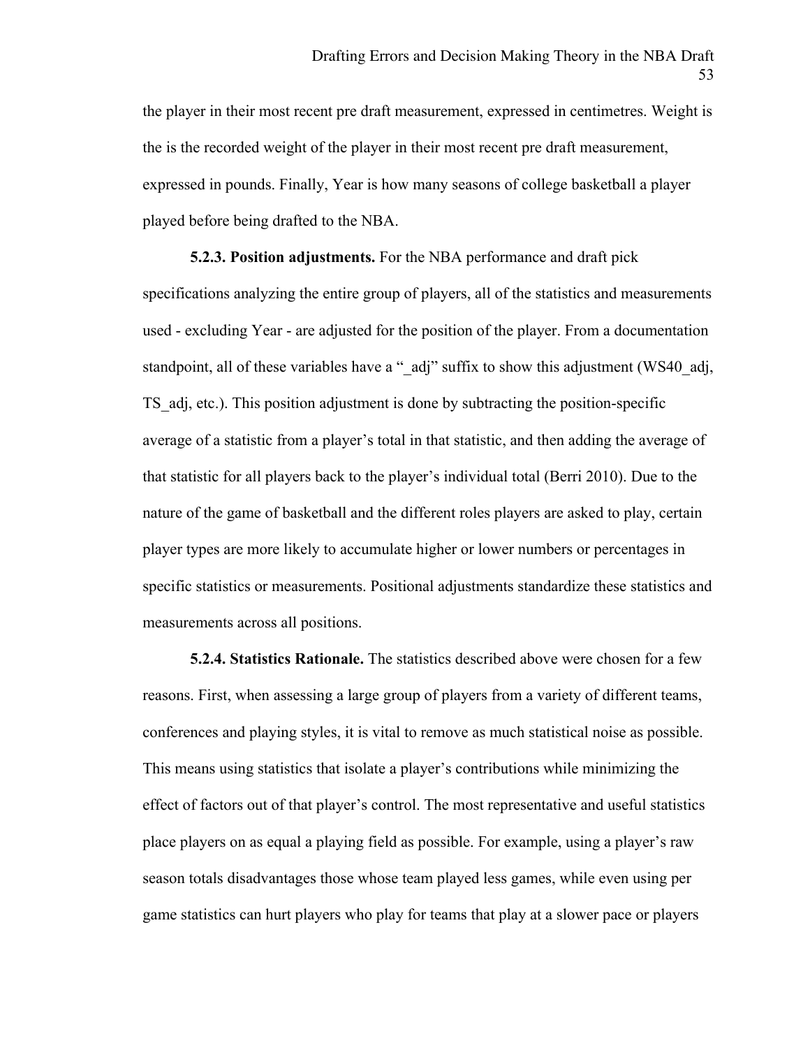the player in their most recent pre draft measurement, expressed in centimetres. Weight is the is the recorded weight of the player in their most recent pre draft measurement, expressed in pounds. Finally, Year is how many seasons of college basketball a player played before being drafted to the NBA.

**5.2.3. Position adjustments.** For the NBA performance and draft pick specifications analyzing the entire group of players, all of the statistics and measurements used - excluding Year - are adjusted for the position of the player. From a documentation standpoint, all of these variables have a "_adj" suffix to show this adjustment (WS40_adj, TS_adj, etc.). This position adjustment is done by subtracting the position-specific average of a statistic from a player's total in that statistic, and then adding the average of that statistic for all players back to the player's individual total (Berri 2010). Due to the nature of the game of basketball and the different roles players are asked to play, certain player types are more likely to accumulate higher or lower numbers or percentages in specific statistics or measurements. Positional adjustments standardize these statistics and measurements across all positions.

**5.2.4. Statistics Rationale.** The statistics described above were chosen for a few reasons. First, when assessing a large group of players from a variety of different teams, conferences and playing styles, it is vital to remove as much statistical noise as possible. This means using statistics that isolate a player's contributions while minimizing the effect of factors out of that player's control. The most representative and useful statistics place players on as equal a playing field as possible. For example, using a player's raw season totals disadvantages those whose team played less games, while even using per game statistics can hurt players who play for teams that play at a slower pace or players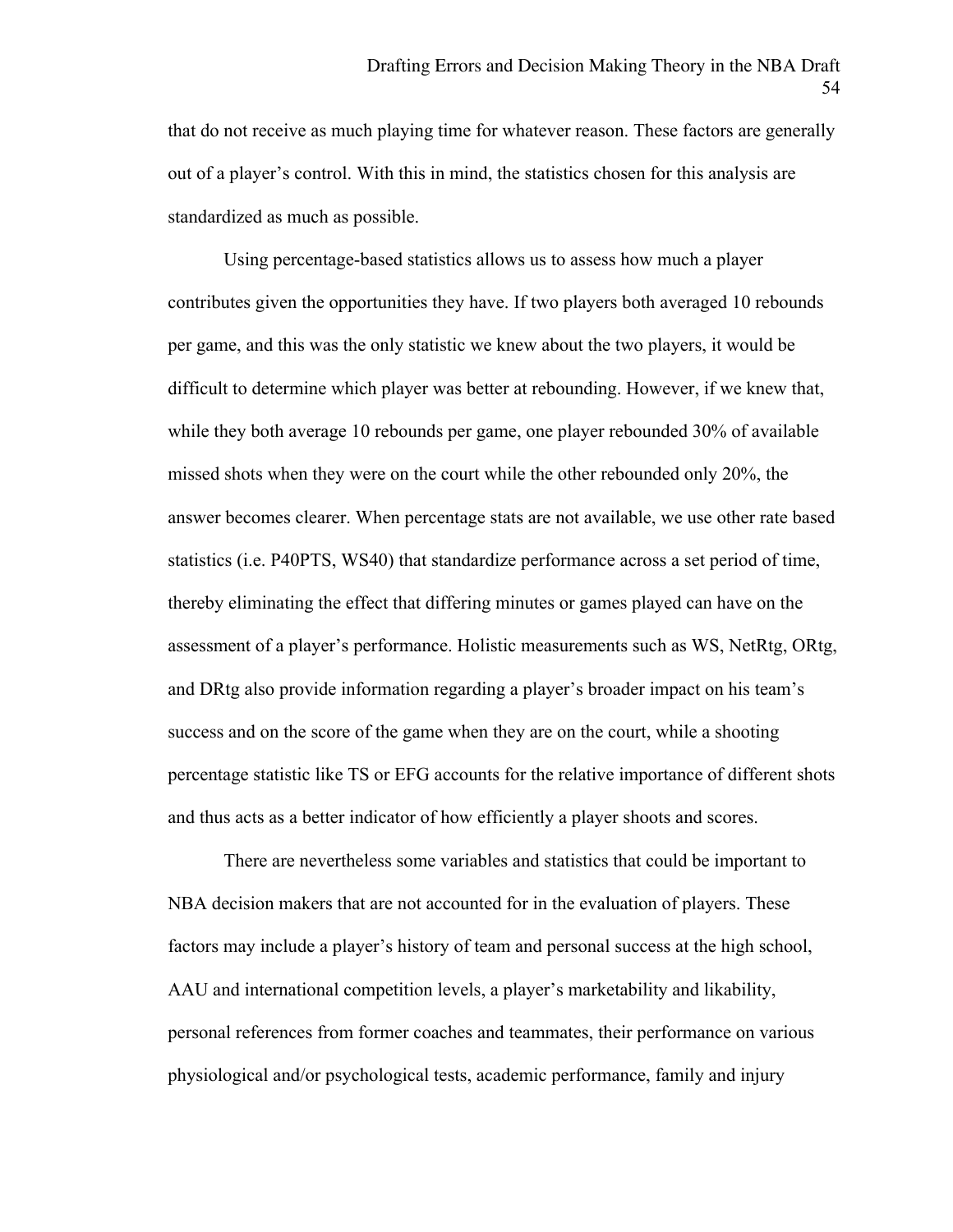that do not receive as much playing time for whatever reason. These factors are generally out of a player's control. With this in mind, the statistics chosen for this analysis are standardized as much as possible.

Using percentage-based statistics allows us to assess how much a player contributes given the opportunities they have. If two players both averaged 10 rebounds per game, and this was the only statistic we knew about the two players, it would be difficult to determine which player was better at rebounding. However, if we knew that, while they both average 10 rebounds per game, one player rebounded 30% of available missed shots when they were on the court while the other rebounded only 20%, the answer becomes clearer. When percentage stats are not available, we use other rate based statistics (i.e. P40PTS, WS40) that standardize performance across a set period of time, thereby eliminating the effect that differing minutes or games played can have on the assessment of a player's performance. Holistic measurements such as WS, NetRtg, ORtg, and DRtg also provide information regarding a player's broader impact on his team's success and on the score of the game when they are on the court, while a shooting percentage statistic like TS or EFG accounts for the relative importance of different shots and thus acts as a better indicator of how efficiently a player shoots and scores.

There are nevertheless some variables and statistics that could be important to NBA decision makers that are not accounted for in the evaluation of players. These factors may include a player's history of team and personal success at the high school, AAU and international competition levels, a player's marketability and likability, personal references from former coaches and teammates, their performance on various physiological and/or psychological tests, academic performance, family and injury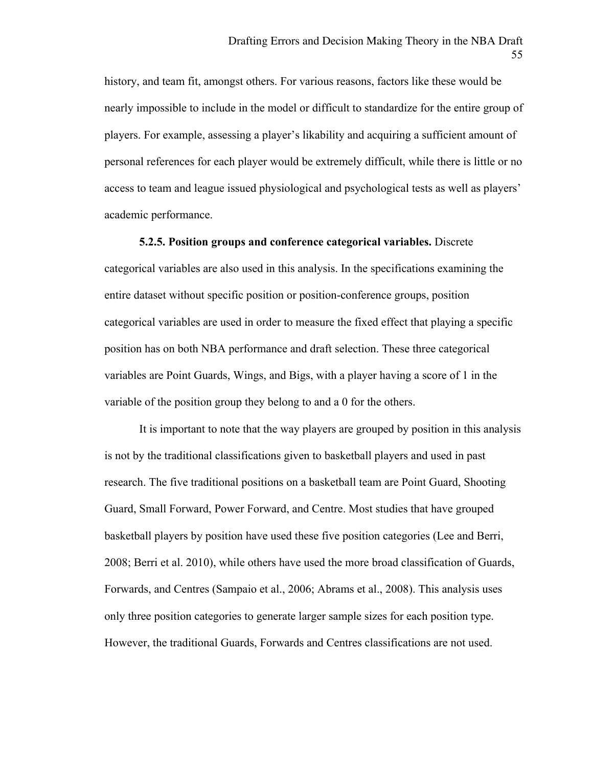history, and team fit, amongst others. For various reasons, factors like these would be nearly impossible to include in the model or difficult to standardize for the entire group of players. For example, assessing a player's likability and acquiring a sufficient amount of personal references for each player would be extremely difficult, while there is little or no access to team and league issued physiological and psychological tests as well as players' academic performance.

**5.2.5. Position groups and conference categorical variables.** Discrete categorical variables are also used in this analysis. In the specifications examining the entire dataset without specific position or position-conference groups, position categorical variables are used in order to measure the fixed effect that playing a specific position has on both NBA performance and draft selection. These three categorical variables are Point Guards, Wings, and Bigs, with a player having a score of 1 in the variable of the position group they belong to and a 0 for the others.

It is important to note that the way players are grouped by position in this analysis is not by the traditional classifications given to basketball players and used in past research. The five traditional positions on a basketball team are Point Guard, Shooting Guard, Small Forward, Power Forward, and Centre. Most studies that have grouped basketball players by position have used these five position categories (Lee and Berri, 2008; Berri et al. 2010), while others have used the more broad classification of Guards, Forwards, and Centres (Sampaio et al., 2006; Abrams et al., 2008). This analysis uses only three position categories to generate larger sample sizes for each position type. However, the traditional Guards, Forwards and Centres classifications are not used.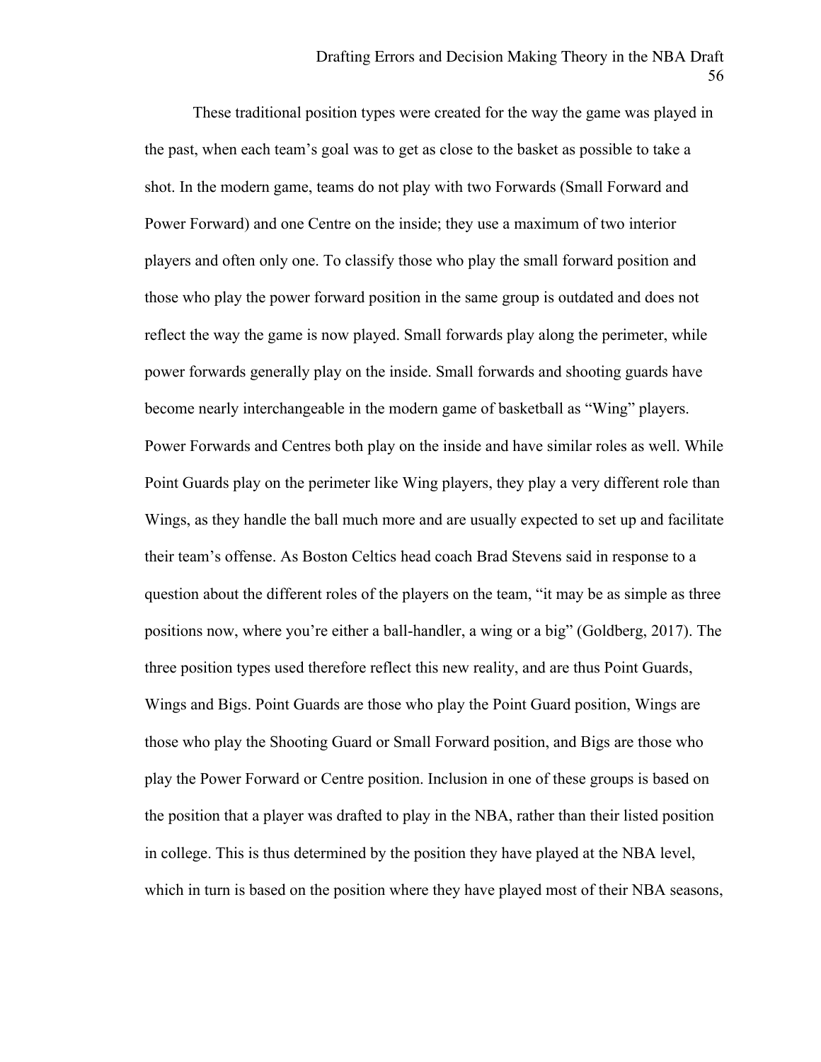These traditional position types were created for the way the game was played in the past, when each team's goal was to get as close to the basket as possible to take a shot. In the modern game, teams do not play with two Forwards (Small Forward and Power Forward) and one Centre on the inside; they use a maximum of two interior players and often only one. To classify those who play the small forward position and those who play the power forward position in the same group is outdated and does not reflect the way the game is now played. Small forwards play along the perimeter, while power forwards generally play on the inside. Small forwards and shooting guards have become nearly interchangeable in the modern game of basketball as "Wing" players. Power Forwards and Centres both play on the inside and have similar roles as well. While Point Guards play on the perimeter like Wing players, they play a very different role than Wings, as they handle the ball much more and are usually expected to set up and facilitate their team's offense. As Boston Celtics head coach Brad Stevens said in response to a question about the different roles of the players on the team, "it may be as simple as three positions now, where you're either a ball-handler, a wing or a big" (Goldberg, 2017). The three position types used therefore reflect this new reality, and are thus Point Guards, Wings and Bigs. Point Guards are those who play the Point Guard position, Wings are those who play the Shooting Guard or Small Forward position, and Bigs are those who play the Power Forward or Centre position. Inclusion in one of these groups is based on the position that a player was drafted to play in the NBA, rather than their listed position in college. This is thus determined by the position they have played at the NBA level, which in turn is based on the position where they have played most of their NBA seasons,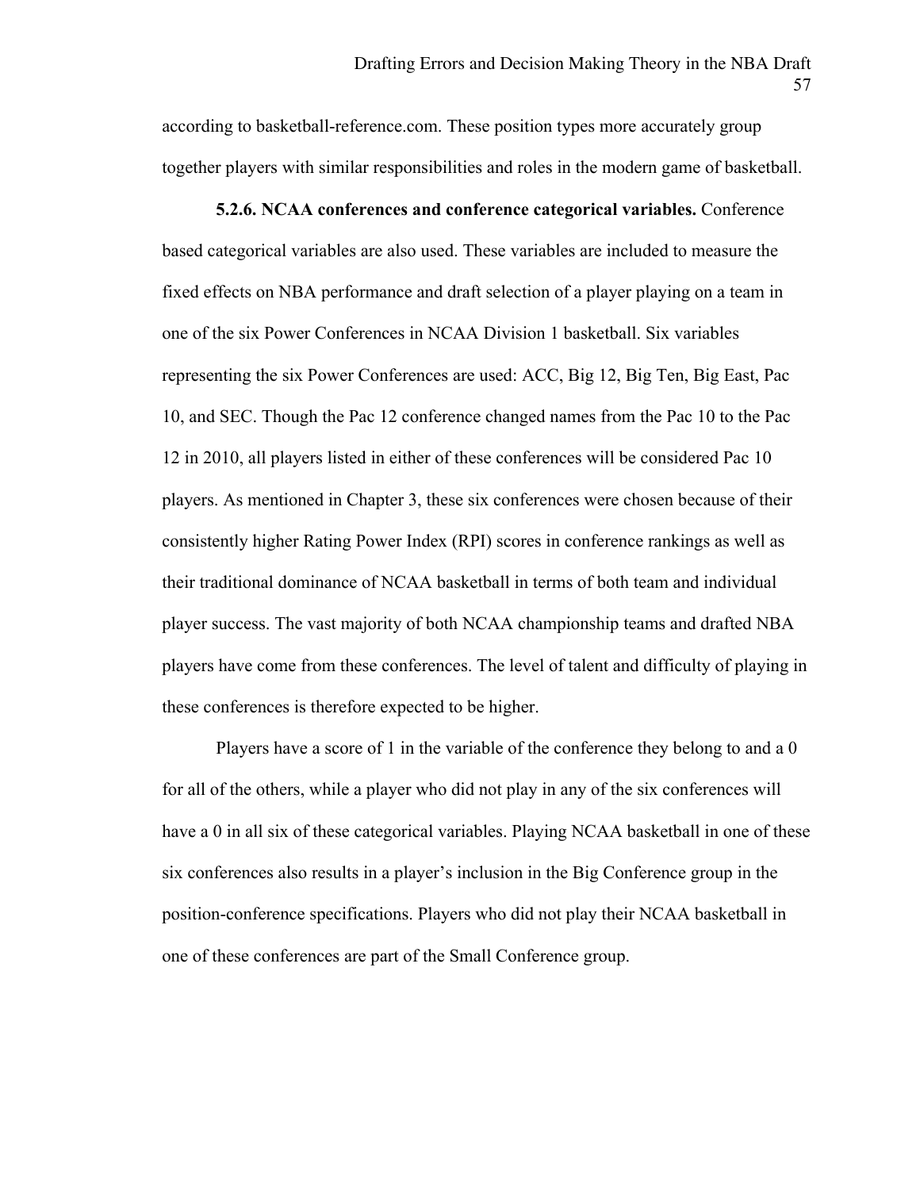according to basketball-reference.com. These position types more accurately group together players with similar responsibilities and roles in the modern game of basketball.

**5.2.6. NCAA conferences and conference categorical variables.** Conference based categorical variables are also used. These variables are included to measure the fixed effects on NBA performance and draft selection of a player playing on a team in one of the six Power Conferences in NCAA Division 1 basketball. Six variables representing the six Power Conferences are used: ACC, Big 12, Big Ten, Big East, Pac 10, and SEC. Though the Pac 12 conference changed names from the Pac 10 to the Pac 12 in 2010, all players listed in either of these conferences will be considered Pac 10 players. As mentioned in Chapter 3, these six conferences were chosen because of their consistently higher Rating Power Index (RPI) scores in conference rankings as well as their traditional dominance of NCAA basketball in terms of both team and individual player success. The vast majority of both NCAA championship teams and drafted NBA players have come from these conferences. The level of talent and difficulty of playing in these conferences is therefore expected to be higher.

Players have a score of 1 in the variable of the conference they belong to and a 0 for all of the others, while a player who did not play in any of the six conferences will have a 0 in all six of these categorical variables. Playing NCAA basketball in one of these six conferences also results in a player's inclusion in the Big Conference group in the position-conference specifications. Players who did not play their NCAA basketball in one of these conferences are part of the Small Conference group.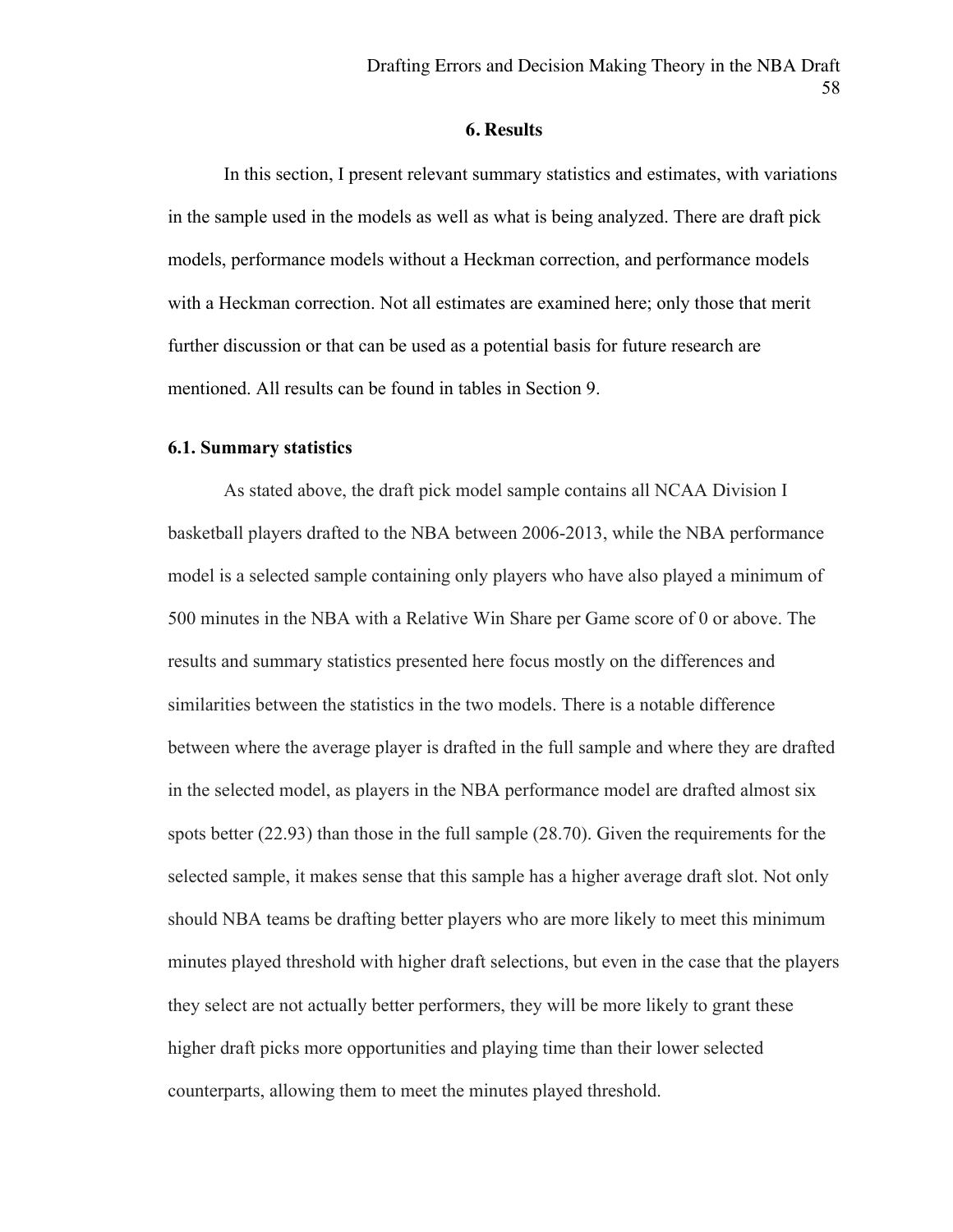# 6. Results

In this section, I present relevant summary statistics and estimates, with variations in the sample used in the models as well as what is being analyzed. There are draft pick models, performance models without a Heckman correction, and performance models with a Heckman correction. Not all estimates are examined here; only those that merit further discussion or that can be used as a potential basis for future research are mentioned. All results can be found in tables in Section 9.

## 6.1. Summary statistics

As stated above, the draft pick model sample contains all NCAA Division I basketball players drafted to the NBA between 2006-2013, while the NBA performance model is a selected sample containing only players who have also played a minimum of 500 minutes in the NBA with a Relative Win Share per Game score of 0 or above. The results and summary statistics presented here focus mostly on the differences and similarities between the statistics in the two models. There is a notable difference between where the average player is drafted in the full sample and where they are drafted in the selected model, as players in the NBA performance model are drafted almost six spots better (22.93) than those in the full sample (28.70). Given the requirements for the selected sample, it makes sense that this sample has a higher average draft slot. Not only should NBA teams be drafting better players who are more likely to meet this minimum minutes played threshold with higher draft selections, but even in the case that the players they select are not actually better performers, they will be more likely to grant these higher draft picks more opportunities and playing time than their lower selected counterparts, allowing them to meet the minutes played threshold.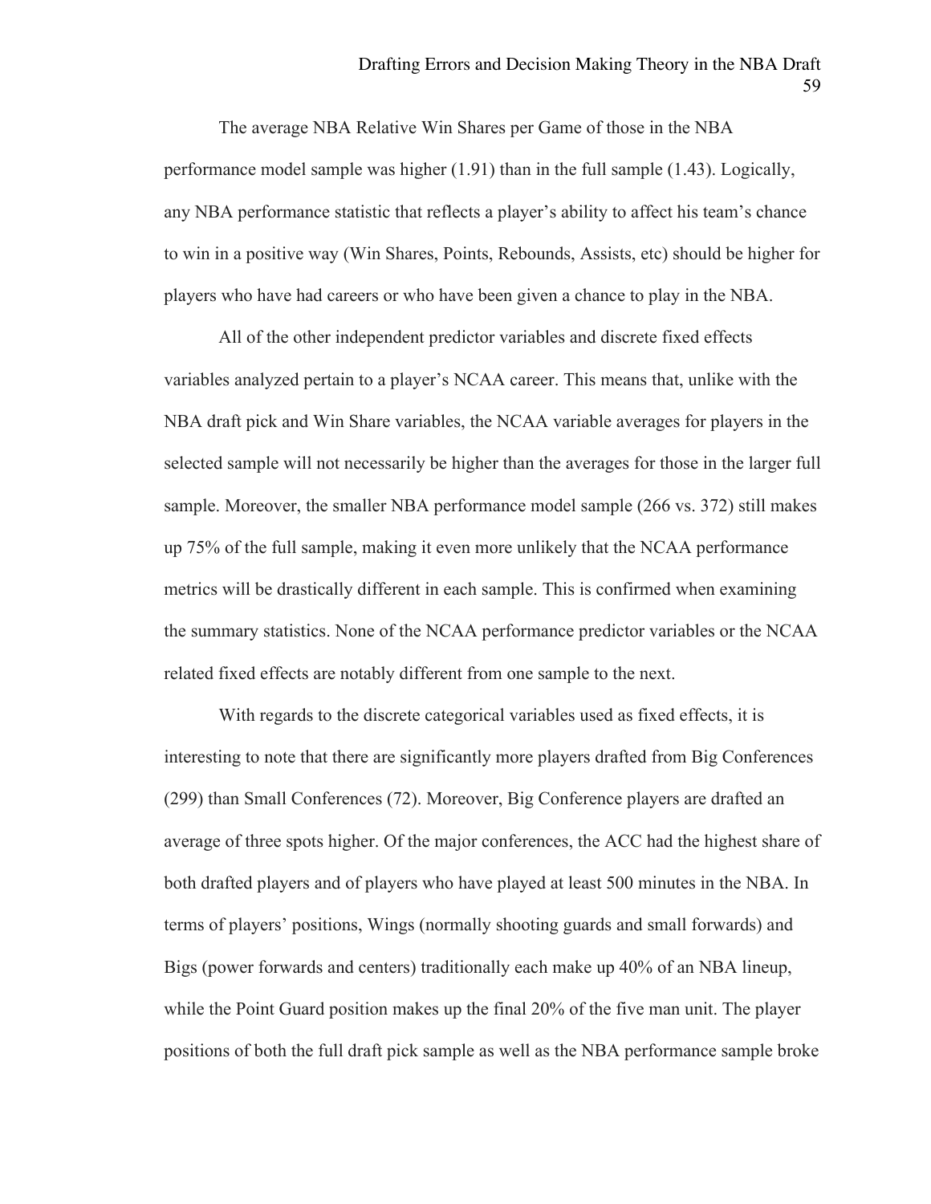The average NBA Relative Win Shares per Game of those in the NBA performance model sample was higher (1.91) than in the full sample (1.43). Logically, any NBA performance statistic that reflects a player's ability to affect his team's chance to win in a positive way (Win Shares, Points, Rebounds, Assists, etc) should be higher for players who have had careers or who have been given a chance to play in the NBA.

All of the other independent predictor variables and discrete fixed effects variables analyzed pertain to a player's NCAA career. This means that, unlike with the NBA draft pick and Win Share variables, the NCAA variable averages for players in the selected sample will not necessarily be higher than the averages for those in the larger full sample. Moreover, the smaller NBA performance model sample (266 vs. 372) still makes up 75% of the full sample, making it even more unlikely that the NCAA performance metrics will be drastically different in each sample. This is confirmed when examining the summary statistics. None of the NCAA performance predictor variables or the NCAA related fixed effects are notably different from one sample to the next.

With regards to the discrete categorical variables used as fixed effects, it is interesting to note that there are significantly more players drafted from Big Conferences (299) than Small Conferences (72). Moreover, Big Conference players are drafted an average of three spots higher. Of the major conferences, the ACC had the highest share of both drafted players and of players who have played at least 500 minutes in the NBA. In terms of players' positions, Wings (normally shooting guards and small forwards) and Bigs (power forwards and centers) traditionally each make up 40% of an NBA lineup, while the Point Guard position makes up the final 20% of the five man unit. The player positions of both the full draft pick sample as well as the NBA performance sample broke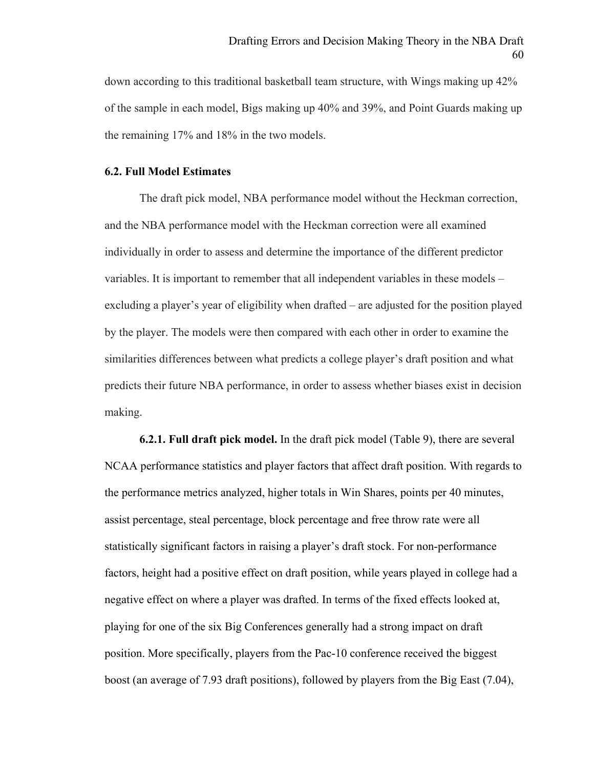down according to this traditional basketball team structure, with Wings making up 42% of the sample in each model, Bigs making up 40% and 39%, and Point Guards making up the remaining 17% and 18% in the two models.

### 6.2. Full Model Estimates

The draft pick model, NBA performance model without the Heckman correction, and the NBA performance model with the Heckman correction were all examined individually in order to assess and determine the importance of the different predictor variables. It is important to remember that all independent variables in these models – excluding a player's year of eligibility when drafted – are adjusted for the position played by the player. The models were then compared with each other in order to examine the similarities differences between what predicts a college player's draft position and what predicts their future NBA performance, in order to assess whether biases exist in decision making.

**6.2.1. Full draft pick model.** In the draft pick model (Table 9), there are several NCAA performance statistics and player factors that affect draft position. With regards to the performance metrics analyzed, higher totals in Win Shares, points per 40 minutes, assist percentage, steal percentage, block percentage and free throw rate were all statistically significant factors in raising a player's draft stock. For non-performance factors, height had a positive effect on draft position, while years played in college had a negative effect on where a player was drafted. In terms of the fixed effects looked at, playing for one of the six Big Conferences generally had a strong impact on draft position. More specifically, players from the Pac-10 conference received the biggest boost (an average of 7.93 draft positions), followed by players from the Big East (7.04),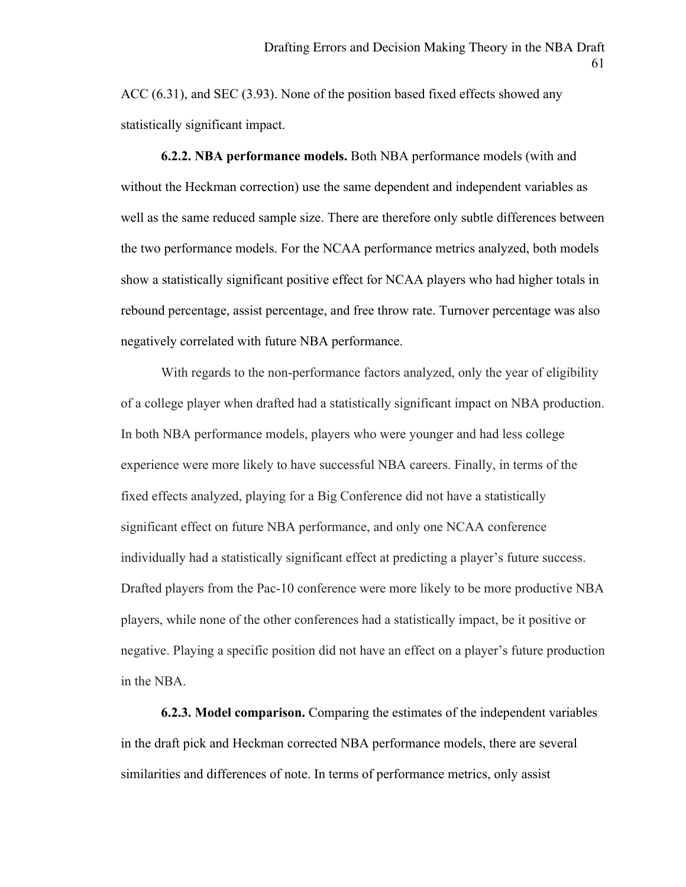ACC (6.31), and SEC (3.93). None of the position based fixed effects showed any statistically significant impact.

**6.2.2. NBA performance models.** Both NBA performance models (with and without the Heckman correction) use the same dependent and independent variables as well as the same reduced sample size. There are therefore only subtle differences between the two performance models. For the NCAA performance metrics analyzed, both models show a statistically significant positive effect for NCAA players who had higher totals in rebound percentage, assist percentage, and free throw rate. Turnover percentage was also negatively correlated with future NBA performance.

With regards to the non-performance factors analyzed, only the year of eligibility of a college player when drafted had a statistically significant impact on NBA production. In both NBA performance models, players who were younger and had less college experience were more likely to have successful NBA careers. Finally, in terms of the fixed effects analyzed, playing for a Big Conference did not have a statistically significant effect on future NBA performance, and only one NCAA conference individually had a statistically significant effect at predicting a player's future success. Drafted players from the Pac-10 conference were more likely to be more productive NBA players, while none of the other conferences had a statistically impact, be it positive or negative. Playing a specific position did not have an effect on a player's future production in the NBA.

**6.2.3. Model comparison.** Comparing the estimates of the independent variables in the draft pick and Heckman corrected NBA performance models, there are several similarities and differences of note. In terms of performance metrics, only assist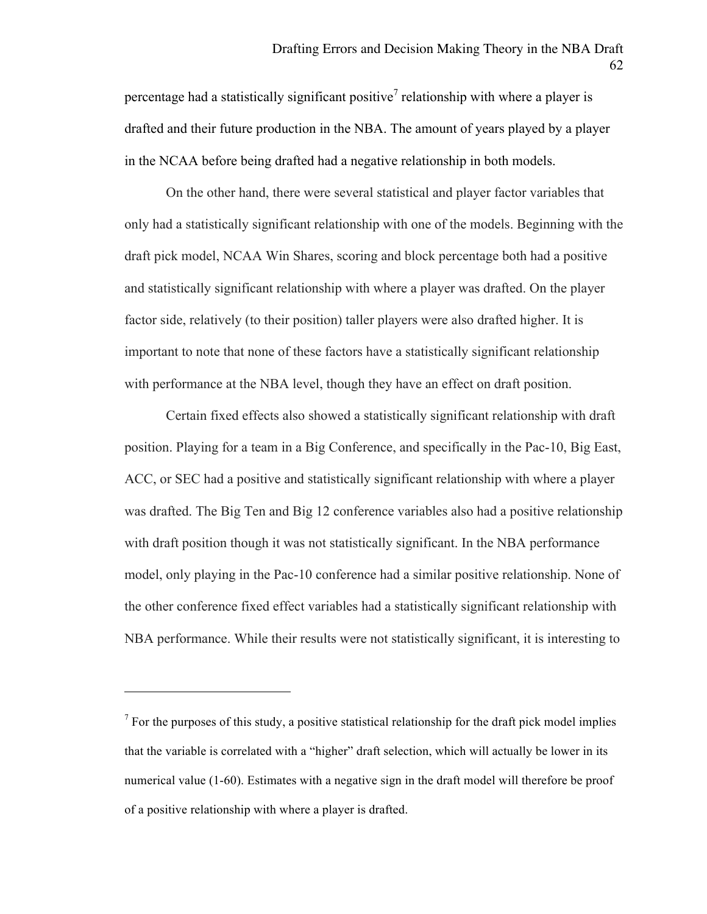percentage had a statistically significant positive[7] relationship with where a player is drafted and their future production in the NBA. The amount of years played by a player in the NCAA before being drafted had a negative relationship in both models.

On the other hand, there were several statistical and player factor variables that only had a statistically significant relationship with one of the models. Beginning with the draft pick model, NCAA Win Shares, scoring and block percentage both had a positive and statistically significant relationship with where a player was drafted. On the player factor side, relatively (to their position) taller players were also drafted higher. It is important to note that none of these factors have a statistically significant relationship with performance at the NBA level, though they have an effect on draft position.

Certain fixed effects also showed a statistically significant relationship with draft position. Playing for a team in a Big Conference, and specifically in the Pac-10, Big East, ACC, or SEC had a positive and statistically significant relationship with where a player was drafted. The Big Ten and Big 12 conference variables also had a positive relationship with draft position though it was not statistically significant. In the NBA performance model, only playing in the Pac-10 conference had a similar positive relationship. None of the other conference fixed effect variables had a statistically significant relationship with NBA performance. While their results were not statistically significant, it is interesting to

---

[7] For the purposes of this study, a positive statistical relationship for the draft pick model implies that the variable is correlated with a "higher" draft selection, which will actually be lower in its numerical value (1-60). Estimates with a negative sign in the draft model will therefore be proof of a positive relationship with where a player is drafted.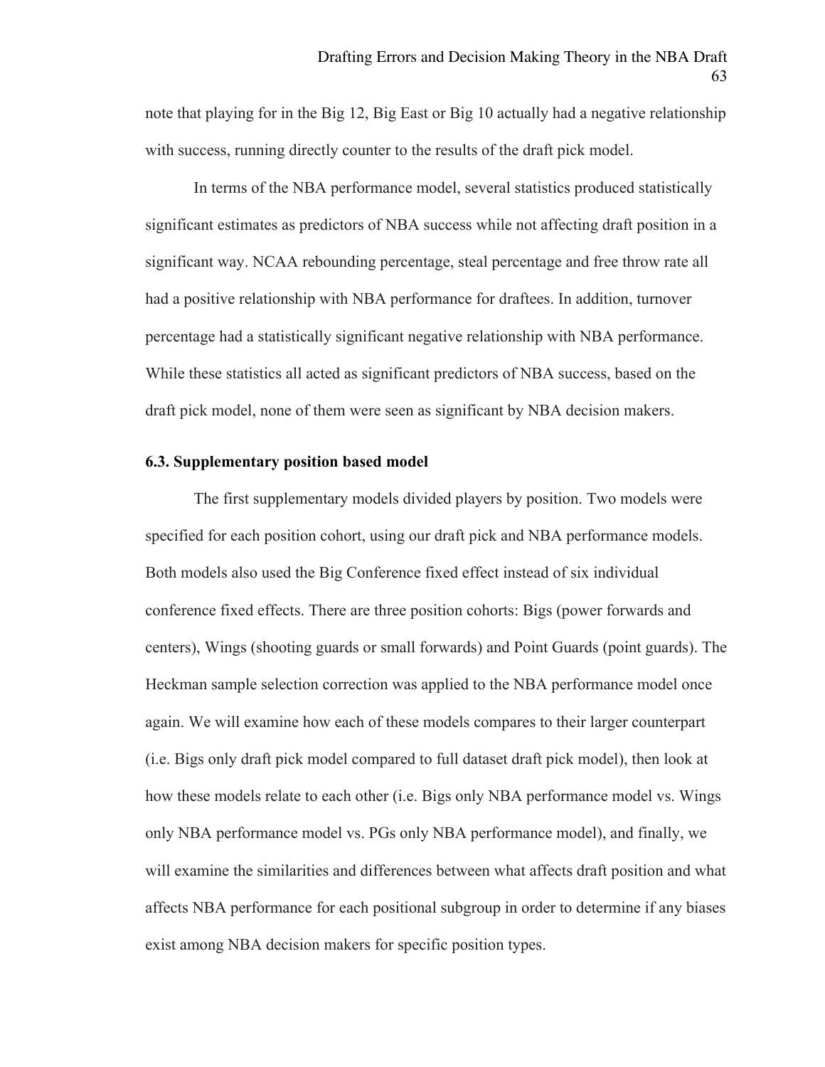note that playing for in the Big 12, Big East or Big 10 actually had a negative relationship with success, running directly counter to the results of the draft pick model.

In terms of the NBA performance model, several statistics produced statistically significant estimates as predictors of NBA success while not affecting draft position in a significant way. NCAA rebounding percentage, steal percentage and free throw rate all had a positive relationship with NBA performance for draftees. In addition, turnover percentage had a statistically significant negative relationship with NBA performance. While these statistics all acted as significant predictors of NBA success, based on the draft pick model, none of them were seen as significant by NBA decision makers.

### 6.3. Supplementary position based model

The first supplementary models divided players by position. Two models were specified for each position cohort, using our draft pick and NBA performance models. Both models also used the Big Conference fixed effect instead of six individual conference fixed effects. There are three position cohorts: Bigs (power forwards and centers), Wings (shooting guards or small forwards) and Point Guards (point guards). The Heckman sample selection correction was applied to the NBA performance model once again. We will examine how each of these models compares to their larger counterpart (i.e. Bigs only draft pick model compared to full dataset draft pick model), then look at how these models relate to each other (i.e. Bigs only NBA performance model vs. Wings only NBA performance model vs. PGs only NBA performance model), and finally, we will examine the similarities and differences between what affects draft position and what affects NBA performance for each positional subgroup in order to determine if any biases exist among NBA decision makers for specific position types.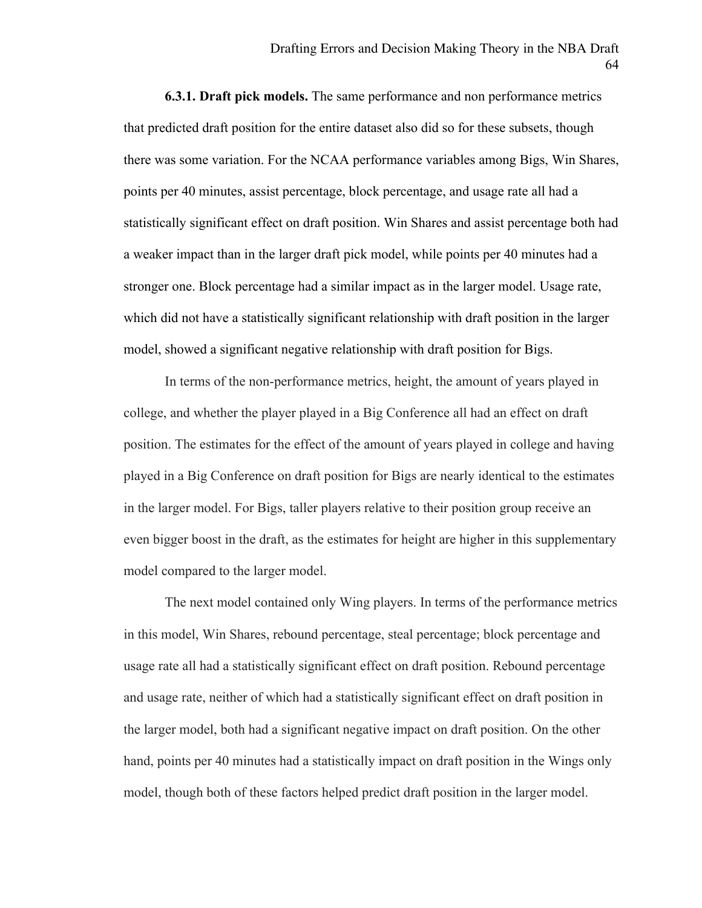**6.3.1. Draft pick models.** The same performance and non performance metrics that predicted draft position for the entire dataset also did so for these subsets, though there was some variation. For the NCAA performance variables among Bigs, Win Shares, points per 40 minutes, assist percentage, block percentage, and usage rate all had a statistically significant effect on draft position. Win Shares and assist percentage both had a weaker impact than in the larger draft pick model, while points per 40 minutes had a stronger one. Block percentage had a similar impact as in the larger model. Usage rate, which did not have a statistically significant relationship with draft position in the larger model, showed a significant negative relationship with draft position for Bigs.

In terms of the non-performance metrics, height, the amount of years played in college, and whether the player played in a Big Conference all had an effect on draft position. The estimates for the effect of the amount of years played in college and having played in a Big Conference on draft position for Bigs are nearly identical to the estimates in the larger model. For Bigs, taller players relative to their position group receive an even bigger boost in the draft, as the estimates for height are higher in this supplementary model compared to the larger model.

The next model contained only Wing players. In terms of the performance metrics in this model, Win Shares, rebound percentage, steal percentage; block percentage and usage rate all had a statistically significant effect on draft position. Rebound percentage and usage rate, neither of which had a statistically significant effect on draft position in the larger model, both had a significant negative impact on draft position. On the other hand, points per 40 minutes had a statistically impact on draft position in the Wings only model, though both of these factors helped predict draft position in the larger model.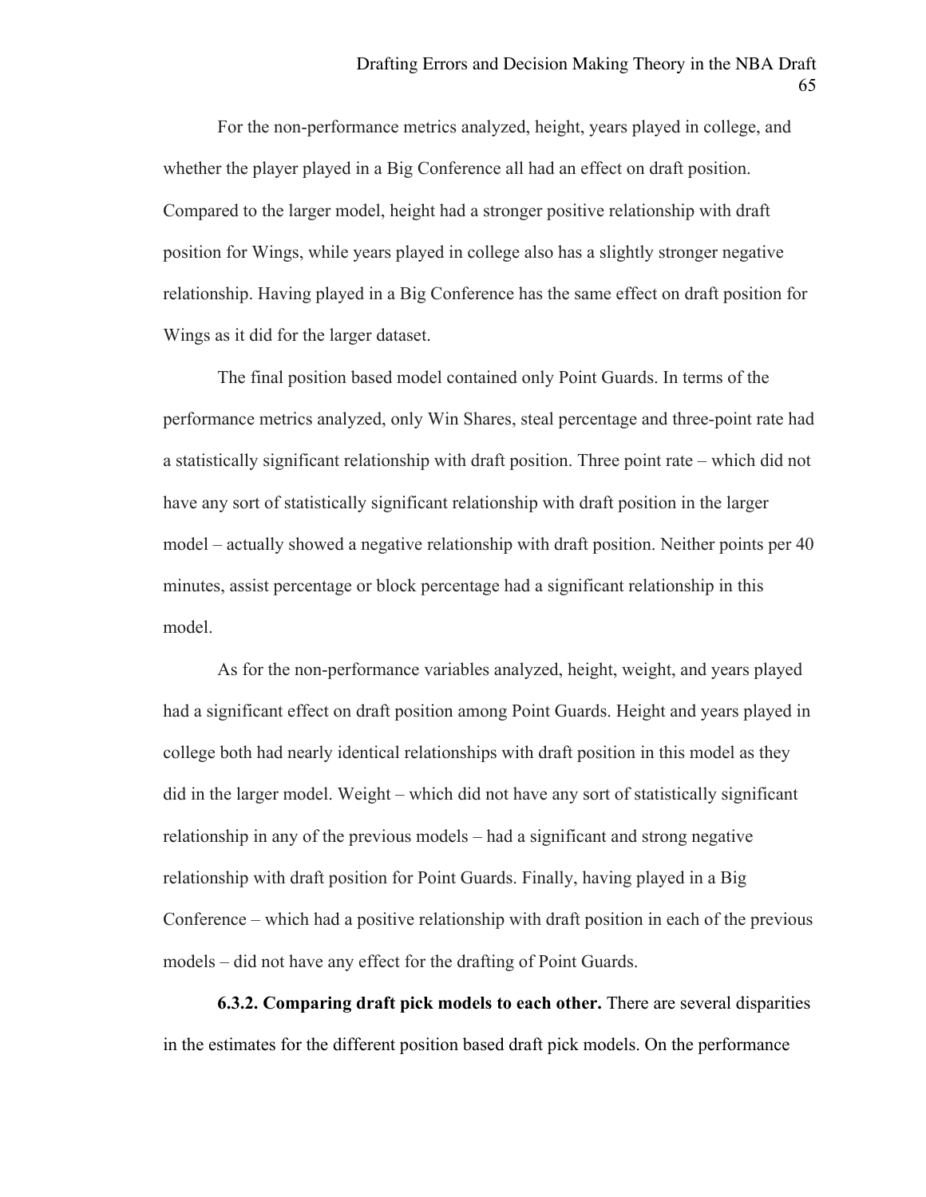For the non-performance metrics analyzed, height, years played in college, and whether the player played in a Big Conference all had an effect on draft position. Compared to the larger model, height had a stronger positive relationship with draft position for Wings, while years played in college also has a slightly stronger negative relationship. Having played in a Big Conference has the same effect on draft position for Wings as it did for the larger dataset.

The final position based model contained only Point Guards. In terms of the performance metrics analyzed, only Win Shares, steal percentage and three-point rate had a statistically significant relationship with draft position. Three point rate – which did not have any sort of statistically significant relationship with draft position in the larger model – actually showed a negative relationship with draft position. Neither points per 40 minutes, assist percentage or block percentage had a significant relationship in this model.

As for the non-performance variables analyzed, height, weight, and years played had a significant effect on draft position among Point Guards. Height and years played in college both had nearly identical relationships with draft position in this model as they did in the larger model. Weight – which did not have any sort of statistically significant relationship in any of the previous models – had a significant and strong negative relationship with draft position for Point Guards. Finally, having played in a Big Conference – which had a positive relationship with draft position in each of the previous models – did not have any effect for the drafting of Point Guards.

**6.3.2. Comparing draft pick models to each other.** There are several disparities in the estimates for the different position based draft pick models. On the performance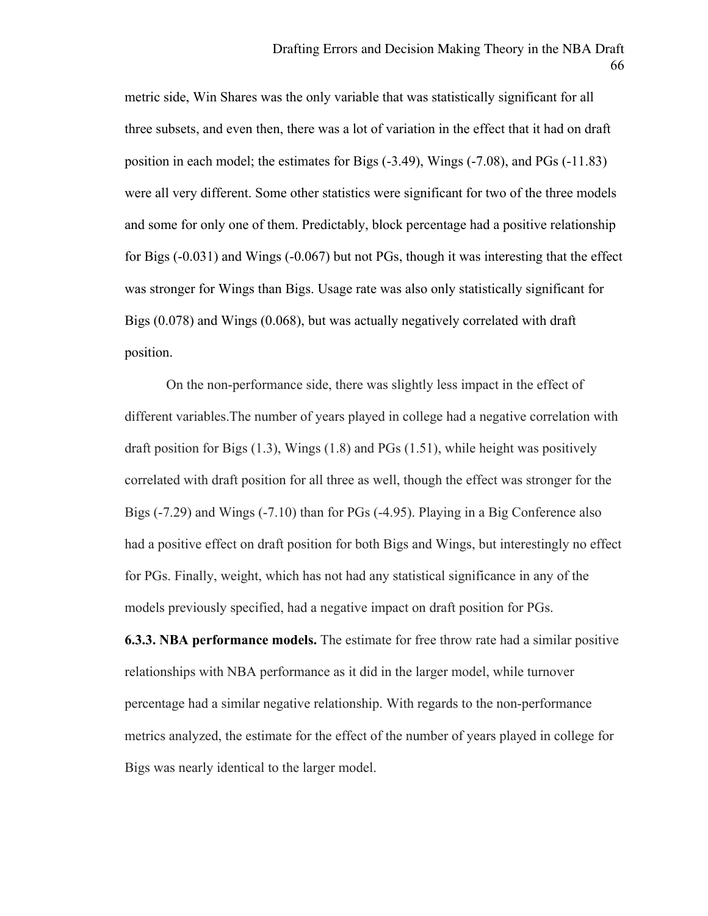metric side, Win Shares was the only variable that was statistically significant for all three subsets, and even then, there was a lot of variation in the effect that it had on draft position in each model; the estimates for Bigs (-3.49), Wings (-7.08), and PGs (-11.83) were all very different. Some other statistics were significant for two of the three models and some for only one of them. Predictably, block percentage had a positive relationship for Bigs (-0.031) and Wings (-0.067) but not PGs, though it was interesting that the effect was stronger for Wings than Bigs. Usage rate was also only statistically significant for Bigs (0.078) and Wings (0.068), but was actually negatively correlated with draft position.

On the non-performance side, there was slightly less impact in the effect of different variables.The number of years played in college had a negative correlation with draft position for Bigs (1.3), Wings (1.8) and PGs (1.51), while height was positively correlated with draft position for all three as well, though the effect was stronger for the Bigs (-7.29) and Wings (-7.10) than for PGs (-4.95). Playing in a Big Conference also had a positive effect on draft position for both Bigs and Wings, but interestingly no effect for PGs. Finally, weight, which has not had any statistical significance in any of the models previously specified, had a negative impact on draft position for PGs.

**6.3.3. NBA performance models.** The estimate for free throw rate had a similar positive relationships with NBA performance as it did in the larger model, while turnover percentage had a similar negative relationship. With regards to the non-performance metrics analyzed, the estimate for the effect of the number of years played in college for Bigs was nearly identical to the larger model.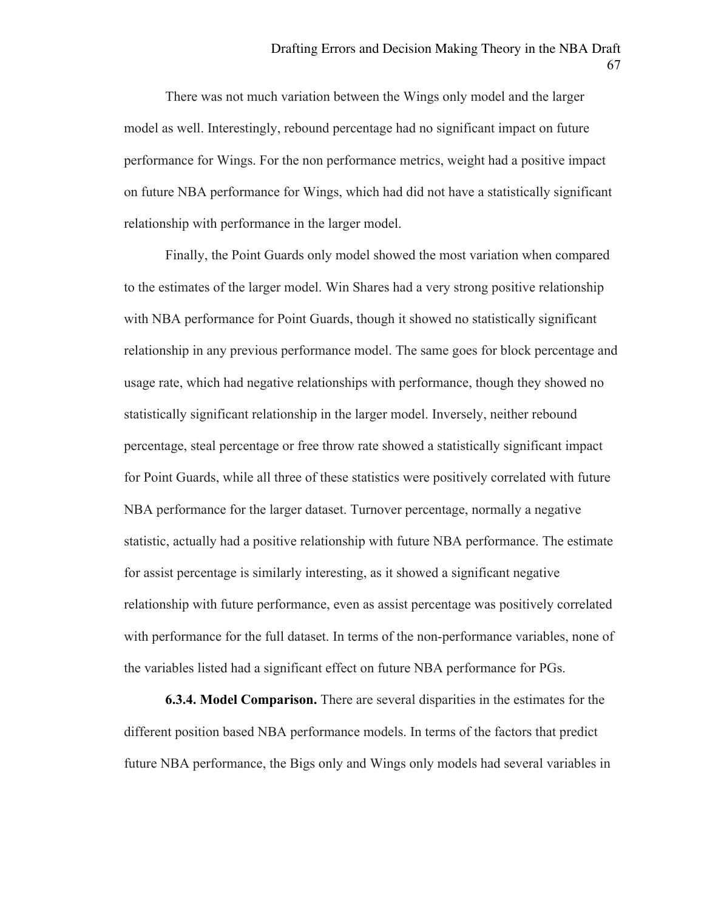There was not much variation between the Wings only model and the larger model as well. Interestingly, rebound percentage had no significant impact on future performance for Wings. For the non performance metrics, weight had a positive impact on future NBA performance for Wings, which had did not have a statistically significant relationship with performance in the larger model.

Finally, the Point Guards only model showed the most variation when compared to the estimates of the larger model. Win Shares had a very strong positive relationship with NBA performance for Point Guards, though it showed no statistically significant relationship in any previous performance model. The same goes for block percentage and usage rate, which had negative relationships with performance, though they showed no statistically significant relationship in the larger model. Inversely, neither rebound percentage, steal percentage or free throw rate showed a statistically significant impact for Point Guards, while all three of these statistics were positively correlated with future NBA performance for the larger dataset. Turnover percentage, normally a negative statistic, actually had a positive relationship with future NBA performance. The estimate for assist percentage is similarly interesting, as it showed a significant negative relationship with future performance, even as assist percentage was positively correlated with performance for the full dataset. In terms of the non-performance variables, none of the variables listed had a significant effect on future NBA performance for PGs.

**6.3.4. Model Comparison.** There are several disparities in the estimates for the different position based NBA performance models. In terms of the factors that predict future NBA performance, the Bigs only and Wings only models had several variables in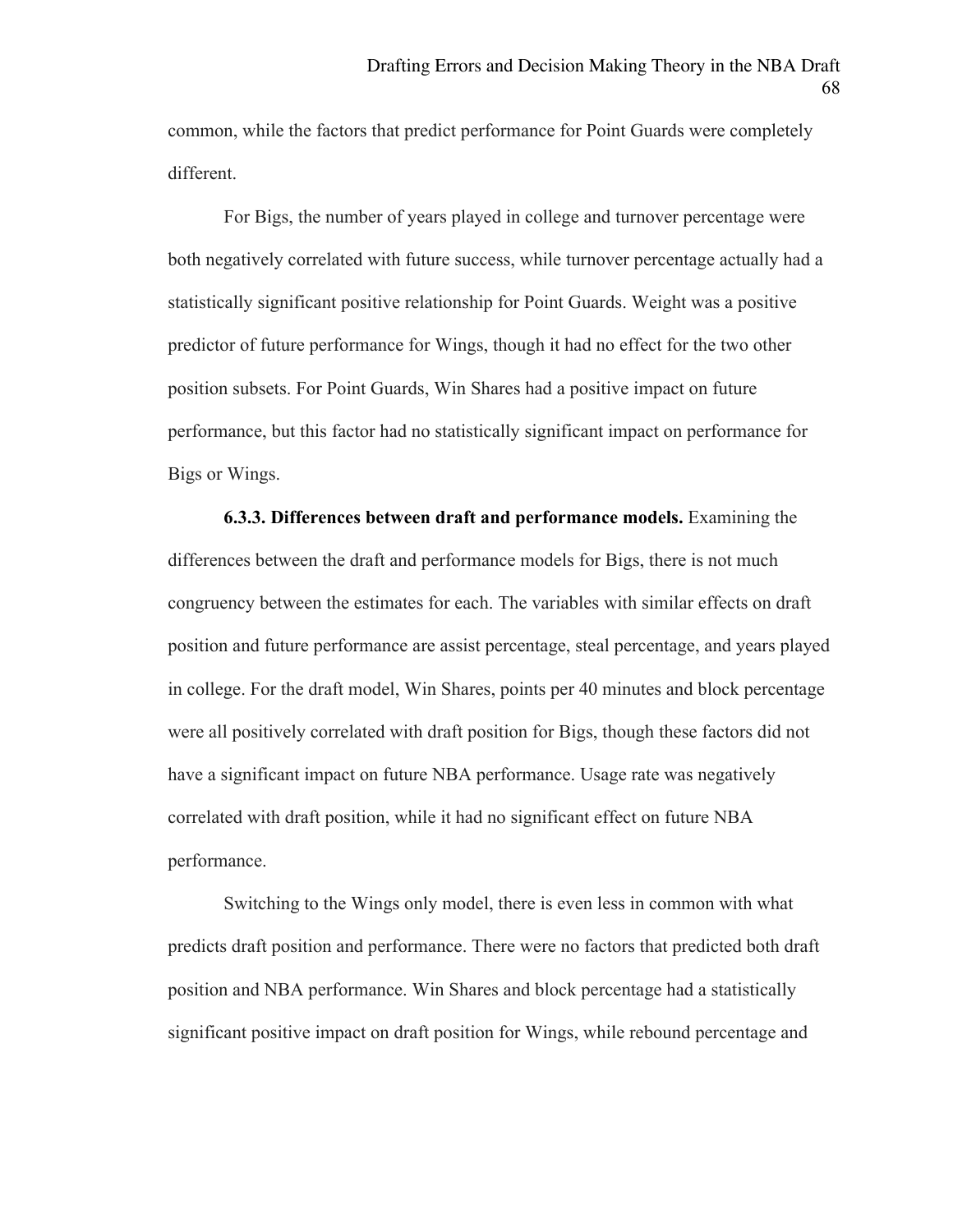common, while the factors that predict performance for Point Guards were completely different.

For Bigs, the number of years played in college and turnover percentage were both negatively correlated with future success, while turnover percentage actually had a statistically significant positive relationship for Point Guards. Weight was a positive predictor of future performance for Wings, though it had no effect for the two other position subsets. For Point Guards, Win Shares had a positive impact on future performance, but this factor had no statistically significant impact on performance for Bigs or Wings.

**6.3.3. Differences between draft and performance models.** Examining the differences between the draft and performance models for Bigs, there is not much congruency between the estimates for each. The variables with similar effects on draft position and future performance are assist percentage, steal percentage, and years played in college. For the draft model, Win Shares, points per 40 minutes and block percentage were all positively correlated with draft position for Bigs, though these factors did not have a significant impact on future NBA performance. Usage rate was negatively correlated with draft position, while it had no significant effect on future NBA performance.

Switching to the Wings only model, there is even less in common with what predicts draft position and performance. There were no factors that predicted both draft position and NBA performance. Win Shares and block percentage had a statistically significant positive impact on draft position for Wings, while rebound percentage and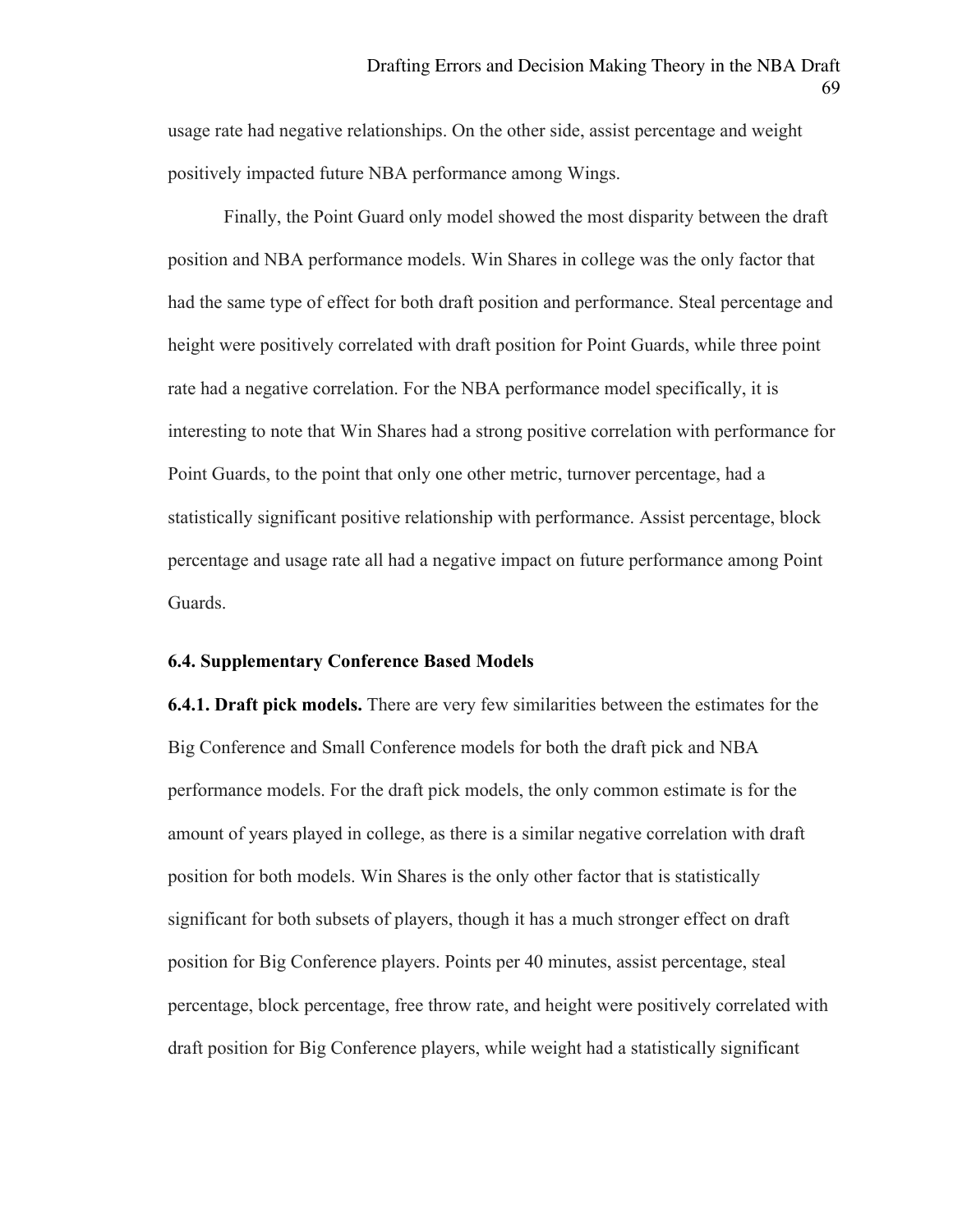usage rate had negative relationships. On the other side, assist percentage and weight positively impacted future NBA performance among Wings.

Finally, the Point Guard only model showed the most disparity between the draft position and NBA performance models. Win Shares in college was the only factor that had the same type of effect for both draft position and performance. Steal percentage and height were positively correlated with draft position for Point Guards, while three point rate had a negative correlation. For the NBA performance model specifically, it is interesting to note that Win Shares had a strong positive correlation with performance for Point Guards, to the point that only one other metric, turnover percentage, had a statistically significant positive relationship with performance. Assist percentage, block percentage and usage rate all had a negative impact on future performance among Point Guards.

### 6.4. Supplementary Conference Based Models

**6.4.1. Draft pick models.** There are very few similarities between the estimates for the Big Conference and Small Conference models for both the draft pick and NBA performance models. For the draft pick models, the only common estimate is for the amount of years played in college, as there is a similar negative correlation with draft position for both models. Win Shares is the only other factor that is statistically significant for both subsets of players, though it has a much stronger effect on draft position for Big Conference players. Points per 40 minutes, assist percentage, steal percentage, block percentage, free throw rate, and height were positively correlated with draft position for Big Conference players, while weight had a statistically significant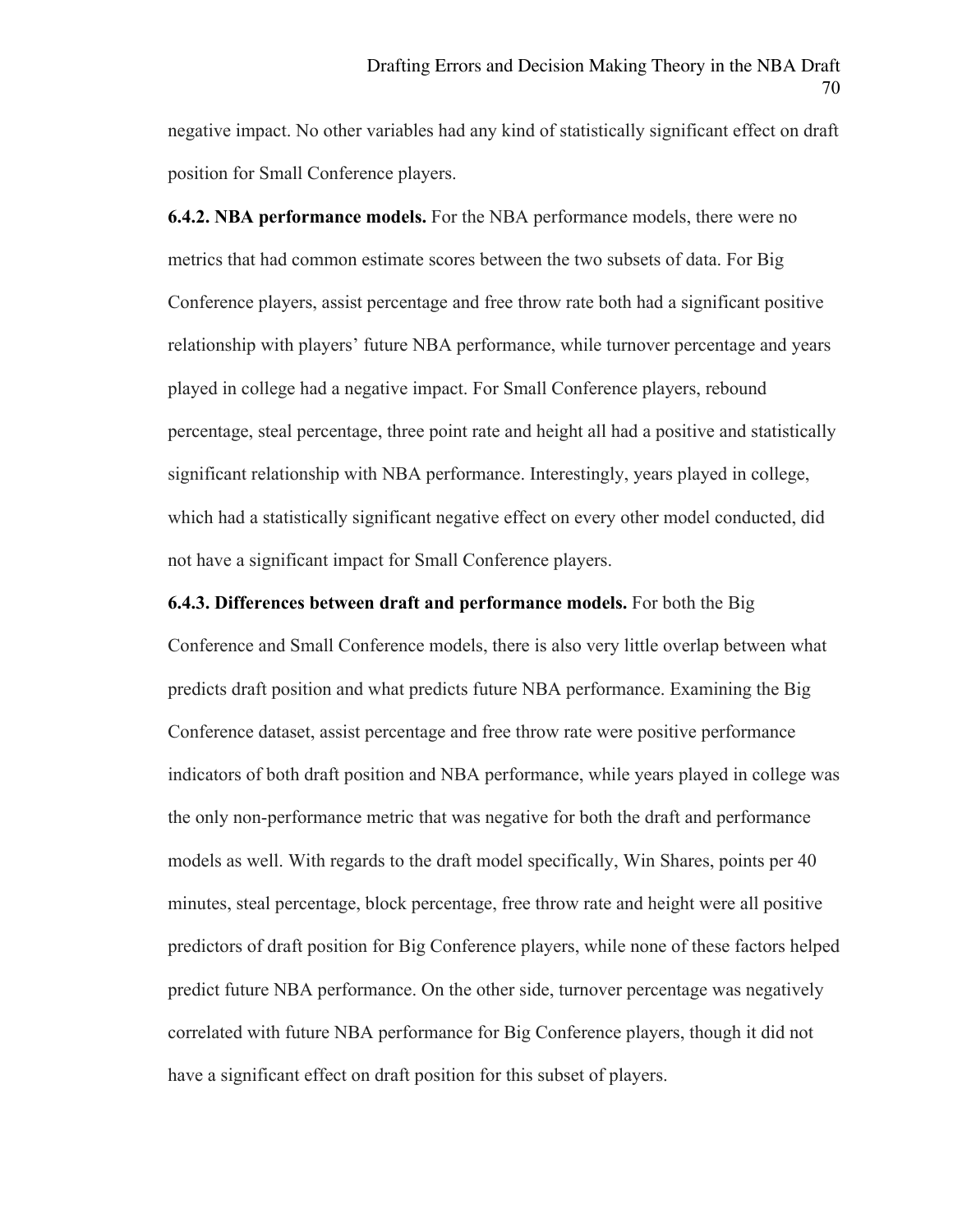negative impact. No other variables had any kind of statistically significant effect on draft position for Small Conference players.

**6.4.2. NBA performance models.** For the NBA performance models, there were no metrics that had common estimate scores between the two subsets of data. For Big Conference players, assist percentage and free throw rate both had a significant positive relationship with players' future NBA performance, while turnover percentage and years played in college had a negative impact. For Small Conference players, rebound percentage, steal percentage, three point rate and height all had a positive and statistically significant relationship with NBA performance. Interestingly, years played in college, which had a statistically significant negative effect on every other model conducted, did not have a significant impact for Small Conference players.

**6.4.3. Differences between draft and performance models.** For both the Big Conference and Small Conference models, there is also very little overlap between what predicts draft position and what predicts future NBA performance. Examining the Big Conference dataset, assist percentage and free throw rate were positive performance indicators of both draft position and NBA performance, while years played in college was the only non-performance metric that was negative for both the draft and performance models as well. With regards to the draft model specifically, Win Shares, points per 40 minutes, steal percentage, block percentage, free throw rate and height were all positive predictors of draft position for Big Conference players, while none of these factors helped predict future NBA performance. On the other side, turnover percentage was negatively correlated with future NBA performance for Big Conference players, though it did not have a significant effect on draft position for this subset of players.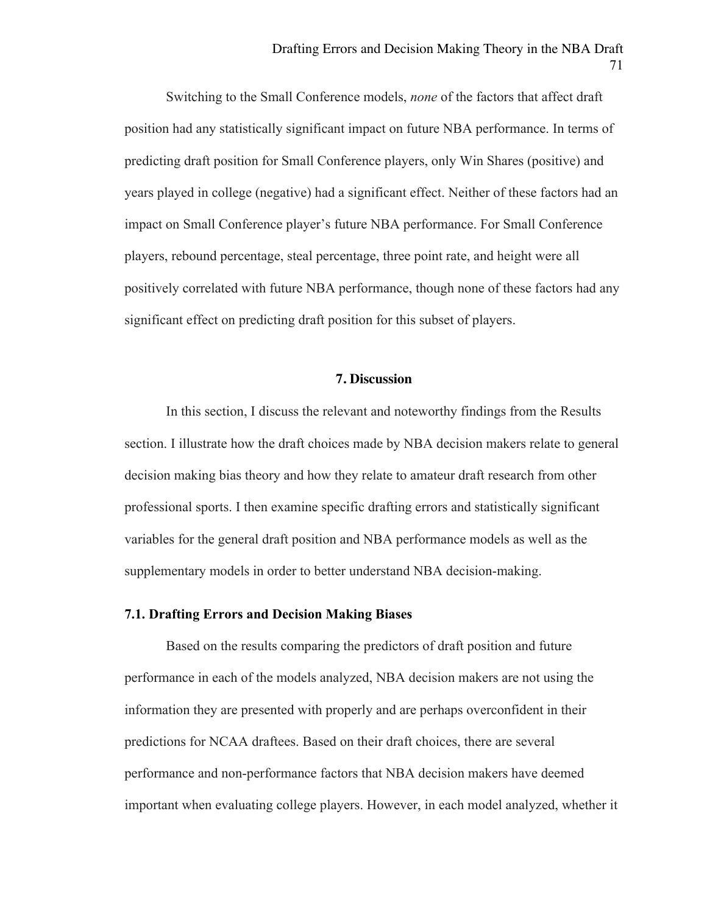Switching to the Small Conference models, *none* of the factors that affect draft position had any statistically significant impact on future NBA performance. In terms of predicting draft position for Small Conference players, only Win Shares (positive) and years played in college (negative) had a significant effect. Neither of these factors had an impact on Small Conference player's future NBA performance. For Small Conference players, rebound percentage, steal percentage, three point rate, and height were all positively correlated with future NBA performance, though none of these factors had any significant effect on predicting draft position for this subset of players.

## 7. Discussion

In this section, I discuss the relevant and noteworthy findings from the Results section. I illustrate how the draft choices made by NBA decision makers relate to general decision making bias theory and how they relate to amateur draft research from other professional sports. I then examine specific drafting errors and statistically significant variables for the general draft position and NBA performance models as well as the supplementary models in order to better understand NBA decision-making.

### 7.1. Drafting Errors and Decision Making Biases

Based on the results comparing the predictors of draft position and future performance in each of the models analyzed, NBA decision makers are not using the information they are presented with properly and are perhaps overconfident in their predictions for NCAA draftees. Based on their draft choices, there are several performance and non-performance factors that NBA decision makers have deemed important when evaluating college players. However, in each model analyzed, whether it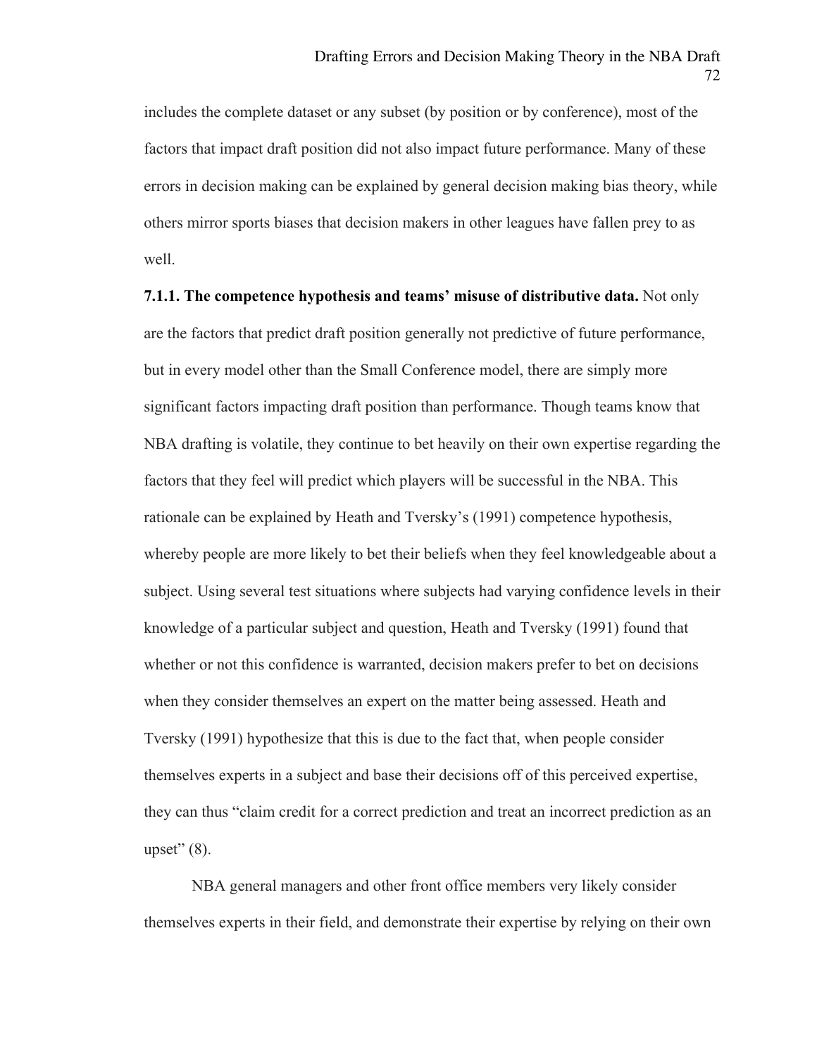includes the complete dataset or any subset (by position or by conference), most of the factors that impact draft position did not also impact future performance. Many of these errors in decision making can be explained by general decision making bias theory, while others mirror sports biases that decision makers in other leagues have fallen prey to as well.

**7.1.1. The competence hypothesis and teams' misuse of distributive data.** Not only are the factors that predict draft position generally not predictive of future performance, but in every model other than the Small Conference model, there are simply more significant factors impacting draft position than performance. Though teams know that NBA drafting is volatile, they continue to bet heavily on their own expertise regarding the factors that they feel will predict which players will be successful in the NBA. This rationale can be explained by Heath and Tversky's (1991) competence hypothesis, whereby people are more likely to bet their beliefs when they feel knowledgeable about a subject. Using several test situations where subjects had varying confidence levels in their knowledge of a particular subject and question, Heath and Tversky (1991) found that whether or not this confidence is warranted, decision makers prefer to bet on decisions when they consider themselves an expert on the matter being assessed. Heath and Tversky (1991) hypothesize that this is due to the fact that, when people consider themselves experts in a subject and base their decisions off of this perceived expertise, they can thus "claim credit for a correct prediction and treat an incorrect prediction as an upset" (8).

NBA general managers and other front office members very likely consider themselves experts in their field, and demonstrate their expertise by relying on their own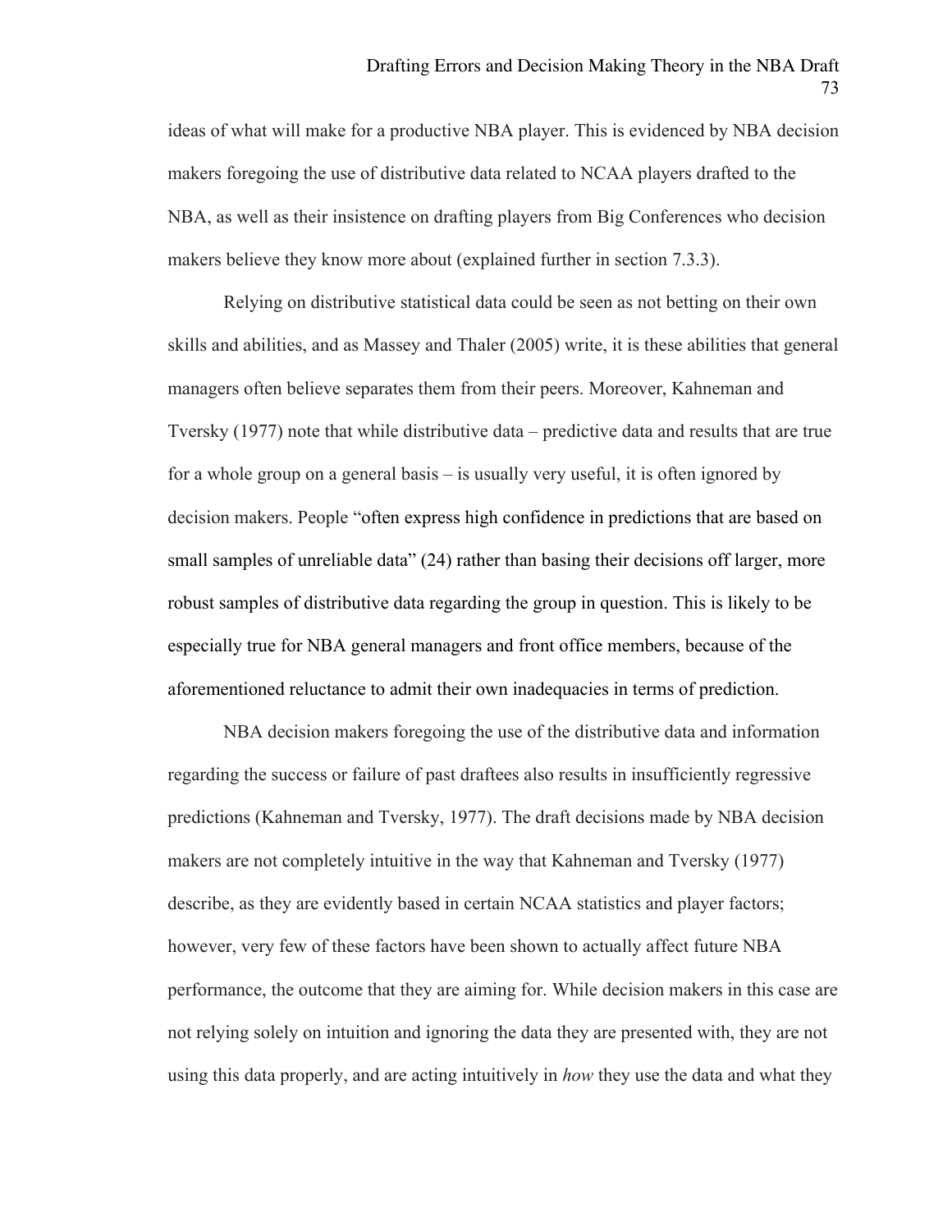ideas of what will make for a productive NBA player. This is evidenced by NBA decision makers foregoing the use of distributive data related to NCAA players drafted to the NBA, as well as their insistence on drafting players from Big Conferences who decision makers believe they know more about (explained further in section 7.3.3).

Relying on distributive statistical data could be seen as not betting on their own skills and abilities, and as Massey and Thaler (2005) write, it is these abilities that general managers often believe separates them from their peers. Moreover, Kahneman and Tversky (1977) note that while distributive data – predictive data and results that are true for a whole group on a general basis – is usually very useful, it is often ignored by decision makers. People "often express high confidence in predictions that are based on small samples of unreliable data" (24) rather than basing their decisions off larger, more robust samples of distributive data regarding the group in question. This is likely to be especially true for NBA general managers and front office members, because of the aforementioned reluctance to admit their own inadequacies in terms of prediction.

NBA decision makers foregoing the use of the distributive data and information regarding the success or failure of past draftees also results in insufficiently regressive predictions (Kahneman and Tversky, 1977). The draft decisions made by NBA decision makers are not completely intuitive in the way that Kahneman and Tversky (1977) describe, as they are evidently based in certain NCAA statistics and player factors; however, very few of these factors have been shown to actually affect future NBA performance, the outcome that they are aiming for. While decision makers in this case are not relying solely on intuition and ignoring the data they are presented with, they are not using this data properly, and are acting intuitively in *how* they use the data and what they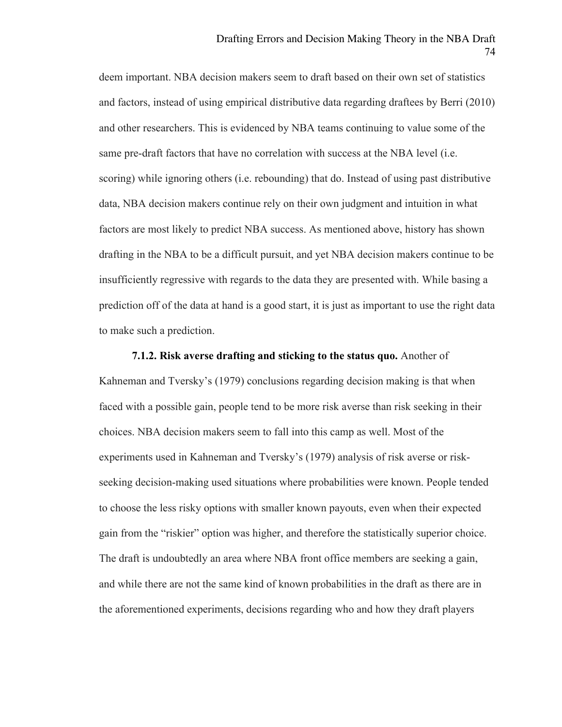deem important. NBA decision makers seem to draft based on their own set of statistics and factors, instead of using empirical distributive data regarding draftees by Berri (2010) and other researchers. This is evidenced by NBA teams continuing to value some of the same pre-draft factors that have no correlation with success at the NBA level (i.e. scoring) while ignoring others (i.e. rebounding) that do. Instead of using past distributive data, NBA decision makers continue rely on their own judgment and intuition in what factors are most likely to predict NBA success. As mentioned above, history has shown drafting in the NBA to be a difficult pursuit, and yet NBA decision makers continue to be insufficiently regressive with regards to the data they are presented with. While basing a prediction off of the data at hand is a good start, it is just as important to use the right data to make such a prediction.

**7.1.2. Risk averse drafting and sticking to the status quo.** Another of Kahneman and Tversky's (1979) conclusions regarding decision making is that when faced with a possible gain, people tend to be more risk averse than risk seeking in their choices. NBA decision makers seem to fall into this camp as well. Most of the experiments used in Kahneman and Tversky's (1979) analysis of risk averse or risk-seeking decision-making used situations where probabilities were known. People tended to choose the less risky options with smaller known payouts, even when their expected gain from the "riskier" option was higher, and therefore the statistically superior choice. The draft is undoubtedly an area where NBA front office members are seeking a gain, and while there are not the same kind of known probabilities in the draft as there are in the aforementioned experiments, decisions regarding who and how they draft players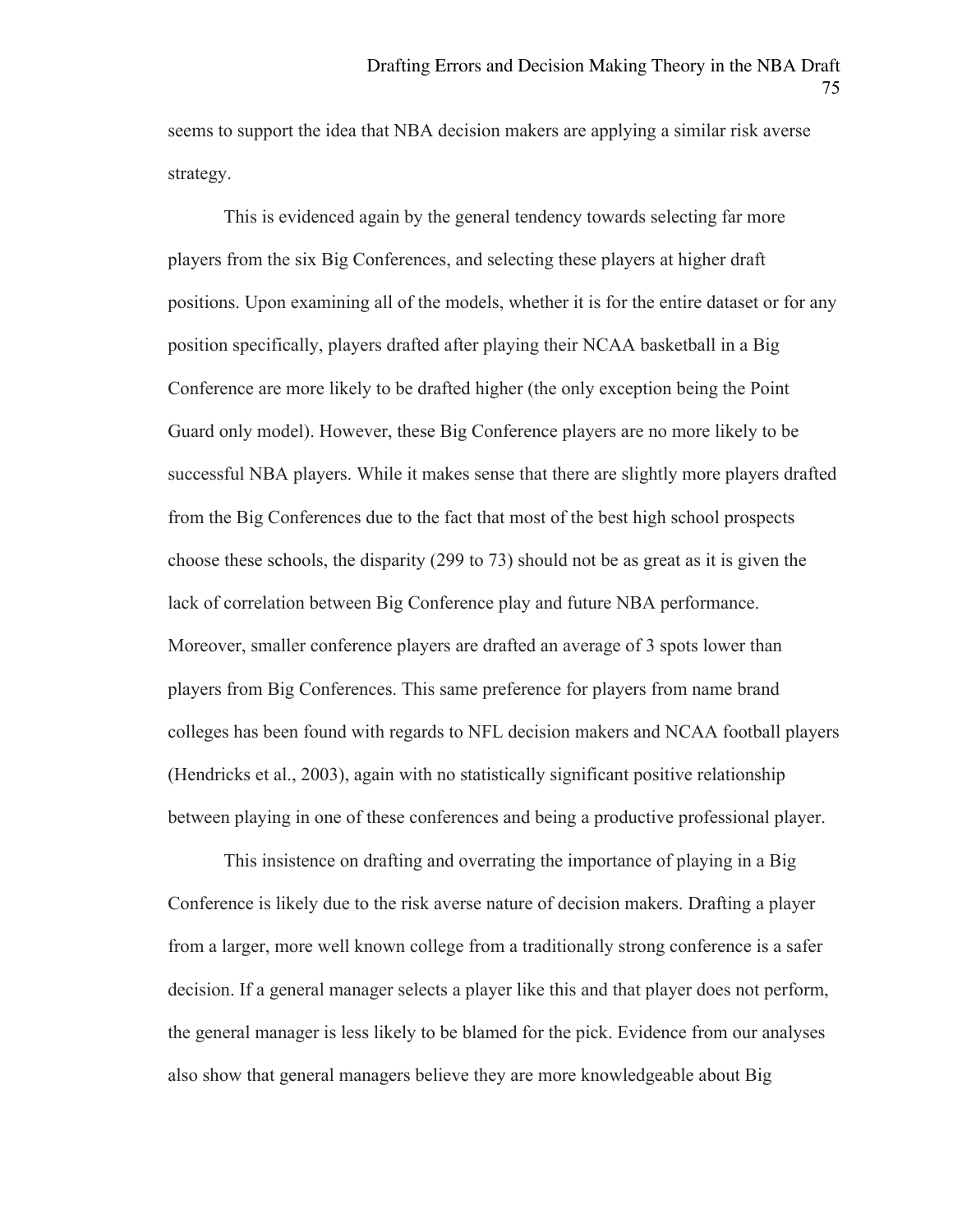seems to support the idea that NBA decision makers are applying a similar risk averse strategy.

This is evidenced again by the general tendency towards selecting far more players from the six Big Conferences, and selecting these players at higher draft positions. Upon examining all of the models, whether it is for the entire dataset or for any position specifically, players drafted after playing their NCAA basketball in a Big Conference are more likely to be drafted higher (the only exception being the Point Guard only model). However, these Big Conference players are no more likely to be successful NBA players. While it makes sense that there are slightly more players drafted from the Big Conferences due to the fact that most of the best high school prospects choose these schools, the disparity (299 to 73) should not be as great as it is given the lack of correlation between Big Conference play and future NBA performance. Moreover, smaller conference players are drafted an average of 3 spots lower than players from Big Conferences. This same preference for players from name brand colleges has been found with regards to NFL decision makers and NCAA football players (Hendricks et al., 2003), again with no statistically significant positive relationship between playing in one of these conferences and being a productive professional player.

This insistence on drafting and overrating the importance of playing in a Big Conference is likely due to the risk averse nature of decision makers. Drafting a player from a larger, more well known college from a traditionally strong conference is a safer decision. If a general manager selects a player like this and that player does not perform, the general manager is less likely to be blamed for the pick. Evidence from our analyses also show that general managers believe they are more knowledgeable about Big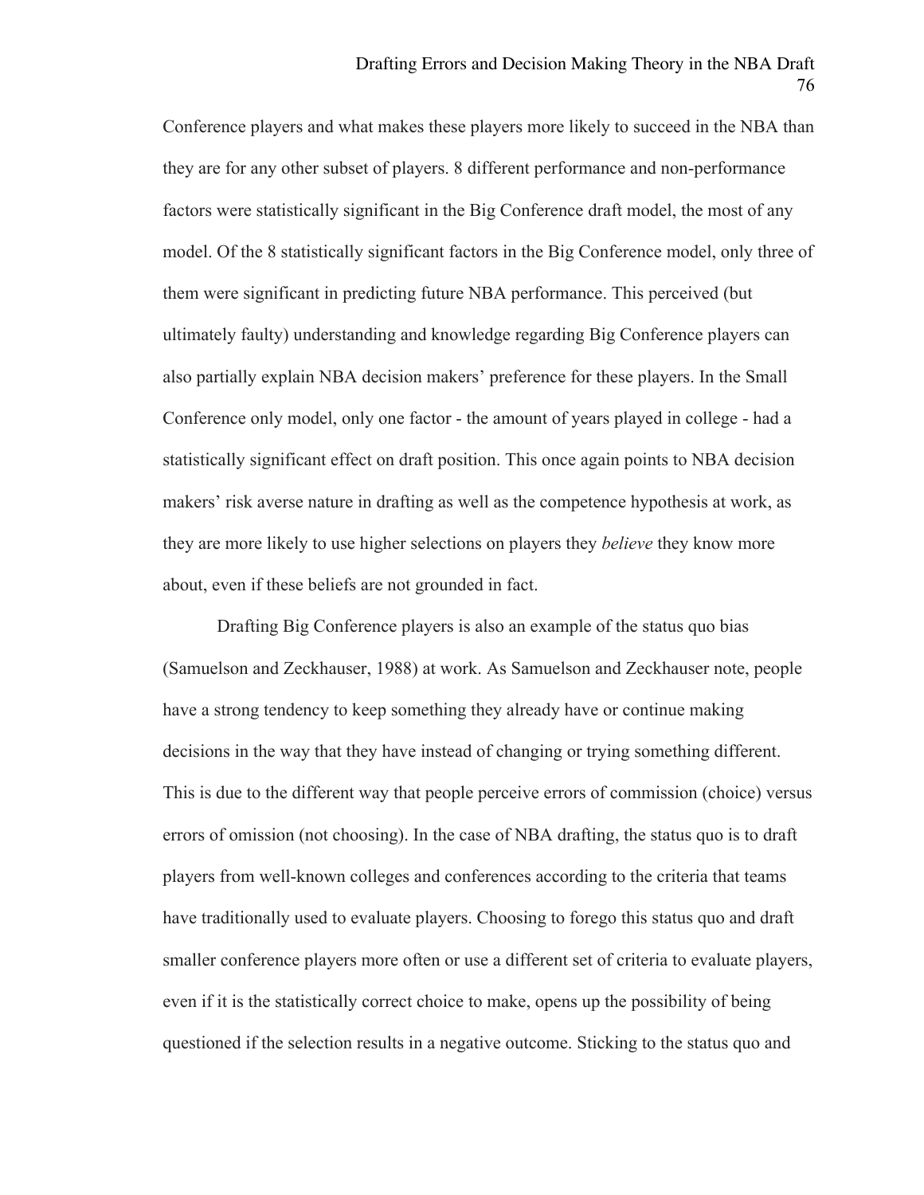Conference players and what makes these players more likely to succeed in the NBA than they are for any other subset of players. 8 different performance and non-performance factors were statistically significant in the Big Conference draft model, the most of any model. Of the 8 statistically significant factors in the Big Conference model, only three of them were significant in predicting future NBA performance. This perceived (but ultimately faulty) understanding and knowledge regarding Big Conference players can also partially explain NBA decision makers' preference for these players. In the Small Conference only model, only one factor - the amount of years played in college - had a statistically significant effect on draft position. This once again points to NBA decision makers' risk averse nature in drafting as well as the competence hypothesis at work, as they are more likely to use higher selections on players they *believe* they know more about, even if these beliefs are not grounded in fact.

Drafting Big Conference players is also an example of the status quo bias (Samuelson and Zeckhauser, 1988) at work. As Samuelson and Zeckhauser note, people have a strong tendency to keep something they already have or continue making decisions in the way that they have instead of changing or trying something different. This is due to the different way that people perceive errors of commission (choice) versus errors of omission (not choosing). In the case of NBA drafting, the status quo is to draft players from well-known colleges and conferences according to the criteria that teams have traditionally used to evaluate players. Choosing to forego this status quo and draft smaller conference players more often or use a different set of criteria to evaluate players, even if it is the statistically correct choice to make, opens up the possibility of being questioned if the selection results in a negative outcome. Sticking to the status quo and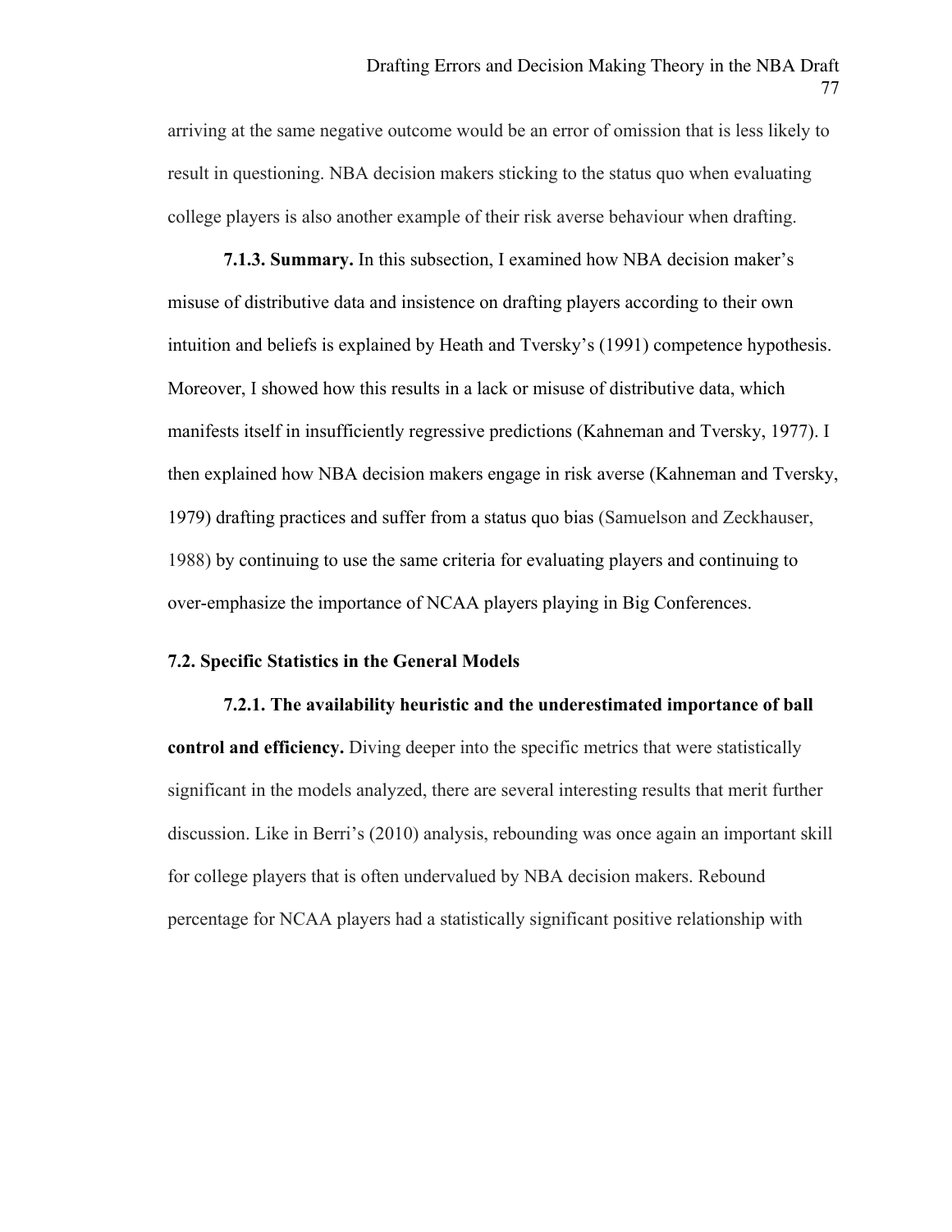arriving at the same negative outcome would be an error of omission that is less likely to result in questioning. NBA decision makers sticking to the status quo when evaluating college players is also another example of their risk averse behaviour when drafting.

**7.1.3. Summary.** In this subsection, I examined how NBA decision maker's misuse of distributive data and insistence on drafting players according to their own intuition and beliefs is explained by Heath and Tversky's (1991) competence hypothesis. Moreover, I showed how this results in a lack or misuse of distributive data, which manifests itself in insufficiently regressive predictions (Kahneman and Tversky, 1977). I then explained how NBA decision makers engage in risk averse (Kahneman and Tversky, 1979) drafting practices and suffer from a status quo bias (Samuelson and Zeckhauser, 1988) by continuing to use the same criteria for evaluating players and continuing to over-emphasize the importance of NCAA players playing in Big Conferences.

### 7.2. Specific Statistics in the General Models

**7.2.1. The availability heuristic and the underestimated importance of ball control and efficiency.** Diving deeper into the specific metrics that were statistically significant in the models analyzed, there are several interesting results that merit further discussion. Like in Berri's (2010) analysis, rebounding was once again an important skill for college players that is often undervalued by NBA decision makers. Rebound percentage for NCAA players had a statistically significant positive relationship with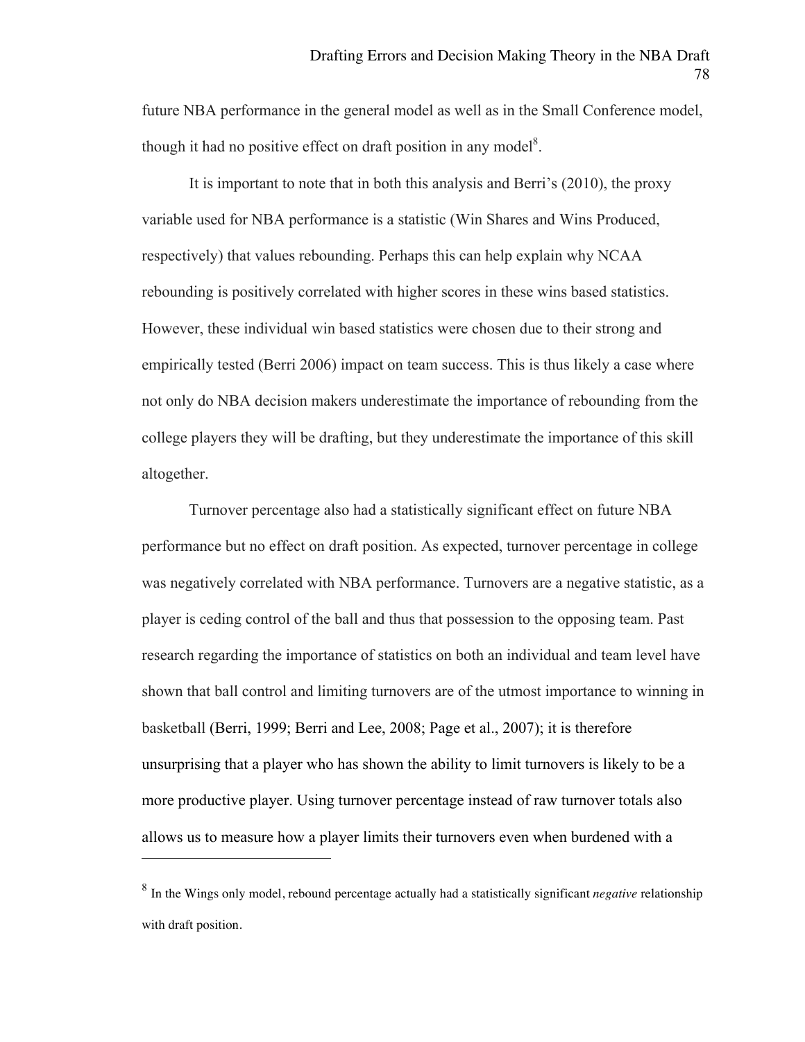future NBA performance in the general model as well as in the Small Conference model, though it had no positive effect on draft position in any model[8].

It is important to note that in both this analysis and Berri's (2010), the proxy variable used for NBA performance is a statistic (Win Shares and Wins Produced, respectively) that values rebounding. Perhaps this can help explain why NCAA rebounding is positively correlated with higher scores in these wins based statistics. However, these individual win based statistics were chosen due to their strong and empirically tested (Berri 2006) impact on team success. This is thus likely a case where not only do NBA decision makers underestimate the importance of rebounding from the college players they will be drafting, but they underestimate the importance of this skill altogether.

Turnover percentage also had a statistically significant effect on future NBA performance but no effect on draft position. As expected, turnover percentage in college was negatively correlated with NBA performance. Turnovers are a negative statistic, as a player is ceding control of the ball and thus that possession to the opposing team. Past research regarding the importance of statistics on both an individual and team level have shown that ball control and limiting turnovers are of the utmost importance to winning in basketball (Berri, 1999; Berri and Lee, 2008; Page et al., 2007); it is therefore unsurprising that a player who has shown the ability to limit turnovers is likely to be a more productive player. Using turnover percentage instead of raw turnover totals also allows us to measure how a player limits their turnovers even when burdened with a

---

[8] In the Wings only model, rebound percentage actually had a statistically significant *negative* relationship with draft position.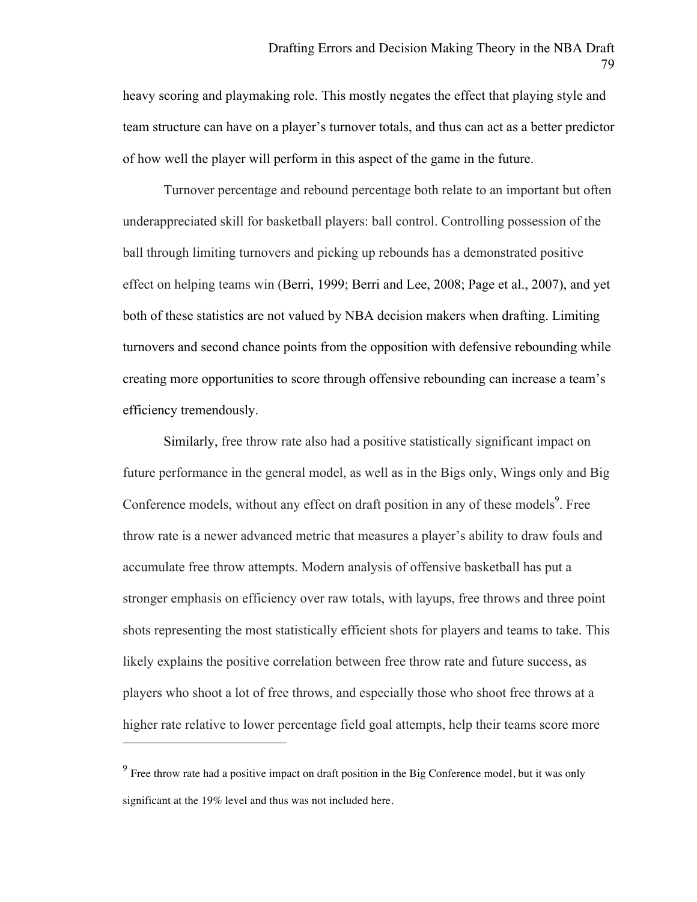heavy scoring and playmaking role. This mostly negates the effect that playing style and team structure can have on a player's turnover totals, and thus can act as a better predictor of how well the player will perform in this aspect of the game in the future.

Turnover percentage and rebound percentage both relate to an important but often underappreciated skill for basketball players: ball control. Controlling possession of the ball through limiting turnovers and picking up rebounds has a demonstrated positive effect on helping teams win (Berri, 1999; Berri and Lee, 2008; Page et al., 2007), and yet both of these statistics are not valued by NBA decision makers when drafting. Limiting turnovers and second chance points from the opposition with defensive rebounding while creating more opportunities to score through offensive rebounding can increase a team's efficiency tremendously.

Similarly, free throw rate also had a positive statistically significant impact on future performance in the general model, as well as in the Bigs only, Wings only and Big Conference models, without any effect on draft position in any of these models[9]. Free throw rate is a newer advanced metric that measures a player's ability to draw fouls and accumulate free throw attempts. Modern analysis of offensive basketball has put a stronger emphasis on efficiency over raw totals, with layups, free throws and three point shots representing the most statistically efficient shots for players and teams to take. This likely explains the positive correlation between free throw rate and future success, as players who shoot a lot of free throws, and especially those who shoot free throws at a higher rate relative to lower percentage field goal attempts, help their teams score more

---

[9] Free throw rate had a positive impact on draft position in the Big Conference model, but it was only significant at the 19% level and thus was not included here.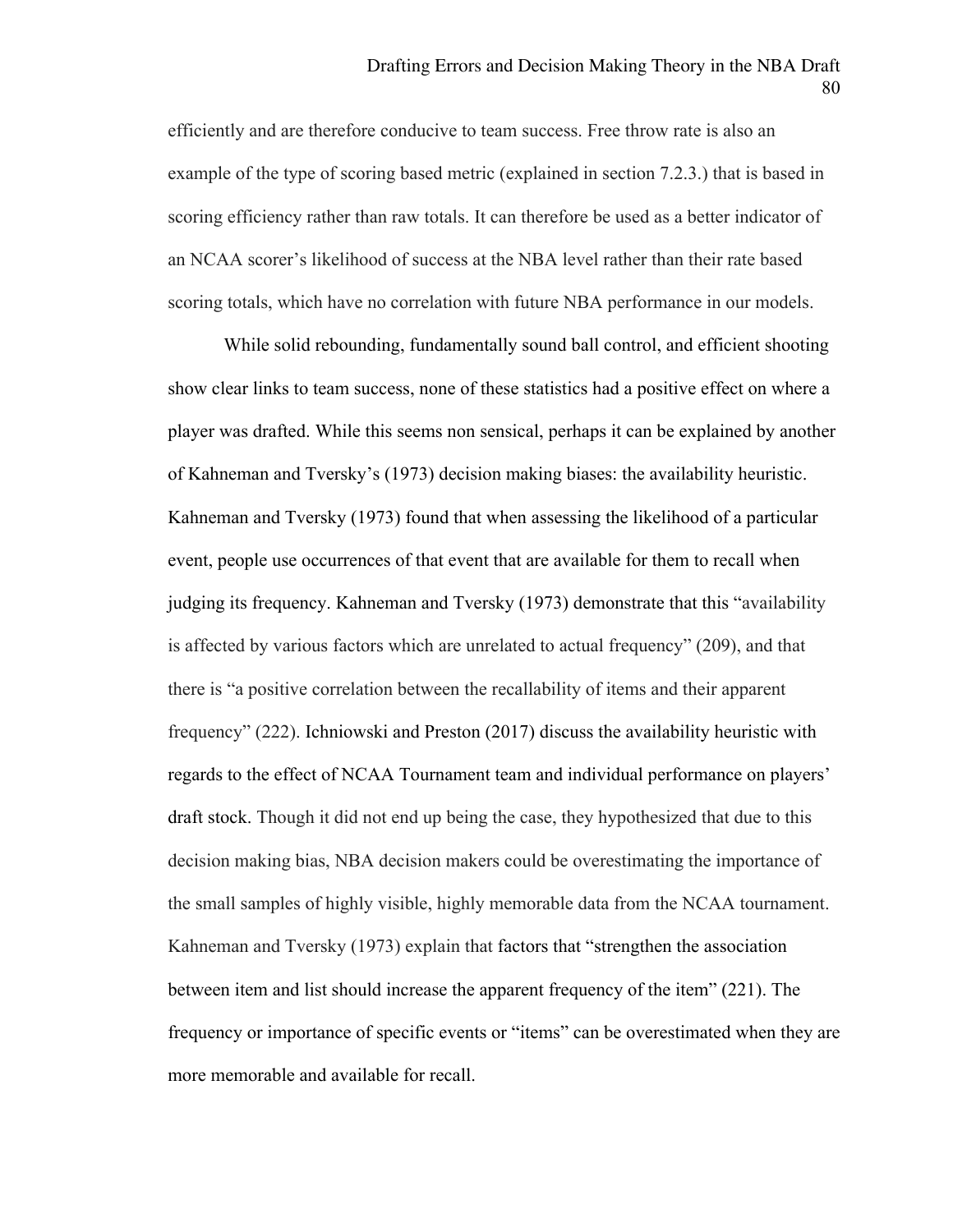efficiently and are therefore conducive to team success. Free throw rate is also an example of the type of scoring based metric (explained in section 7.2.3.) that is based in scoring efficiency rather than raw totals. It can therefore be used as a better indicator of an NCAA scorer's likelihood of success at the NBA level rather than their rate based scoring totals, which have no correlation with future NBA performance in our models.

While solid rebounding, fundamentally sound ball control, and efficient shooting show clear links to team success, none of these statistics had a positive effect on where a player was drafted. While this seems non sensical, perhaps it can be explained by another of Kahneman and Tversky's (1973) decision making biases: the availability heuristic. Kahneman and Tversky (1973) found that when assessing the likelihood of a particular event, people use occurrences of that event that are available for them to recall when judging its frequency. Kahneman and Tversky (1973) demonstrate that this "availability is affected by various factors which are unrelated to actual frequency" (209), and that there is "a positive correlation between the recallability of items and their apparent frequency" (222). Ichniowski and Preston (2017) discuss the availability heuristic with regards to the effect of NCAA Tournament team and individual performance on players' draft stock. Though it did not end up being the case, they hypothesized that due to this decision making bias, NBA decision makers could be overestimating the importance of the small samples of highly visible, highly memorable data from the NCAA tournament. Kahneman and Tversky (1973) explain that factors that "strengthen the association between item and list should increase the apparent frequency of the item" (221). The frequency or importance of specific events or "items" can be overestimated when they are more memorable and available for recall.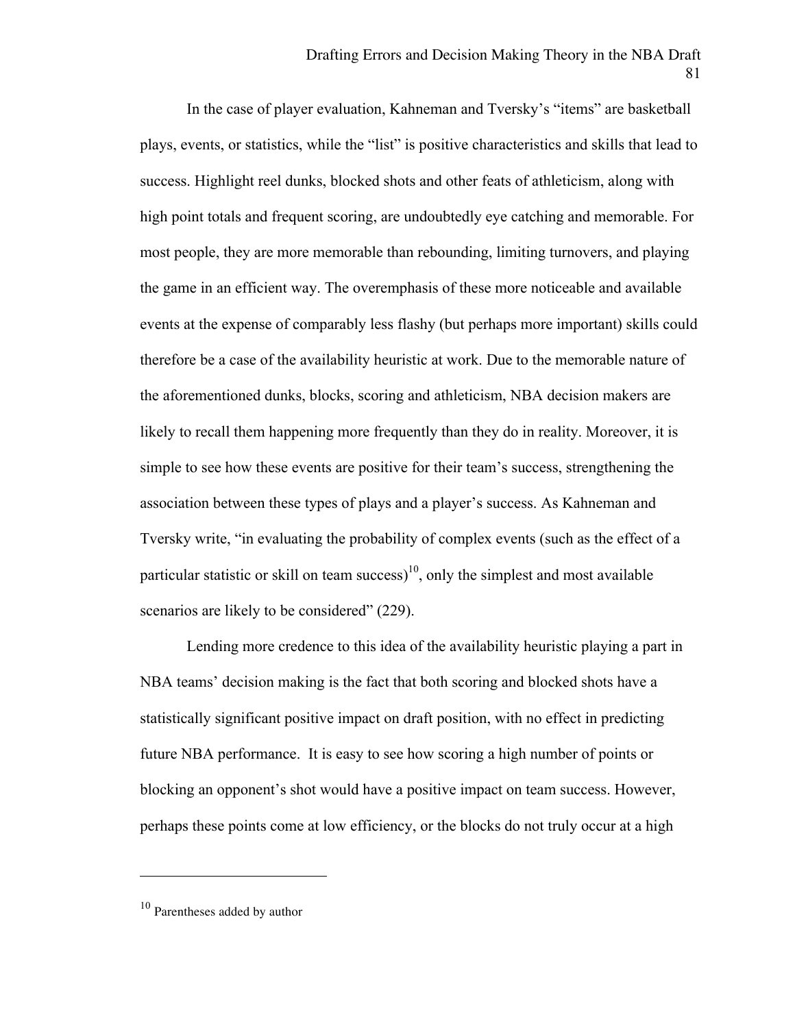In the case of player evaluation, Kahneman and Tversky's "items" are basketball plays, events, or statistics, while the "list" is positive characteristics and skills that lead to success. Highlight reel dunks, blocked shots and other feats of athleticism, along with high point totals and frequent scoring, are undoubtedly eye catching and memorable. For most people, they are more memorable than rebounding, limiting turnovers, and playing the game in an efficient way. The overemphasis of these more noticeable and available events at the expense of comparably less flashy (but perhaps more important) skills could therefore be a case of the availability heuristic at work. Due to the memorable nature of the aforementioned dunks, blocks, scoring and athleticism, NBA decision makers are likely to recall them happening more frequently than they do in reality. Moreover, it is simple to see how these events are positive for their team's success, strengthening the association between these types of plays and a player's success. As Kahneman and Tversky write, "in evaluating the probability of complex events (such as the effect of a particular statistic or skill on team success)[10], only the simplest and most available scenarios are likely to be considered" (229).

Lending more credence to this idea of the availability heuristic playing a part in NBA teams' decision making is the fact that both scoring and blocked shots have a statistically significant positive impact on draft position, with no effect in predicting future NBA performance. It is easy to see how scoring a high number of points or blocking an opponent's shot would have a positive impact on team success. However, perhaps these points come at low efficiency, or the blocks do not truly occur at a high

---

[10] Parentheses added by author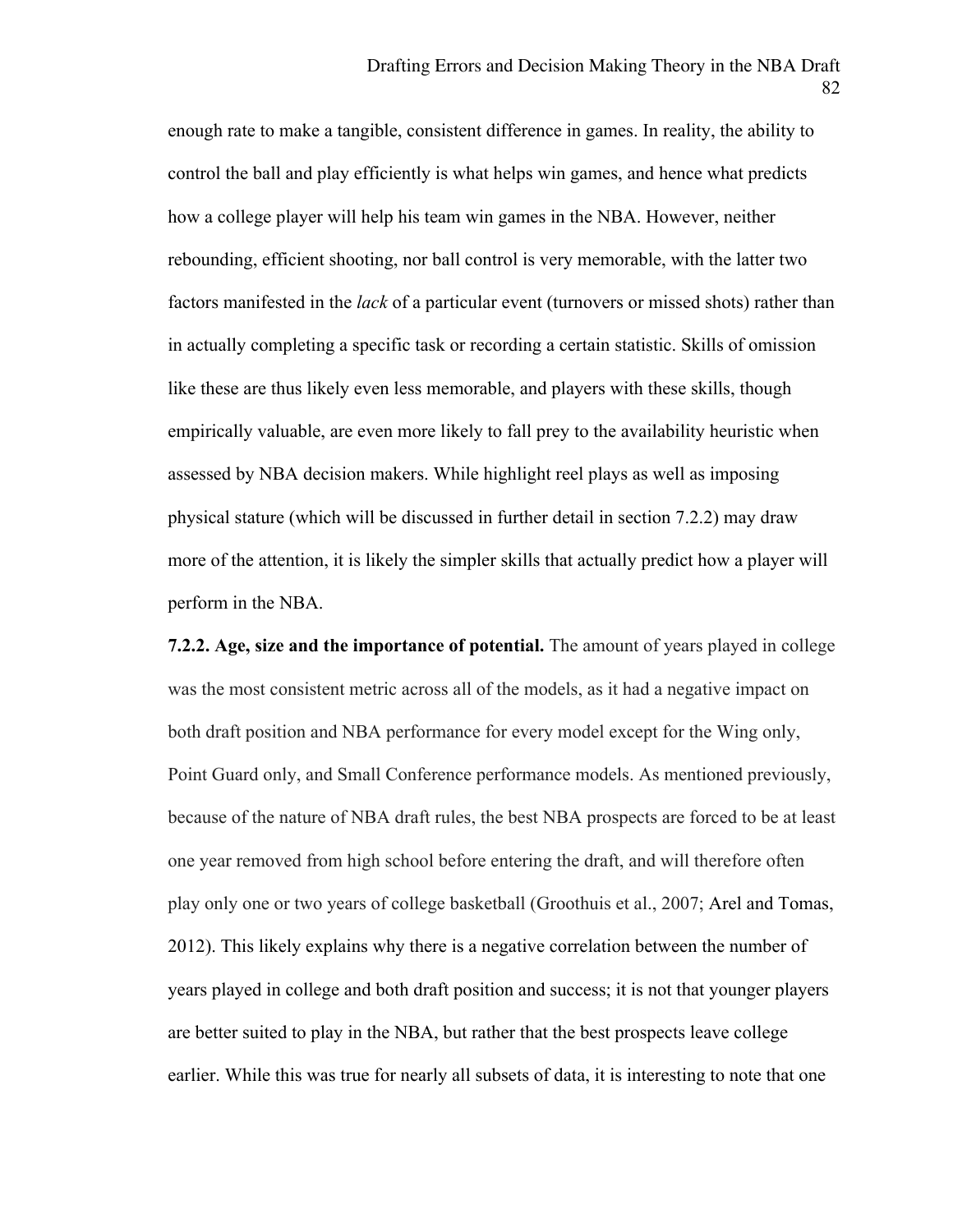enough rate to make a tangible, consistent difference in games. In reality, the ability to control the ball and play efficiently is what helps win games, and hence what predicts how a college player will help his team win games in the NBA. However, neither rebounding, efficient shooting, nor ball control is very memorable, with the latter two factors manifested in the *lack* of a particular event (turnovers or missed shots) rather than in actually completing a specific task or recording a certain statistic. Skills of omission like these are thus likely even less memorable, and players with these skills, though empirically valuable, are even more likely to fall prey to the availability heuristic when assessed by NBA decision makers. While highlight reel plays as well as imposing physical stature (which will be discussed in further detail in section 7.2.2) may draw more of the attention, it is likely the simpler skills that actually predict how a player will perform in the NBA.

**7.2.2. Age, size and the importance of potential.** The amount of years played in college was the most consistent metric across all of the models, as it had a negative impact on both draft position and NBA performance for every model except for the Wing only, Point Guard only, and Small Conference performance models. As mentioned previously, because of the nature of NBA draft rules, the best NBA prospects are forced to be at least one year removed from high school before entering the draft, and will therefore often play only one or two years of college basketball (Groothuis et al., 2007; Arel and Tomas, 2012). This likely explains why there is a negative correlation between the number of years played in college and both draft position and success; it is not that younger players are better suited to play in the NBA, but rather that the best prospects leave college earlier. While this was true for nearly all subsets of data, it is interesting to note that one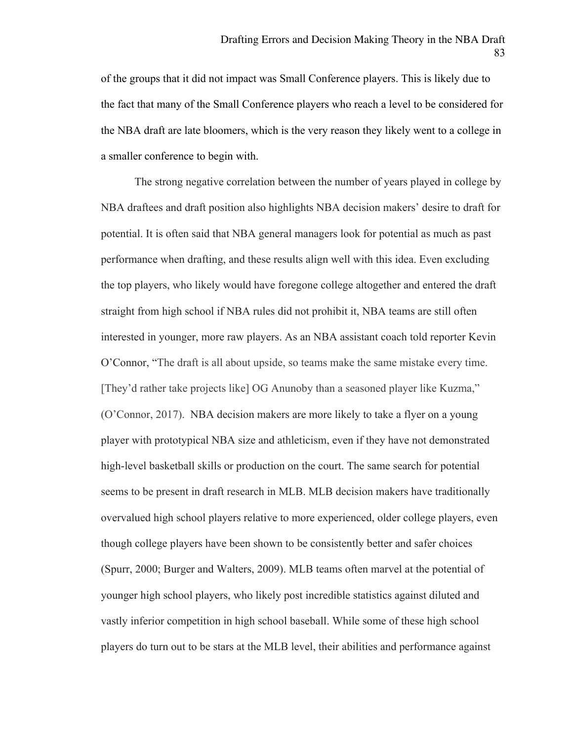of the groups that it did not impact was Small Conference players. This is likely due to the fact that many of the Small Conference players who reach a level to be considered for the NBA draft are late bloomers, which is the very reason they likely went to a college in a smaller conference to begin with.

The strong negative correlation between the number of years played in college by NBA draftees and draft position also highlights NBA decision makers' desire to draft for potential. It is often said that NBA general managers look for potential as much as past performance when drafting, and these results align well with this idea. Even excluding the top players, who likely would have foregone college altogether and entered the draft straight from high school if NBA rules did not prohibit it, NBA teams are still often interested in younger, more raw players. As an NBA assistant coach told reporter Kevin O'Connor, "The draft is all about upside, so teams make the same mistake every time. [They'd rather take projects like] OG Anunoby than a seasoned player like Kuzma," (O'Connor, 2017). NBA decision makers are more likely to take a flyer on a young player with prototypical NBA size and athleticism, even if they have not demonstrated high-level basketball skills or production on the court. The same search for potential seems to be present in draft research in MLB. MLB decision makers have traditionally overvalued high school players relative to more experienced, older college players, even though college players have been shown to be consistently better and safer choices (Spurr, 2000; Burger and Walters, 2009). MLB teams often marvel at the potential of younger high school players, who likely post incredible statistics against diluted and vastly inferior competition in high school baseball. While some of these high school players do turn out to be stars at the MLB level, their abilities and performance against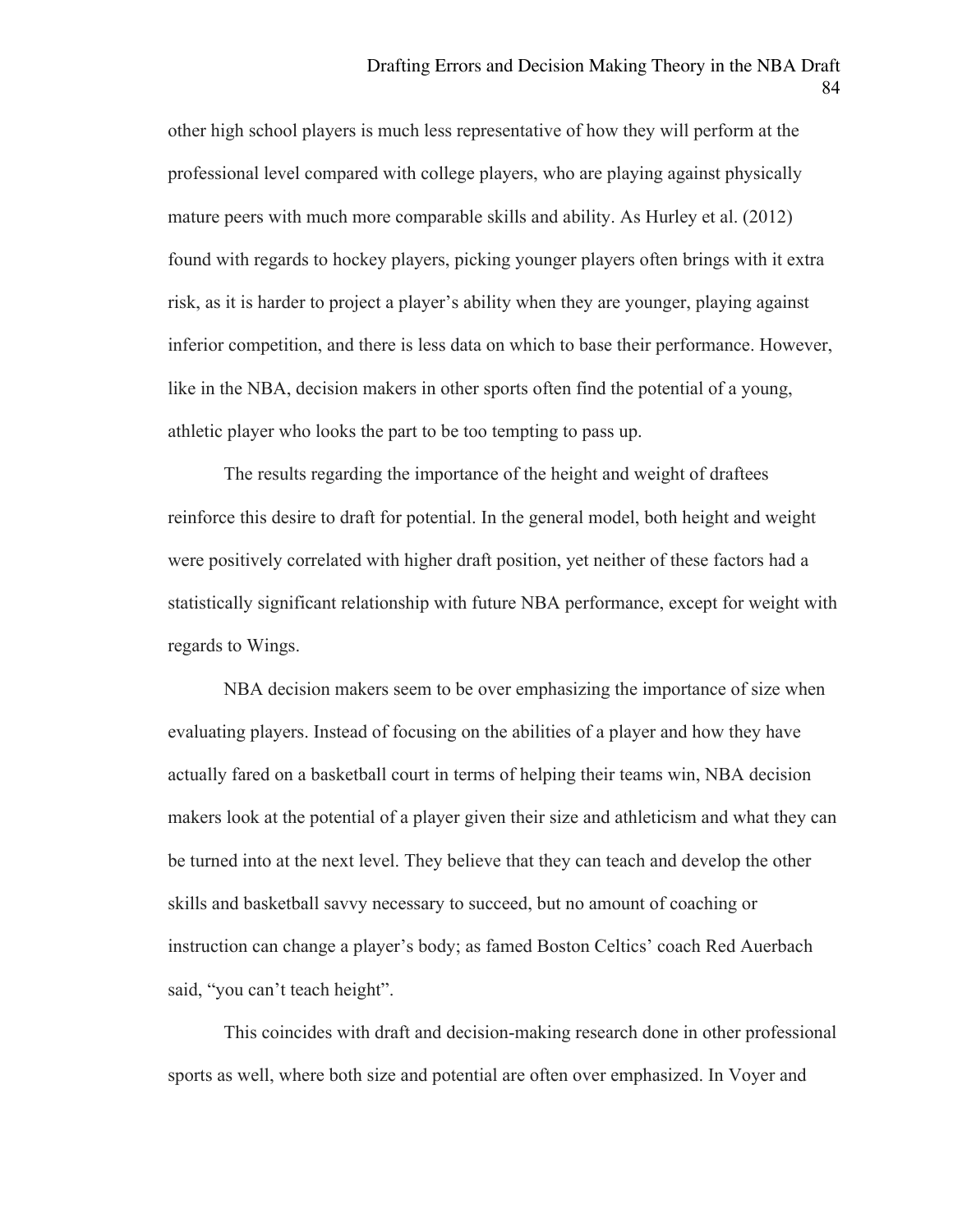other high school players is much less representative of how they will perform at the professional level compared with college players, who are playing against physically mature peers with much more comparable skills and ability. As Hurley et al. (2012) found with regards to hockey players, picking younger players often brings with it extra risk, as it is harder to project a player's ability when they are younger, playing against inferior competition, and there is less data on which to base their performance. However, like in the NBA, decision makers in other sports often find the potential of a young, athletic player who looks the part to be too tempting to pass up.

The results regarding the importance of the height and weight of draftees reinforce this desire to draft for potential. In the general model, both height and weight were positively correlated with higher draft position, yet neither of these factors had a statistically significant relationship with future NBA performance, except for weight with regards to Wings.

NBA decision makers seem to be over emphasizing the importance of size when evaluating players. Instead of focusing on the abilities of a player and how they have actually fared on a basketball court in terms of helping their teams win, NBA decision makers look at the potential of a player given their size and athleticism and what they can be turned into at the next level. They believe that they can teach and develop the other skills and basketball savvy necessary to succeed, but no amount of coaching or instruction can change a player's body; as famed Boston Celtics' coach Red Auerbach said, "you can't teach height".

This coincides with draft and decision-making research done in other professional sports as well, where both size and potential are often over emphasized. In Voyer and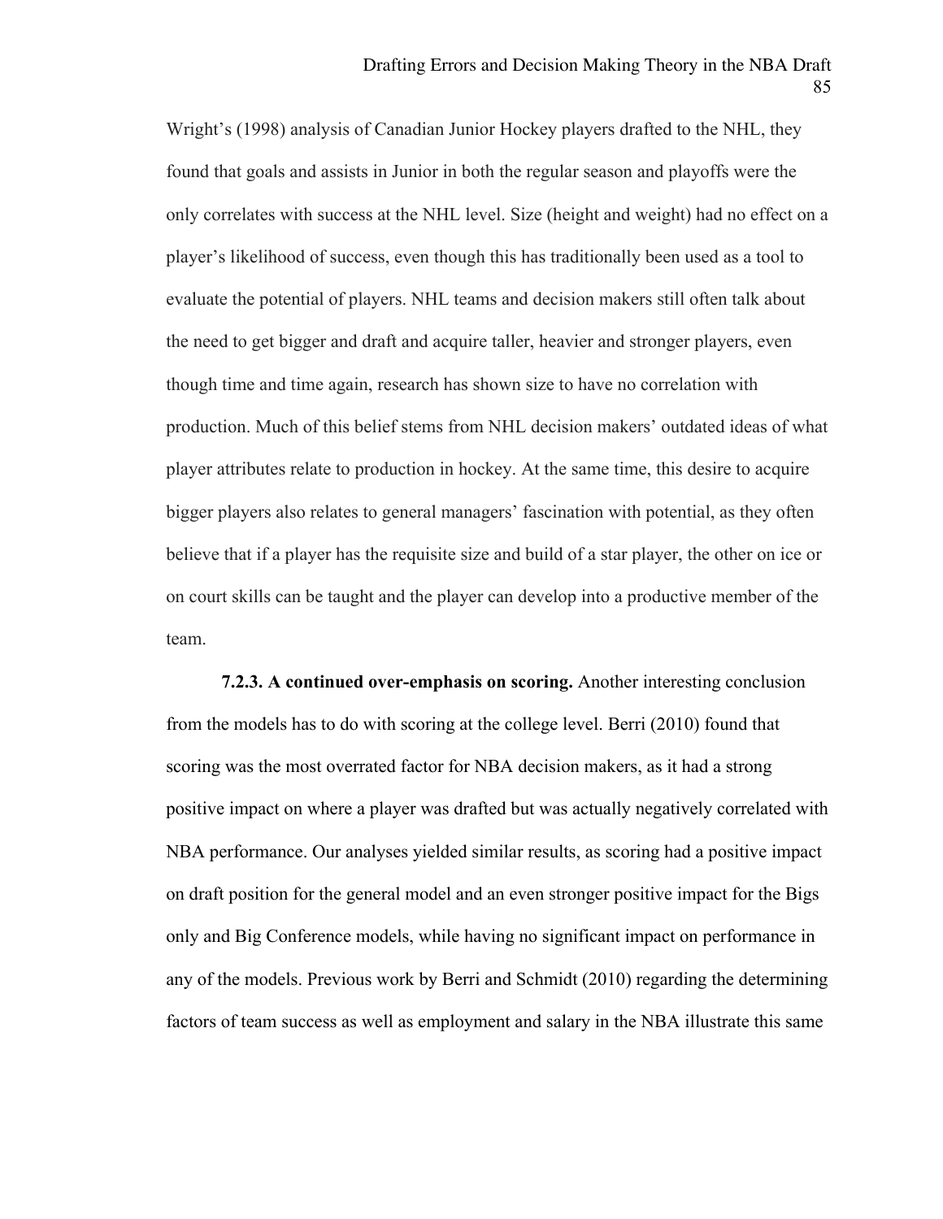Wright's (1998) analysis of Canadian Junior Hockey players drafted to the NHL, they found that goals and assists in Junior in both the regular season and playoffs were the only correlates with success at the NHL level. Size (height and weight) had no effect on a player's likelihood of success, even though this has traditionally been used as a tool to evaluate the potential of players. NHL teams and decision makers still often talk about the need to get bigger and draft and acquire taller, heavier and stronger players, even though time and time again, research has shown size to have no correlation with production. Much of this belief stems from NHL decision makers' outdated ideas of what player attributes relate to production in hockey. At the same time, this desire to acquire bigger players also relates to general managers' fascination with potential, as they often believe that if a player has the requisite size and build of a star player, the other on ice or on court skills can be taught and the player can develop into a productive member of the team.

**7.2.3. A continued over-emphasis on scoring.** Another interesting conclusion from the models has to do with scoring at the college level. Berri (2010) found that scoring was the most overrated factor for NBA decision makers, as it had a strong positive impact on where a player was drafted but was actually negatively correlated with NBA performance. Our analyses yielded similar results, as scoring had a positive impact on draft position for the general model and an even stronger positive impact for the Bigs only and Big Conference models, while having no significant impact on performance in any of the models. Previous work by Berri and Schmidt (2010) regarding the determining factors of team success as well as employment and salary in the NBA illustrate this same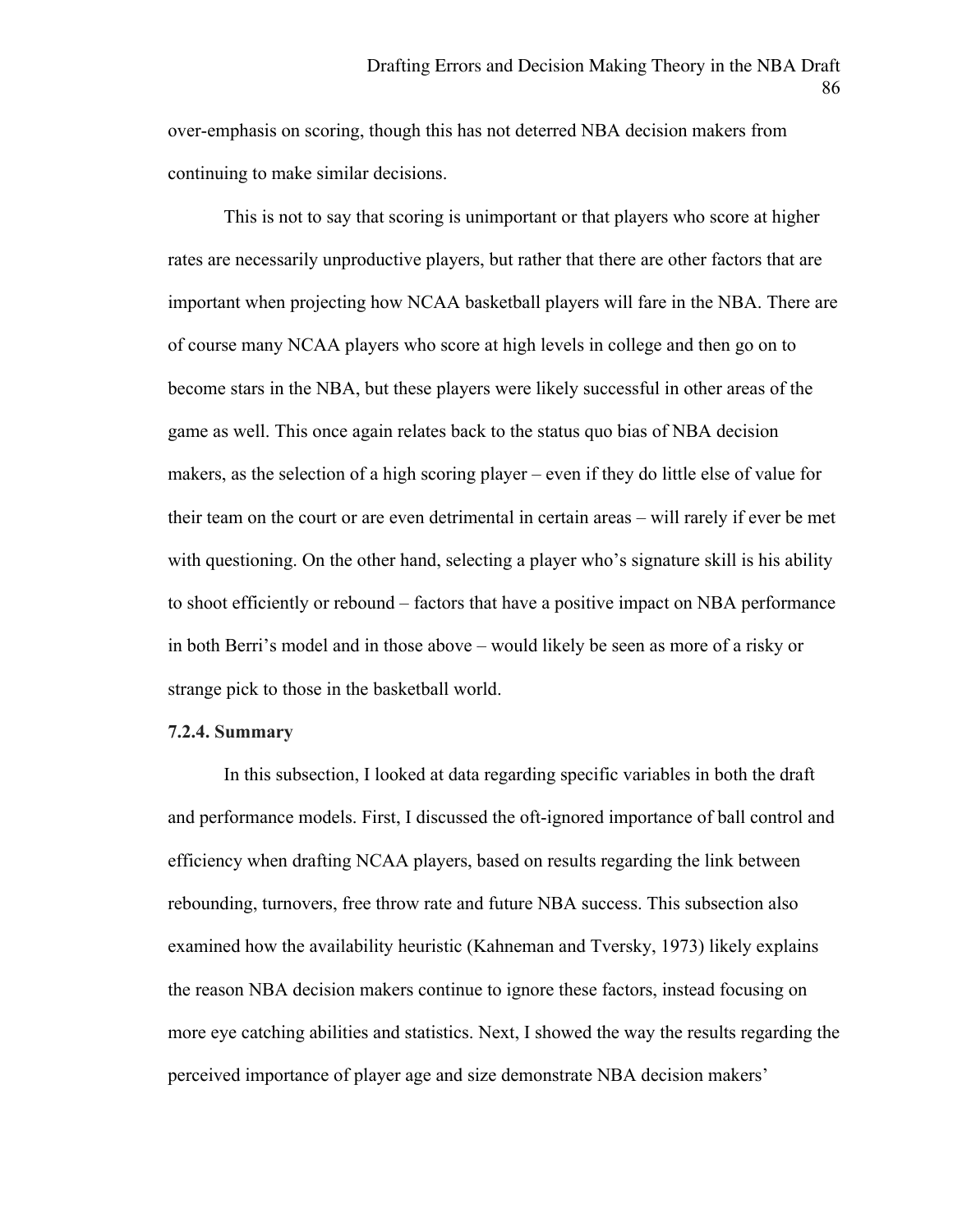over-emphasis on scoring, though this has not deterred NBA decision makers from continuing to make similar decisions.

This is not to say that scoring is unimportant or that players who score at higher rates are necessarily unproductive players, but rather that there are other factors that are important when projecting how NCAA basketball players will fare in the NBA. There are of course many NCAA players who score at high levels in college and then go on to become stars in the NBA, but these players were likely successful in other areas of the game as well. This once again relates back to the status quo bias of NBA decision makers, as the selection of a high scoring player – even if they do little else of value for their team on the court or are even detrimental in certain areas – will rarely if ever be met with questioning. On the other hand, selecting a player who's signature skill is his ability to shoot efficiently or rebound – factors that have a positive impact on NBA performance in both Berri's model and in those above – would likely be seen as more of a risky or strange pick to those in the basketball world.

**7.2.4. Summary**

In this subsection, I looked at data regarding specific variables in both the draft and performance models. First, I discussed the oft-ignored importance of ball control and efficiency when drafting NCAA players, based on results regarding the link between rebounding, turnovers, free throw rate and future NBA success. This subsection also examined how the availability heuristic (Kahneman and Tversky, 1973) likely explains the reason NBA decision makers continue to ignore these factors, instead focusing on more eye catching abilities and statistics. Next, I showed the way the results regarding the perceived importance of player age and size demonstrate NBA decision makers'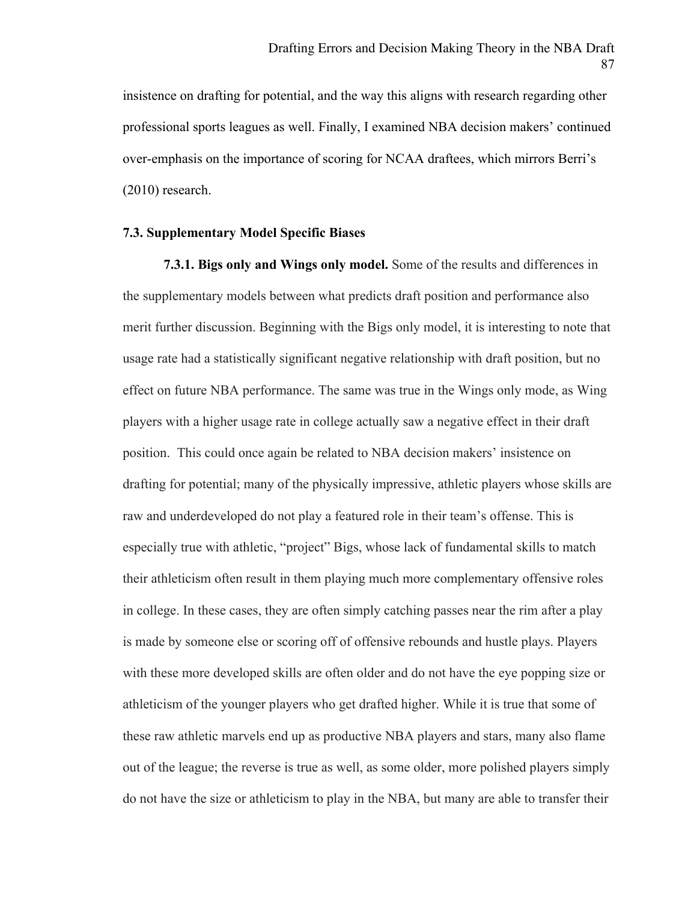insistence on drafting for potential, and the way this aligns with research regarding other professional sports leagues as well. Finally, I examined NBA decision makers' continued over-emphasis on the importance of scoring for NCAA draftees, which mirrors Berri's (2010) research.

### 7.3. Supplementary Model Specific Biases

**7.3.1. Bigs only and Wings only model.** Some of the results and differences in the supplementary models between what predicts draft position and performance also merit further discussion. Beginning with the Bigs only model, it is interesting to note that usage rate had a statistically significant negative relationship with draft position, but no effect on future NBA performance. The same was true in the Wings only mode, as Wing players with a higher usage rate in college actually saw a negative effect in their draft position. This could once again be related to NBA decision makers' insistence on drafting for potential; many of the physically impressive, athletic players whose skills are raw and underdeveloped do not play a featured role in their team's offense. This is especially true with athletic, "project" Bigs, whose lack of fundamental skills to match their athleticism often result in them playing much more complementary offensive roles in college. In these cases, they are often simply catching passes near the rim after a play is made by someone else or scoring off of offensive rebounds and hustle plays. Players with these more developed skills are often older and do not have the eye popping size or athleticism of the younger players who get drafted higher. While it is true that some of these raw athletic marvels end up as productive NBA players and stars, many also flame out of the league; the reverse is true as well, as some older, more polished players simply do not have the size or athleticism to play in the NBA, but many are able to transfer their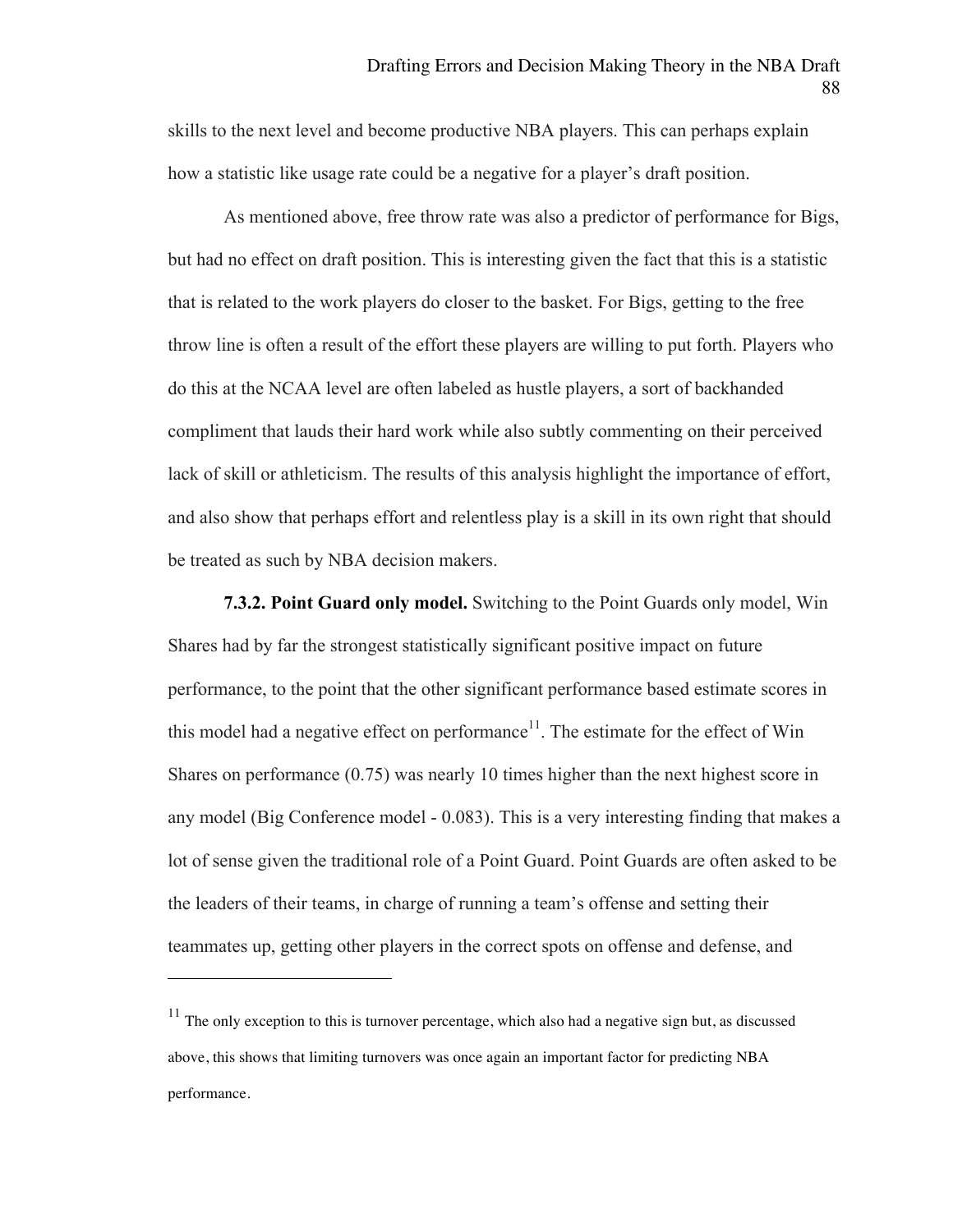skills to the next level and become productive NBA players. This can perhaps explain how a statistic like usage rate could be a negative for a player's draft position.

As mentioned above, free throw rate was also a predictor of performance for Bigs, but had no effect on draft position. This is interesting given the fact that this is a statistic that is related to the work players do closer to the basket. For Bigs, getting to the free throw line is often a result of the effort these players are willing to put forth. Players who do this at the NCAA level are often labeled as hustle players, a sort of backhanded compliment that lauds their hard work while also subtly commenting on their perceived lack of skill or athleticism. The results of this analysis highlight the importance of effort, and also show that perhaps effort and relentless play is a skill in its own right that should be treated as such by NBA decision makers.

**7.3.2. Point Guard only model.** Switching to the Point Guards only model, Win Shares had by far the strongest statistically significant positive impact on future performance, to the point that the other significant performance based estimate scores in this model had a negative effect on performance[11]. The estimate for the effect of Win Shares on performance (0.75) was nearly 10 times higher than the next highest score in any model (Big Conference model - 0.083). This is a very interesting finding that makes a lot of sense given the traditional role of a Point Guard. Point Guards are often asked to be the leaders of their teams, in charge of running a team's offense and setting their teammates up, getting other players in the correct spots on offense and defense, and

[11] The only exception to this is turnover percentage, which also had a negative sign but, as discussed above, this shows that limiting turnovers was once again an important factor for predicting NBA performance.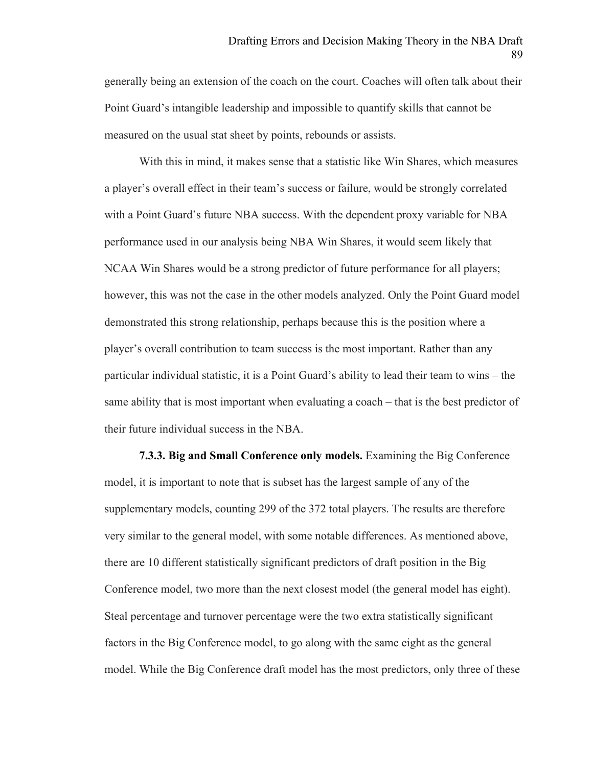generally being an extension of the coach on the court. Coaches will often talk about their Point Guard's intangible leadership and impossible to quantify skills that cannot be measured on the usual stat sheet by points, rebounds or assists.

With this in mind, it makes sense that a statistic like Win Shares, which measures a player's overall effect in their team's success or failure, would be strongly correlated with a Point Guard's future NBA success. With the dependent proxy variable for NBA performance used in our analysis being NBA Win Shares, it would seem likely that NCAA Win Shares would be a strong predictor of future performance for all players; however, this was not the case in the other models analyzed. Only the Point Guard model demonstrated this strong relationship, perhaps because this is the position where a player's overall contribution to team success is the most important. Rather than any particular individual statistic, it is a Point Guard's ability to lead their team to wins – the same ability that is most important when evaluating a coach – that is the best predictor of their future individual success in the NBA.

**7.3.3. Big and Small Conference only models.** Examining the Big Conference model, it is important to note that is subset has the largest sample of any of the supplementary models, counting 299 of the 372 total players. The results are therefore very similar to the general model, with some notable differences. As mentioned above, there are 10 different statistically significant predictors of draft position in the Big Conference model, two more than the next closest model (the general model has eight). Steal percentage and turnover percentage were the two extra statistically significant factors in the Big Conference model, to go along with the same eight as the general model. While the Big Conference draft model has the most predictors, only three of these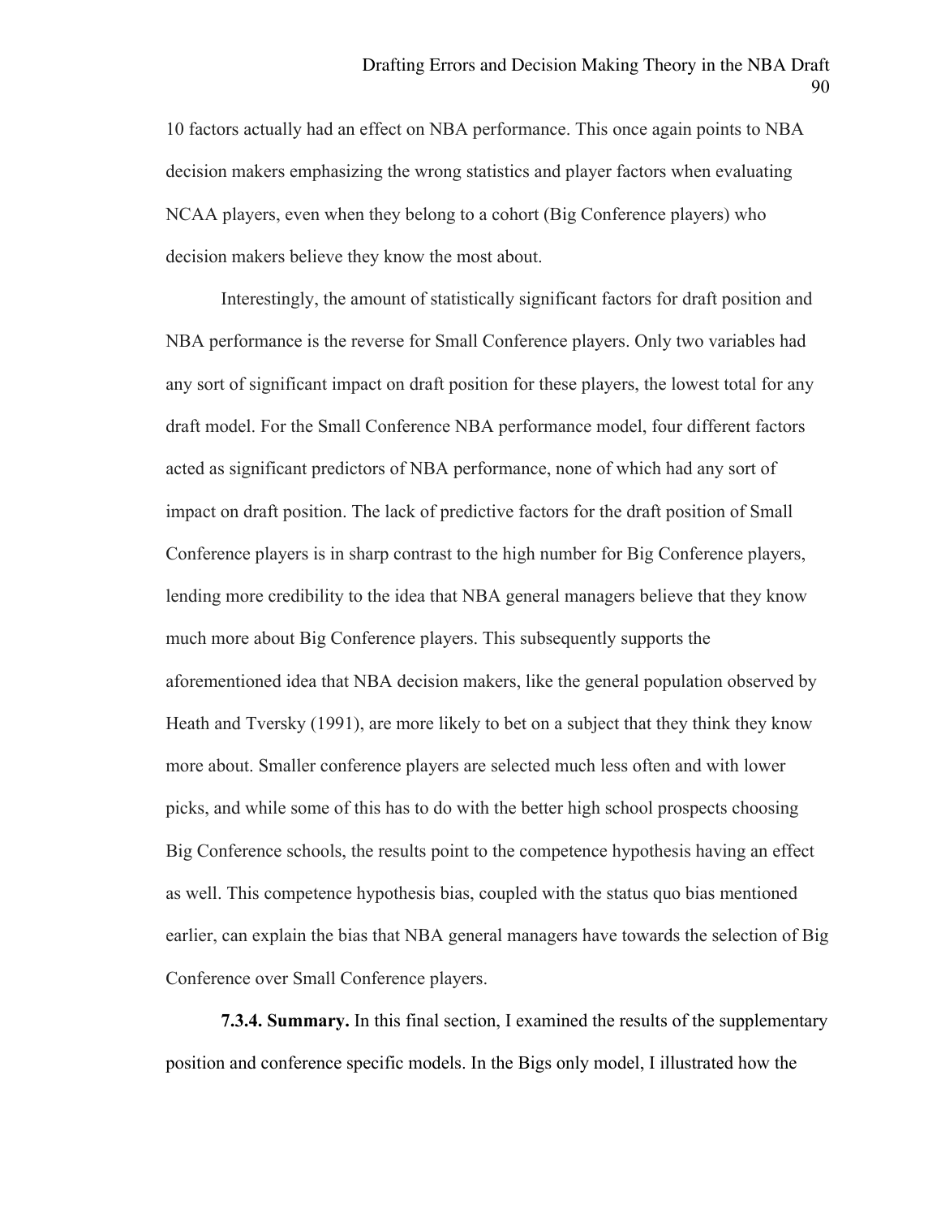10 factors actually had an effect on NBA performance. This once again points to NBA decision makers emphasizing the wrong statistics and player factors when evaluating NCAA players, even when they belong to a cohort (Big Conference players) who decision makers believe they know the most about.

Interestingly, the amount of statistically significant factors for draft position and NBA performance is the reverse for Small Conference players. Only two variables had any sort of significant impact on draft position for these players, the lowest total for any draft model. For the Small Conference NBA performance model, four different factors acted as significant predictors of NBA performance, none of which had any sort of impact on draft position. The lack of predictive factors for the draft position of Small Conference players is in sharp contrast to the high number for Big Conference players, lending more credibility to the idea that NBA general managers believe that they know much more about Big Conference players. This subsequently supports the aforementioned idea that NBA decision makers, like the general population observed by Heath and Tversky (1991), are more likely to bet on a subject that they think they know more about. Smaller conference players are selected much less often and with lower picks, and while some of this has to do with the better high school prospects choosing Big Conference schools, the results point to the competence hypothesis having an effect as well. This competence hypothesis bias, coupled with the status quo bias mentioned earlier, can explain the bias that NBA general managers have towards the selection of Big Conference over Small Conference players.

**7.3.4. Summary.** In this final section, I examined the results of the supplementary position and conference specific models. In the Bigs only model, I illustrated how the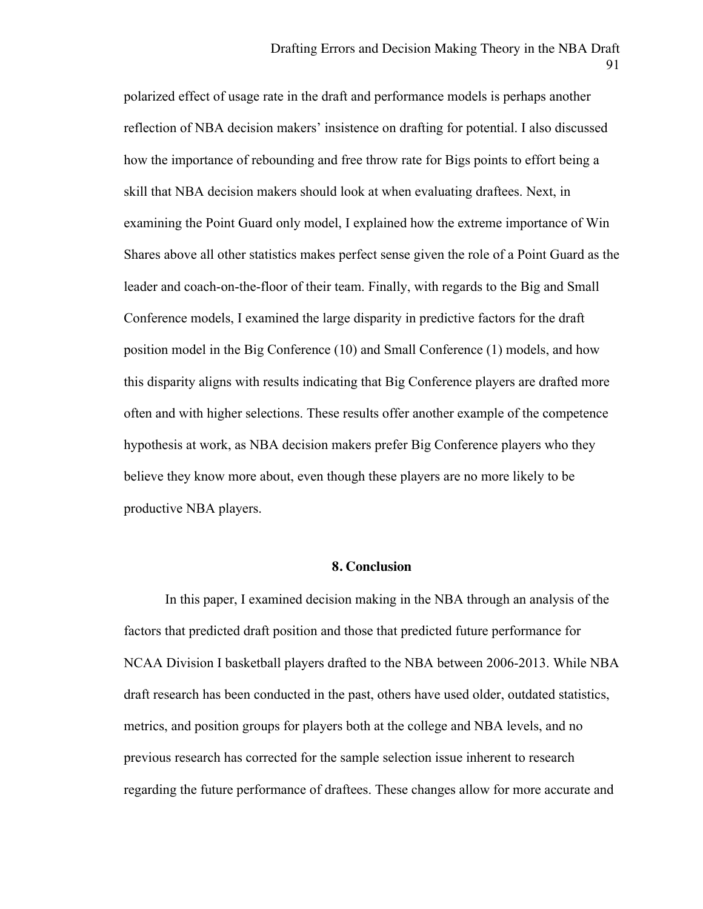polarized effect of usage rate in the draft and performance models is perhaps another reflection of NBA decision makers' insistence on drafting for potential. I also discussed how the importance of rebounding and free throw rate for Bigs points to effort being a skill that NBA decision makers should look at when evaluating draftees. Next, in examining the Point Guard only model, I explained how the extreme importance of Win Shares above all other statistics makes perfect sense given the role of a Point Guard as the leader and coach-on-the-floor of their team. Finally, with regards to the Big and Small Conference models, I examined the large disparity in predictive factors for the draft position model in the Big Conference (10) and Small Conference (1) models, and how this disparity aligns with results indicating that Big Conference players are drafted more often and with higher selections. These results offer another example of the competence hypothesis at work, as NBA decision makers prefer Big Conference players who they believe they know more about, even though these players are no more likely to be productive NBA players.

## 8. Conclusion

In this paper, I examined decision making in the NBA through an analysis of the factors that predicted draft position and those that predicted future performance for NCAA Division I basketball players drafted to the NBA between 2006-2013. While NBA draft research has been conducted in the past, others have used older, outdated statistics, metrics, and position groups for players both at the college and NBA levels, and no previous research has corrected for the sample selection issue inherent to research regarding the future performance of draftees. These changes allow for more accurate and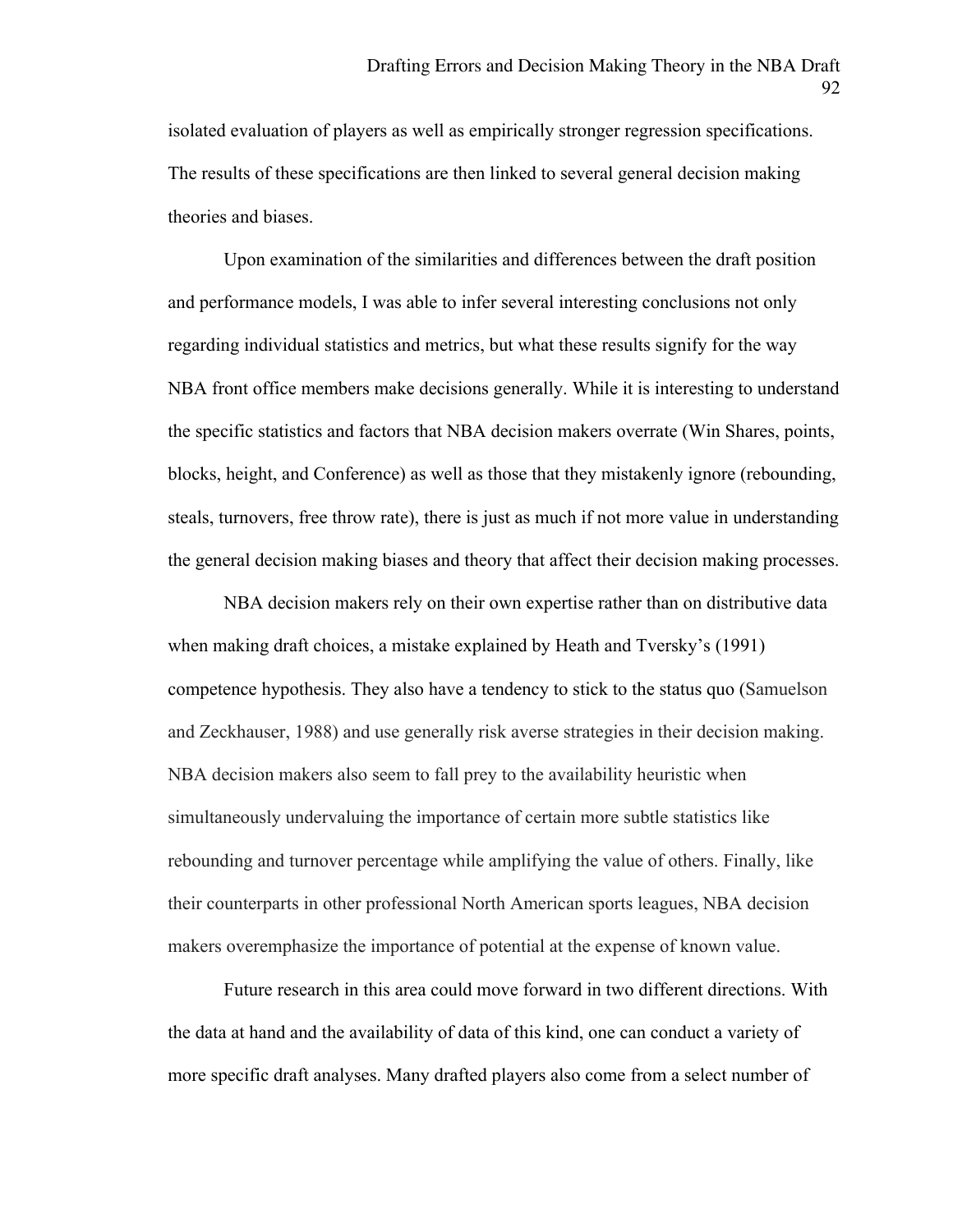isolated evaluation of players as well as empirically stronger regression specifications. The results of these specifications are then linked to several general decision making theories and biases.

Upon examination of the similarities and differences between the draft position and performance models, I was able to infer several interesting conclusions not only regarding individual statistics and metrics, but what these results signify for the way NBA front office members make decisions generally. While it is interesting to understand the specific statistics and factors that NBA decision makers overrate (Win Shares, points, blocks, height, and Conference) as well as those that they mistakenly ignore (rebounding, steals, turnovers, free throw rate), there is just as much if not more value in understanding the general decision making biases and theory that affect their decision making processes.

NBA decision makers rely on their own expertise rather than on distributive data when making draft choices, a mistake explained by Heath and Tversky's (1991) competence hypothesis. They also have a tendency to stick to the status quo (Samuelson and Zeckhauser, 1988) and use generally risk averse strategies in their decision making. NBA decision makers also seem to fall prey to the availability heuristic when simultaneously undervaluing the importance of certain more subtle statistics like rebounding and turnover percentage while amplifying the value of others. Finally, like their counterparts in other professional North American sports leagues, NBA decision makers overemphasize the importance of potential at the expense of known value.

Future research in this area could move forward in two different directions. With the data at hand and the availability of data of this kind, one can conduct a variety of more specific draft analyses. Many drafted players also come from a select number of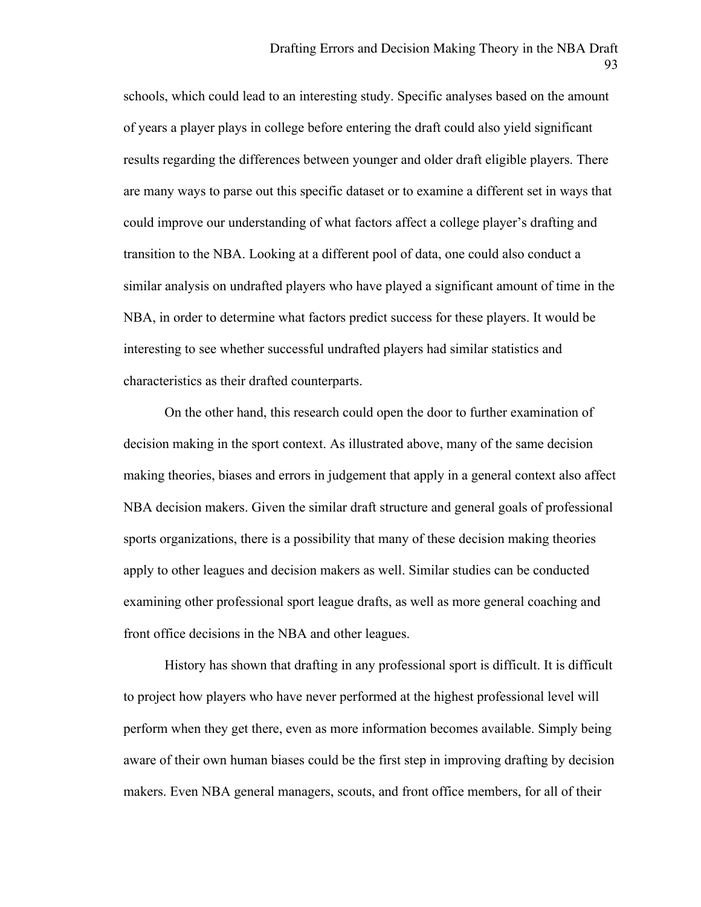schools, which could lead to an interesting study. Specific analyses based on the amount of years a player plays in college before entering the draft could also yield significant results regarding the differences between younger and older draft eligible players. There are many ways to parse out this specific dataset or to examine a different set in ways that could improve our understanding of what factors affect a college player's drafting and transition to the NBA. Looking at a different pool of data, one could also conduct a similar analysis on undrafted players who have played a significant amount of time in the NBA, in order to determine what factors predict success for these players. It would be interesting to see whether successful undrafted players had similar statistics and characteristics as their drafted counterparts.

On the other hand, this research could open the door to further examination of decision making in the sport context. As illustrated above, many of the same decision making theories, biases and errors in judgement that apply in a general context also affect NBA decision makers. Given the similar draft structure and general goals of professional sports organizations, there is a possibility that many of these decision making theories apply to other leagues and decision makers as well. Similar studies can be conducted examining other professional sport league drafts, as well as more general coaching and front office decisions in the NBA and other leagues.

History has shown that drafting in any professional sport is difficult. It is difficult to project how players who have never performed at the highest professional level will perform when they get there, even as more information becomes available. Simply being aware of their own human biases could be the first step in improving drafting by decision makers. Even NBA general managers, scouts, and front office members, for all of their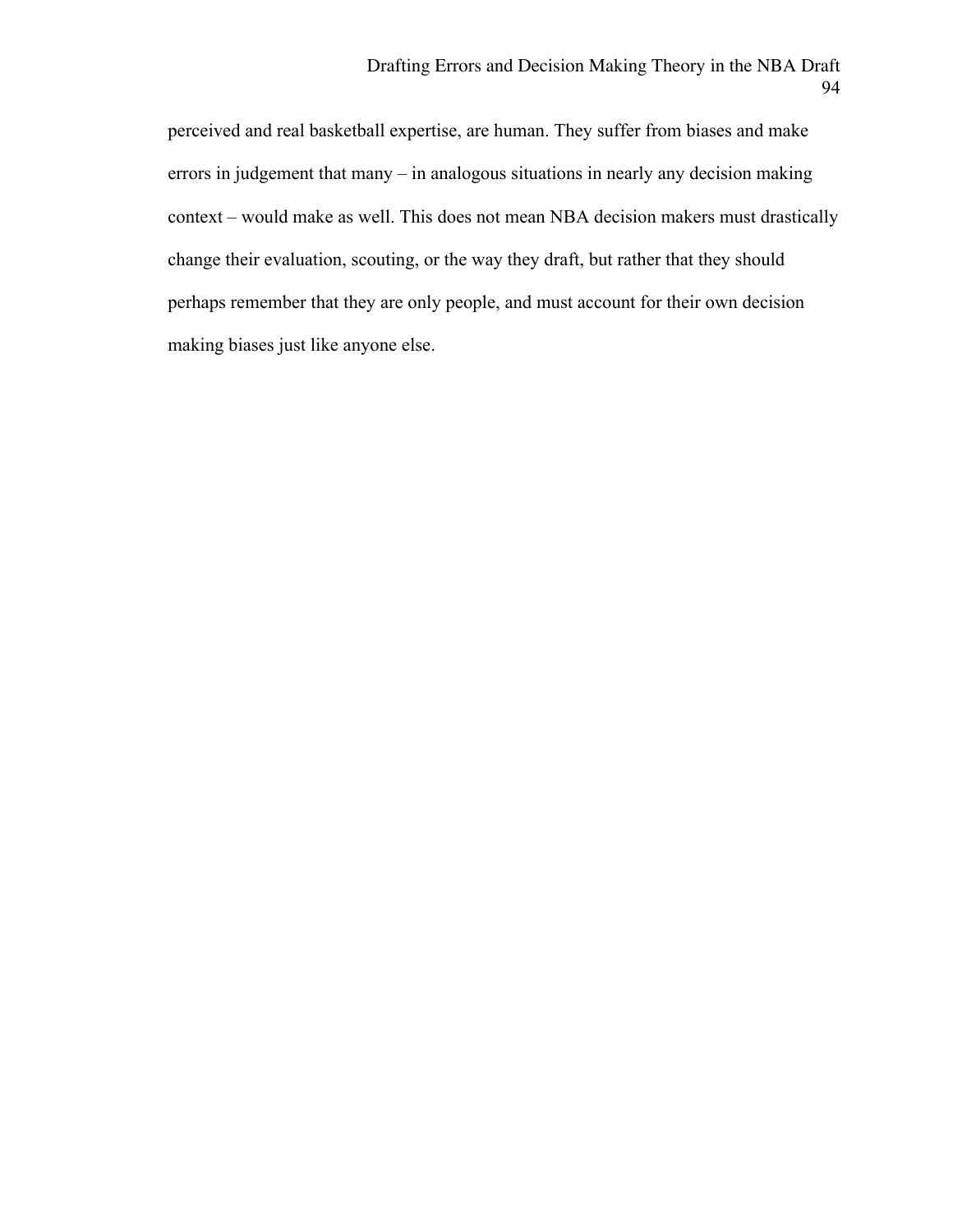perceived and real basketball expertise, are human. They suffer from biases and make errors in judgement that many – in analogous situations in nearly any decision making context – would make as well. This does not mean NBA decision makers must drastically change their evaluation, scouting, or the way they draft, but rather that they should perhaps remember that they are only people, and must account for their own decision making biases just like anyone else.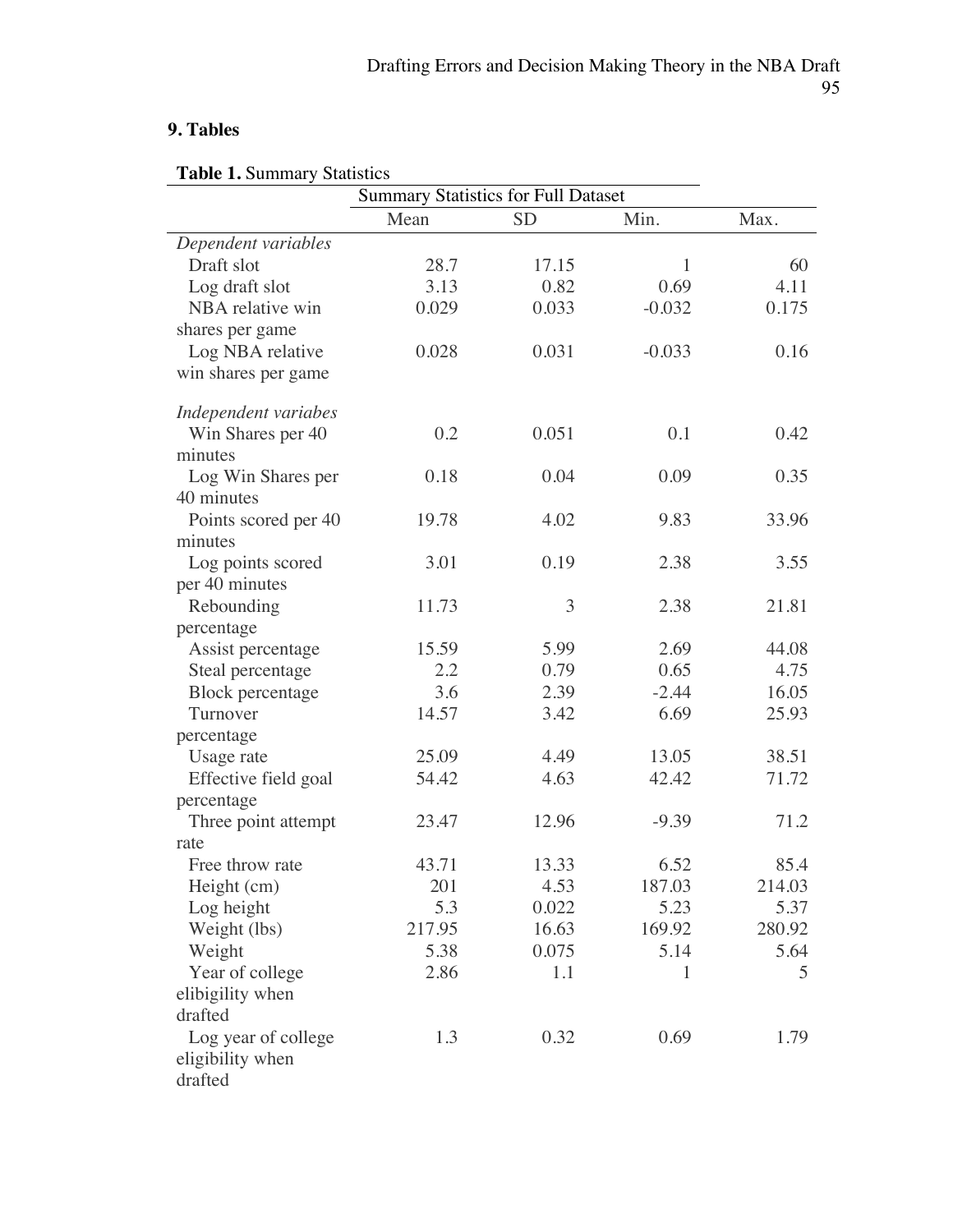## 9. Tables

**Table 1.** Summary Statistics

| | Summary Statistics for Full Dataset | | | |
|---|---|---|---|---|
| | Mean | SD | Min. | Max. |
| *Dependent variables* | | | | |
| Draft slot | 28.7 | 17.15 | 1 | 60 |
| Log draft slot | 3.13 | 0.82 | 0.69 | 4.11 |
| NBA relative win shares per game | 0.029 | 0.033 | -0.032 | 0.175 |
| Log NBA relative win shares per game | 0.028 | 0.031 | -0.033 | 0.16 |
| *Independent variabes* | | | | |
| Win Shares per 40 minutes | 0.2 | 0.051 | 0.1 | 0.42 |
| Log Win Shares per 40 minutes | 0.18 | 0.04 | 0.09 | 0.35 |
| Points scored per 40 minutes | 19.78 | 4.02 | 9.83 | 33.96 |
| Log points scored per 40 minutes | 3.01 | 0.19 | 2.38 | 3.55 |
| Rebounding percentage | 11.73 | 3 | 2.38 | 21.81 |
| Assist percentage | 15.59 | 5.99 | 2.69 | 44.08 |
| Steal percentage | 2.2 | 0.79 | 0.65 | 4.75 |
| Block percentage | 3.6 | 2.39 | -2.44 | 16.05 |
| Turnover percentage | 14.57 | 3.42 | 6.69 | 25.93 |
| Usage rate | 25.09 | 4.49 | 13.05 | 38.51 |
| Effective field goal percentage | 54.42 | 4.63 | 42.42 | 71.72 |
| Three point attempt rate | 23.47 | 12.96 | -9.39 | 71.2 |
| Free throw rate | 43.71 | 13.33 | 6.52 | 85.4 |
| Height (cm) | 201 | 4.53 | 187.03 | 214.03 |
| Log height | 5.3 | 0.022 | 5.23 | 5.37 |
| Weight (lbs) | 217.95 | 16.63 | 169.92 | 280.92 |
| Weight | 5.38 | 0.075 | 5.14 | 5.64 |
| Year of college elibigility when drafted | 2.86 | 1.1 | 1 | 5 |
| Log year of college eligibility when drafted | 1.3 | 0.32 | 0.69 | 1.79 |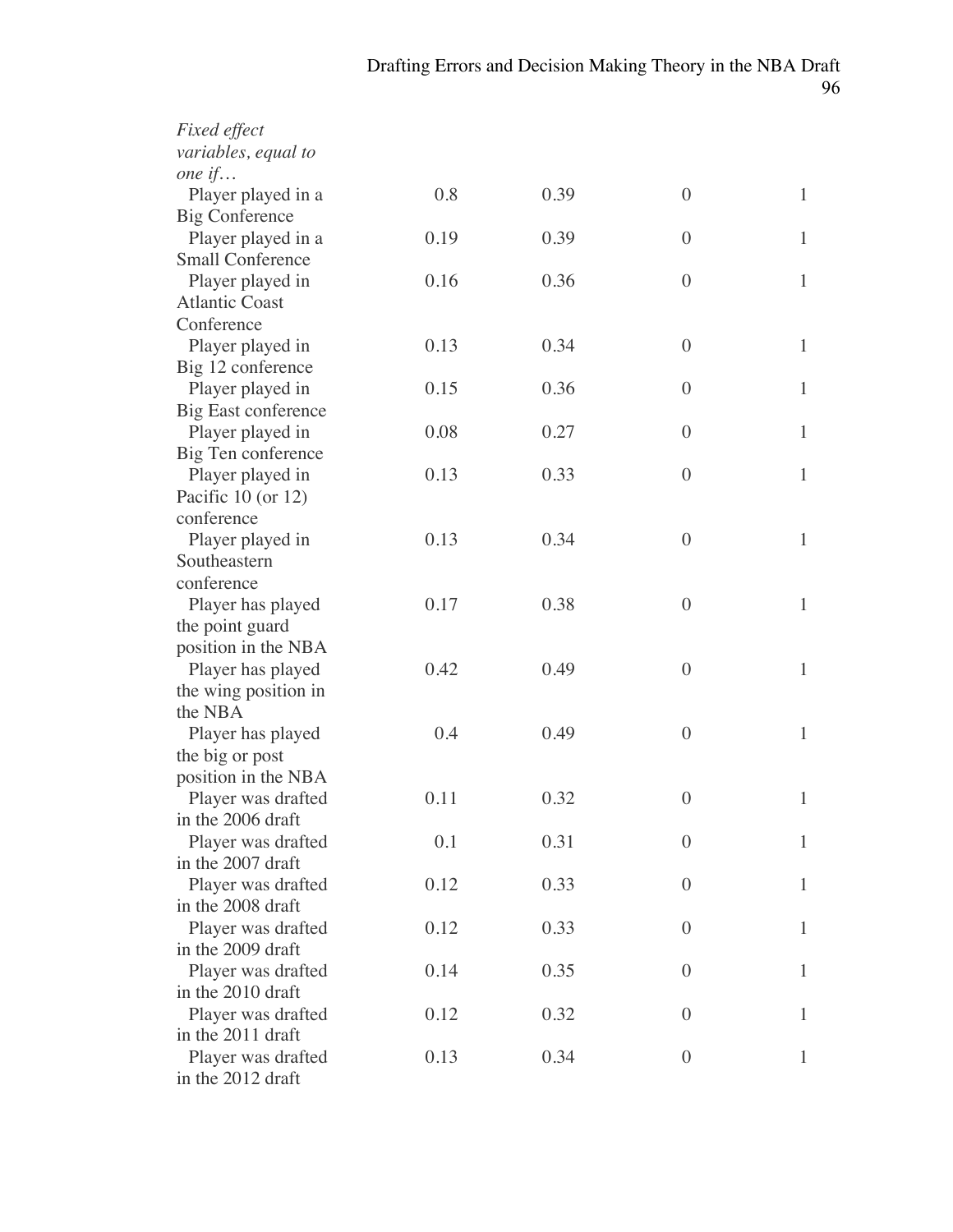| | | | | |
|---|---|---|---|---|
| *Fixed effect variables, equal to one if…* | | | | |
| Player played in a Big Conference | 0.8 | 0.39 | 0 | 1 |
| Player played in a Small Conference | 0.19 | 0.39 | 0 | 1 |
| Player played in Atlantic Coast Conference | 0.16 | 0.36 | 0 | 1 |
| Player played in Big 12 conference | 0.13 | 0.34 | 0 | 1 |
| Player played in Big East conference | 0.15 | 0.36 | 0 | 1 |
| Player played in Big Ten conference | 0.08 | 0.27 | 0 | 1 |
| Player played in Pacific 10 (or 12) conference | 0.13 | 0.33 | 0 | 1 |
| Player played in Southeastern conference | 0.13 | 0.34 | 0 | 1 |
| Player has played the point guard position in the NBA | 0.17 | 0.38 | 0 | 1 |
| Player has played the wing position in the NBA | 0.42 | 0.49 | 0 | 1 |
| Player has played the big or post position in the NBA | 0.4 | 0.49 | 0 | 1 |
| Player was drafted in the 2006 draft | 0.11 | 0.32 | 0 | 1 |
| Player was drafted in the 2007 draft | 0.1 | 0.31 | 0 | 1 |
| Player was drafted in the 2008 draft | 0.12 | 0.33 | 0 | 1 |
| Player was drafted in the 2009 draft | 0.12 | 0.33 | 0 | 1 |
| Player was drafted in the 2010 draft | 0.14 | 0.35 | 0 | 1 |
| Player was drafted in the 2011 draft | 0.12 | 0.32 | 0 | 1 |
| Player was drafted in the 2012 draft | 0.13 | 0.34 | 0 | 1 |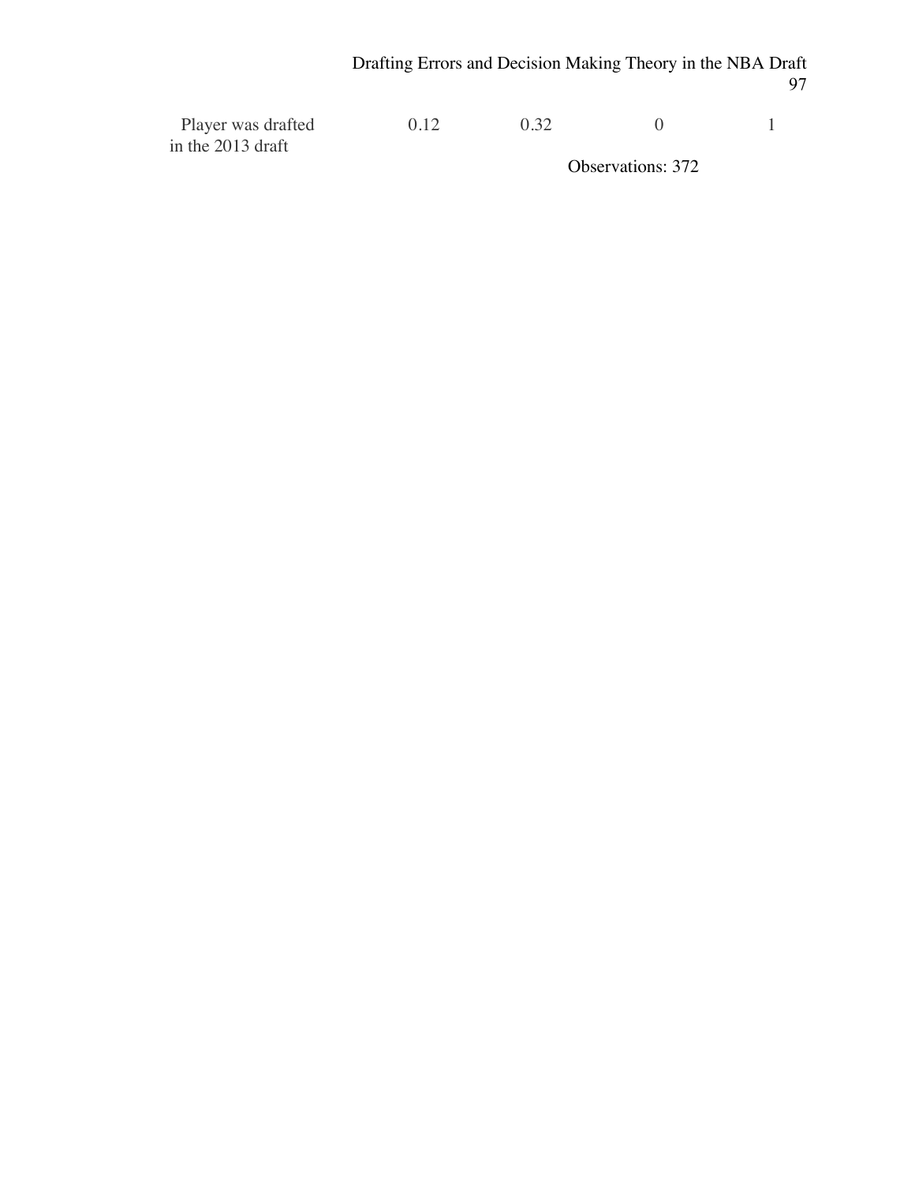| | | | | |
|---|---|---|---|---|
| Player was drafted in the 2013 draft | 0.12 | 0.32 | 0 | 1 |

Observations: 372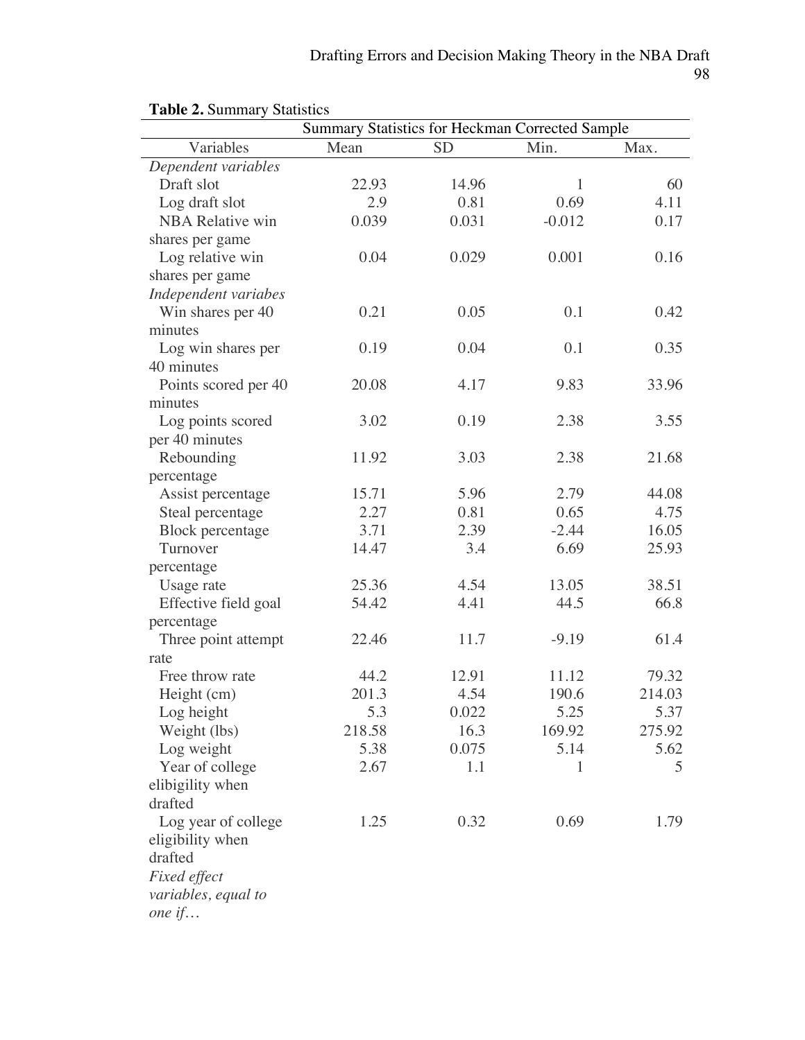**Table 2.** Summary Statistics

| | Summary Statistics for Heckman Corrected Sample | | | |
|---|---|---|---|---|
| Variables | Mean | SD | Min. | Max. |
| *Dependent variables* | | | | |
| Draft slot | 22.93 | 14.96 | 1 | 60 |
| Log draft slot | 2.9 | 0.81 | 0.69 | 4.11 |
| NBA Relative win shares per game | 0.039 | 0.031 | -0.012 | 0.17 |
| Log relative win shares per game | 0.04 | 0.029 | 0.001 | 0.16 |
| *Independent variabes* | | | | |
| Win shares per 40 minutes | 0.21 | 0.05 | 0.1 | 0.42 |
| Log win shares per 40 minutes | 0.19 | 0.04 | 0.1 | 0.35 |
| Points scored per 40 minutes | 20.08 | 4.17 | 9.83 | 33.96 |
| Log points scored per 40 minutes | 3.02 | 0.19 | 2.38 | 3.55 |
| Rebounding percentage | 11.92 | 3.03 | 2.38 | 21.68 |
| Assist percentage | 15.71 | 5.96 | 2.79 | 44.08 |
| Steal percentage | 2.27 | 0.81 | 0.65 | 4.75 |
| Block percentage | 3.71 | 2.39 | -2.44 | 16.05 |
| Turnover percentage | 14.47 | 3.4 | 6.69 | 25.93 |
| Usage rate | 25.36 | 4.54 | 13.05 | 38.51 |
| Effective field goal percentage | 54.42 | 4.41 | 44.5 | 66.8 |
| Three point attempt rate | 22.46 | 11.7 | -9.19 | 61.4 |
| Free throw rate | 44.2 | 12.91 | 11.12 | 79.32 |
| Height (cm) | 201.3 | 4.54 | 190.6 | 214.03 |
| Log height | 5.3 | 0.022 | 5.25 | 5.37 |
| Weight (lbs) | 218.58 | 16.3 | 169.92 | 275.92 |
| Log weight | 5.38 | 0.075 | 5.14 | 5.62 |
| Year of college elibigility when drafted | 2.67 | 1.1 | 1 | 5 |
| Log year of college eligibility when drafted | 1.25 | 0.32 | 0.69 | 1.79 |
| *Fixed effect variables, equal to one if…* | | | | |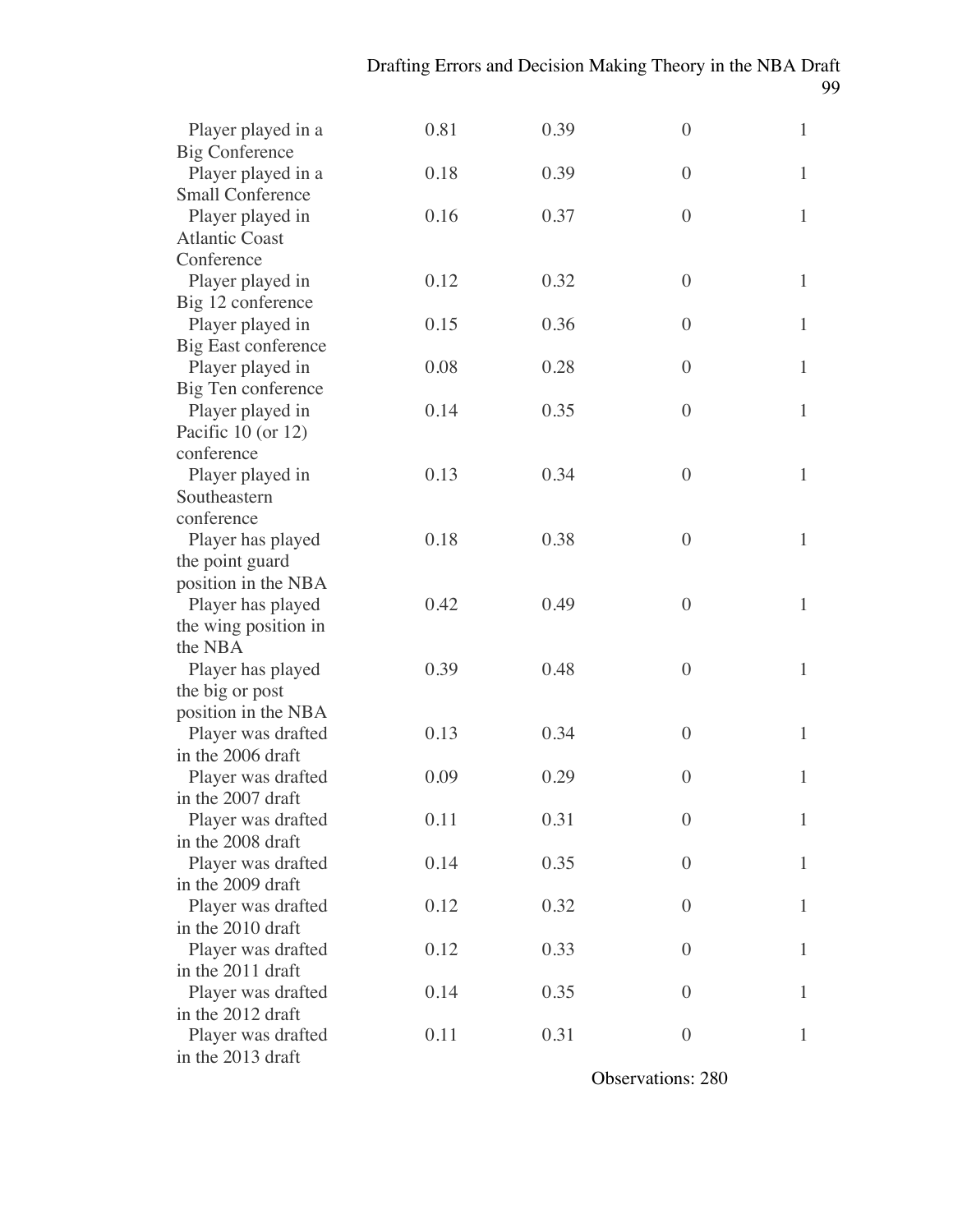| | | | | |
|---|---|---|---|---|
| Player played in a Big Conference | 0.81 | 0.39 | 0 | 1 |
| Player played in a Small Conference | 0.18 | 0.39 | 0 | 1 |
| Player played in Atlantic Coast Conference | 0.16 | 0.37 | 0 | 1 |
| Player played in Big 12 conference | 0.12 | 0.32 | 0 | 1 |
| Player played in Big East conference | 0.15 | 0.36 | 0 | 1 |
| Player played in Big Ten conference | 0.08 | 0.28 | 0 | 1 |
| Player played in Pacific 10 (or 12) conference | 0.14 | 0.35 | 0 | 1 |
| Player played in Southeastern conference | 0.13 | 0.34 | 0 | 1 |
| Player has played the point guard position in the NBA | 0.18 | 0.38 | 0 | 1 |
| Player has played the wing position in the NBA | 0.42 | 0.49 | 0 | 1 |
| Player has played the big or post position in the NBA | 0.39 | 0.48 | 0 | 1 |
| Player was drafted in the 2006 draft | 0.13 | 0.34 | 0 | 1 |
| Player was drafted in the 2007 draft | 0.09 | 0.29 | 0 | 1 |
| Player was drafted in the 2008 draft | 0.11 | 0.31 | 0 | 1 |
| Player was drafted in the 2009 draft | 0.14 | 0.35 | 0 | 1 |
| Player was drafted in the 2010 draft | 0.12 | 0.32 | 0 | 1 |
| Player was drafted in the 2011 draft | 0.12 | 0.33 | 0 | 1 |
| Player was drafted in the 2012 draft | 0.14 | 0.35 | 0 | 1 |
| Player was drafted in the 2013 draft | 0.11 | 0.31 | 0 | 1 |

Observations: 280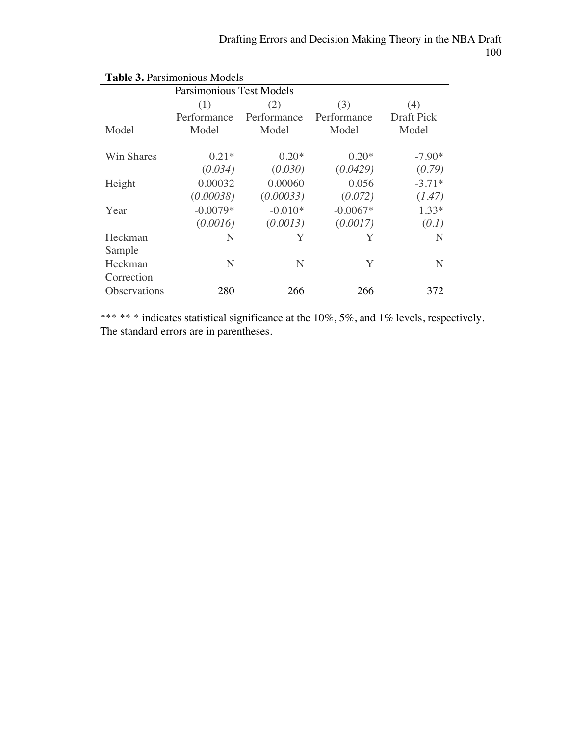**Table 3.** Parsimonious Models

| Parsimonious Test Models | | | | |
|---|---|---|---|---|
| Model | (1) Performance Model | (2) Performance Model | (3) Performance Model | (4) Draft Pick Model |
| Win Shares | 0.21* | 0.20* | 0.20* | -7.90* |
| | *(0.034)* | *(0.030)* | *(0.0429)* | *(0.79)* |
| Height | 0.00032 | 0.00060 | 0.056 | -3.71* |
| | *(0.00038)* | *(0.00033)* | *(0.072)* | *(1.47)* |
| Year | -0.0079* | -0.010* | -0.0067* | 1.33* |
| | *(0.0016)* | *(0.0013)* | *(0.0017)* | *(0.1)* |
| Heckman Sample | N | Y | Y | N |
| Heckman Correction | N | N | Y | N |
| Observations | 280 | 266 | 266 | 372 |

*** ** * indicates statistical significance at the 10%, 5%, and 1% levels, respectively. The standard errors are in parentheses.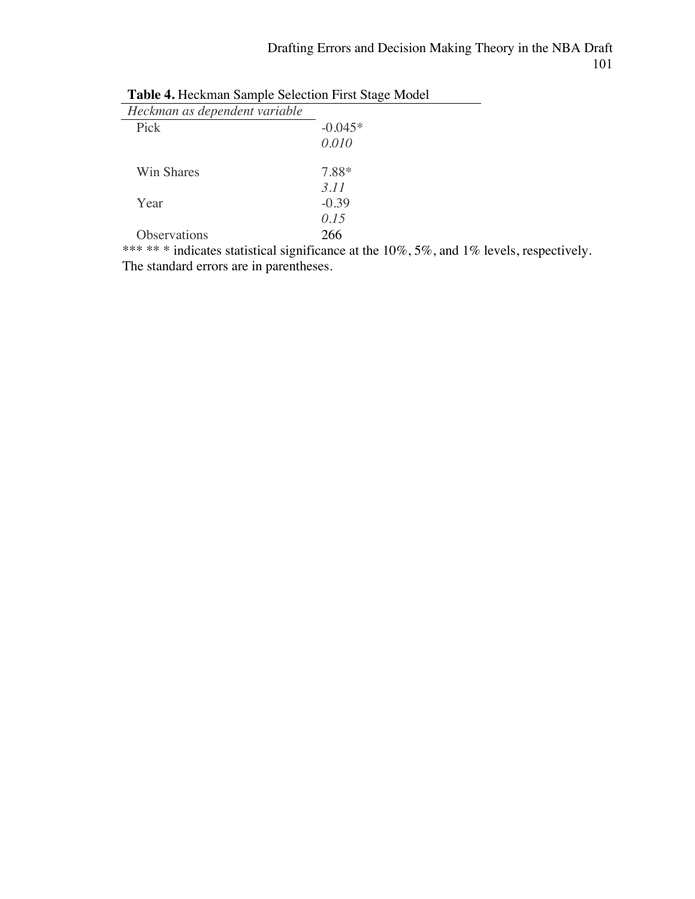**Table 4.** Heckman Sample Selection First Stage Model

| *Heckman as dependent variable* | |
|---|---|
| Pick | -0.045* |
| | *0.010* |
| Win Shares | 7.88* |
| | *3.11* |
| Year | -0.39 |
| | *0.15* |
| Observations | 266 |

*** ** * indicates statistical significance at the 10%, 5%, and 1% levels, respectively. The standard errors are in parentheses.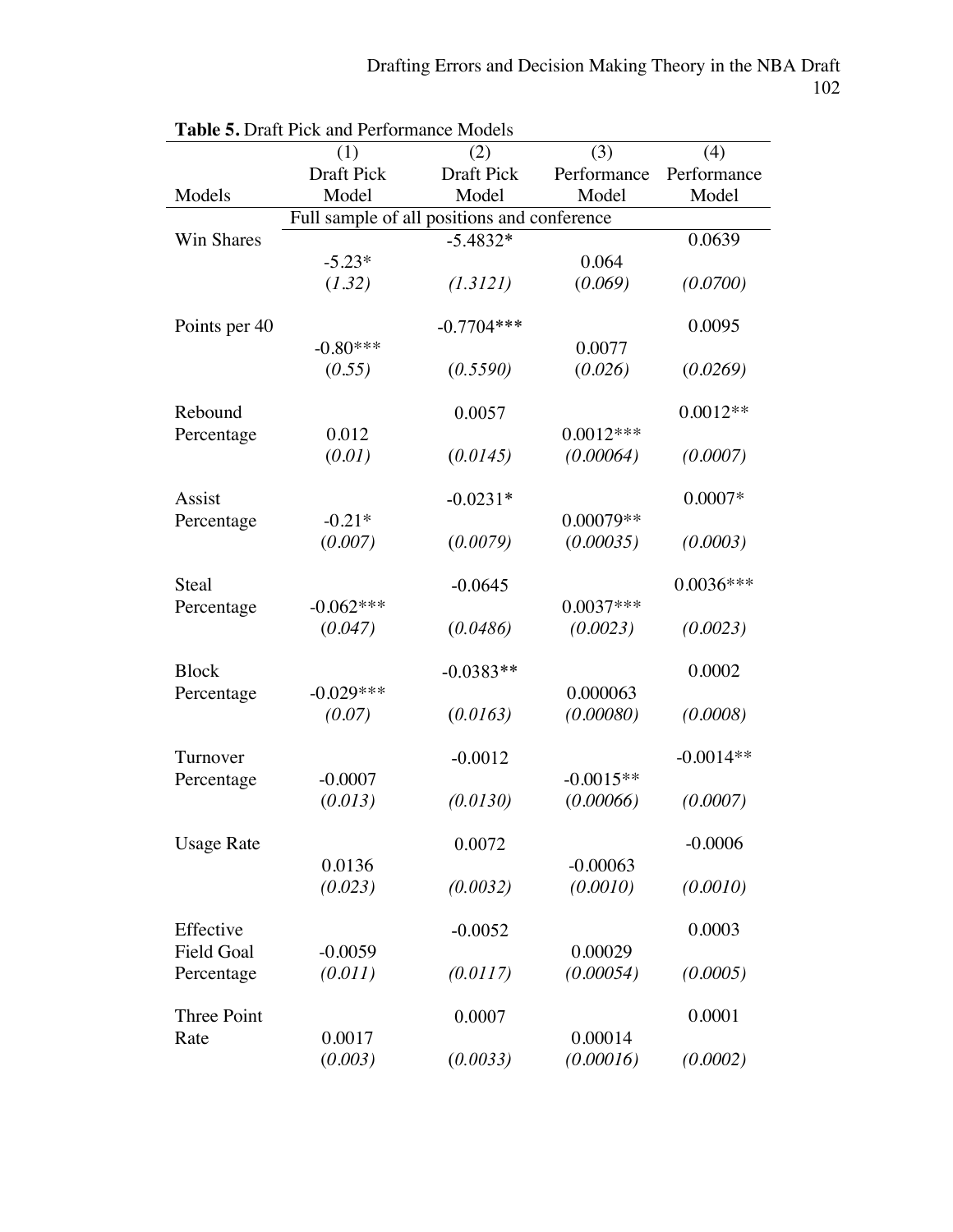**Table 5.** Draft Pick and Performance Models

| Models | (1) Draft Pick Model | (2) Draft Pick Model | (3) Performance Model | (4) Performance Model |
|---|---|---|---|---|
| Full sample of all positions and conference | | | | |
| Win Shares | -5.23* | -5.4832* | 0.064 | 0.0639 |
| | (*1.32*) | *(1.3121)* | (*0.069*) | *(0.0700)* |
| Points per 40 | -0.80*** | -0.7704*** | 0.0077 | 0.0095 |
| | (*0.55*) | (*0.5590*) | (*0.026*) | (*0.0269*) |
| Rebound Percentage | 0.012 | 0.0057 | 0.0012*** | 0.0012** |
| | (*0.01*) | (*0.0145*) | (*0.00064*) | *(0.0007)* |
| Assist Percentage | -0.21* | -0.0231* | 0.00079** | 0.0007* |
| | (*0.007*) | (*0.0079*) | (*0.00035*) | *(0.0003)* |
| Steal Percentage | -0.062*** | -0.0645 | 0.0037*** | 0.0036*** |
| | (*0.047*) | (*0.0486*) | (*0.0023*) | *(0.0023)* |
| Block Percentage | -0.029*** | -0.0383** | 0.000063 | 0.0002 |
| | *(0.07)* | (*0.0163*) | (*0.00080*) | *(0.0008)* |
| Turnover Percentage | -0.0007 | -0.0012 | -0.0015** | -0.0014** |
| | *(0.013)* | *(0.0130)* | (*0.00066*) | *(0.0007)* |
| Usage Rate | 0.0136 | 0.0072 | -0.00063 | -0.0006 |
| | *(0.023)* | *(0.0032)* | *(0.0010)* | *(0.0010)* |
| Effective Field Goal Percentage | -0.0059 | -0.0052 | 0.00029 | 0.0003 |
| | *(0.011)* | *(0.0117)* | *(0.00054)* | *(0.0005)* |
| Three Point Rate | 0.0017 | 0.0007 | 0.00014 | 0.0001 |
| | (*0.003*) | (*0.0033*) | *(0.00016)* | *(0.0002)* |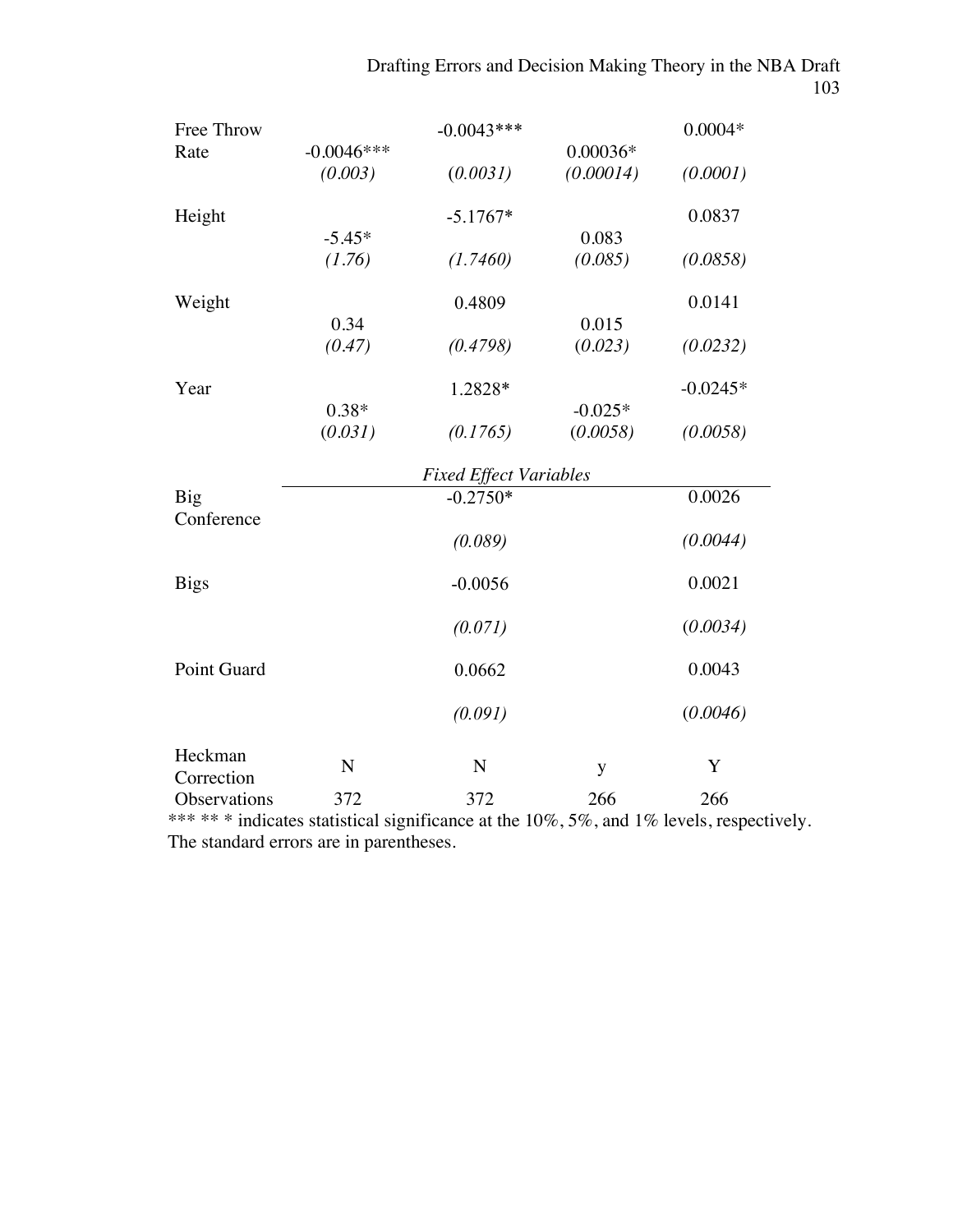| | | | | |
|---|---|---|---|---|
| Free Throw Rate | -0.0046*** | -0.0043*** | 0.00036* | 0.0004* |
| | *(0.003)* | *(0.0031)* | *(0.00014)* | *(0.0001)* |
| Height | -5.45* | -5.1767* | 0.083 | 0.0837 |
| | *(1.76)* | *(1.7460)* | *(0.085)* | *(0.0858)* |
| Weight | 0.34 | 0.4809 | 0.015 | 0.0141 |
| | *(0.47)* | *(0.4798)* | *(0.023)* | *(0.0232)* |
| Year | 0.38* | 1.2828* | -0.025* | -0.0245* |
| | *(0.031)* | *(0.1765)* | *(0.0058)* | *(0.0058)* |
| | | *Fixed Effect Variables* | | |
| Big Conference | | -0.2750* | | 0.0026 |
| | | *(0.089)* | | *(0.0044)* |
| Bigs | | -0.0056 | | 0.0021 |
| | | *(0.071)* | | *(0.0034)* |
| Point Guard | | 0.0662 | | 0.0043 |
| | | *(0.091)* | | *(0.0046)* |
| Heckman Correction | N | N | y | Y |
| Observations | 372 | 372 | 266 | 266 |

*** ** * indicates statistical significance at the 10%, 5%, and 1% levels, respectively. The standard errors are in parentheses.